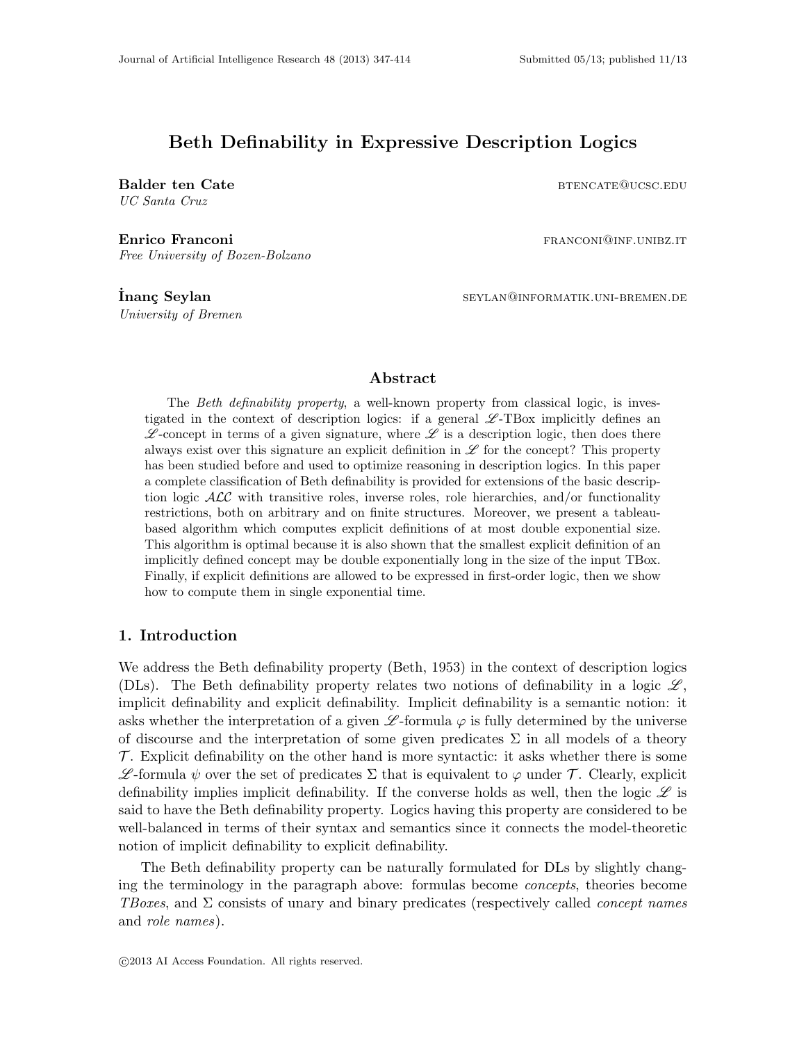# Beth Definability in Expressive Description Logics

**Balder ten Cate** BTENCATE@UCSC.EDU
*UC Santa Cruz*

**Enrico Franconi** FRANCONI@INF.UNIBZ.IT
*Free University of Bozen-Bolzano*

**İnanç Seylan** SEYLAN@INFORMATIK.UNI-BREMEN.DE
*University of Bremen*

## Abstract

The *Beth definability property*, a well-known property from classical logic, is investigated in the context of description logics: if a general $\mathscr{L}$-TBox implicitly defines an $\mathscr{L}$-concept in terms of a given signature, where $\mathscr{L}$ is a description logic, then does there always exist over this signature an explicit definition in $\mathscr{L}$ for the concept? This property has been studied before and used to optimize reasoning in description logics. In this paper a complete classification of Beth definability is provided for extensions of the basic description logic $\mathcal{ALC}$ with transitive roles, inverse roles, role hierarchies, and/or functionality restrictions, both on arbitrary and on finite structures. Moreover, we present a tableau-based algorithm which computes explicit definitions of at most double exponential size. This algorithm is optimal because it is also shown that the smallest explicit definition of an implicitly defined concept may be double exponentially long in the size of the input TBox. Finally, if explicit definitions are allowed to be expressed in first-order logic, then we show how to compute them in single exponential time.

## 1. Introduction

We address the Beth definability property (Beth, 1953) in the context of description logics (DLs). The Beth definability property relates two notions of definability in a logic $\mathscr{L}$, implicit definability and explicit definability. Implicit definability is a semantic notion: it asks whether the interpretation of a given $\mathscr{L}$-formula $\varphi$ is fully determined by the universe of discourse and the interpretation of some given predicates $\Sigma$ in all models of a theory $\mathcal{T}$. Explicit definability on the other hand is more syntactic: it asks whether there is some $\mathscr{L}$-formula $\psi$ over the set of predicates $\Sigma$ that is equivalent to $\varphi$ under $\mathcal{T}$. Clearly, explicit definability implies implicit definability. If the converse holds as well, then the logic $\mathscr{L}$ is said to have the Beth definability property. Logics having this property are considered to be well-balanced in terms of their syntax and semantics since it connects the model-theoretic notion of implicit definability to explicit definability.

The Beth definability property can be naturally formulated for DLs by slightly changing the terminology in the paragraph above: formulas become *concepts*, theories become *TBoxes*, and $\Sigma$ consists of unary and binary predicates (respectively called *concept names* and *role names*).

©2013 AI Access Foundation. All rights reserved.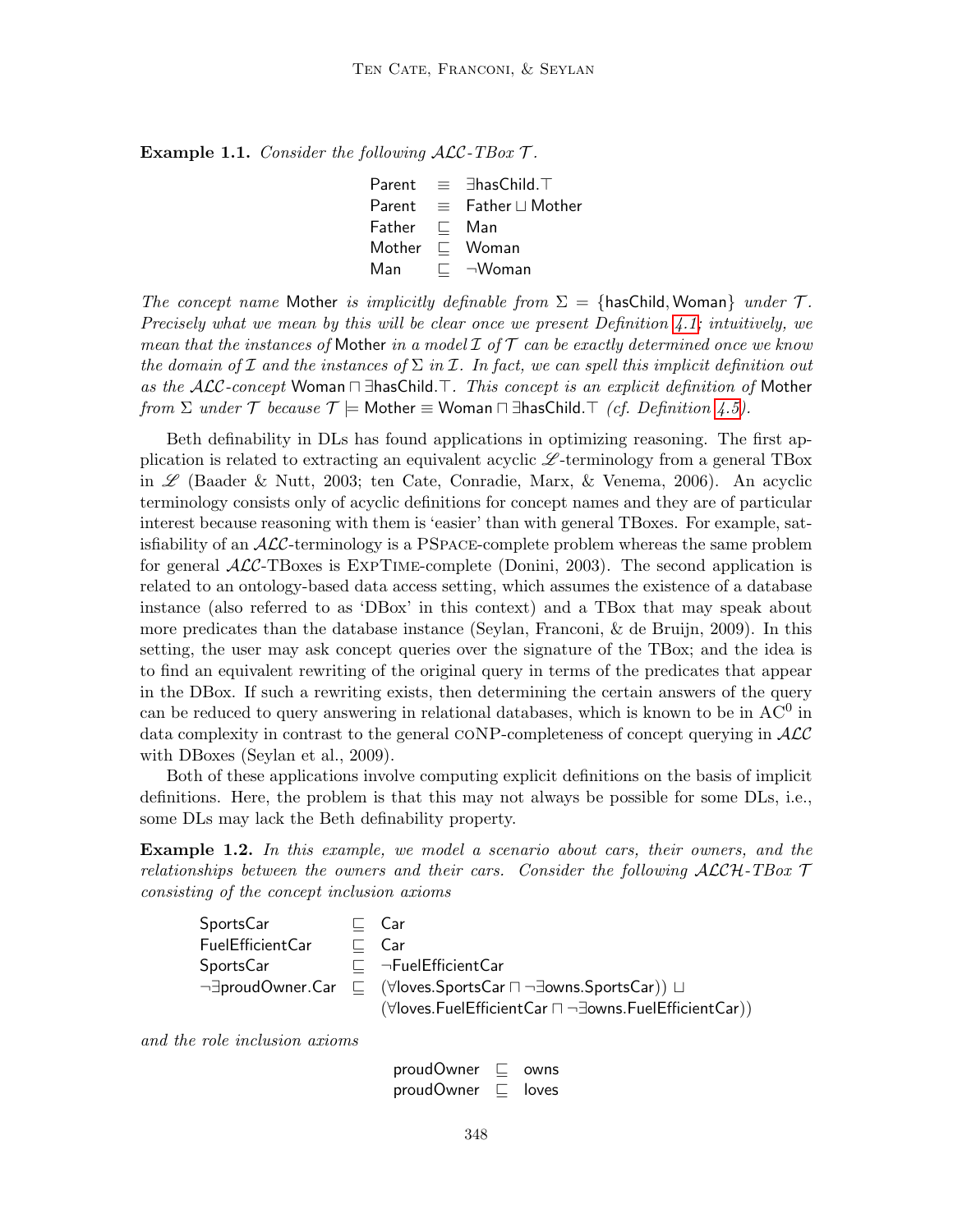**Example 1.1.** *Consider the following $\mathcal{ALC}$-TBox $\mathcal{T}$.*

$$
\begin{array}{lcl}
\mathsf{Parent} & \equiv & \exists \mathsf{hasChild}.\top \\
\mathsf{Parent} & \equiv & \mathsf{Father} \sqcup \mathsf{Mother} \\
\mathsf{Father} & \sqsubseteq & \mathsf{Man} \\
\mathsf{Mother} & \sqsubseteq & \mathsf{Woman} \\
\mathsf{Man} & \sqsubseteq & \neg \mathsf{Woman}
\end{array}
$$

*The concept name* Mother *is implicitly definable from* $\Sigma = \{\mathsf{hasChild}, \mathsf{Woman}\}$ *under* $\mathcal{T}$*. Precisely what we mean by this will be clear once we present Definition 4.1; intuitively, we mean that the instances of* Mother *in a model* $\mathcal{I}$ *of* $\mathcal{T}$ *can be exactly determined once we know the domain of* $\mathcal{I}$ *and the instances of* $\Sigma$ *in* $\mathcal{I}$*. In fact, we can spell this implicit definition out as the* $\mathcal{ALC}$*-concept* $\mathsf{Woman} \sqcap \exists \mathsf{hasChild}.\top$*. This concept is an explicit definition of* Mother *from* $\Sigma$ *under* $\mathcal{T}$ *because* $\mathcal{T} \models \mathsf{Mother} \equiv \mathsf{Woman} \sqcap \exists \mathsf{hasChild}.\top$ *(cf. Definition 4.5).*

Beth definability in DLs has found applications in optimizing reasoning. The first application is related to extracting an equivalent acyclic $\mathscr{L}$-terminology from a general TBox in $\mathscr{L}$ (Baader & Nutt, 2003; ten Cate, Conradie, Marx, & Venema, 2006). An acyclic terminology consists only of acyclic definitions for concept names and they are of particular interest because reasoning with them is 'easier' than with general TBoxes. For example, satisfiability of an $\mathcal{ALC}$-terminology is a PSpace-complete problem whereas the same problem for general $\mathcal{ALC}$-TBoxes is ExpTime-complete (Donini, 2003). The second application is related to an ontology-based data access setting, which assumes the existence of a database instance (also referred to as 'DBox' in this context) and a TBox that may speak about more predicates than the database instance (Seylan, Franconi, & de Bruijn, 2009). In this setting, the user may ask concept queries over the signature of the TBox; and the idea is to find an equivalent rewriting of the original query in terms of the predicates that appear in the DBox. If such a rewriting exists, then determining the certain answers of the query can be reduced to query answering in relational databases, which is known to be in $\mathrm{AC}^0$ in data complexity in contrast to the general coNP-completeness of concept querying in $\mathcal{ALC}$ with DBoxes (Seylan et al., 2009).

Both of these applications involve computing explicit definitions on the basis of implicit definitions. Here, the problem is that this may not always be possible for some DLs, i.e., some DLs may lack the Beth definability property.

**Example 1.2.** *In this example, we model a scenario about cars, their owners, and the relationships between the owners and their cars. Consider the following* $\mathcal{ALCH}$*-TBox* $\mathcal{T}$ *consisting of the concept inclusion axioms*

$$
\begin{array}{lcl}
\mathsf{SportsCar} & \sqsubseteq & \mathsf{Car} \\
\mathsf{FuelEfficientCar} & \sqsubseteq & \mathsf{Car} \\
\mathsf{SportsCar} & \sqsubseteq & \neg \mathsf{FuelEfficientCar} \\
\neg \exists \mathsf{proudOwner}.\mathsf{Car} & \sqsubseteq & (\forall \mathsf{loves}.\mathsf{SportsCar} \sqcap \neg \exists \mathsf{owns}.\mathsf{SportsCar})) \sqcup \\
 & & (\forall \mathsf{loves}.\mathsf{FuelEfficientCar} \sqcap \neg \exists \mathsf{owns}.\mathsf{FuelEfficientCar}))
\end{array}
$$

*and the role inclusion axioms*

$$
\begin{array}{lcl}
\mathsf{proudOwner} & \sqsubseteq & \mathsf{owns} \\
\mathsf{proudOwner} & \sqsubseteq & \mathsf{loves}
\end{array}
$$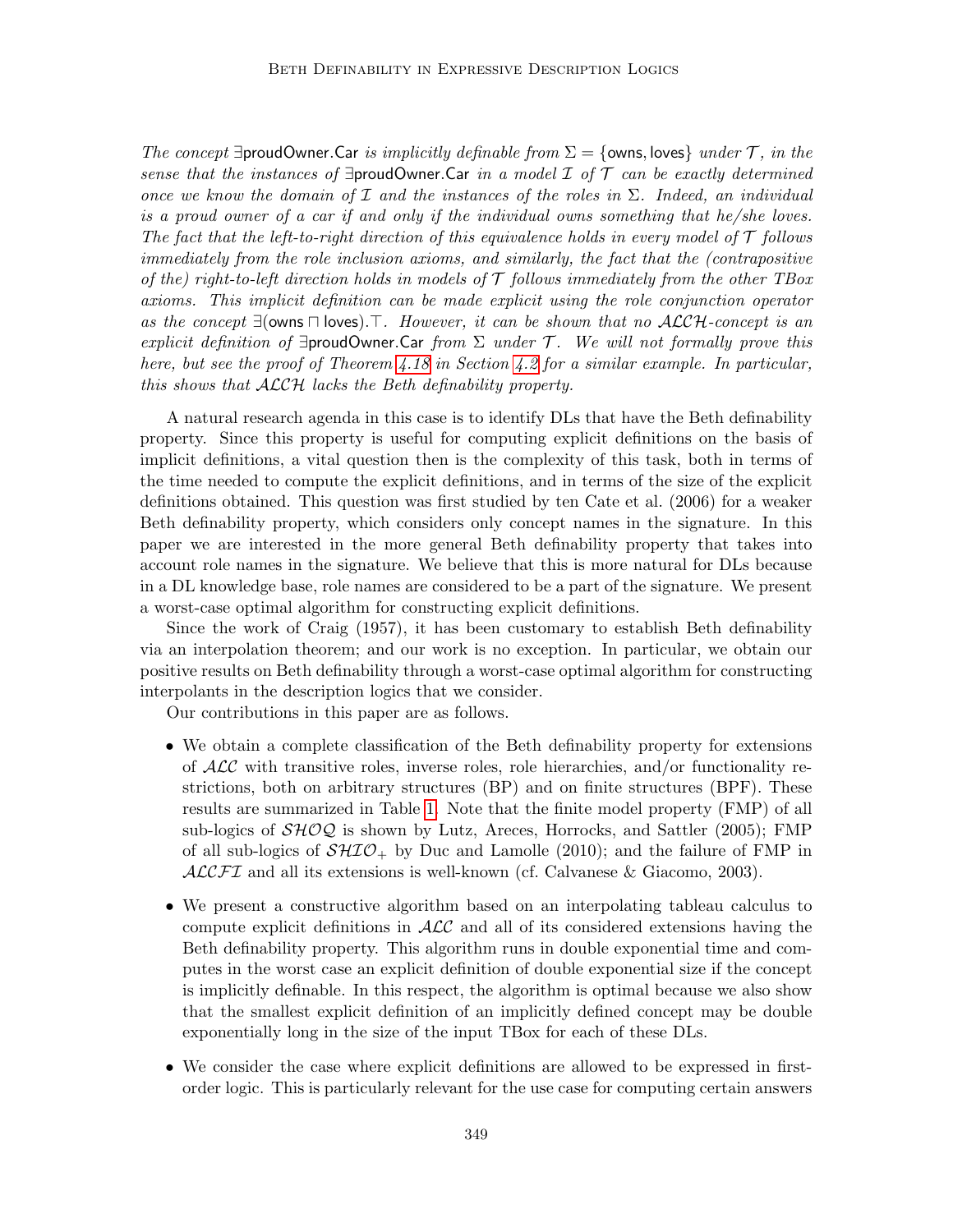*The concept* $\exists$proudOwner.Car *is implicitly definable from* $\Sigma = \{$owns, loves$\}$ *under* $\mathcal{T}$*, in the sense that the instances of* $\exists$proudOwner.Car *in a model* $\mathcal{I}$ *of* $\mathcal{T}$ *can be exactly determined once we know the domain of* $\mathcal{I}$ *and the instances of the roles in* $\Sigma$*. Indeed, an individual is a proud owner of a car if and only if the individual owns something that he/she loves. The fact that the left-to-right direction of this equivalence holds in every model of* $\mathcal{T}$ *follows immediately from the role inclusion axioms, and similarly, the fact that the (contrapositive of the) right-to-left direction holds in models of* $\mathcal{T}$ *follows immediately from the other TBox axioms. This implicit definition can be made explicit using the role conjunction operator as the concept* $\exists$(owns $\sqcap$ loves).$\top$*. However, it can be shown that no* $\mathcal{ALCH}$*-concept is an explicit definition of* $\exists$proudOwner.Car *from* $\Sigma$ *under* $\mathcal{T}$*. We will not formally prove this here, but see the proof of Theorem 4.18 in Section 4.2 for a similar example. In particular, this shows that* $\mathcal{ALCH}$ *lacks the Beth definability property.*

A natural research agenda in this case is to identify DLs that have the Beth definability property. Since this property is useful for computing explicit definitions on the basis of implicit definitions, a vital question then is the complexity of this task, both in terms of the time needed to compute the explicit definitions, and in terms of the size of the explicit definitions obtained. This question was first studied by ten Cate et al. (2006) for a weaker Beth definability property, which considers only concept names in the signature. In this paper we are interested in the more general Beth definability property that takes into account role names in the signature. We believe that this is more natural for DLs because in a DL knowledge base, role names are considered to be a part of the signature. We present a worst-case optimal algorithm for constructing explicit definitions.

Since the work of Craig (1957), it has been customary to establish Beth definability via an interpolation theorem; and our work is no exception. In particular, we obtain our positive results on Beth definability through a worst-case optimal algorithm for constructing interpolants in the description logics that we consider.

Our contributions in this paper are as follows.

- We obtain a complete classification of the Beth definability property for extensions of $\mathcal{ALC}$ with transitive roles, inverse roles, role hierarchies, and/or functionality restrictions, both on arbitrary structures (BP) and on finite structures (BPF). These results are summarized in Table 1. Note that the finite model property (FMP) of all sub-logics of $\mathcal{SHOQ}$ is shown by Lutz, Areces, Horrocks, and Sattler (2005); FMP of all sub-logics of $\mathcal{SHIO}_+$ by Duc and Lamolle (2010); and the failure of FMP in $\mathcal{ALCFI}$ and all its extensions is well-known (cf. Calvanese & Giacomo, 2003).
- We present a constructive algorithm based on an interpolating tableau calculus to compute explicit definitions in $\mathcal{ALC}$ and all of its considered extensions having the Beth definability property. This algorithm runs in double exponential time and computes in the worst case an explicit definition of double exponential size if the concept is implicitly definable. In this respect, the algorithm is optimal because we also show that the smallest explicit definition of an implicitly defined concept may be double exponentially long in the size of the input TBox for each of these DLs.
- We consider the case where explicit definitions are allowed to be expressed in first-order logic. This is particularly relevant for the use case for computing certain answers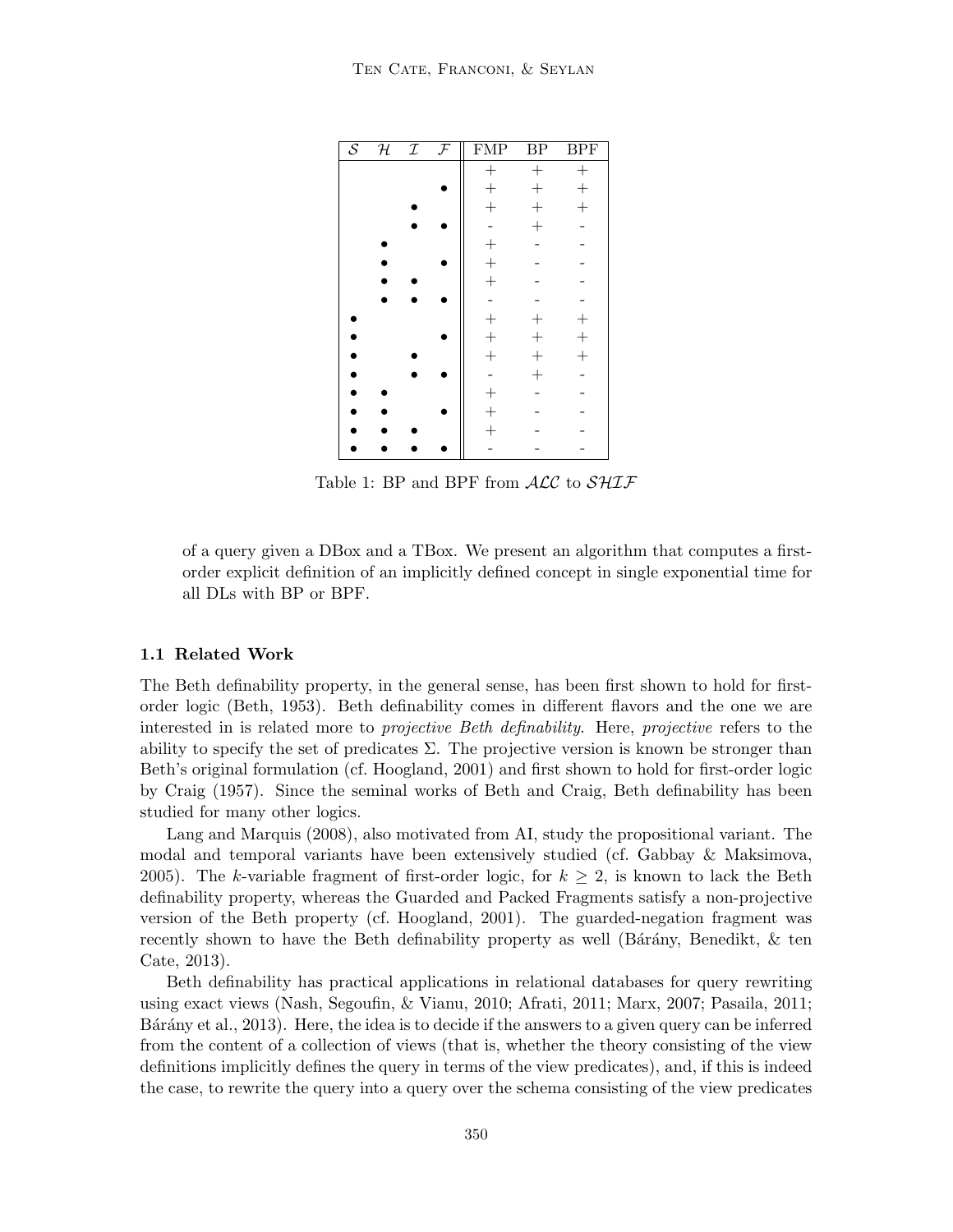| $\mathcal{S}$ | $\mathcal{H}$ | $\mathcal{I}$ | $\mathcal{F}$ | FMP | BP | BPF |
|---|---|---|---|---|---|---|
| | | | | + | + | + |
| | | | • | + | + | + |
| | | • | | + | + | + |
| | | • | • | - | + | - |
| | • | | | + | - | - |
| | • | | • | + | - | - |
| | • | • | | + | - | - |
| | • | • | • | - | - | - |
| • | | | | + | + | + |
| • | | | • | + | + | + |
| • | | • | | + | + | + |
| • | | • | • | - | + | - |
| • | • | | | + | - | - |
| • | • | | • | + | - | - |
| • | • | • | | + | - | - |
| • | • | • | • | - | - | - |

Table 1: BP and BPF from $\mathcal{ALC}$ to $\mathcal{SHIF}$

of a query given a DBox and a TBox. We present an algorithm that computes a first-order explicit definition of an implicitly defined concept in single exponential time for all DLs with BP or BPF.

### 1.1 Related Work

The Beth definability property, in the general sense, has been first shown to hold for first-order logic (Beth, 1953). Beth definability comes in different flavors and the one we are interested in is related more to *projective Beth definability*. Here, *projective* refers to the ability to specify the set of predicates $\Sigma$. The projective version is known be stronger than Beth's original formulation (cf. Hoogland, 2001) and first shown to hold for first-order logic by Craig (1957). Since the seminal works of Beth and Craig, Beth definability has been studied for many other logics.

Lang and Marquis (2008), also motivated from AI, study the propositional variant. The modal and temporal variants have been extensively studied (cf. Gabbay & Maksimova, 2005). The $k$-variable fragment of first-order logic, for $k \geq 2$, is known to lack the Beth definability property, whereas the Guarded and Packed Fragments satisfy a non-projective version of the Beth property (cf. Hoogland, 2001). The guarded-negation fragment was recently shown to have the Beth definability property as well (Bárány, Benedikt, & ten Cate, 2013).

Beth definability has practical applications in relational databases for query rewriting using exact views (Nash, Segoufin, & Vianu, 2010; Afrati, 2011; Marx, 2007; Pasaila, 2011; Bárány et al., 2013). Here, the idea is to decide if the answers to a given query can be inferred from the content of a collection of views (that is, whether the theory consisting of the view definitions implicitly defines the query in terms of the view predicates), and, if this is indeed the case, to rewrite the query into a query over the schema consisting of the view predicates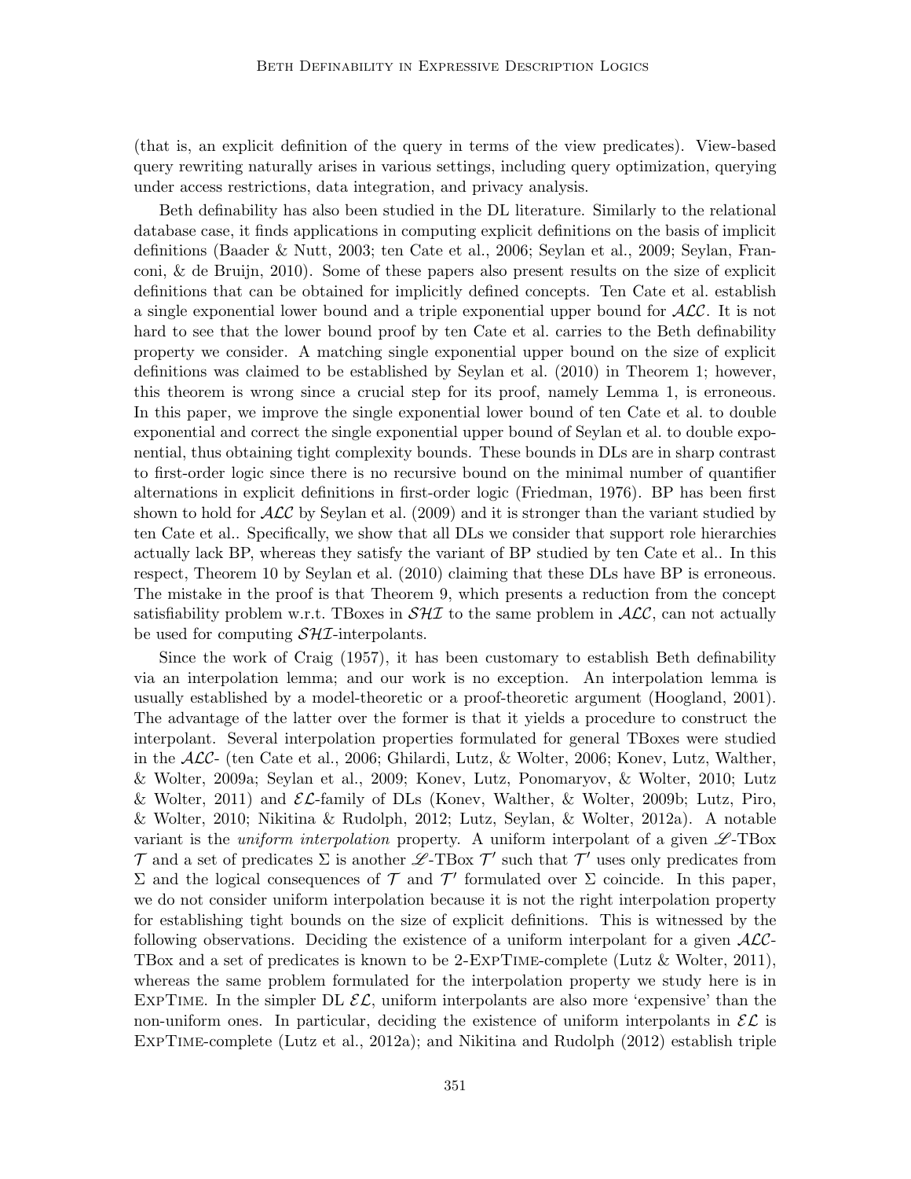(that is, an explicit definition of the query in terms of the view predicates). View-based query rewriting naturally arises in various settings, including query optimization, querying under access restrictions, data integration, and privacy analysis.

Beth definability has also been studied in the DL literature. Similarly to the relational database case, it finds applications in computing explicit definitions on the basis of implicit definitions (Baader & Nutt, 2003; ten Cate et al., 2006; Seylan et al., 2009; Seylan, Franconi, & de Bruijn, 2010). Some of these papers also present results on the size of explicit definitions that can be obtained for implicitly defined concepts. Ten Cate et al. establish a single exponential lower bound and a triple exponential upper bound for $\mathcal{ALC}$. It is not hard to see that the lower bound proof by ten Cate et al. carries to the Beth definability property we consider. A matching single exponential upper bound on the size of explicit definitions was claimed to be established by Seylan et al. (2010) in Theorem 1; however, this theorem is wrong since a crucial step for its proof, namely Lemma 1, is erroneous. In this paper, we improve the single exponential lower bound of ten Cate et al. to double exponential and correct the single exponential upper bound of Seylan et al. to double exponential, thus obtaining tight complexity bounds. These bounds in DLs are in sharp contrast to first-order logic since there is no recursive bound on the minimal number of quantifier alternations in explicit definitions in first-order logic (Friedman, 1976). BP has been first shown to hold for $\mathcal{ALC}$ by Seylan et al. (2009) and it is stronger than the variant studied by ten Cate et al.. Specifically, we show that all DLs we consider that support role hierarchies actually lack BP, whereas they satisfy the variant of BP studied by ten Cate et al.. In this respect, Theorem 10 by Seylan et al. (2010) claiming that these DLs have BP is erroneous. The mistake in the proof is that Theorem 9, which presents a reduction from the concept satisfiability problem w.r.t. TBoxes in $\mathcal{SHI}$ to the same problem in $\mathcal{ALC}$, can not actually be used for computing $\mathcal{SHI}$-interpolants.

Since the work of Craig (1957), it has been customary to establish Beth definability via an interpolation lemma; and our work is no exception. An interpolation lemma is usually established by a model-theoretic or a proof-theoretic argument (Hoogland, 2001). The advantage of the latter over the former is that it yields a procedure to construct the interpolant. Several interpolation properties formulated for general TBoxes were studied in the $\mathcal{ALC}$- (ten Cate et al., 2006; Ghilardi, Lutz, & Wolter, 2006; Konev, Lutz, Walther, & Wolter, 2009a; Seylan et al., 2009; Konev, Lutz, Ponomaryov, & Wolter, 2010; Lutz & Wolter, 2011) and $\mathcal{EL}$-family of DLs (Konev, Walther, & Wolter, 2009b; Lutz, Piro, & Wolter, 2010; Nikitina & Rudolph, 2012; Lutz, Seylan, & Wolter, 2012a). A notable variant is the *uniform interpolation* property. A uniform interpolant of a given $\mathscr{L}$-TBox $\mathcal{T}$ and a set of predicates $\Sigma$ is another $\mathscr{L}$-TBox $\mathcal{T}'$ such that $\mathcal{T}'$ uses only predicates from $\Sigma$ and the logical consequences of $\mathcal{T}$ and $\mathcal{T}'$ formulated over $\Sigma$ coincide. In this paper, we do not consider uniform interpolation because it is not the right interpolation property for establishing tight bounds on the size of explicit definitions. This is witnessed by the following observations. Deciding the existence of a uniform interpolant for a given $\mathcal{ALC}$-TBox and a set of predicates is known to be 2-ExpTime-complete (Lutz & Wolter, 2011), whereas the same problem formulated for the interpolation property we study here is in ExpTime. In the simpler DL $\mathcal{EL}$, uniform interpolants are also more 'expensive' than the non-uniform ones. In particular, deciding the existence of uniform interpolants in $\mathcal{EL}$ is ExpTime-complete (Lutz et al., 2012a); and Nikitina and Rudolph (2012) establish triple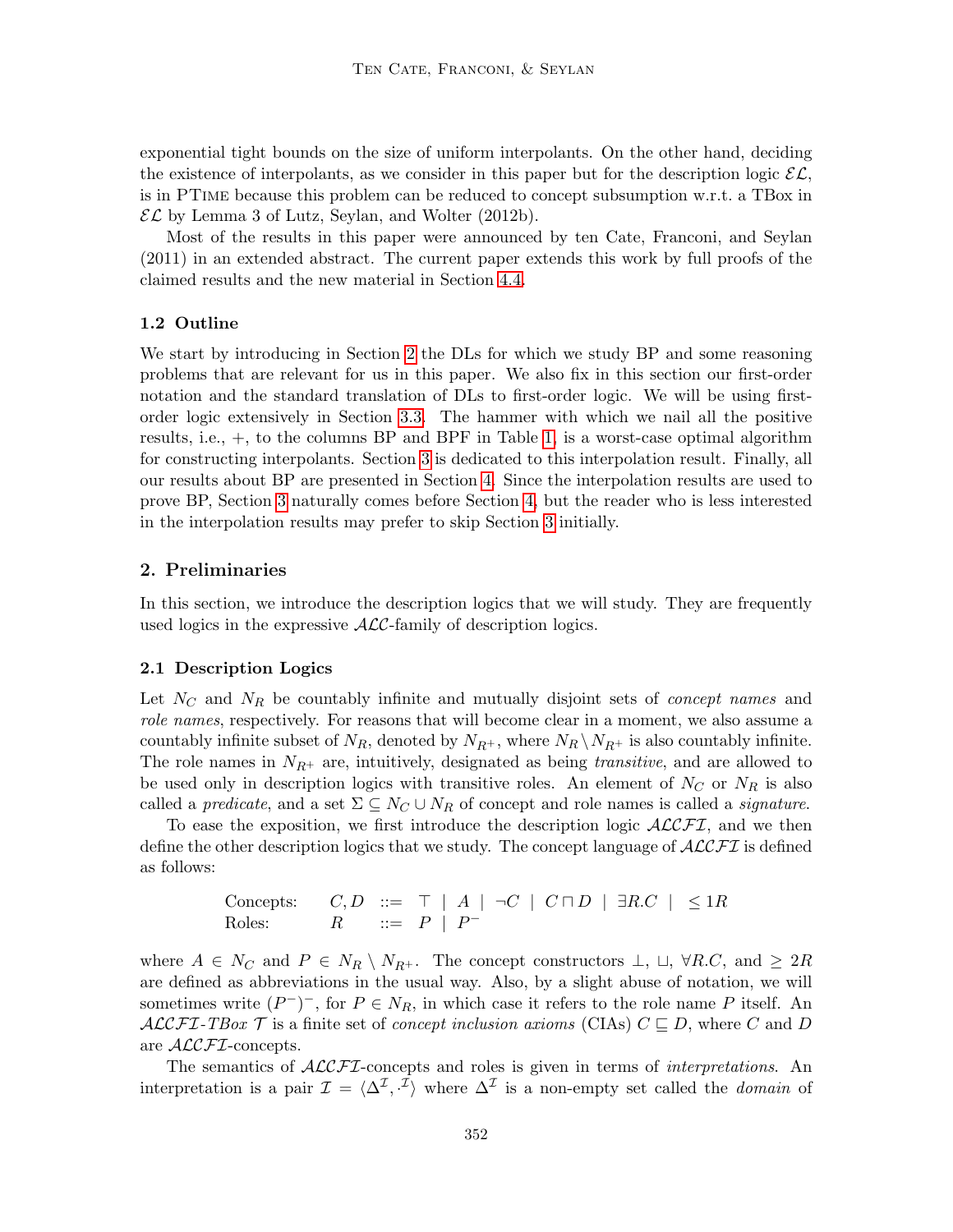exponential tight bounds on the size of uniform interpolants. On the other hand, deciding the existence of interpolants, as we consider in this paper but for the description logic $\mathcal{EL}$, is in PTime because this problem can be reduced to concept subsumption w.r.t. a TBox in $\mathcal{EL}$ by Lemma 3 of Lutz, Seylan, and Wolter (2012b).

Most of the results in this paper were announced by ten Cate, Franconi, and Seylan (2011) in an extended abstract. The current paper extends this work by full proofs of the claimed results and the new material in Section 4.4.

### 1.2 Outline

We start by introducing in Section 2 the DLs for which we study BP and some reasoning problems that are relevant for us in this paper. We also fix in this section our first-order notation and the standard translation of DLs to first-order logic. We will be using first-order logic extensively in Section 3.3. The hammer with which we nail all the positive results, i.e., +, to the columns BP and BPF in Table 1, is a worst-case optimal algorithm for constructing interpolants. Section 3 is dedicated to this interpolation result. Finally, all our results about BP are presented in Section 4. Since the interpolation results are used to prove BP, Section 3 naturally comes before Section 4, but the reader who is less interested in the interpolation results may prefer to skip Section 3 initially.

## 2. Preliminaries

In this section, we introduce the description logics that we will study. They are frequently used logics in the expressive $\mathcal{ALC}$-family of description logics.

### 2.1 Description Logics

Let $N_C$ and $N_R$ be countably infinite and mutually disjoint sets of *concept names* and *role names*, respectively. For reasons that will become clear in a moment, we also assume a countably infinite subset of $N_R$, denoted by $N_{R^+}$, where $N_R \setminus N_{R^+}$ is also countably infinite. The role names in $N_{R^+}$ are, intuitively, designated as being *transitive*, and are allowed to be used only in description logics with transitive roles. An element of $N_C$ or $N_R$ is also called a *predicate*, and a set $\Sigma \subseteq N_C \cup N_R$ of concept and role names is called a *signature*.

To ease the exposition, we first introduce the description logic $\mathcal{ALCFI}$, and we then define the other description logics that we study. The concept language of $\mathcal{ALCFI}$ is defined as follows:

$$
\begin{array}{lrcl}
\text{Concepts:} & C, D & ::= & \top \mid A \mid \neg C \mid C \sqcap D \mid \exists R.C \mid \ \leq 1 R \\
\text{Roles:} & R & ::= & P \mid P^-
\end{array}
$$

where $A \in N_C$ and $P \in N_R \setminus N_{R^+}$. The concept constructors $\bot$, $\sqcup$, $\forall R.C$, and $\geq 2R$ are defined as abbreviations in the usual way. Also, by a slight abuse of notation, we will sometimes write $(P^-)^-$, for $P \in N_R$, in which case it refers to the role name $P$ itself. An *$\mathcal{ALCFI}$-TBox* $\mathcal{T}$ is a finite set of *concept inclusion axioms* (CIAs) $C \sqsubseteq D$, where $C$ and $D$ are $\mathcal{ALCFI}$-concepts.

The semantics of $\mathcal{ALCFI}$-concepts and roles is given in terms of *interpretations*. An interpretation is a pair $\mathcal{I} = \langle \Delta^{\mathcal{I}}, \cdot^{\mathcal{I}} \rangle$ where $\Delta^{\mathcal{I}}$ is a non-empty set called the *domain* of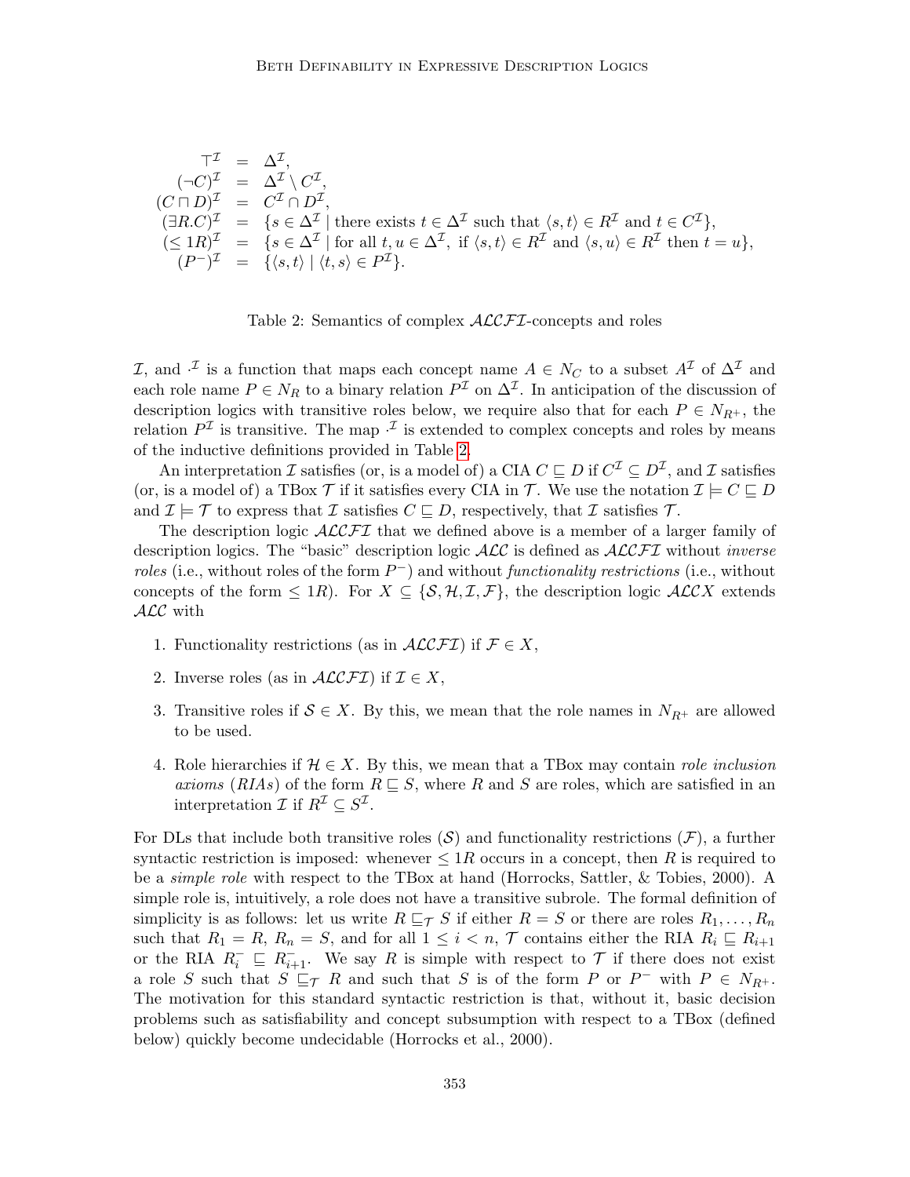$$
\begin{array}{rcl}
\top^{\mathcal{I}} & = & \Delta^{\mathcal{I}}, \\
(\neg C)^{\mathcal{I}} & = & \Delta^{\mathcal{I}} \setminus C^{\mathcal{I}}, \\
(C \sqcap D)^{\mathcal{I}} & = & C^{\mathcal{I}} \cap D^{\mathcal{I}}, \\
(\exists R.C)^{\mathcal{I}} & = & \{s \in \Delta^{\mathcal{I}} \mid \text{there exists } t \in \Delta^{\mathcal{I}} \text{ such that } \langle s,t\rangle \in R^{\mathcal{I}} \text{ and } t \in C^{\mathcal{I}}\}, \\
(\leq 1R)^{\mathcal{I}} & = & \{s \in \Delta^{\mathcal{I}} \mid \text{for all } t,u \in \Delta^{\mathcal{I}}, \text{ if } \langle s,t\rangle \in R^{\mathcal{I}} \text{ and } \langle s,u\rangle \in R^{\mathcal{I}} \text{ then } t = u\}, \\
(P^{-})^{\mathcal{I}} & = & \{\langle s,t\rangle \mid \langle t,s\rangle \in P^{\mathcal{I}}\}.
\end{array}
$$

Table 2: Semantics of complex $\mathcal{ALCFI}$-concepts and roles

$\mathcal{I}$, and $\cdot^{\mathcal{I}}$ is a function that maps each concept name $A \in N_C$ to a subset $A^{\mathcal{I}}$ of $\Delta^{\mathcal{I}}$ and each role name $P \in N_R$ to a binary relation $P^{\mathcal{I}}$ on $\Delta^{\mathcal{I}}$. In anticipation of the discussion of description logics with transitive roles below, we require also that for each $P \in N_{R^+}$, the relation $P^{\mathcal{I}}$ is transitive. The map $\cdot^{\mathcal{I}}$ is extended to complex concepts and roles by means of the inductive definitions provided in Table 2.

An interpretation $\mathcal{I}$ satisfies (or, is a model of) a CIA $C \sqsubseteq D$ if $C^{\mathcal{I}} \subseteq D^{\mathcal{I}}$, and $\mathcal{I}$ satisfies (or, is a model of) a TBox $\mathcal{T}$ if it satisfies every CIA in $\mathcal{T}$. We use the notation $\mathcal{I} \models C \sqsubseteq D$ and $\mathcal{I} \models \mathcal{T}$ to express that $\mathcal{I}$ satisfies $C \sqsubseteq D$, respectively, that $\mathcal{I}$ satisfies $\mathcal{T}$.

The description logic $\mathcal{ALCFI}$ that we defined above is a member of a larger family of description logics. The "basic" description logic $\mathcal{ALC}$ is defined as $\mathcal{ALCFI}$ without *inverse roles* (i.e., without roles of the form $P^-$) and without *functionality restrictions* (i.e., without concepts of the form $\leq 1R$). For $X \subseteq \{\mathcal{S}, \mathcal{H}, \mathcal{I}, \mathcal{F}\}$, the description logic $\mathcal{ALC}X$ extends $\mathcal{ALC}$ with

1. Functionality restrictions (as in $\mathcal{ALCFI}$) if $\mathcal{F} \in X$,
2. Inverse roles (as in $\mathcal{ALCFI}$) if $\mathcal{I} \in X$,
3. Transitive roles if $\mathcal{S} \in X$. By this, we mean that the role names in $N_{R^+}$ are allowed to be used.
4. Role hierarchies if $\mathcal{H} \in X$. By this, we mean that a TBox may contain *role inclusion axioms* (*RIAs*) of the form $R \sqsubseteq S$, where $R$ and $S$ are roles, which are satisfied in an interpretation $\mathcal{I}$ if $R^{\mathcal{I}} \subseteq S^{\mathcal{I}}$.

For DLs that include both transitive roles ($\mathcal{S}$) and functionality restrictions ($\mathcal{F}$), a further syntactic restriction is imposed: whenever $\leq 1R$ occurs in a concept, then $R$ is required to be a *simple role* with respect to the TBox at hand (Horrocks, Sattler, & Tobies, 2000). A simple role is, intuitively, a role does not have a transitive subrole. The formal definition of simplicity is as follows: let us write $R \sqsubseteq_{\mathcal{T}} S$ if either $R = S$ or there are roles $R_1, \ldots, R_n$ such that $R_1 = R$, $R_n = S$, and for all $1 \leq i < n$, $\mathcal{T}$ contains either the RIA $R_i \sqsubseteq R_{i+1}$ or the RIA $R_i^- \sqsubseteq R_{i+1}^-$. We say $R$ is simple with respect to $\mathcal{T}$ if there does not exist a role $S$ such that $S \sqsubseteq_{\mathcal{T}} R$ and such that $S$ is of the form $P$ or $P^-$ with $P \in N_{R^+}$. The motivation for this standard syntactic restriction is that, without it, basic decision problems such as satisfiability and concept subsumption with respect to a TBox (defined below) quickly become undecidable (Horrocks et al., 2000).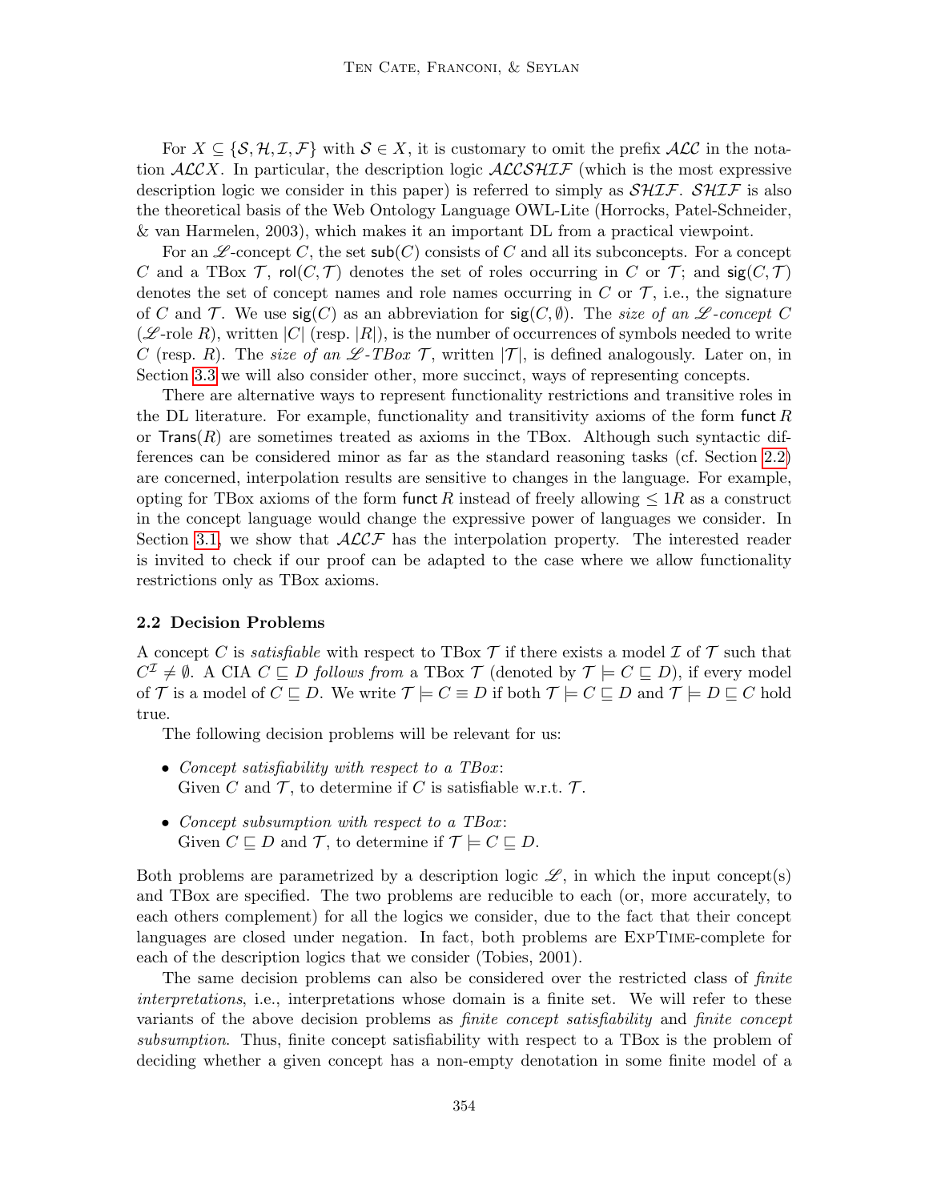For $X \subseteq \{\mathcal{S}, \mathcal{H}, \mathcal{I}, \mathcal{F}\}$ with $\mathcal{S} \in X$, it is customary to omit the prefix $\mathcal{ALC}$ in the notation $\mathcal{ALC}X$. In particular, the description logic $\mathcal{ALCSHIF}$ (which is the most expressive description logic we consider in this paper) is referred to simply as $\mathcal{SHIF}$. $\mathcal{SHIF}$ is also the theoretical basis of the Web Ontology Language OWL-Lite (Horrocks, Patel-Schneider, & van Harmelen, 2003), which makes it an important DL from a practical viewpoint.

For an $\mathscr{L}$-concept $C$, the set $\mathsf{sub}(C)$ consists of $C$ and all its subconcepts. For a concept $C$ and a TBox $\mathcal{T}$, $\mathsf{rol}(C, \mathcal{T})$ denotes the set of roles occurring in $C$ or $\mathcal{T}$; and $\mathsf{sig}(C, \mathcal{T})$ denotes the set of concept names and role names occurring in $C$ or $\mathcal{T}$, i.e., the signature of $C$ and $\mathcal{T}$. We use $\mathsf{sig}(C)$ as an abbreviation for $\mathsf{sig}(C, \emptyset)$. The *size of an $\mathscr{L}$-concept $C$* (*$\mathscr{L}$-role $R$*), written $|C|$ (resp. $|R|$), is the number of occurrences of symbols needed to write $C$ (resp. $R$). The *size of an $\mathscr{L}$-TBox $\mathcal{T}$*, written $|\mathcal{T}|$, is defined analogously. Later on, in Section 3.3 we will also consider other, more succinct, ways of representing concepts.

There are alternative ways to represent functionality restrictions and transitive roles in the DL literature. For example, functionality and transitivity axioms of the form $\mathsf{funct}\, R$ or $\mathsf{Trans}(R)$ are sometimes treated as axioms in the TBox. Although such syntactic differences can be considered minor as far as the standard reasoning tasks (cf. Section 2.2) are concerned, interpolation results are sensitive to changes in the language. For example, opting for TBox axioms of the form $\mathsf{funct}\, R$ instead of freely allowing $\leq 1R$ as a construct in the concept language would change the expressive power of languages we consider. In Section 3.1, we show that $\mathcal{ALCF}$ has the interpolation property. The interested reader is invited to check if our proof can be adapted to the case where we allow functionality restrictions only as TBox axioms.

### 2.2 Decision Problems

A concept $C$ is *satisfiable* with respect to TBox $\mathcal{T}$ if there exists a model $\mathcal{I}$ of $\mathcal{T}$ such that $C^{\mathcal{I}} \neq \emptyset$. A CIA $C \sqsubseteq D$ *follows from* a TBox $\mathcal{T}$ (denoted by $\mathcal{T} \models C \sqsubseteq D$), if every model of $\mathcal{T}$ is a model of $C \sqsubseteq D$. We write $\mathcal{T} \models C \equiv D$ if both $\mathcal{T} \models C \sqsubseteq D$ and $\mathcal{T} \models D \sqsubseteq C$ hold true.

The following decision problems will be relevant for us:

- *Concept satisfiability with respect to a TBox*:
  Given $C$ and $\mathcal{T}$, to determine if $C$ is satisfiable w.r.t. $\mathcal{T}$.

- *Concept subsumption with respect to a TBox*:
  Given $C \sqsubseteq D$ and $\mathcal{T}$, to determine if $\mathcal{T} \models C \sqsubseteq D$.

Both problems are parametrized by a description logic $\mathscr{L}$, in which the input concept(s) and TBox are specified. The two problems are reducible to each (or, more accurately, to each others complement) for all the logics we consider, due to the fact that their concept languages are closed under negation. In fact, both problems are ExpTime-complete for each of the description logics that we consider (Tobies, 2001).

The same decision problems can also be considered over the restricted class of *finite interpretations*, i.e., interpretations whose domain is a finite set. We will refer to these variants of the above decision problems as *finite concept satisfiability* and *finite concept subsumption*. Thus, finite concept satisfiability with respect to a TBox is the problem of deciding whether a given concept has a non-empty denotation in some finite model of a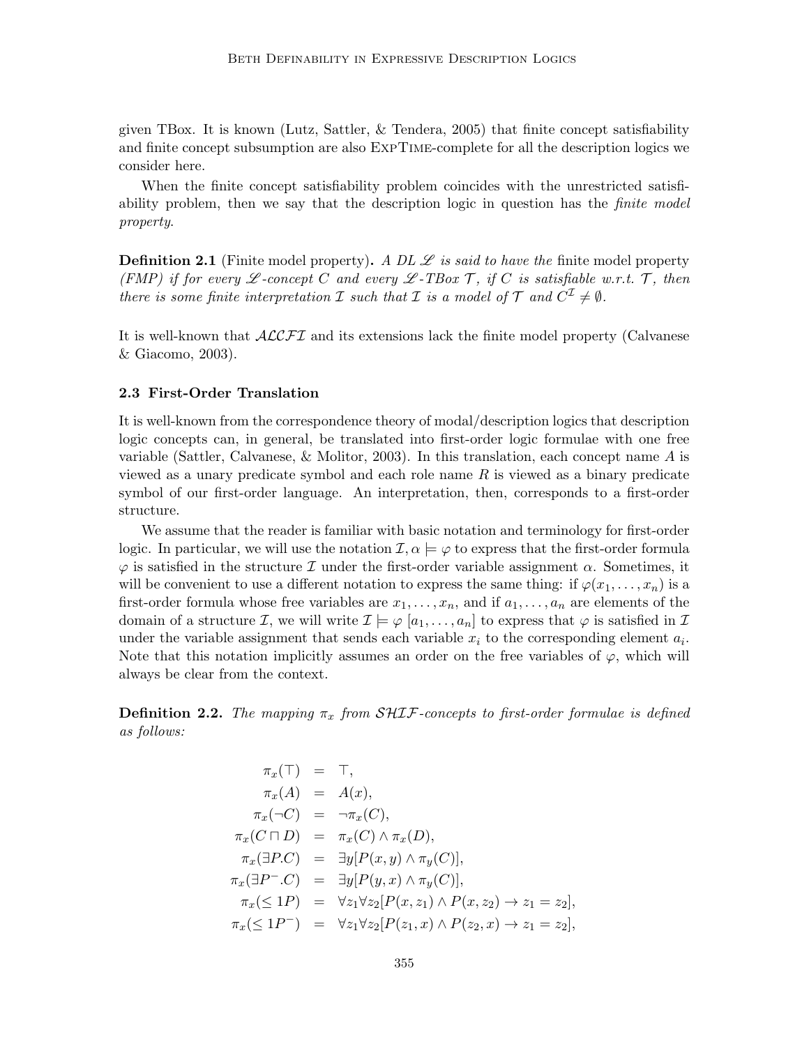given TBox. It is known (Lutz, Sattler, & Tendera, 2005) that finite concept satisfiability and finite concept subsumption are also ExpTime-complete for all the description logics we consider here.

When the finite concept satisfiability problem coincides with the unrestricted satisfiability problem, then we say that the description logic in question has the *finite model property*.

**Definition 2.1** (Finite model property)**.** *A DL $\mathscr{L}$ is said to have the* finite model property *(FMP) if for every $\mathscr{L}$-concept $C$ and every $\mathscr{L}$-TBox $\mathcal{T}$, if $C$ is satisfiable w.r.t. $\mathcal{T}$, then there is some finite interpretation $\mathcal{I}$ such that $\mathcal{I}$ is a model of $\mathcal{T}$ and $C^{\mathcal{I}} \neq \emptyset$.*

It is well-known that $\mathcal{ALCFI}$ and its extensions lack the finite model property (Calvanese & Giacomo, 2003).

### 2.3 First-Order Translation

It is well-known from the correspondence theory of modal/description logics that description logic concepts can, in general, be translated into first-order logic formulae with one free variable (Sattler, Calvanese, & Molitor, 2003). In this translation, each concept name $A$ is viewed as a unary predicate symbol and each role name $R$ is viewed as a binary predicate symbol of our first-order language. An interpretation, then, corresponds to a first-order structure.

We assume that the reader is familiar with basic notation and terminology for first-order logic. In particular, we will use the notation $\mathcal{I}, \alpha \models \varphi$ to express that the first-order formula $\varphi$ is satisfied in the structure $\mathcal{I}$ under the first-order variable assignment $\alpha$. Sometimes, it will be convenient to use a different notation to express the same thing: if $\varphi(x_1, \ldots, x_n)$ is a first-order formula whose free variables are $x_1, \ldots, x_n$, and if $a_1, \ldots, a_n$ are elements of the domain of a structure $\mathcal{I}$, we will write $\mathcal{I} \models \varphi\ [a_1, \ldots, a_n]$ to express that $\varphi$ is satisfied in $\mathcal{I}$ under the variable assignment that sends each variable $x_i$ to the corresponding element $a_i$. Note that this notation implicitly assumes an order on the free variables of $\varphi$, which will always be clear from the context.

**Definition 2.2.** *The mapping $\pi_x$ from $\mathcal{SHIF}$-concepts to first-order formulae is defined as follows:*

$$
\begin{aligned}
\pi_x(\top) &= \top, \\
\pi_x(A) &= A(x), \\
\pi_x(\neg C) &= \neg \pi_x(C), \\
\pi_x(C \sqcap D) &= \pi_x(C) \wedge \pi_x(D), \\
\pi_x(\exists P.C) &= \exists y[P(x,y) \wedge \pi_y(C)], \\
\pi_x(\exists P^{-}.C) &= \exists y[P(y,x) \wedge \pi_y(C)], \\
\pi_x(\leq 1P) &= \forall z_1 \forall z_2[P(x,z_1) \wedge P(x,z_2) \rightarrow z_1 = z_2], \\
\pi_x(\leq 1P^{-}) &= \forall z_1 \forall z_2[P(z_1,x) \wedge P(z_2,x) \rightarrow z_1 = z_2],
\end{aligned}
$$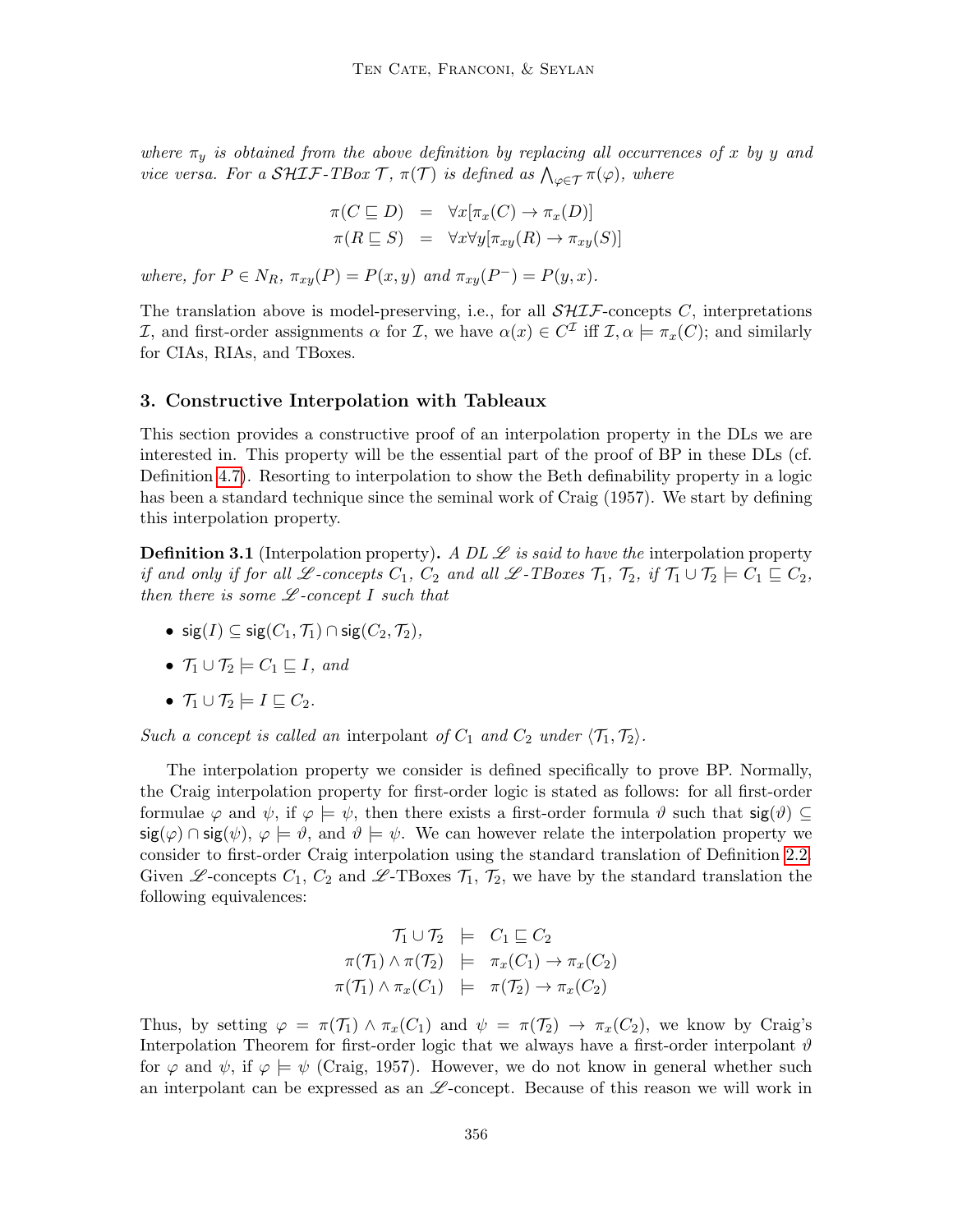*where $\pi_y$ is obtained from the above definition by replacing all occurrences of $x$ by $y$ and vice versa. For a $\mathcal{SHIF}$-TBox $\mathcal{T}$, $\pi(\mathcal{T})$ is defined as $\bigwedge_{\varphi \in \mathcal{T}} \pi(\varphi)$, where*

$$\begin{aligned}
\pi(C \sqsubseteq D) &= \forall x[\pi_x(C) \rightarrow \pi_x(D)] \\
\pi(R \sqsubseteq S) &= \forall x \forall y[\pi_{xy}(R) \rightarrow \pi_{xy}(S)]
\end{aligned}$$

*where, for $P \in N_R$, $\pi_{xy}(P) = P(x, y)$ and $\pi_{xy}(P^-) = P(y, x)$.*

The translation above is model-preserving, i.e., for all $\mathcal{SHIF}$-concepts $C$, interpretations $\mathcal{I}$, and first-order assignments $\alpha$ for $\mathcal{I}$, we have $\alpha(x) \in C^{\mathcal{I}}$ iff $\mathcal{I}, \alpha \models \pi_x(C)$; and similarly for CIAs, RIAs, and TBoxes.

## 3. Constructive Interpolation with Tableaux

This section provides a constructive proof of an interpolation property in the DLs we are interested in. This property will be the essential part of the proof of BP in these DLs (cf. Definition 4.7). Resorting to interpolation to show the Beth definability property in a logic has been a standard technique since the seminal work of Craig (1957). We start by defining this interpolation property.

**Definition 3.1** (Interpolation property)**.** *A DL $\mathscr{L}$ is said to have the* interpolation property *if and only if for all $\mathscr{L}$-concepts $C_1$, $C_2$ and all $\mathscr{L}$-TBoxes $\mathcal{T}_1$, $\mathcal{T}_2$, if $\mathcal{T}_1 \cup \mathcal{T}_2 \models C_1 \sqsubseteq C_2$, then there is some $\mathscr{L}$-concept $I$ such that*

- $\mathsf{sig}(I) \subseteq \mathsf{sig}(C_1, \mathcal{T}_1) \cap \mathsf{sig}(C_2, \mathcal{T}_2)$,
- $\mathcal{T}_1 \cup \mathcal{T}_2 \models C_1 \sqsubseteq I$, *and*
- $\mathcal{T}_1 \cup \mathcal{T}_2 \models I \sqsubseteq C_2$.

*Such a concept is called an* interpolant *of $C_1$ and $C_2$ under $\langle \mathcal{T}_1, \mathcal{T}_2 \rangle$.*

The interpolation property we consider is defined specifically to prove BP. Normally, the Craig interpolation property for first-order logic is stated as follows: for all first-order formulae $\varphi$ and $\psi$, if $\varphi \models \psi$, then there exists a first-order formula $\vartheta$ such that $\mathsf{sig}(\vartheta) \subseteq \mathsf{sig}(\varphi) \cap \mathsf{sig}(\psi)$, $\varphi \models \vartheta$, and $\vartheta \models \psi$. We can however relate the interpolation property we consider to first-order Craig interpolation using the standard translation of Definition 2.2. Given $\mathscr{L}$-concepts $C_1$, $C_2$ and $\mathscr{L}$-TBoxes $\mathcal{T}_1$, $\mathcal{T}_2$, we have by the standard translation the following equivalences:

$$\begin{aligned}
\mathcal{T}_1 \cup \mathcal{T}_2 &\models C_1 \sqsubseteq C_2 \\
\pi(\mathcal{T}_1) \wedge \pi(\mathcal{T}_2) &\models \pi_x(C_1) \rightarrow \pi_x(C_2) \\
\pi(\mathcal{T}_1) \wedge \pi_x(C_1) &\models \pi(\mathcal{T}_2) \rightarrow \pi_x(C_2)
\end{aligned}$$

Thus, by setting $\varphi = \pi(\mathcal{T}_1) \wedge \pi_x(C_1)$ and $\psi = \pi(\mathcal{T}_2) \rightarrow \pi_x(C_2)$, we know by Craig's Interpolation Theorem for first-order logic that we always have a first-order interpolant $\vartheta$ for $\varphi$ and $\psi$, if $\varphi \models \psi$ (Craig, 1957). However, we do not know in general whether such an interpolant can be expressed as an $\mathscr{L}$-concept. Because of this reason we will work in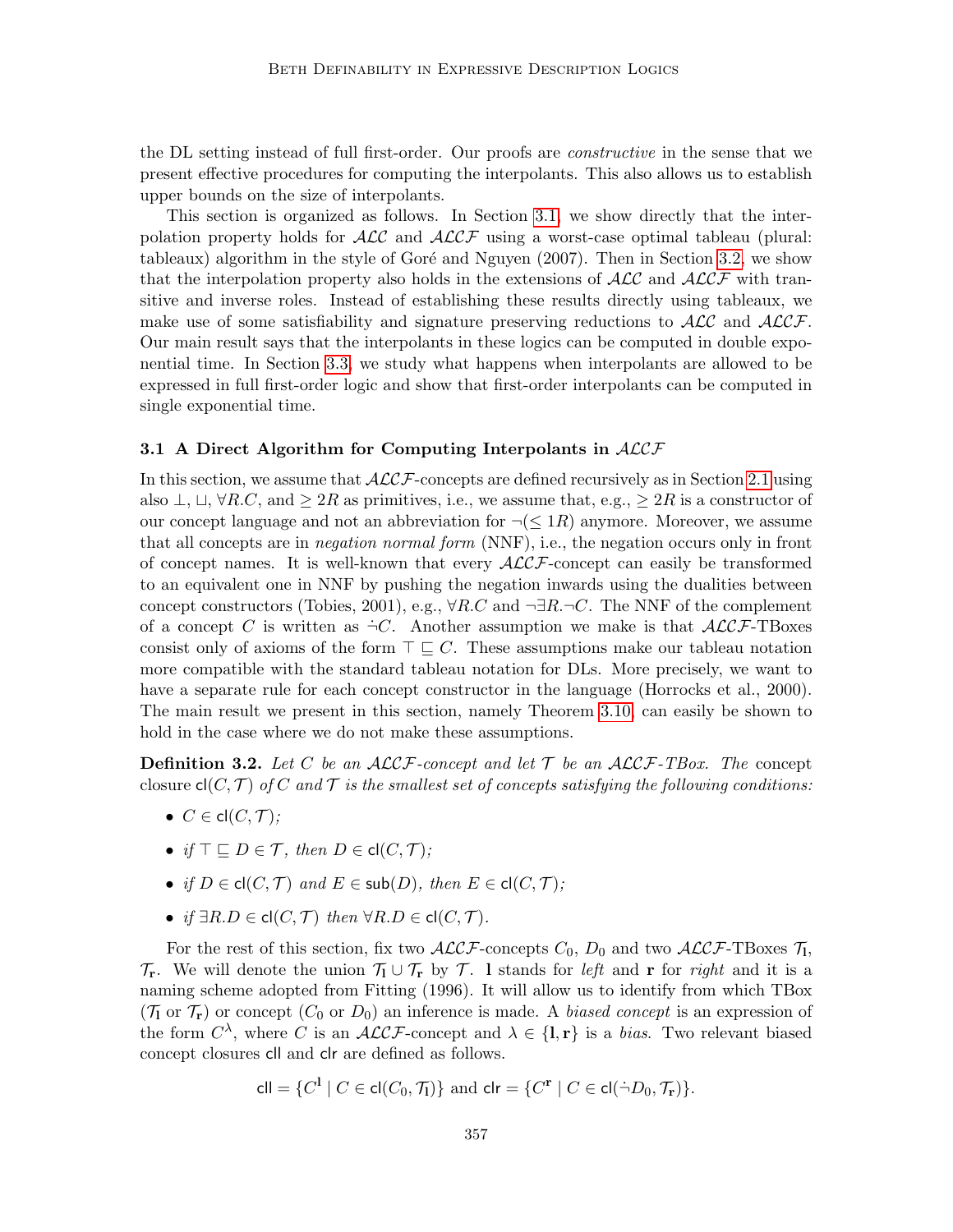the DL setting instead of full first-order. Our proofs are *constructive* in the sense that we present effective procedures for computing the interpolants. This also allows us to establish upper bounds on the size of interpolants.

This section is organized as follows. In Section 3.1, we show directly that the interpolation property holds for $\mathcal{ALC}$ and $\mathcal{ALCF}$ using a worst-case optimal tableau (plural: tableaux) algorithm in the style of Goré and Nguyen (2007). Then in Section 3.2, we show that the interpolation property also holds in the extensions of $\mathcal{ALC}$ and $\mathcal{ALCF}$ with transitive and inverse roles. Instead of establishing these results directly using tableaux, we make use of some satisfiability and signature preserving reductions to $\mathcal{ALC}$ and $\mathcal{ALCF}$. Our main result says that the interpolants in these logics can be computed in double exponential time. In Section 3.3, we study what happens when interpolants are allowed to be expressed in full first-order logic and show that first-order interpolants can be computed in single exponential time.

### 3.1 A Direct Algorithm for Computing Interpolants in $\mathcal{ALCF}$

In this section, we assume that $\mathcal{ALCF}$-concepts are defined recursively as in Section 2.1 using also $\bot$, $\sqcup$, $\forall R.C$, and $\geq 2R$ as primitives, i.e., we assume that, e.g., $\geq 2R$ is a constructor of our concept language and not an abbreviation for $\neg(\leq 1R)$ anymore. Moreover, we assume that all concepts are in *negation normal form* (NNF), i.e., the negation occurs only in front of concept names. It is well-known that every $\mathcal{ALCF}$-concept can easily be transformed to an equivalent one in NNF by pushing the negation inwards using the dualities between concept constructors (Tobies, 2001), e.g., $\forall R.C$ and $\neg\exists R.\neg C$. The NNF of the complement of a concept $C$ is written as $\dot{\neg} C$. Another assumption we make is that $\mathcal{ALCF}$-TBoxes consist only of axioms of the form $\top \sqsubseteq C$. These assumptions make our tableau notation more compatible with the standard tableau notation for DLs. More precisely, we want to have a separate rule for each concept constructor in the language (Horrocks et al., 2000). The main result we present in this section, namely Theorem 3.10, can easily be shown to hold in the case where we do not make these assumptions.

**Definition 3.2.** *Let $C$ be an $\mathcal{ALCF}$-concept and let $\mathcal{T}$ be an $\mathcal{ALCF}$-TBox. The* concept closure $\mathsf{cl}(C, \mathcal{T})$ *of $C$ and $\mathcal{T}$ is the smallest set of concepts satisfying the following conditions:*

- $C \in \mathsf{cl}(C, \mathcal{T})$*;*
- *if $\top \sqsubseteq D \in \mathcal{T}$, then $D \in \mathsf{cl}(C, \mathcal{T})$;*
- *if $D \in \mathsf{cl}(C, \mathcal{T})$ and $E \in \mathsf{sub}(D)$, then $E \in \mathsf{cl}(C, \mathcal{T})$;*
- *if $\exists R.D \in \mathsf{cl}(C, \mathcal{T})$ then $\forall R.D \in \mathsf{cl}(C, \mathcal{T})$.*

For the rest of this section, fix two $\mathcal{ALCF}$-concepts $C_0$, $D_0$ and two $\mathcal{ALCF}$-TBoxes $\mathcal{T}_{\mathbf{l}}$, $\mathcal{T}_{\mathbf{r}}$. We will denote the union $\mathcal{T}_{\mathbf{l}} \cup \mathcal{T}_{\mathbf{r}}$ by $\mathcal{T}$. $\mathbf{l}$ stands for *left* and $\mathbf{r}$ for *right* and it is a naming scheme adopted from Fitting (1996). It will allow us to identify from which TBox ($\mathcal{T}_{\mathbf{l}}$ or $\mathcal{T}_{\mathbf{r}}$) or concept ($C_0$ or $D_0$) an inference is made. A *biased concept* is an expression of the form $C^{\lambda}$, where $C$ is an $\mathcal{ALCF}$-concept and $\lambda \in \{\mathbf{l}, \mathbf{r}\}$ is a *bias*. Two relevant biased concept closures $\mathsf{cll}$ and $\mathsf{clr}$ are defined as follows.

$$\mathsf{cll} = \{C^{\mathbf{l}} \mid C \in \mathsf{cl}(C_0, \mathcal{T}_{\mathbf{l}})\} \text{ and } \mathsf{clr} = \{C^{\mathbf{r}} \mid C \in \mathsf{cl}(\dot{\neg} D_0, \mathcal{T}_{\mathbf{r}})\}.$$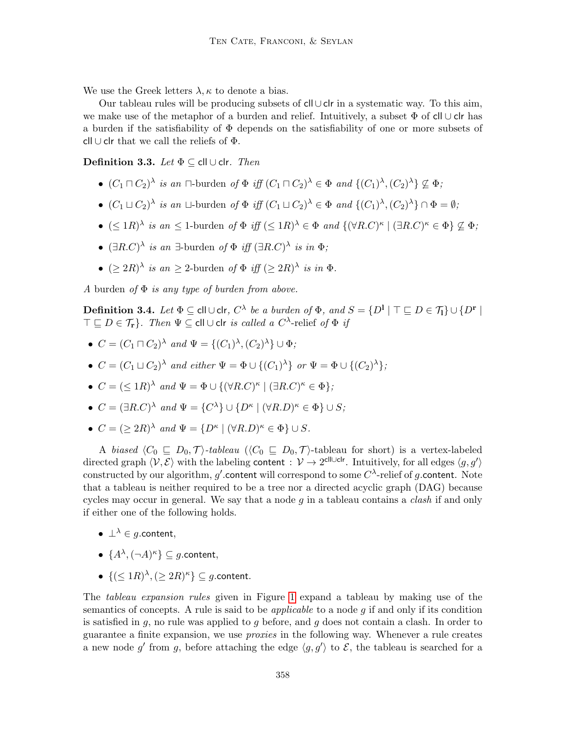We use the Greek letters $\lambda, \kappa$ to denote a bias.

Our tableau rules will be producing subsets of $\mathsf{cll} \cup \mathsf{clr}$ in a systematic way. To this aim, we make use of the metaphor of a burden and relief. Intuitively, a subset $\Phi$ of $\mathsf{cll} \cup \mathsf{clr}$ has a burden if the satisfiability of $\Phi$ depends on the satisfiability of one or more subsets of $\mathsf{cll} \cup \mathsf{clr}$ that we call the reliefs of $\Phi$.

**Definition 3.3.** *Let $\Phi \subseteq \mathsf{cll} \cup \mathsf{clr}$. Then*

- $(C_1 \sqcap C_2)^\lambda$ *is an* $\sqcap$-burden *of* $\Phi$ *iff* $(C_1 \sqcap C_2)^\lambda \in \Phi$ *and* $\{(C_1)^\lambda, (C_2)^\lambda\} \not\subseteq \Phi$*;*
- $(C_1 \sqcup C_2)^\lambda$ *is an* $\sqcup$-burden *of* $\Phi$ *iff* $(C_1 \sqcup C_2)^\lambda \in \Phi$ *and* $\{(C_1)^\lambda, (C_2)^\lambda\} \cap \Phi = \emptyset$*;*
- $(\leq 1R)^\lambda$ *is an* $\leq 1$-burden *of* $\Phi$ *iff* $(\leq 1R)^\lambda \in \Phi$ *and* $\{(\forall R.C)^\kappa \mid (\exists R.C)^\kappa \in \Phi\} \not\subseteq \Phi$*;*
- $(\exists R.C)^\lambda$ *is an* $\exists$-burden *of* $\Phi$ *iff* $(\exists R.C)^\lambda$ *is in* $\Phi$*;*
- $(\geq 2R)^\lambda$ *is an* $\geq 2$-burden *of* $\Phi$ *iff* $(\geq 2R)^\lambda$ *is in* $\Phi$*.*

*A* burden *of* $\Phi$ *is any type of burden from above.*

**Definition 3.4.** *Let $\Phi \subseteq \mathsf{cll} \cup \mathsf{clr}$, $C^\lambda$ be a burden of $\Phi$, and $S = \{D^{\mathbf{l}} \mid \top \sqsubseteq D \in \mathcal{T}_{\mathbf{l}}\} \cup \{D^{\mathbf{r}} \mid \top \sqsubseteq D \in \mathcal{T}_{\mathbf{r}}\}$. Then $\Psi \subseteq \mathsf{cll} \cup \mathsf{clr}$ is called a $C^\lambda$-*relief *of $\Phi$ if*

- $C = (C_1 \sqcap C_2)^\lambda$ *and* $\Psi = \{(C_1)^\lambda, (C_2)^\lambda\} \cup \Phi$*;*
- $C = (C_1 \sqcup C_2)^\lambda$ *and either* $\Psi = \Phi \cup \{(C_1)^\lambda\}$ *or* $\Psi = \Phi \cup \{(C_2)^\lambda\}$*;*
- $C = (\leq 1R)^\lambda$ *and* $\Psi = \Phi \cup \{(\forall R.C)^\kappa \mid (\exists R.C)^\kappa \in \Phi\}$*;*
- $C = (\exists R.C)^\lambda$ *and* $\Psi = \{C^\lambda\} \cup \{D^\kappa \mid (\forall R.D)^\kappa \in \Phi\} \cup S$*;*
- $C = (\geq 2R)^\lambda$ *and* $\Psi = \{D^\kappa \mid (\forall R.D)^\kappa \in \Phi\} \cup S$*.*

A *biased* $\langle C_0 \sqsubseteq D_0, \mathcal{T}\rangle$*-tableau* ($\langle C_0 \sqsubseteq D_0, \mathcal{T}\rangle$-tableau for short) is a vertex-labeled directed graph $\langle \mathcal{V}, \mathcal{E}\rangle$ with the labeling $\mathsf{content} : \mathcal{V} \to 2^{\mathsf{cll} \cup \mathsf{clr}}$. Intuitively, for all edges $\langle g, g'\rangle$ constructed by our algorithm, $g'.\mathsf{content}$ will correspond to some $C^\lambda$-relief of $g.\mathsf{content}$. Note that a tableau is neither required to be a tree nor a directed acyclic graph (DAG) because cycles may occur in general. We say that a node $g$ in a tableau contains a *clash* if and only if either one of the following holds.

- $\bot^\lambda \in g.\mathsf{content}$,
- $\{A^\lambda, (\neg A)^\kappa\} \subseteq g.\mathsf{content}$,
- $\{(\leq 1R)^\lambda, (\geq 2R)^\kappa\} \subseteq g.\mathsf{content}$.

The *tableau expansion rules* given in Figure 1 expand a tableau by making use of the semantics of concepts. A rule is said to be *applicable* to a node $g$ if and only if its condition is satisfied in $g$, no rule was applied to $g$ before, and $g$ does not contain a clash. In order to guarantee a finite expansion, we use *proxies* in the following way. Whenever a rule creates a new node $g'$ from $g$, before attaching the edge $\langle g, g'\rangle$ to $\mathcal{E}$, the tableau is searched for a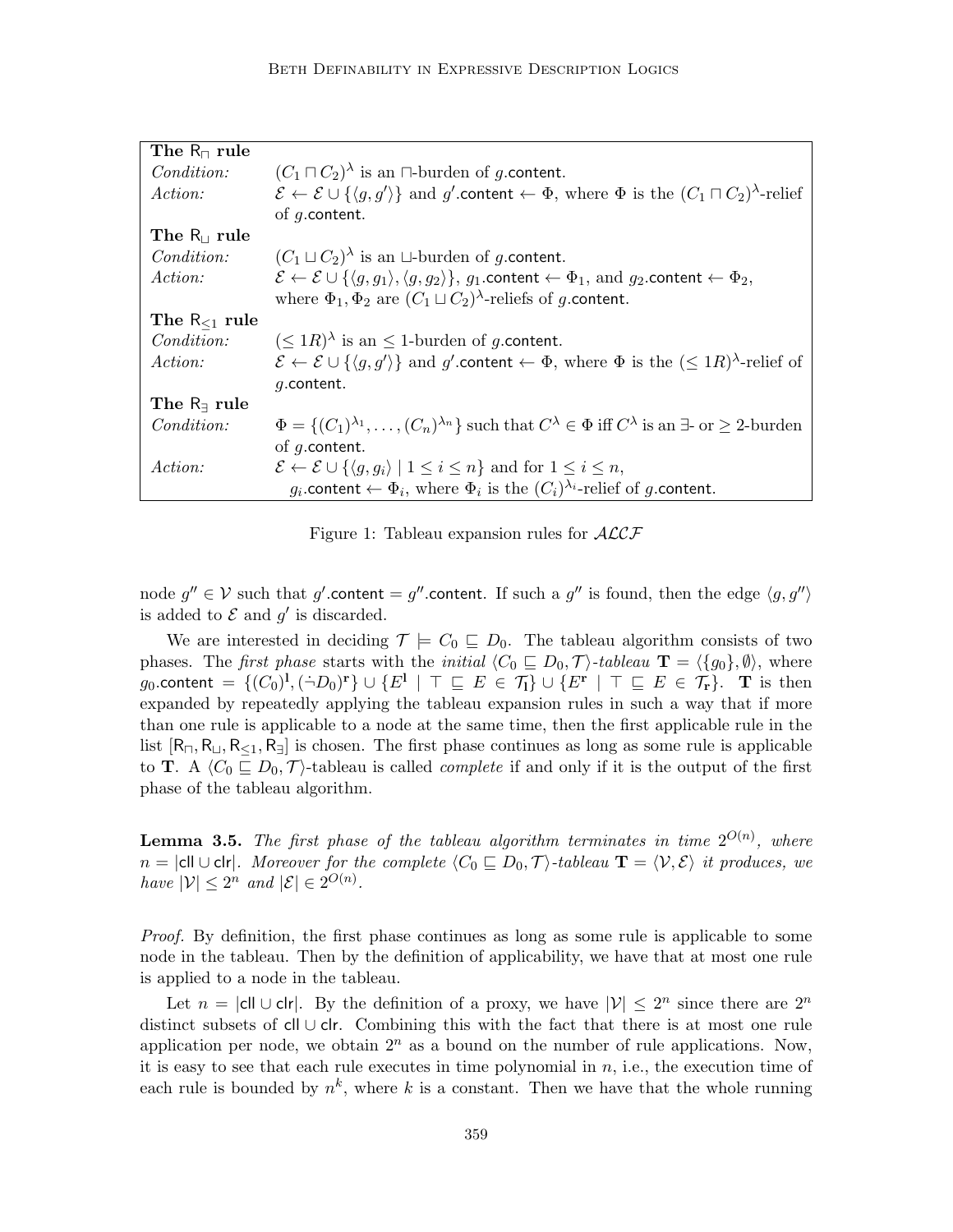| **The $\mathsf{R}_\sqcap$ rule** | |
|---|---|
| *Condition:* | $(C_1 \sqcap C_2)^\lambda$ is an $\sqcap$-burden of $g.\mathsf{content}$. |
| *Action:* | $\mathcal{E} \leftarrow \mathcal{E} \cup \{\langle g, g' \rangle\}$ and $g'.\mathsf{content} \leftarrow \Phi$, where $\Phi$ is the $(C_1 \sqcap C_2)^\lambda$-relief of $g.\mathsf{content}$. |
| **The $\mathsf{R}_\sqcup$ rule** | |
| *Condition:* | $(C_1 \sqcup C_2)^\lambda$ is an $\sqcup$-burden of $g.\mathsf{content}$. |
| *Action:* | $\mathcal{E} \leftarrow \mathcal{E} \cup \{\langle g, g_1 \rangle, \langle g, g_2 \rangle\}$, $g_1.\mathsf{content} \leftarrow \Phi_1$, and $g_2.\mathsf{content} \leftarrow \Phi_2$, where $\Phi_1, \Phi_2$ are $(C_1 \sqcup C_2)^\lambda$-reliefs of $g.\mathsf{content}$. |
| **The $\mathsf{R}_{\leq 1}$ rule** | |
| *Condition:* | $(\leq 1R)^\lambda$ is an $\leq 1$-burden of $g.\mathsf{content}$. |
| *Action:* | $\mathcal{E} \leftarrow \mathcal{E} \cup \{\langle g, g' \rangle\}$ and $g'.\mathsf{content} \leftarrow \Phi$, where $\Phi$ is the $(\leq 1R)^\lambda$-relief of $g.\mathsf{content}$. |
| **The $\mathsf{R}_\exists$ rule** | |
| *Condition:* | $\Phi = \{(C_1)^{\lambda_1}, \ldots, (C_n)^{\lambda_n}\}$ such that $C^\lambda \in \Phi$ iff $C^\lambda$ is an $\exists$- or $\geq 2$-burden of $g.\mathsf{content}$. |
| *Action:* | $\mathcal{E} \leftarrow \mathcal{E} \cup \{\langle g, g_i \rangle \mid 1 \leq i \leq n\}$ and for $1 \leq i \leq n$, $g_i.\mathsf{content} \leftarrow \Phi_i$, where $\Phi_i$ is the $(C_i)^{\lambda_i}$-relief of $g.\mathsf{content}$. |

Figure 1: Tableau expansion rules for $\mathcal{ALCF}$

node $g'' \in \mathcal{V}$ such that $g'.\mathsf{content} = g''.\mathsf{content}$. If such a $g''$ is found, then the edge $\langle g, g'' \rangle$ is added to $\mathcal{E}$ and $g'$ is discarded.

We are interested in deciding $\mathcal{T} \models C_0 \sqsubseteq D_0$. The tableau algorithm consists of two phases. The *first phase* starts with the *initial* $\langle C_0 \sqsubseteq D_0, \mathcal{T} \rangle$*-tableau* $\mathbf{T} = \langle \{g_0\}, \emptyset \rangle$, where $g_0.\mathsf{content} = \{(C_0)^{\mathbf{l}}, (\dot{\neg} D_0)^{\mathbf{r}}\} \cup \{E^{\mathbf{l}} \mid \top \sqsubseteq E \in \mathcal{T}_{\mathbf{l}}\} \cup \{E^{\mathbf{r}} \mid \top \sqsubseteq E \in \mathcal{T}_{\mathbf{r}}\}$. $\mathbf{T}$ is then expanded by repeatedly applying the tableau expansion rules in such a way that if more than one rule is applicable to a node at the same time, then the first applicable rule in the list $[\mathsf{R}_\sqcap, \mathsf{R}_\sqcup, \mathsf{R}_{\leq 1}, \mathsf{R}_\exists]$ is chosen. The first phase continues as long as some rule is applicable to $\mathbf{T}$. A $\langle C_0 \sqsubseteq D_0, \mathcal{T} \rangle$-tableau is called *complete* if and only if it is the output of the first phase of the tableau algorithm.

**Lemma 3.5.** *The first phase of the tableau algorithm terminates in time $2^{O(n)}$, where $n = |\mathsf{cll} \cup \mathsf{clr}|$. Moreover for the complete $\langle C_0 \sqsubseteq D_0, \mathcal{T} \rangle$-tableau $\mathbf{T} = \langle \mathcal{V}, \mathcal{E} \rangle$ it produces, we have $|\mathcal{V}| \leq 2^n$ and $|\mathcal{E}| \in 2^{O(n)}$.*

*Proof.* By definition, the first phase continues as long as some rule is applicable to some node in the tableau. Then by the definition of applicability, we have that at most one rule is applied to a node in the tableau.

Let $n = |\mathsf{cll} \cup \mathsf{clr}|$. By the definition of a proxy, we have $|\mathcal{V}| \leq 2^n$ since there are $2^n$ distinct subsets of $\mathsf{cll} \cup \mathsf{clr}$. Combining this with the fact that there is at most one rule application per node, we obtain $2^n$ as a bound on the number of rule applications. Now, it is easy to see that each rule executes in time polynomial in $n$, i.e., the execution time of each rule is bounded by $n^k$, where $k$ is a constant. Then we have that the whole running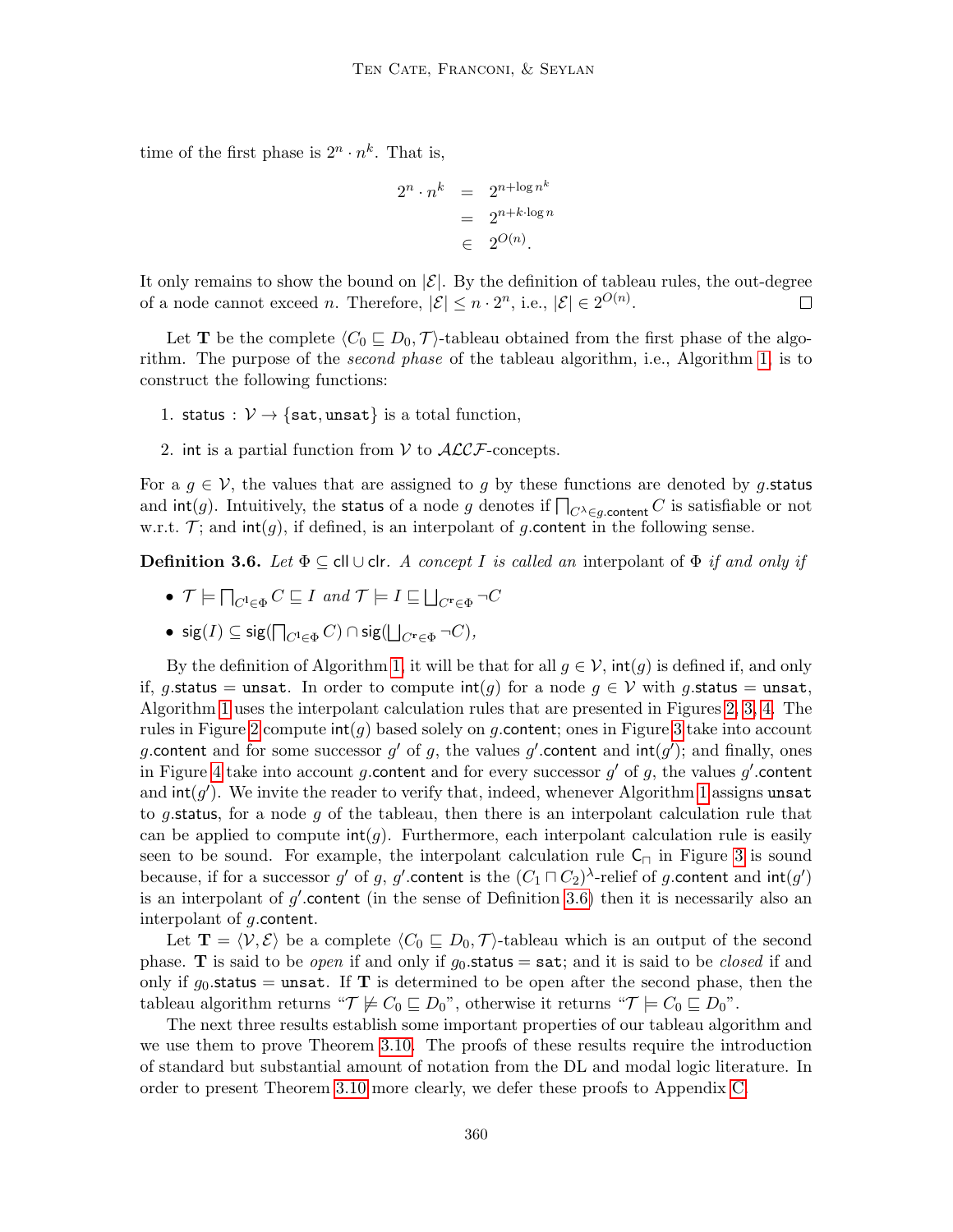time of the first phase is $2^n \cdot n^k$. That is,

$$
\begin{aligned}
2^n \cdot n^k &= 2^{n+\log n^k} \\
&= 2^{n+k\cdot\log n} \\
&\in 2^{O(n)}.
\end{aligned}
$$

It only remains to show the bound on $|\mathcal{E}|$. By the definition of tableau rules, the out-degree of a node cannot exceed $n$. Therefore, $|\mathcal{E}| \leq n \cdot 2^n$, i.e., $|\mathcal{E}| \in 2^{O(n)}$. $\square$

Let $\mathbf{T}$ be the complete $\langle C_0 \sqsubseteq D_0, \mathcal{T}\rangle$-tableau obtained from the first phase of the algorithm. The purpose of the *second phase* of the tableau algorithm, i.e., Algorithm 1, is to construct the following functions:

1. $\mathsf{status} : \mathcal{V} \to \{\mathtt{sat}, \mathtt{unsat}\}$ is a total function,
2. $\mathsf{int}$ is a partial function from $\mathcal{V}$ to $\mathcal{ALCF}$-concepts.

For a $g \in \mathcal{V}$, the values that are assigned to $g$ by these functions are denoted by $g.\mathsf{status}$ and $\mathsf{int}(g)$. Intuitively, the $\mathsf{status}$ of a node $g$ denotes if $\bigsqcap_{C^\lambda \in g.\mathsf{content}} C$ is satisfiable or not w.r.t. $\mathcal{T}$; and $\mathsf{int}(g)$, if defined, is an interpolant of $g.\mathsf{content}$ in the following sense.

**Definition 3.6.** *Let $\Phi \subseteq \mathsf{cll} \cup \mathsf{clr}$. A concept $I$ is called an* interpolant of $\Phi$ *if and only if*

- $\mathcal{T} \models \bigsqcap_{C^\mathrm{l} \in \Phi} C \sqsubseteq I$ *and* $\mathcal{T} \models I \sqsubseteq \bigsqcup_{C^\mathrm{r} \in \Phi} \neg C$
- $\mathsf{sig}(I) \subseteq \mathsf{sig}(\bigsqcap_{C^\mathrm{l} \in \Phi} C) \cap \mathsf{sig}(\bigsqcup_{C^\mathrm{r} \in \Phi} \neg C)$,

By the definition of Algorithm 1, it will be that for all $g \in \mathcal{V}$, $\mathsf{int}(g)$ is defined if, and only if, $g.\mathsf{status} = \mathtt{unsat}$. In order to compute $\mathsf{int}(g)$ for a node $g \in \mathcal{V}$ with $g.\mathsf{status} = \mathtt{unsat}$, Algorithm 1 uses the interpolant calculation rules that are presented in Figures 2, 3, 4. The rules in Figure 2 compute $\mathsf{int}(g)$ based solely on $g.\mathsf{content}$; ones in Figure 3 take into account $g.\mathsf{content}$ and for some successor $g'$ of $g$, the values $g'.\mathsf{content}$ and $\mathsf{int}(g')$; and finally, ones in Figure 4 take into account $g.\mathsf{content}$ and for every successor $g'$ of $g$, the values $g'.\mathsf{content}$ and $\mathsf{int}(g')$. We invite the reader to verify that, indeed, whenever Algorithm 1 assigns $\mathtt{unsat}$ to $g.\mathsf{status}$, for a node $g$ of the tableau, then there is an interpolant calculation rule that can be applied to compute $\mathsf{int}(g)$. Furthermore, each interpolant calculation rule is easily seen to be sound. For example, the interpolant calculation rule $\mathsf{C}_\sqcap$ in Figure 3 is sound because, if for a successor $g'$ of $g$, $g'.\mathsf{content}$ is the $(C_1 \sqcap C_2)^\lambda$-relief of $g.\mathsf{content}$ and $\mathsf{int}(g')$ is an interpolant of $g'.\mathsf{content}$ (in the sense of Definition 3.6) then it is necessarily also an interpolant of $g.\mathsf{content}$.

Let $\mathbf{T} = \langle \mathcal{V}, \mathcal{E}\rangle$ be a complete $\langle C_0 \sqsubseteq D_0, \mathcal{T}\rangle$-tableau which is an output of the second phase. $\mathbf{T}$ is said to be *open* if and only if $g_0.\mathsf{status} = \mathtt{sat}$; and it is said to be *closed* if and only if $g_0.\mathsf{status} = \mathtt{unsat}$. If $\mathbf{T}$ is determined to be open after the second phase, then the tableau algorithm returns "$\mathcal{T} \not\models C_0 \sqsubseteq D_0$", otherwise it returns "$\mathcal{T} \models C_0 \sqsubseteq D_0$".

The next three results establish some important properties of our tableau algorithm and we use them to prove Theorem 3.10. The proofs of these results require the introduction of standard but substantial amount of notation from the DL and modal logic literature. In order to present Theorem 3.10 more clearly, we defer these proofs to Appendix C.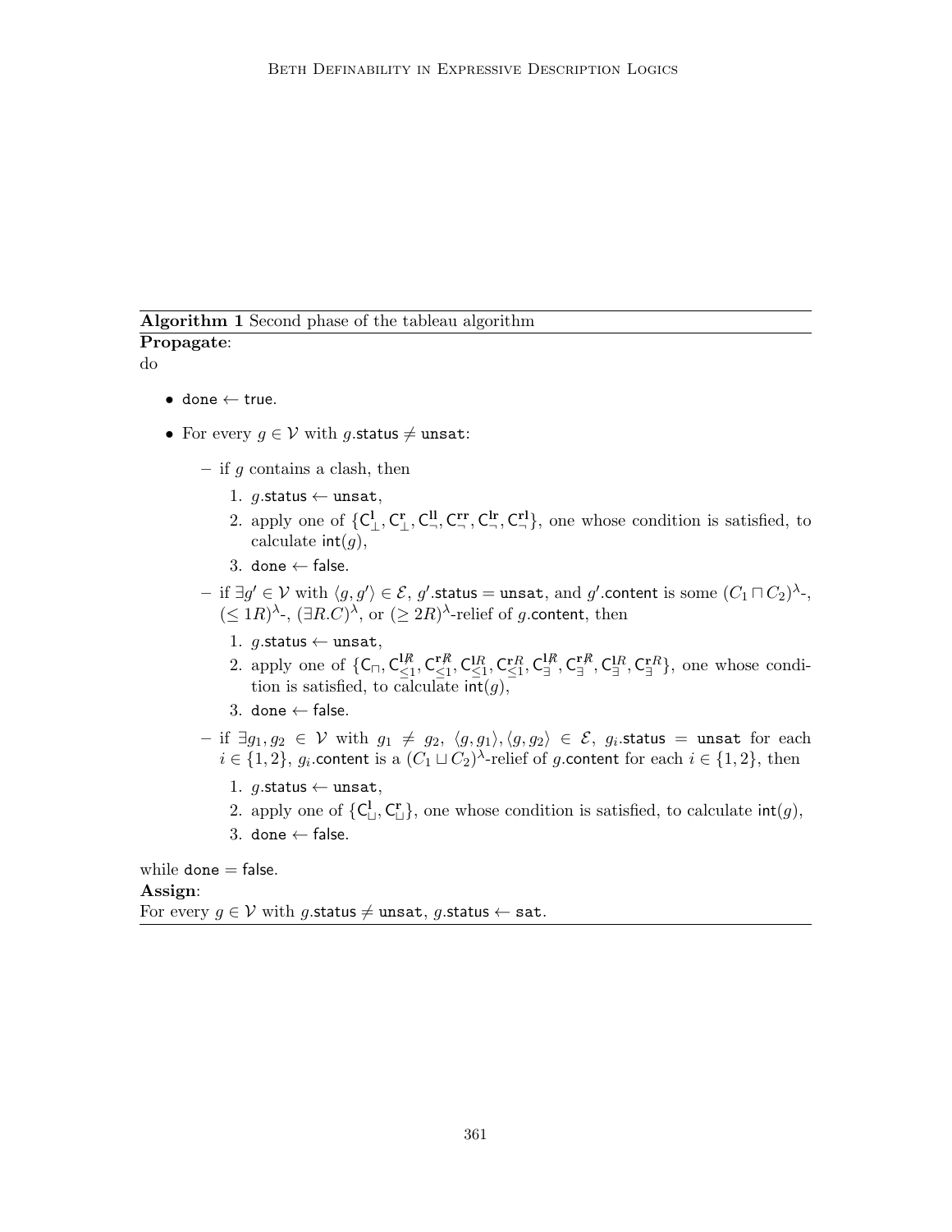**Algorithm 1** Second phase of the tableau algorithm

**Propagate**:

do

- $\mathsf{done} \leftarrow \mathsf{true}$.
- For every $g \in \mathcal{V}$ with $g.\mathsf{status} \neq \mathtt{unsat}$:
  - if $g$ contains a clash, then
    1. $g.\mathsf{status} \leftarrow \mathtt{unsat}$,
    2. apply one of $\{\mathsf{C}^{\mathbf{l}}_{\bot}, \mathsf{C}^{\mathbf{r}}_{\bot}, \mathsf{C}^{\mathbf{ll}}_{\neg}, \mathsf{C}^{\mathbf{rr}}_{\neg}, \mathsf{C}^{\mathbf{lr}}_{\neg}, \mathsf{C}^{\mathbf{rl}}_{\neg}\}$, one whose condition is satisfied, to calculate $\mathsf{int}(g)$,
    3. $\mathsf{done} \leftarrow \mathsf{false}$.
  - if $\exists g' \in \mathcal{V}$ with $\langle g, g' \rangle \in \mathcal{E}$, $g'.\mathsf{status} = \mathtt{unsat}$, and $g'.\mathsf{content}$ is some $(C_1 \sqcap C_2)^{\lambda}$-, $(\leq 1R)^{\lambda}$-, $(\exists R.C)^{\lambda}$, or $(\geq 2R)^{\lambda}$-relief of $g.\mathsf{content}$, then
    1. $g.\mathsf{status} \leftarrow \mathtt{unsat}$,
    2. apply one of $\{\mathsf{C}_{\sqcap}, \mathsf{C}^{\mathbf{l}\not R}_{\leq 1}, \mathsf{C}^{\mathbf{r}\not R}_{\leq 1}, \mathsf{C}^{\mathbf{l}R}_{\leq 1}, \mathsf{C}^{\mathbf{r}R}_{\leq 1}, \mathsf{C}^{\mathbf{l}\not R}_{\exists}, \mathsf{C}^{\mathbf{r}\not R}_{\exists}, \mathsf{C}^{\mathbf{l}R}_{\exists}, \mathsf{C}^{\mathbf{r}R}_{\exists}\}$, one whose condition is satisfied, to calculate $\mathsf{int}(g)$,
    3. $\mathsf{done} \leftarrow \mathsf{false}$.
  - if $\exists g_1, g_2 \in \mathcal{V}$ with $g_1 \neq g_2$, $\langle g, g_1 \rangle, \langle g, g_2 \rangle \in \mathcal{E}$, $g_i.\mathsf{status} = \mathtt{unsat}$ for each $i \in \{1, 2\}$, $g_i.\mathsf{content}$ is a $(C_1 \sqcup C_2)^{\lambda}$-relief of $g.\mathsf{content}$ for each $i \in \{1, 2\}$, then
    1. $g.\mathsf{status} \leftarrow \mathtt{unsat}$,
    2. apply one of $\{\mathsf{C}^{\mathbf{l}}_{\sqcup}, \mathsf{C}^{\mathbf{r}}_{\sqcup}\}$, one whose condition is satisfied, to calculate $\mathsf{int}(g)$,
    3. $\mathsf{done} \leftarrow \mathsf{false}$.

while $\mathsf{done} = \mathsf{false}$.

**Assign**:

For every $g \in \mathcal{V}$ with $g.\mathsf{status} \neq \mathtt{unsat}$, $g.\mathsf{status} \leftarrow \mathtt{sat}$.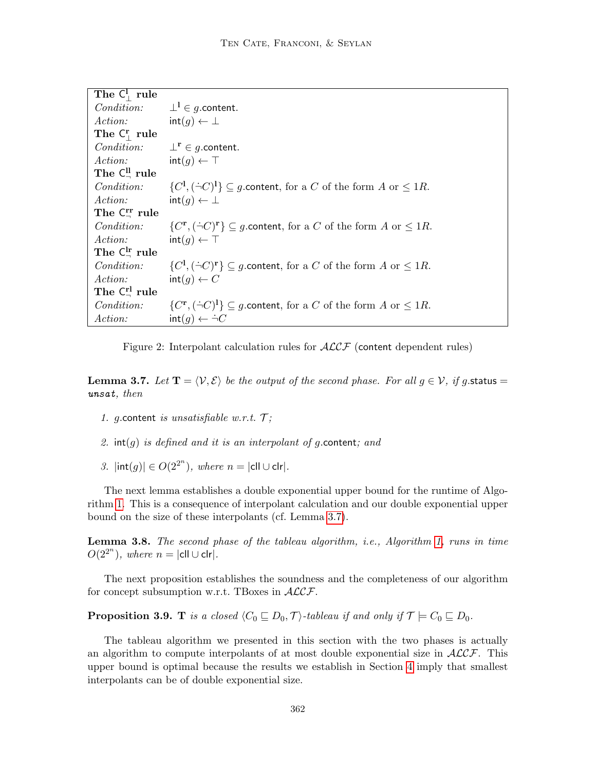| **The $\mathsf{C}^{\mathbf{l}}_{\bot}$ rule** | |
|---|---|
| *Condition:* | $\bot^{\mathbf{l}} \in g.\mathsf{content}$. |
| *Action:* | $\mathsf{int}(g) \leftarrow \bot$ |
| **The $\mathsf{C}^{\mathbf{r}}_{\bot}$ rule** | |
| *Condition:* | $\bot^{\mathbf{r}} \in g.\mathsf{content}$. |
| *Action:* | $\mathsf{int}(g) \leftarrow \top$ |
| **The $\mathsf{C}^{\mathbf{ll}}_{\neg}$ rule** | |
| *Condition:* | $\{C^{\mathbf{l}}, (\dot\neg C)^{\mathbf{l}}\} \subseteq g.\mathsf{content}$, for a $C$ of the form $A$ or $\leq 1R$. |
| *Action:* | $\mathsf{int}(g) \leftarrow \bot$ |
| **The $\mathsf{C}^{\mathbf{rr}}_{\neg}$ rule** | |
| *Condition:* | $\{C^{\mathbf{r}}, (\dot\neg C)^{\mathbf{r}}\} \subseteq g.\mathsf{content}$, for a $C$ of the form $A$ or $\leq 1R$. |
| *Action:* | $\mathsf{int}(g) \leftarrow \top$ |
| **The $\mathsf{C}^{\mathbf{lr}}_{\neg}$ rule** | |
| *Condition:* | $\{C^{\mathbf{l}}, (\dot\neg C)^{\mathbf{r}}\} \subseteq g.\mathsf{content}$, for a $C$ of the form $A$ or $\leq 1R$. |
| *Action:* | $\mathsf{int}(g) \leftarrow C$ |
| **The $\mathsf{C}^{\mathbf{rl}}_{\neg}$ rule** | |
| *Condition:* | $\{C^{\mathbf{r}}, (\dot\neg C)^{\mathbf{l}}\} \subseteq g.\mathsf{content}$, for a $C$ of the form $A$ or $\leq 1R$. |
| *Action:* | $\mathsf{int}(g) \leftarrow \dot\neg C$ |

Figure 2: Interpolant calculation rules for $\mathcal{ALCF}$ (content dependent rules)

**Lemma 3.7.** *Let $\mathbf{T} = \langle \mathcal{V}, \mathcal{E} \rangle$ be the output of the second phase. For all $g \in \mathcal{V}$, if $g.\mathsf{status} =$ **unsat**, then*

1. *$g.\mathsf{content}$ is unsatisfiable w.r.t. $\mathcal{T}$;*
2. *$\mathsf{int}(g)$ is defined and it is an interpolant of $g.\mathsf{content}$; and*
3. *$|\mathsf{int}(g)| \in O(2^{2^n})$, where $n = |\mathsf{cll} \cup \mathsf{clr}|$.*

The next lemma establishes a double exponential upper bound for the runtime of Algorithm 1. This is a consequence of interpolant calculation and our double exponential upper bound on the size of these interpolants (cf. Lemma 3.7).

**Lemma 3.8.** *The second phase of the tableau algorithm, i.e., Algorithm 1, runs in time $O(2^{2^n})$, where $n = |\mathsf{cll} \cup \mathsf{clr}|$.*

The next proposition establishes the soundness and the completeness of our algorithm for concept subsumption w.r.t. TBoxes in $\mathcal{ALCF}$.

**Proposition 3.9.** *$\mathbf{T}$ is a closed $\langle C_0 \sqsubseteq D_0, \mathcal{T} \rangle$-tableau if and only if $\mathcal{T} \models C_0 \sqsubseteq D_0$.*

The tableau algorithm we presented in this section with the two phases is actually an algorithm to compute interpolants of at most double exponential size in $\mathcal{ALCF}$. This upper bound is optimal because the results we establish in Section 4 imply that smallest interpolants can be of double exponential size.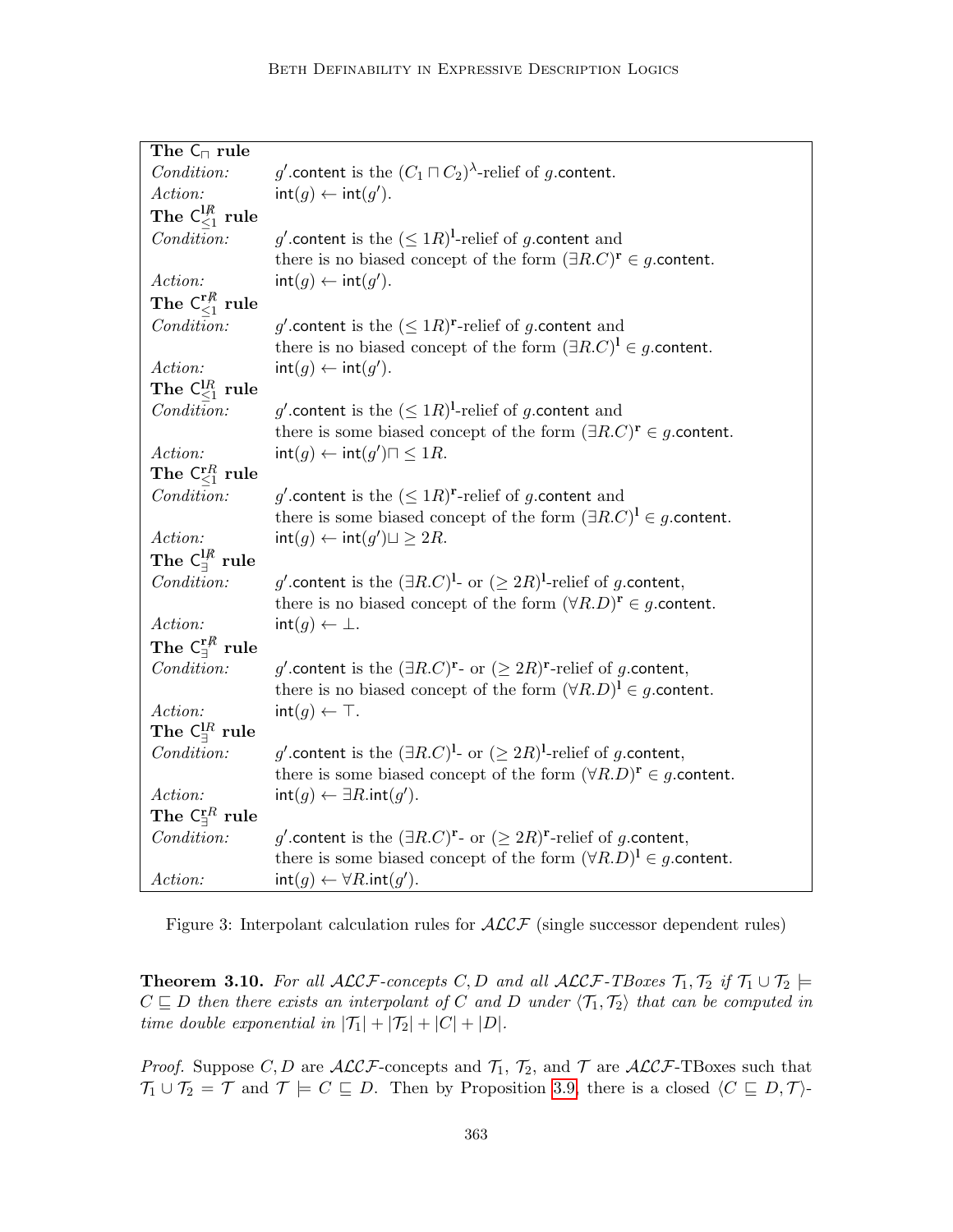| | |
|---|---|
| **The $\mathsf{C}_{\sqcap}$ rule** | |
| *Condition:* | $g'.\mathsf{content}$ is the $(C_1 \sqcap C_2)^{\lambda}$-relief of $g.\mathsf{content}$. |
| *Action:* | $\mathsf{int}(g) \leftarrow \mathsf{int}(g')$. |
| **The $\mathsf{C}_{\leq 1}^{\mathbf{l}\not R}$ rule** | |
| *Condition:* | $g'.\mathsf{content}$ is the $(\leq 1R)^{\mathbf{l}}$-relief of $g.\mathsf{content}$ and there is no biased concept of the form $(\exists R.C)^{\mathbf{r}} \in g.\mathsf{content}$. |
| *Action:* | $\mathsf{int}(g) \leftarrow \mathsf{int}(g')$. |
| **The $\mathsf{C}_{\leq 1}^{\mathbf{r}\not R}$ rule** | |
| *Condition:* | $g'.\mathsf{content}$ is the $(\leq 1R)^{\mathbf{r}}$-relief of $g.\mathsf{content}$ and there is no biased concept of the form $(\exists R.C)^{\mathbf{l}} \in g.\mathsf{content}$. |
| *Action:* | $\mathsf{int}(g) \leftarrow \mathsf{int}(g')$. |
| **The $\mathsf{C}_{\leq 1}^{\mathbf{l}R}$ rule** | |
| *Condition:* | $g'.\mathsf{content}$ is the $(\leq 1R)^{\mathbf{l}}$-relief of $g.\mathsf{content}$ and there is some biased concept of the form $(\exists R.C)^{\mathbf{r}} \in g.\mathsf{content}$. |
| *Action:* | $\mathsf{int}(g) \leftarrow \mathsf{int}(g') \sqcap \leq 1R$. |
| **The $\mathsf{C}_{\leq 1}^{\mathbf{r}R}$ rule** | |
| *Condition:* | $g'.\mathsf{content}$ is the $(\leq 1R)^{\mathbf{r}}$-relief of $g.\mathsf{content}$ and there is some biased concept of the form $(\exists R.C)^{\mathbf{l}} \in g.\mathsf{content}$. |
| *Action:* | $\mathsf{int}(g) \leftarrow \mathsf{int}(g') \sqcup \geq 2R$. |
| **The $\mathsf{C}_{\exists}^{\mathbf{l}\not R}$ rule** | |
| *Condition:* | $g'.\mathsf{content}$ is the $(\exists R.C)^{\mathbf{l}}$- or $(\geq 2R)^{\mathbf{l}}$-relief of $g.\mathsf{content}$, there is no biased concept of the form $(\forall R.D)^{\mathbf{r}} \in g.\mathsf{content}$. |
| *Action:* | $\mathsf{int}(g) \leftarrow \bot$. |
| **The $\mathsf{C}_{\exists}^{\mathbf{r}\not R}$ rule** | |
| *Condition:* | $g'.\mathsf{content}$ is the $(\exists R.C)^{\mathbf{r}}$- or $(\geq 2R)^{\mathbf{r}}$-relief of $g.\mathsf{content}$, there is no biased concept of the form $(\forall R.D)^{\mathbf{l}} \in g.\mathsf{content}$. |
| *Action:* | $\mathsf{int}(g) \leftarrow \top$. |
| **The $\mathsf{C}_{\exists}^{\mathbf{l}R}$ rule** | |
| *Condition:* | $g'.\mathsf{content}$ is the $(\exists R.C)^{\mathbf{l}}$- or $(\geq 2R)^{\mathbf{l}}$-relief of $g.\mathsf{content}$, there is some biased concept of the form $(\forall R.D)^{\mathbf{r}} \in g.\mathsf{content}$. |
| *Action:* | $\mathsf{int}(g) \leftarrow \exists R.\mathsf{int}(g')$. |
| **The $\mathsf{C}_{\exists}^{\mathbf{r}R}$ rule** | |
| *Condition:* | $g'.\mathsf{content}$ is the $(\exists R.C)^{\mathbf{r}}$- or $(\geq 2R)^{\mathbf{r}}$-relief of $g.\mathsf{content}$, there is some biased concept of the form $(\forall R.D)^{\mathbf{l}} \in g.\mathsf{content}$. |
| *Action:* | $\mathsf{int}(g) \leftarrow \forall R.\mathsf{int}(g')$. |

Figure 3: Interpolant calculation rules for $\mathcal{ALCF}$ (single successor dependent rules)

**Theorem 3.10.** *For all $\mathcal{ALCF}$-concepts $C, D$ and all $\mathcal{ALCF}$-TBoxes $\mathcal{T}_1, \mathcal{T}_2$ if $\mathcal{T}_1 \cup \mathcal{T}_2 \models C \sqsubseteq D$ then there exists an interpolant of $C$ and $D$ under $\langle \mathcal{T}_1, \mathcal{T}_2 \rangle$ that can be computed in time double exponential in $|\mathcal{T}_1| + |\mathcal{T}_2| + |C| + |D|$.*

*Proof.* Suppose $C, D$ are $\mathcal{ALCF}$-concepts and $\mathcal{T}_1$, $\mathcal{T}_2$, and $\mathcal{T}$ are $\mathcal{ALCF}$-TBoxes such that $\mathcal{T}_1 \cup \mathcal{T}_2 = \mathcal{T}$ and $\mathcal{T} \models C \sqsubseteq D$. Then by Proposition 3.9, there is a closed $\langle C \sqsubseteq D, \mathcal{T} \rangle$-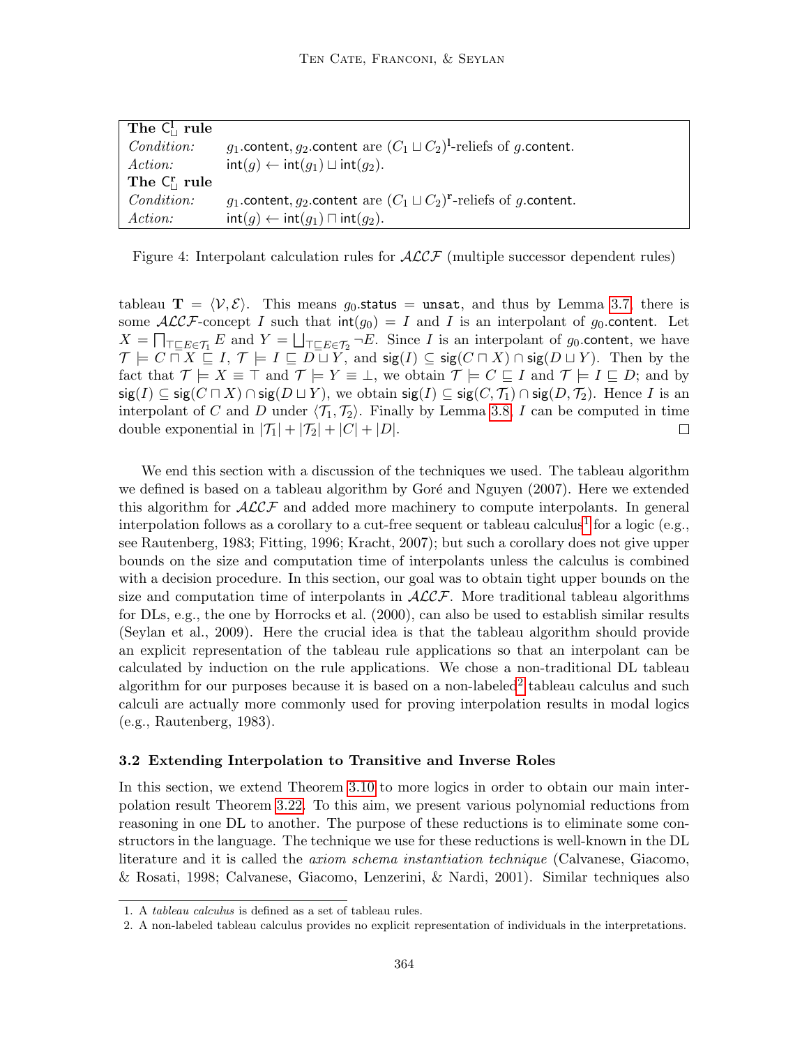| **The $\mathsf{C}^{\mathbf{l}}_{\sqcup}$ rule** | |
|---|---|
| *Condition:* | $g_1.\mathsf{content}, g_2.\mathsf{content}$ are $(C_1 \sqcup C_2)^{\mathbf{l}}$-reliefs of $g.\mathsf{content}$. |
| *Action:* | $\mathsf{int}(g) \leftarrow \mathsf{int}(g_1) \sqcup \mathsf{int}(g_2)$. |
| **The $\mathsf{C}^{\mathbf{r}}_{\sqcup}$ rule** | |
| *Condition:* | $g_1.\mathsf{content}, g_2.\mathsf{content}$ are $(C_1 \sqcup C_2)^{\mathbf{r}}$-reliefs of $g.\mathsf{content}$. |
| *Action:* | $\mathsf{int}(g) \leftarrow \mathsf{int}(g_1) \sqcap \mathsf{int}(g_2)$. |

Figure 4: Interpolant calculation rules for $\mathcal{ALCF}$ (multiple successor dependent rules)

tableau $\mathbf{T} = \langle \mathcal{V}, \mathcal{E} \rangle$. This means $g_0.\mathsf{status} = \mathtt{unsat}$, and thus by Lemma 3.7, there is some $\mathcal{ALCF}$-concept $I$ such that $\mathsf{int}(g_0) = I$ and $I$ is an interpolant of $g_0.\mathsf{content}$. Let $X = \bigsqcap_{\top \sqsubseteq E \in \mathcal{T}_1} E$ and $Y = \bigsqcup_{\top \sqsubseteq E \in \mathcal{T}_2} \neg E$. Since $I$ is an interpolant of $g_0.\mathsf{content}$, we have $\mathcal{T} \models C \sqcap X \sqsubseteq I$, $\mathcal{T} \models I \sqsubseteq D \sqcup Y$, and $\mathsf{sig}(I) \subseteq \mathsf{sig}(C \sqcap X) \cap \mathsf{sig}(D \sqcup Y)$. Then by the fact that $\mathcal{T} \models X \equiv \top$ and $\mathcal{T} \models Y \equiv \bot$, we obtain $\mathcal{T} \models C \sqsubseteq I$ and $\mathcal{T} \models I \sqsubseteq D$; and by $\mathsf{sig}(I) \subseteq \mathsf{sig}(C \sqcap X) \cap \mathsf{sig}(D \sqcup Y)$, we obtain $\mathsf{sig}(I) \subseteq \mathsf{sig}(C, \mathcal{T}_1) \cap \mathsf{sig}(D, \mathcal{T}_2)$. Hence $I$ is an interpolant of $C$ and $D$ under $\langle \mathcal{T}_1, \mathcal{T}_2 \rangle$. Finally by Lemma 3.8, $I$ can be computed in time double exponential in $|\mathcal{T}_1| + |\mathcal{T}_2| + |C| + |D|$. ☐

We end this section with a discussion of the techniques we used. The tableau algorithm we defined is based on a tableau algorithm by Goré and Nguyen (2007). Here we extended this algorithm for $\mathcal{ALCF}$ and added more machinery to compute interpolants. In general interpolation follows as a corollary to a cut-free sequent or tableau calculus[1] for a logic (e.g., see Rautenberg, 1983; Fitting, 1996; Kracht, 2007); but such a corollary does not give upper bounds on the size and computation time of interpolants unless the calculus is combined with a decision procedure. In this section, our goal was to obtain tight upper bounds on the size and computation time of interpolants in $\mathcal{ALCF}$. More traditional tableau algorithms for DLs, e.g., the one by Horrocks et al. (2000), can also be used to establish similar results (Seylan et al., 2009). Here the crucial idea is that the tableau algorithm should provide an explicit representation of the tableau rule applications so that an interpolant can be calculated by induction on the rule applications. We chose a non-traditional DL tableau algorithm for our purposes because it is based on a non-labeled[2] tableau calculus and such calculi are actually more commonly used for proving interpolation results in modal logics (e.g., Rautenberg, 1983).

### 3.2 Extending Interpolation to Transitive and Inverse Roles

In this section, we extend Theorem 3.10 to more logics in order to obtain our main interpolation result Theorem 3.22. To this aim, we present various polynomial reductions from reasoning in one DL to another. The purpose of these reductions is to eliminate some constructors in the language. The technique we use for these reductions is well-known in the DL literature and it is called the *axiom schema instantiation technique* (Calvanese, Giacomo, & Rosati, 1998; Calvanese, Giacomo, Lenzerini, & Nardi, 2001). Similar techniques also

1. A *tableau calculus* is defined as a set of tableau rules.
2. A non-labeled tableau calculus provides no explicit representation of individuals in the interpretations.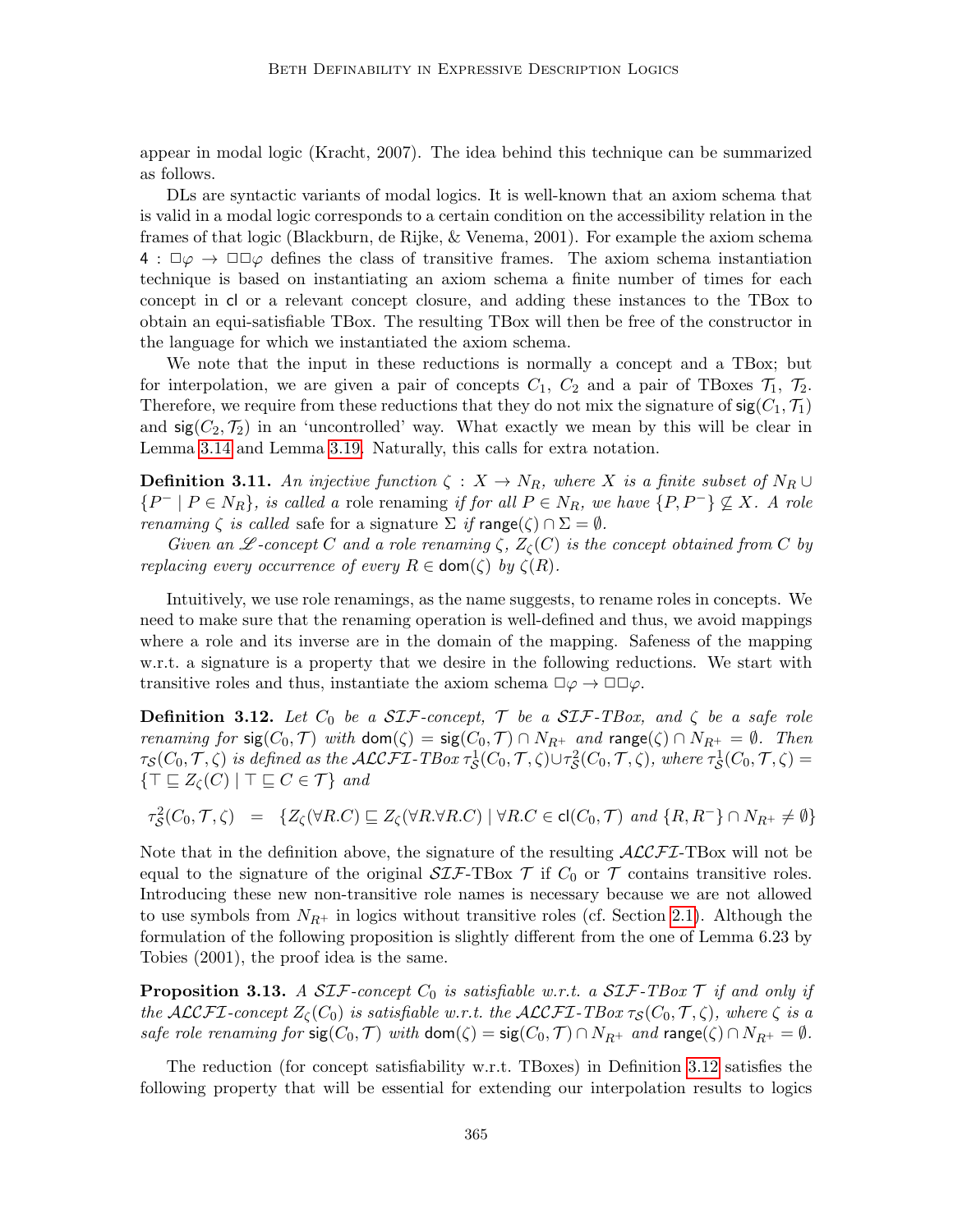appear in modal logic (Kracht, 2007). The idea behind this technique can be summarized as follows.

DLs are syntactic variants of modal logics. It is well-known that an axiom schema that is valid in a modal logic corresponds to a certain condition on the accessibility relation in the frames of that logic (Blackburn, de Rijke, & Venema, 2001). For example the axiom schema $4 : \Box\varphi \rightarrow \Box\Box\varphi$ defines the class of transitive frames. The axiom schema instantiation technique is based on instantiating an axiom schema a finite number of times for each concept in $\mathsf{cl}$ or a relevant concept closure, and adding these instances to the TBox to obtain an equi-satisfiable TBox. The resulting TBox will then be free of the constructor in the language for which we instantiated the axiom schema.

We note that the input in these reductions is normally a concept and a TBox; but for interpolation, we are given a pair of concepts $C_1$, $C_2$ and a pair of TBoxes $\mathcal{T}_1$, $\mathcal{T}_2$. Therefore, we require from these reductions that they do not mix the signature of $\mathsf{sig}(C_1, \mathcal{T}_1)$ and $\mathsf{sig}(C_2, \mathcal{T}_2)$ in an 'uncontrolled' way. What exactly we mean by this will be clear in Lemma 3.14 and Lemma 3.19. Naturally, this calls for extra notation.

**Definition 3.11.** *An injective function $\zeta : X \rightarrow N_R$, where $X$ is a finite subset of $N_R \cup \{P^- \mid P \in N_R\}$, is called a* role renaming *if for all $P \in N_R$, we have $\{P, P^-\} \not\subseteq X$. A role renaming $\zeta$ is called* safe *for a signature $\Sigma$ if $\mathsf{range}(\zeta) \cap \Sigma = \emptyset$.*

*Given an $\mathscr{L}$-concept $C$ and a role renaming $\zeta$, $Z_\zeta(C)$ is the concept obtained from $C$ by replacing every occurrence of every $R \in \mathsf{dom}(\zeta)$ by $\zeta(R)$.*

Intuitively, we use role renamings, as the name suggests, to rename roles in concepts. We need to make sure that the renaming operation is well-defined and thus, we avoid mappings where a role and its inverse are in the domain of the mapping. Safeness of the mapping w.r.t. a signature is a property that we desire in the following reductions. We start with transitive roles and thus, instantiate the axiom schema $\Box\varphi \rightarrow \Box\Box\varphi$.

**Definition 3.12.** *Let $C_0$ be a $\mathcal{SIF}$-concept, $\mathcal{T}$ be a $\mathcal{SIF}$-TBox, and $\zeta$ be a safe role renaming for $\mathsf{sig}(C_0, \mathcal{T})$ with $\mathsf{dom}(\zeta) = \mathsf{sig}(C_0, \mathcal{T}) \cap N_{R^+}$ and $\mathsf{range}(\zeta) \cap N_{R^+} = \emptyset$. Then $\tau_\mathcal{S}(C_0, \mathcal{T}, \zeta)$ is defined as the $\mathcal{ALCFI}$-TBox $\tau^1_\mathcal{S}(C_0, \mathcal{T}, \zeta) \cup \tau^2_\mathcal{S}(C_0, \mathcal{T}, \zeta)$, where $\tau^1_\mathcal{S}(C_0, \mathcal{T}, \zeta) = \{\top \sqsubseteq Z_\zeta(C) \mid \top \sqsubseteq C \in \mathcal{T}\}$ and*

$$\tau^2_\mathcal{S}(C_0, \mathcal{T}, \zeta) \;\; = \;\; \{Z_\zeta(\forall R.C) \sqsubseteq Z_\zeta(\forall R.\forall R.C) \mid \forall R.C \in \mathsf{cl}(C_0, \mathcal{T}) \text{ and } \{R, R^-\} \cap N_{R^+} \neq \emptyset\}$$

Note that in the definition above, the signature of the resulting $\mathcal{ALCFI}$-TBox will not be equal to the signature of the original $\mathcal{SIF}$-TBox $\mathcal{T}$ if $C_0$ or $\mathcal{T}$ contains transitive roles. Introducing these new non-transitive role names is necessary because we are not allowed to use symbols from $N_{R^+}$ in logics without transitive roles (cf. Section 2.1). Although the formulation of the following proposition is slightly different from the one of Lemma 6.23 by Tobies (2001), the proof idea is the same.

**Proposition 3.13.** *A $\mathcal{SIF}$-concept $C_0$ is satisfiable w.r.t. a $\mathcal{SIF}$-TBox $\mathcal{T}$ if and only if the $\mathcal{ALCFI}$-concept $Z_\zeta(C_0)$ is satisfiable w.r.t. the $\mathcal{ALCFI}$-TBox $\tau_\mathcal{S}(C_0, \mathcal{T}, \zeta)$, where $\zeta$ is a safe role renaming for $\mathsf{sig}(C_0, \mathcal{T})$ with $\mathsf{dom}(\zeta) = \mathsf{sig}(C_0, \mathcal{T}) \cap N_{R^+}$ and $\mathsf{range}(\zeta) \cap N_{R^+} = \emptyset$.*

The reduction (for concept satisfiability w.r.t. TBoxes) in Definition 3.12 satisfies the following property that will be essential for extending our interpolation results to logics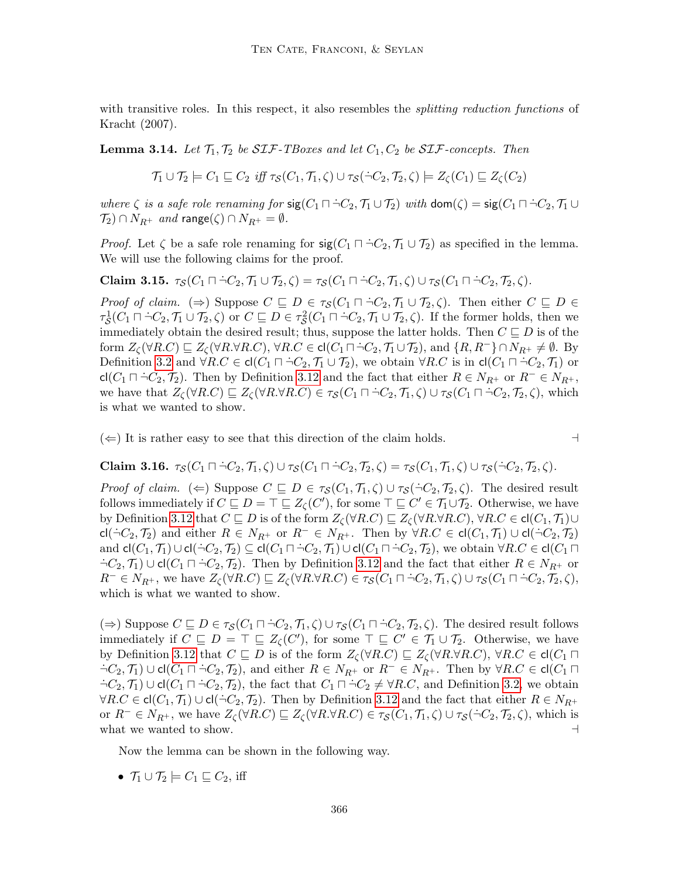with transitive roles. In this respect, it also resembles the *splitting reduction functions* of Kracht (2007).

**Lemma 3.14.** *Let $\mathcal{T}_1, \mathcal{T}_2$ be $\mathcal{SIF}$-TBoxes and let $C_1, C_2$ be $\mathcal{SIF}$-concepts. Then*

$$\mathcal{T}_1 \cup \mathcal{T}_2 \models C_1 \sqsubseteq C_2 \text{ iff } \tau_{\mathcal{S}}(C_1, \mathcal{T}_1, \zeta) \cup \tau_{\mathcal{S}}(\dot{\neg} C_2, \mathcal{T}_2, \zeta) \models Z_\zeta(C_1) \sqsubseteq Z_\zeta(C_2)$$

*where $\zeta$ is a safe role renaming for $\mathsf{sig}(C_1 \sqcap \dot{\neg} C_2, \mathcal{T}_1 \cup \mathcal{T}_2)$ with $\mathsf{dom}(\zeta) = \mathsf{sig}(C_1 \sqcap \dot{\neg} C_2, \mathcal{T}_1 \cup \mathcal{T}_2) \cap N_{R^+}$ and $\mathsf{range}(\zeta) \cap N_{R^+} = \emptyset$.*

*Proof.* Let $\zeta$ be a safe role renaming for $\mathsf{sig}(C_1 \sqcap \dot{\neg} C_2, \mathcal{T}_1 \cup \mathcal{T}_2)$ as specified in the lemma. We will use the following claims for the proof.

**Claim 3.15.** $\tau_{\mathcal{S}}(C_1 \sqcap \dot{\neg} C_2, \mathcal{T}_1 \cup \mathcal{T}_2, \zeta) = \tau_{\mathcal{S}}(C_1 \sqcap \dot{\neg} C_2, \mathcal{T}_1, \zeta) \cup \tau_{\mathcal{S}}(C_1 \sqcap \dot{\neg} C_2, \mathcal{T}_2, \zeta)$.

*Proof of claim.* ($\Rightarrow$) Suppose $C \sqsubseteq D \in \tau_{\mathcal{S}}(C_1 \sqcap \dot{\neg} C_2, \mathcal{T}_1 \cup \mathcal{T}_2, \zeta)$. Then either $C \sqsubseteq D \in \tau^1_{\mathcal{S}}(C_1 \sqcap \dot{\neg} C_2, \mathcal{T}_1 \cup \mathcal{T}_2, \zeta)$ or $C \sqsubseteq D \in \tau^2_{\mathcal{S}}(C_1 \sqcap \dot{\neg} C_2, \mathcal{T}_1 \cup \mathcal{T}_2, \zeta)$. If the former holds, then we immediately obtain the desired result; thus, suppose the latter holds. Then $C \sqsubseteq D$ is of the form $Z_\zeta(\forall R.C) \sqsubseteq Z_\zeta(\forall R.\forall R.C)$, $\forall R.C \in \mathsf{cl}(C_1 \sqcap \dot{\neg} C_2, \mathcal{T}_1 \cup \mathcal{T}_2)$, and $\{R, R^-\} \cap N_{R^+} \neq \emptyset$. By Definition 3.2 and $\forall R.C \in \mathsf{cl}(C_1 \sqcap \dot{\neg} C_2, \mathcal{T}_1 \cup \mathcal{T}_2)$, we obtain $\forall R.C$ is in $\mathsf{cl}(C_1 \sqcap \dot{\neg} C_2, \mathcal{T}_1)$ or $\mathsf{cl}(C_1 \sqcap \dot{\neg} C_2, \mathcal{T}_2)$. Then by Definition 3.12 and the fact that either $R \in N_{R^+}$ or $R^- \in N_{R^+}$, we have that $Z_\zeta(\forall R.C) \sqsubseteq Z_\zeta(\forall R.\forall R.C) \in \tau_{\mathcal{S}}(C_1 \sqcap \dot{\neg} C_2, \mathcal{T}_1, \zeta) \cup \tau_{\mathcal{S}}(C_1 \sqcap \dot{\neg} C_2, \mathcal{T}_2, \zeta)$, which is what we wanted to show.

($\Leftarrow$) It is rather easy to see that this direction of the claim holds. ⊣

**Claim 3.16.** $\tau_{\mathcal{S}}(C_1 \sqcap \dot{\neg} C_2, \mathcal{T}_1, \zeta) \cup \tau_{\mathcal{S}}(C_1 \sqcap \dot{\neg} C_2, \mathcal{T}_2, \zeta) = \tau_{\mathcal{S}}(C_1, \mathcal{T}_1, \zeta) \cup \tau_{\mathcal{S}}(\dot{\neg} C_2, \mathcal{T}_2, \zeta)$.

*Proof of claim.* ($\Leftarrow$) Suppose $C \sqsubseteq D \in \tau_{\mathcal{S}}(C_1, \mathcal{T}_1, \zeta) \cup \tau_{\mathcal{S}}(\dot{\neg} C_2, \mathcal{T}_2, \zeta)$. The desired result follows immediately if $C \sqsubseteq D = \top \sqsubseteq Z_\zeta(C')$, for some $\top \sqsubseteq C' \in \mathcal{T}_1 \cup \mathcal{T}_2$. Otherwise, we have by Definition 3.12 that $C \sqsubseteq D$ is of the form $Z_\zeta(\forall R.C) \sqsubseteq Z_\zeta(\forall R.\forall R.C)$, $\forall R.C \in \mathsf{cl}(C_1, \mathcal{T}_1) \cup \mathsf{cl}(\dot{\neg} C_2, \mathcal{T}_2)$ and either $R \in N_{R^+}$ or $R^- \in N_{R^+}$. Then by $\forall R.C \in \mathsf{cl}(C_1, \mathcal{T}_1) \cup \mathsf{cl}(\dot{\neg} C_2, \mathcal{T}_2)$ and $\mathsf{cl}(C_1, \mathcal{T}_1) \cup \mathsf{cl}(\dot{\neg} C_2, \mathcal{T}_2) \subseteq \mathsf{cl}(C_1 \sqcap \dot{\neg} C_2, \mathcal{T}_1) \cup \mathsf{cl}(C_1 \sqcap \dot{\neg} C_2, \mathcal{T}_2)$, we obtain $\forall R.C \in \mathsf{cl}(C_1 \sqcap \dot{\neg} C_2, \mathcal{T}_1) \cup \mathsf{cl}(C_1 \sqcap \dot{\neg} C_2, \mathcal{T}_2)$. Then by Definition 3.12 and the fact that either $R \in N_{R^+}$ or $R^- \in N_{R^+}$, we have $Z_\zeta(\forall R.C) \sqsubseteq Z_\zeta(\forall R.\forall R.C) \in \tau_{\mathcal{S}}(C_1 \sqcap \dot{\neg} C_2, \mathcal{T}_1, \zeta) \cup \tau_{\mathcal{S}}(C_1 \sqcap \dot{\neg} C_2, \mathcal{T}_2, \zeta)$, which is what we wanted to show.

($\Rightarrow$) Suppose $C \sqsubseteq D \in \tau_{\mathcal{S}}(C_1 \sqcap \dot{\neg} C_2, \mathcal{T}_1, \zeta) \cup \tau_{\mathcal{S}}(C_1 \sqcap \dot{\neg} C_2, \mathcal{T}_2, \zeta)$. The desired result follows immediately if $C \sqsubseteq D = \top \sqsubseteq Z_\zeta(C')$, for some $\top \sqsubseteq C' \in \mathcal{T}_1 \cup \mathcal{T}_2$. Otherwise, we have by Definition 3.12 that $C \sqsubseteq D$ is of the form $Z_\zeta(\forall R.C) \sqsubseteq Z_\zeta(\forall R.\forall R.C)$, $\forall R.C \in \mathsf{cl}(C_1 \sqcap \dot{\neg} C_2, \mathcal{T}_1) \cup \mathsf{cl}(C_1 \sqcap \dot{\neg} C_2, \mathcal{T}_2)$, and either $R \in N_{R^+}$ or $R^- \in N_{R^+}$. Then by $\forall R.C \in \mathsf{cl}(C_1 \sqcap \dot{\neg} C_2, \mathcal{T}_1) \cup \mathsf{cl}(C_1 \sqcap \dot{\neg} C_2, \mathcal{T}_2)$, the fact that $C_1 \sqcap \dot{\neg} C_2 \neq \forall R.C$, and Definition 3.2, we obtain $\forall R.C \in \mathsf{cl}(C_1, \mathcal{T}_1) \cup \mathsf{cl}(\dot{\neg} C_2, \mathcal{T}_2)$. Then by Definition 3.12 and the fact that either $R \in N_{R^+}$ or $R^- \in N_{R^+}$, we have $Z_\zeta(\forall R.C) \sqsubseteq Z_\zeta(\forall R.\forall R.C) \in \tau_{\mathcal{S}}(C_1, \mathcal{T}_1, \zeta) \cup \tau_{\mathcal{S}}(\dot{\neg} C_2, \mathcal{T}_2, \zeta)$, which is what we wanted to show. ⊣

Now the lemma can be shown in the following way.

- $\mathcal{T}_1 \cup \mathcal{T}_2 \models C_1 \sqsubseteq C_2$, iff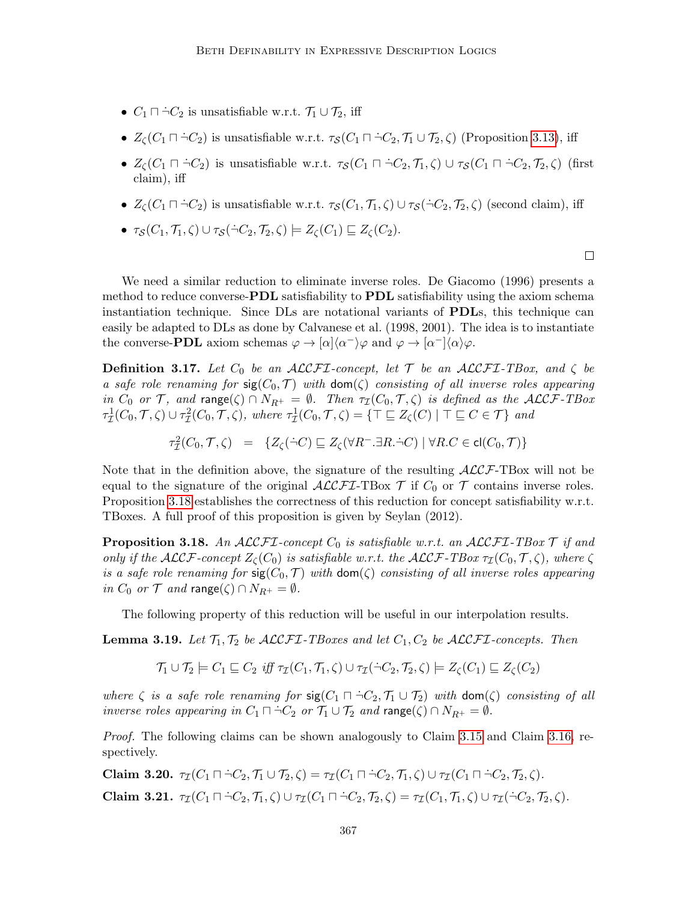- $C_1 \sqcap \dot{\neg} C_2$ is unsatisfiable w.r.t. $\mathcal{T}_1 \cup \mathcal{T}_2$, iff
- $Z_\zeta(C_1 \sqcap \dot{\neg} C_2)$ is unsatisfiable w.r.t. $\tau_\mathcal{S}(C_1 \sqcap \dot{\neg} C_2, \mathcal{T}_1 \cup \mathcal{T}_2, \zeta)$ (Proposition 3.13), iff
- $Z_\zeta(C_1 \sqcap \dot{\neg} C_2)$ is unsatisfiable w.r.t. $\tau_\mathcal{S}(C_1 \sqcap \dot{\neg} C_2, \mathcal{T}_1, \zeta) \cup \tau_\mathcal{S}(C_1 \sqcap \dot{\neg} C_2, \mathcal{T}_2, \zeta)$ (first claim), iff
- $Z_\zeta(C_1 \sqcap \dot{\neg} C_2)$ is unsatisfiable w.r.t. $\tau_\mathcal{S}(C_1, \mathcal{T}_1, \zeta) \cup \tau_\mathcal{S}(\dot{\neg} C_2, \mathcal{T}_2, \zeta)$ (second claim), iff
- $\tau_\mathcal{S}(C_1, \mathcal{T}_1, \zeta) \cup \tau_\mathcal{S}(\dot{\neg} C_2, \mathcal{T}_2, \zeta) \models Z_\zeta(C_1) \sqsubseteq Z_\zeta(C_2)$.

□

We need a similar reduction to eliminate inverse roles. De Giacomo (1996) presents a method to reduce converse-**PDL** satisfiability to **PDL** satisfiability using the axiom schema instantiation technique. Since DLs are notational variants of **PDL**s, this technique can easily be adapted to DLs as done by Calvanese et al. (1998, 2001). The idea is to instantiate the converse-**PDL** axiom schemas $\varphi \rightarrow [\alpha]\langle\alpha^-\rangle\varphi$ and $\varphi \rightarrow [\alpha^-]\langle\alpha\rangle\varphi$.

**Definition 3.17.** *Let $C_0$ be an $\mathcal{ALCFI}$-concept, let $\mathcal{T}$ be an $\mathcal{ALCFI}$-TBox, and $\zeta$ be a safe role renaming for $\mathsf{sig}(C_0, \mathcal{T})$ with $\mathsf{dom}(\zeta)$ consisting of all inverse roles appearing in $C_0$ or $\mathcal{T}$, and $\mathsf{range}(\zeta) \cap N_{R^+} = \emptyset$. Then $\tau_\mathcal{I}(C_0, \mathcal{T}, \zeta)$ is defined as the $\mathcal{ALCF}$-TBox $\tau^1_\mathcal{I}(C_0, \mathcal{T}, \zeta) \cup \tau^2_\mathcal{I}(C_0, \mathcal{T}, \zeta)$, where $\tau^1_\mathcal{I}(C_0, \mathcal{T}, \zeta) = \{\top \sqsubseteq Z_\zeta(C) \mid \top \sqsubseteq C \in \mathcal{T}\}$ and*

$$\tau^2_\mathcal{I}(C_0, \mathcal{T}, \zeta) \quad = \quad \{Z_\zeta(\dot{\neg} C) \sqsubseteq Z_\zeta(\forall R^-.\exists R.\dot{\neg} C) \mid \forall R.C \in \mathsf{cl}(C_0, \mathcal{T})\}$$

Note that in the definition above, the signature of the resulting $\mathcal{ALCF}$-TBox will not be equal to the signature of the original $\mathcal{ALCFI}$-TBox $\mathcal{T}$ if $C_0$ or $\mathcal{T}$ contains inverse roles. Proposition 3.18 establishes the correctness of this reduction for concept satisfiability w.r.t. TBoxes. A full proof of this proposition is given by Seylan (2012).

**Proposition 3.18.** *An $\mathcal{ALCFI}$-concept $C_0$ is satisfiable w.r.t. an $\mathcal{ALCFI}$-TBox $\mathcal{T}$ if and only if the $\mathcal{ALCF}$-concept $Z_\zeta(C_0)$ is satisfiable w.r.t. the $\mathcal{ALCF}$-TBox $\tau_\mathcal{I}(C_0, \mathcal{T}, \zeta)$, where $\zeta$ is a safe role renaming for $\mathsf{sig}(C_0, \mathcal{T})$ with $\mathsf{dom}(\zeta)$ consisting of all inverse roles appearing in $C_0$ or $\mathcal{T}$ and $\mathsf{range}(\zeta) \cap N_{R^+} = \emptyset$.*

The following property of this reduction will be useful in our interpolation results.

**Lemma 3.19.** *Let $\mathcal{T}_1, \mathcal{T}_2$ be $\mathcal{ALCFI}$-TBoxes and let $C_1, C_2$ be $\mathcal{ALCFI}$-concepts. Then*

$$\mathcal{T}_1 \cup \mathcal{T}_2 \models C_1 \sqsubseteq C_2 \text{ iff } \tau_\mathcal{I}(C_1, \mathcal{T}_1, \zeta) \cup \tau_\mathcal{I}(\dot{\neg} C_2, \mathcal{T}_2, \zeta) \models Z_\zeta(C_1) \sqsubseteq Z_\zeta(C_2)$$

*where $\zeta$ is a safe role renaming for $\mathsf{sig}(C_1 \sqcap \dot{\neg} C_2, \mathcal{T}_1 \cup \mathcal{T}_2)$ with $\mathsf{dom}(\zeta)$ consisting of all inverse roles appearing in $C_1 \sqcap \dot{\neg} C_2$ or $\mathcal{T}_1 \cup \mathcal{T}_2$ and $\mathsf{range}(\zeta) \cap N_{R^+} = \emptyset$.*

*Proof.* The following claims can be shown analogously to Claim 3.15 and Claim 3.16, respectively.

**Claim 3.20.** $\tau_\mathcal{I}(C_1 \sqcap \dot{\neg} C_2, \mathcal{T}_1 \cup \mathcal{T}_2, \zeta) = \tau_\mathcal{I}(C_1 \sqcap \dot{\neg} C_2, \mathcal{T}_1, \zeta) \cup \tau_\mathcal{I}(C_1 \sqcap \dot{\neg} C_2, \mathcal{T}_2, \zeta)$.

**Claim 3.21.** $\tau_\mathcal{I}(C_1 \sqcap \dot{\neg} C_2, \mathcal{T}_1, \zeta) \cup \tau_\mathcal{I}(C_1 \sqcap \dot{\neg} C_2, \mathcal{T}_2, \zeta) = \tau_\mathcal{I}(C_1, \mathcal{T}_1, \zeta) \cup \tau_\mathcal{I}(\dot{\neg} C_2, \mathcal{T}_2, \zeta)$.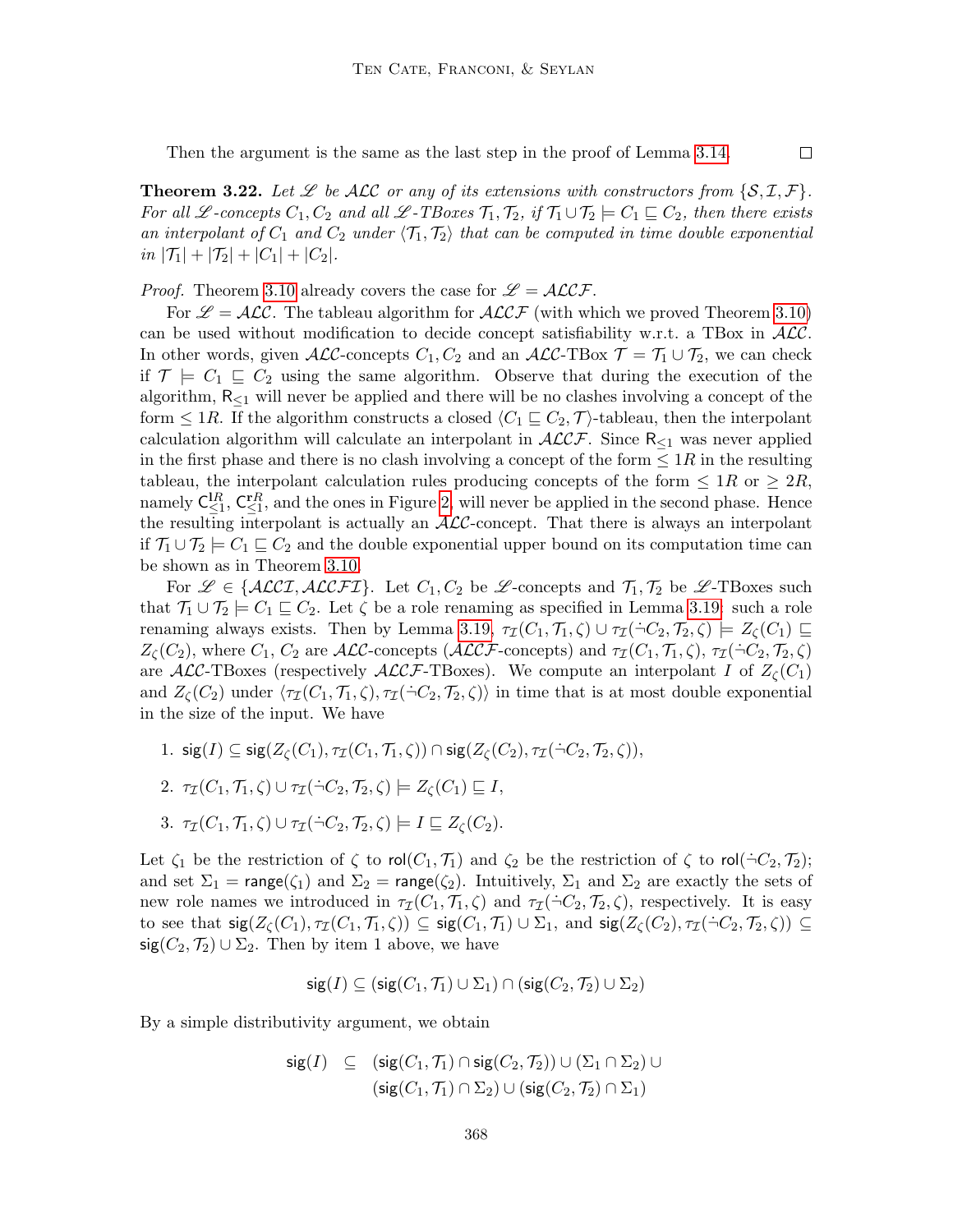Then the argument is the same as the last step in the proof of Lemma 3.14. □

**Theorem 3.22.** *Let $\mathscr{L}$ be $\mathcal{ALC}$ or any of its extensions with constructors from $\{\mathcal{S}, \mathcal{I}, \mathcal{F}\}$. For all $\mathscr{L}$-concepts $C_1, C_2$ and all $\mathscr{L}$-TBoxes $\mathcal{T}_1, \mathcal{T}_2$, if $\mathcal{T}_1 \cup \mathcal{T}_2 \models C_1 \sqsubseteq C_2$, then there exists an interpolant of $C_1$ and $C_2$ under $\langle \mathcal{T}_1, \mathcal{T}_2 \rangle$ that can be computed in time double exponential in $|\mathcal{T}_1| + |\mathcal{T}_2| + |C_1| + |C_2|$.*

*Proof.* Theorem 3.10 already covers the case for $\mathscr{L} = \mathcal{ALCF}$.

For $\mathscr{L} = \mathcal{ALC}$. The tableau algorithm for $\mathcal{ALCF}$ (with which we proved Theorem 3.10) can be used without modification to decide concept satisfiability w.r.t. a TBox in $\mathcal{ALC}$. In other words, given $\mathcal{ALC}$-concepts $C_1, C_2$ and an $\mathcal{ALC}$-TBox $\mathcal{T} = \mathcal{T}_1 \cup \mathcal{T}_2$, we can check if $\mathcal{T} \models C_1 \sqsubseteq C_2$ using the same algorithm. Observe that during the execution of the algorithm, $\mathsf{R}_{\leq 1}$ will never be applied and there will be no clashes involving a concept of the form $\leq 1R$. If the algorithm constructs a closed $\langle C_1 \sqsubseteq C_2, \mathcal{T} \rangle$-tableau, then the interpolant calculation algorithm will calculate an interpolant in $\mathcal{ALCF}$. Since $\mathsf{R}_{\leq 1}$ was never applied in the first phase and there is no clash involving a concept of the form $\leq 1R$ in the resulting tableau, the interpolant calculation rules producing concepts of the form $\leq 1R$ or $\geq 2R$, namely $\mathsf{C}^{\mathbf{l}R}_{\leq 1}$, $\mathsf{C}^{\mathbf{r}R}_{\leq 1}$, and the ones in Figure 2, will never be applied in the second phase. Hence the resulting interpolant is actually an $\mathcal{ALC}$-concept. That there is always an interpolant if $\mathcal{T}_1 \cup \mathcal{T}_2 \models C_1 \sqsubseteq C_2$ and the double exponential upper bound on its computation time can be shown as in Theorem 3.10.

For $\mathscr{L} \in \{\mathcal{ALCI}, \mathcal{ALCFI}\}$. Let $C_1, C_2$ be $\mathscr{L}$-concepts and $\mathcal{T}_1, \mathcal{T}_2$ be $\mathscr{L}$-TBoxes such that $\mathcal{T}_1 \cup \mathcal{T}_2 \models C_1 \sqsubseteq C_2$. Let $\zeta$ be a role renaming as specified in Lemma 3.19; such a role renaming always exists. Then by Lemma 3.19, $\tau_{\mathcal{I}}(C_1, \mathcal{T}_1, \zeta) \cup \tau_{\mathcal{I}}(\dot{\neg} C_2, \mathcal{T}_2, \zeta) \models Z_\zeta(C_1) \sqsubseteq Z_\zeta(C_2)$, where $C_1$, $C_2$ are $\mathcal{ALC}$-concepts ($\mathcal{ALCF}$-concepts) and $\tau_{\mathcal{I}}(C_1, \mathcal{T}_1, \zeta)$, $\tau_{\mathcal{I}}(\dot{\neg} C_2, \mathcal{T}_2, \zeta)$ are $\mathcal{ALC}$-TBoxes (respectively $\mathcal{ALCF}$-TBoxes). We compute an interpolant $I$ of $Z_\zeta(C_1)$ and $Z_\zeta(C_2)$ under $\langle \tau_{\mathcal{I}}(C_1, \mathcal{T}_1, \zeta), \tau_{\mathcal{I}}(\dot{\neg} C_2, \mathcal{T}_2, \zeta) \rangle$ in time that is at most double exponential in the size of the input. We have

1. $\mathsf{sig}(I) \subseteq \mathsf{sig}(Z_\zeta(C_1), \tau_{\mathcal{I}}(C_1, \mathcal{T}_1, \zeta)) \cap \mathsf{sig}(Z_\zeta(C_2), \tau_{\mathcal{I}}(\dot{\neg} C_2, \mathcal{T}_2, \zeta))$,
2. $\tau_{\mathcal{I}}(C_1, \mathcal{T}_1, \zeta) \cup \tau_{\mathcal{I}}(\dot{\neg} C_2, \mathcal{T}_2, \zeta) \models Z_\zeta(C_1) \sqsubseteq I$,
3. $\tau_{\mathcal{I}}(C_1, \mathcal{T}_1, \zeta) \cup \tau_{\mathcal{I}}(\dot{\neg} C_2, \mathcal{T}_2, \zeta) \models I \sqsubseteq Z_\zeta(C_2)$.

Let $\zeta_1$ be the restriction of $\zeta$ to $\mathsf{rol}(C_1, \mathcal{T}_1)$ and $\zeta_2$ be the restriction of $\zeta$ to $\mathsf{rol}(\dot{\neg} C_2, \mathcal{T}_2)$; and set $\Sigma_1 = \mathsf{range}(\zeta_1)$ and $\Sigma_2 = \mathsf{range}(\zeta_2)$. Intuitively, $\Sigma_1$ and $\Sigma_2$ are exactly the sets of new role names we introduced in $\tau_{\mathcal{I}}(C_1, \mathcal{T}_1, \zeta)$ and $\tau_{\mathcal{I}}(\dot{\neg} C_2, \mathcal{T}_2, \zeta)$, respectively. It is easy to see that $\mathsf{sig}(Z_\zeta(C_1), \tau_{\mathcal{I}}(C_1, \mathcal{T}_1, \zeta)) \subseteq \mathsf{sig}(C_1, \mathcal{T}_1) \cup \Sigma_1$, and $\mathsf{sig}(Z_\zeta(C_2), \tau_{\mathcal{I}}(\dot{\neg} C_2, \mathcal{T}_2, \zeta)) \subseteq \mathsf{sig}(C_2, \mathcal{T}_2) \cup \Sigma_2$. Then by item 1 above, we have

$$\mathsf{sig}(I) \subseteq (\mathsf{sig}(C_1, \mathcal{T}_1) \cup \Sigma_1) \cap (\mathsf{sig}(C_2, \mathcal{T}_2) \cup \Sigma_2)$$

By a simple distributivity argument, we obtain

$$\begin{aligned} \mathsf{sig}(I) \subseteq\ & (\mathsf{sig}(C_1, \mathcal{T}_1) \cap \mathsf{sig}(C_2, \mathcal{T}_2)) \cup (\Sigma_1 \cap \Sigma_2) \cup \\ & (\mathsf{sig}(C_1, \mathcal{T}_1) \cap \Sigma_2) \cup (\mathsf{sig}(C_2, \mathcal{T}_2) \cap \Sigma_1) \end{aligned}$$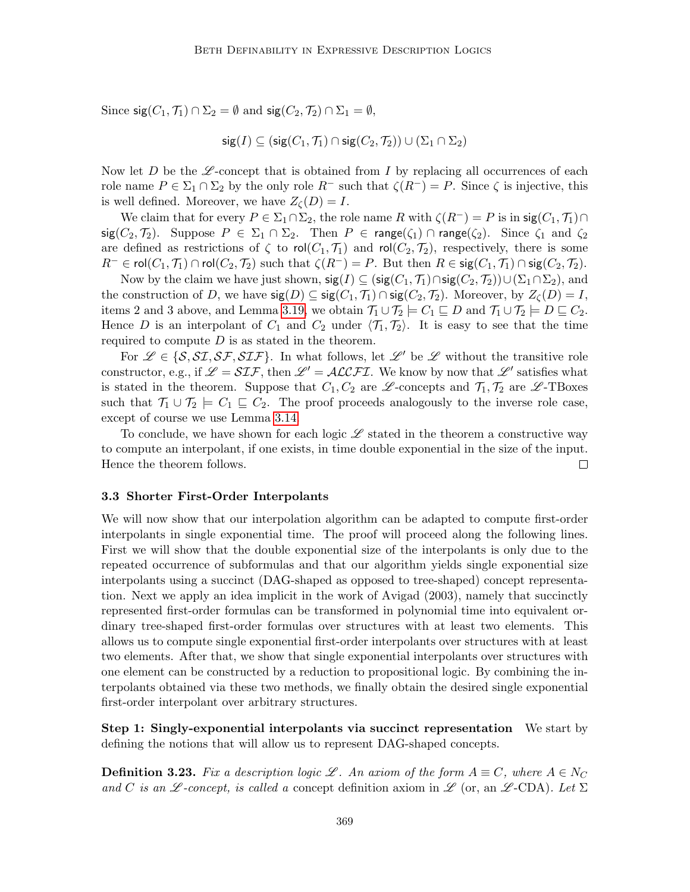Since $\mathsf{sig}(C_1, \mathcal{T}_1) \cap \Sigma_2 = \emptyset$ and $\mathsf{sig}(C_2, \mathcal{T}_2) \cap \Sigma_1 = \emptyset$,

$$\mathsf{sig}(I) \subseteq (\mathsf{sig}(C_1, \mathcal{T}_1) \cap \mathsf{sig}(C_2, \mathcal{T}_2)) \cup (\Sigma_1 \cap \Sigma_2)$$

Now let $D$ be the $\mathscr{L}$-concept that is obtained from $I$ by replacing all occurrences of each role name $P \in \Sigma_1 \cap \Sigma_2$ by the only role $R^-$ such that $\zeta(R^-) = P$. Since $\zeta$ is injective, this is well defined. Moreover, we have $Z_\zeta(D) = I$.

We claim that for every $P \in \Sigma_1 \cap \Sigma_2$, the role name $R$ with $\zeta(R^-) = P$ is in $\mathsf{sig}(C_1, \mathcal{T}_1) \cap \mathsf{sig}(C_2, \mathcal{T}_2)$. Suppose $P \in \Sigma_1 \cap \Sigma_2$. Then $P \in \mathsf{range}(\zeta_1) \cap \mathsf{range}(\zeta_2)$. Since $\zeta_1$ and $\zeta_2$ are defined as restrictions of $\zeta$ to $\mathsf{rol}(C_1, \mathcal{T}_1)$ and $\mathsf{rol}(C_2, \mathcal{T}_2)$, respectively, there is some $R^- \in \mathsf{rol}(C_1, \mathcal{T}_1) \cap \mathsf{rol}(C_2, \mathcal{T}_2)$ such that $\zeta(R^-) = P$. But then $R \in \mathsf{sig}(C_1, \mathcal{T}_1) \cap \mathsf{sig}(C_2, \mathcal{T}_2)$.

Now by the claim we have just shown, $\mathsf{sig}(I) \subseteq (\mathsf{sig}(C_1, \mathcal{T}_1) \cap \mathsf{sig}(C_2, \mathcal{T}_2)) \cup (\Sigma_1 \cap \Sigma_2)$, and the construction of $D$, we have $\mathsf{sig}(D) \subseteq \mathsf{sig}(C_1, \mathcal{T}_1) \cap \mathsf{sig}(C_2, \mathcal{T}_2)$. Moreover, by $Z_\zeta(D) = I$, items 2 and 3 above, and Lemma 3.19, we obtain $\mathcal{T}_1 \cup \mathcal{T}_2 \models C_1 \sqsubseteq D$ and $\mathcal{T}_1 \cup \mathcal{T}_2 \models D \sqsubseteq C_2$. Hence $D$ is an interpolant of $C_1$ and $C_2$ under $\langle \mathcal{T}_1, \mathcal{T}_2 \rangle$. It is easy to see that the time required to compute $D$ is as stated in the theorem.

For $\mathscr{L} \in \{\mathcal{S}, \mathcal{SI}, \mathcal{SF}, \mathcal{SIF}\}$. In what follows, let $\mathscr{L}'$ be $\mathscr{L}$ without the transitive role constructor, e.g., if $\mathscr{L} = \mathcal{SIF}$, then $\mathscr{L}' = \mathcal{ALCFI}$. We know by now that $\mathscr{L}'$ satisfies what is stated in the theorem. Suppose that $C_1, C_2$ are $\mathscr{L}$-concepts and $\mathcal{T}_1, \mathcal{T}_2$ are $\mathscr{L}$-TBoxes such that $\mathcal{T}_1 \cup \mathcal{T}_2 \models C_1 \sqsubseteq C_2$. The proof proceeds analogously to the inverse role case, except of course we use Lemma 3.14.

To conclude, we have shown for each logic $\mathscr{L}$ stated in the theorem a constructive way to compute an interpolant, if one exists, in time double exponential in the size of the input. Hence the theorem follows. $\square$

### 3.3 Shorter First-Order Interpolants

We will now show that our interpolation algorithm can be adapted to compute first-order interpolants in single exponential time. The proof will proceed along the following lines. First we will show that the double exponential size of the interpolants is only due to the repeated occurrence of subformulas and that our algorithm yields single exponential size interpolants using a succinct (DAG-shaped as opposed to tree-shaped) concept representation. Next we apply an idea implicit in the work of Avigad (2003), namely that succinctly represented first-order formulas can be transformed in polynomial time into equivalent ordinary tree-shaped first-order formulas over structures with at least two elements. This allows us to compute single exponential first-order interpolants over structures with at least two elements. After that, we show that single exponential interpolants over structures with one element can be constructed by a reduction to propositional logic. By combining the interpolants obtained via these two methods, we finally obtain the desired single exponential first-order interpolant over arbitrary structures.

**Step 1: Singly-exponential interpolants via succinct representation** We start by defining the notions that will allow us to represent DAG-shaped concepts.

**Definition 3.23.** *Fix a description logic $\mathscr{L}$. An axiom of the form $A \equiv C$, where $A \in N_C$ and $C$ is an $\mathscr{L}$-concept, is called a* concept definition axiom *in $\mathscr{L}$ (or, an $\mathscr{L}$-CDA). Let $\Sigma$*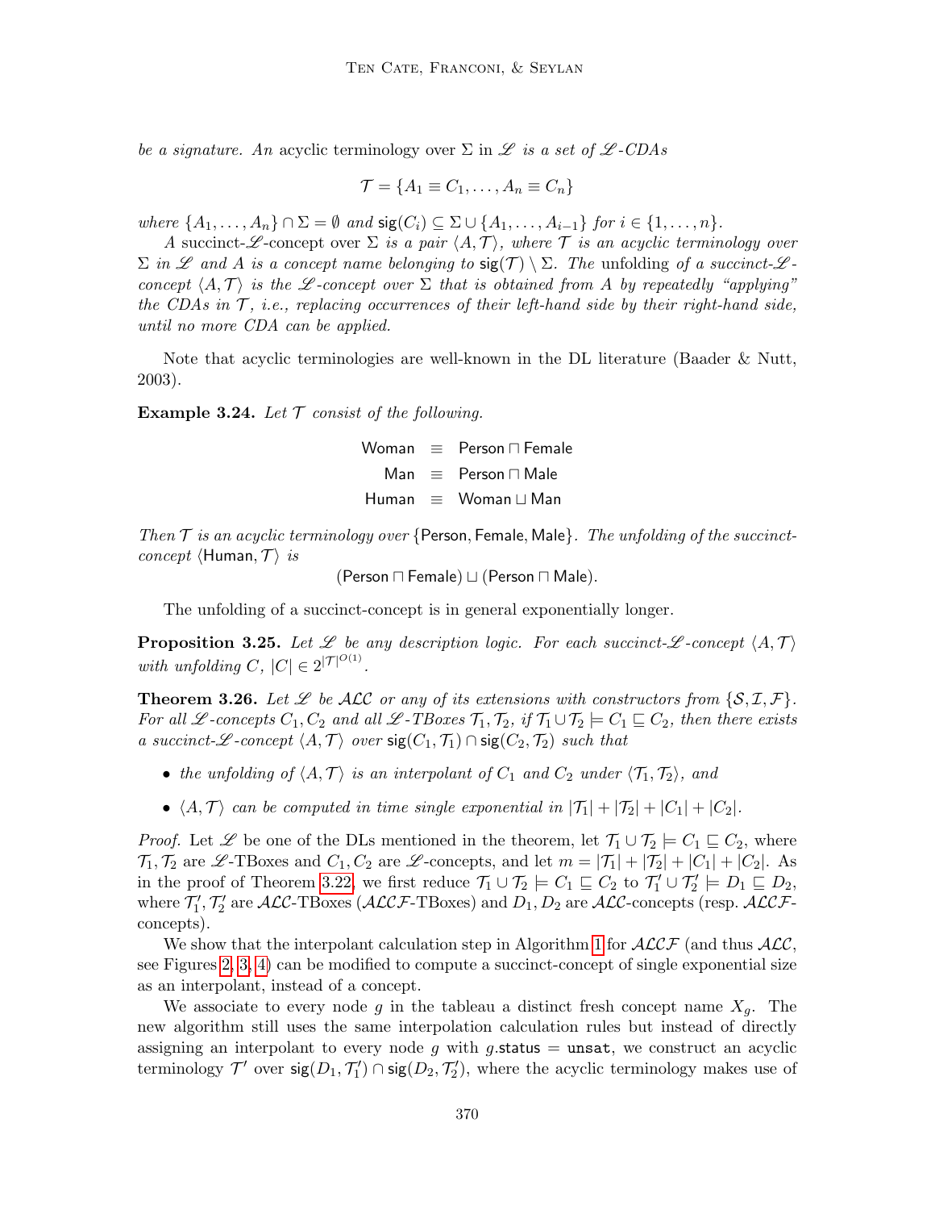*be a signature. An* acyclic terminology *over* $\Sigma$ *in* $\mathscr{L}$ *is a set of* $\mathscr{L}$*-CDAs*

$$\mathcal{T} = \{A_1 \equiv C_1, \ldots, A_n \equiv C_n\}$$

*where* $\{A_1, \ldots, A_n\} \cap \Sigma = \emptyset$ *and* $\mathsf{sig}(C_i) \subseteq \Sigma \cup \{A_1, \ldots, A_{i-1}\}$ *for* $i \in \{1, \ldots, n\}$.

*A* succinct-$\mathscr{L}$-concept *over* $\Sigma$ *is a pair* $\langle A, \mathcal{T}\rangle$*, where* $\mathcal{T}$ *is an acyclic terminology over* $\Sigma$ *in* $\mathscr{L}$ *and* $A$ *is a concept name belonging to* $\mathsf{sig}(\mathcal{T}) \setminus \Sigma$*. The* unfolding *of a succinct-*$\mathscr{L}$*-concept* $\langle A, \mathcal{T}\rangle$ *is the* $\mathscr{L}$*-concept over* $\Sigma$ *that is obtained from* $A$ *by repeatedly "applying" the CDAs in* $\mathcal{T}$*, i.e., replacing occurrences of their left-hand side by their right-hand side, until no more CDA can be applied.*

Note that acyclic terminologies are well-known in the DL literature (Baader & Nutt, 2003).

**Example 3.24.** *Let* $\mathcal{T}$ *consist of the following.*

$$\begin{aligned}
\mathsf{Woman} &\equiv \mathsf{Person} \sqcap \mathsf{Female} \\
\mathsf{Man} &\equiv \mathsf{Person} \sqcap \mathsf{Male} \\
\mathsf{Human} &\equiv \mathsf{Woman} \sqcup \mathsf{Man}
\end{aligned}$$

*Then* $\mathcal{T}$ *is an acyclic terminology over* $\{\mathsf{Person}, \mathsf{Female}, \mathsf{Male}\}$*. The unfolding of the succinct-concept* $\langle \mathsf{Human}, \mathcal{T}\rangle$ *is*

$$(\mathsf{Person} \sqcap \mathsf{Female}) \sqcup (\mathsf{Person} \sqcap \mathsf{Male}).$$

The unfolding of a succinct-concept is in general exponentially longer.

**Proposition 3.25.** *Let* $\mathscr{L}$ *be any description logic. For each succinct-*$\mathscr{L}$*-concept* $\langle A, \mathcal{T}\rangle$ *with unfolding* $C$, $|C| \in 2^{|\mathcal{T}|^{O(1)}}$.

**Theorem 3.26.** *Let* $\mathscr{L}$ *be* $\mathcal{ALC}$ *or any of its extensions with constructors from* $\{\mathcal{S}, \mathcal{I}, \mathcal{F}\}$*. For all* $\mathscr{L}$*-concepts* $C_1, C_2$ *and all* $\mathscr{L}$*-TBoxes* $\mathcal{T}_1, \mathcal{T}_2$*, if* $\mathcal{T}_1 \cup \mathcal{T}_2 \models C_1 \sqsubseteq C_2$*, then there exists a succinct-*$\mathscr{L}$*-concept* $\langle A, \mathcal{T}\rangle$ *over* $\mathsf{sig}(C_1, \mathcal{T}_1) \cap \mathsf{sig}(C_2, \mathcal{T}_2)$ *such that*

- *the unfolding of* $\langle A, \mathcal{T}\rangle$ *is an interpolant of* $C_1$ *and* $C_2$ *under* $\langle \mathcal{T}_1, \mathcal{T}_2\rangle$*, and*
- $\langle A, \mathcal{T}\rangle$ *can be computed in time single exponential in* $|\mathcal{T}_1| + |\mathcal{T}_2| + |C_1| + |C_2|$.

*Proof.* Let $\mathscr{L}$ be one of the DLs mentioned in the theorem, let $\mathcal{T}_1 \cup \mathcal{T}_2 \models C_1 \sqsubseteq C_2$, where $\mathcal{T}_1, \mathcal{T}_2$ are $\mathscr{L}$-TBoxes and $C_1, C_2$ are $\mathscr{L}$-concepts, and let $m = |\mathcal{T}_1| + |\mathcal{T}_2| + |C_1| + |C_2|$. As in the proof of Theorem 3.22, we first reduce $\mathcal{T}_1 \cup \mathcal{T}_2 \models C_1 \sqsubseteq C_2$ to $\mathcal{T}_1' \cup \mathcal{T}_2' \models D_1 \sqsubseteq D_2$, where $\mathcal{T}_1', \mathcal{T}_2'$ are $\mathcal{ALC}$-TBoxes ($\mathcal{ALCF}$-TBoxes) and $D_1, D_2$ are $\mathcal{ALC}$-concepts (resp. $\mathcal{ALCF}$-concepts).

We show that the interpolant calculation step in Algorithm 1 for $\mathcal{ALCF}$ (and thus $\mathcal{ALC}$, see Figures 2, 3, 4) can be modified to compute a succinct-concept of single exponential size as an interpolant, instead of a concept.

We associate to every node $g$ in the tableau a distinct fresh concept name $X_g$. The new algorithm still uses the same interpolation calculation rules but instead of directly assigning an interpolant to every node $g$ with $g.\mathsf{status} = \mathtt{unsat}$, we construct an acyclic terminology $\mathcal{T}'$ over $\mathsf{sig}(D_1, \mathcal{T}_1') \cap \mathsf{sig}(D_2, \mathcal{T}_2')$, where the acyclic terminology makes use of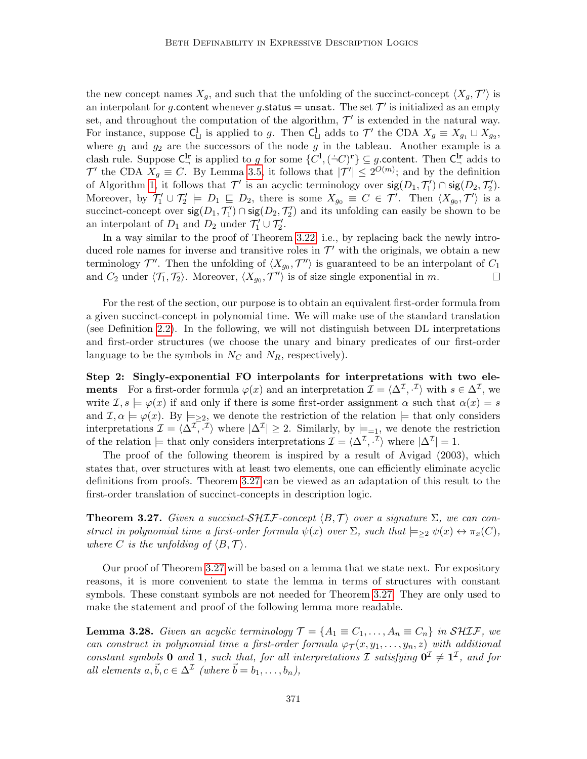the new concept names $X_g$, and such that the unfolding of the succinct-concept $\langle X_g, \mathcal{T}' \rangle$ is an interpolant for $g.\mathsf{content}$ whenever $g.\mathsf{status} = \mathtt{unsat}$. The set $\mathcal{T}'$ is initialized as an empty set, and throughout the computation of the algorithm, $\mathcal{T}'$ is extended in the natural way. For instance, suppose $\mathsf{C}^{\mathbf{l}}_{\sqcup}$ is applied to $g$. Then $\mathsf{C}^{\mathbf{l}}_{\sqcup}$ adds to $\mathcal{T}'$ the CDA $X_g \equiv X_{g_1} \sqcup X_{g_2}$, where $g_1$ and $g_2$ are the successors of the node $g$ in the tableau. Another example is a clash rule. Suppose $\mathsf{C}^{\mathbf{lr}}_{\neg}$ is applied to $g$ for some $\{C^{\mathbf{l}}, (\dot\neg C)^{\mathbf{r}}\} \subseteq g.\mathsf{content}$. Then $\mathsf{C}^{\mathbf{lr}}_{\neg}$ adds to $\mathcal{T}'$ the CDA $X_g \equiv C$. By Lemma 3.5, it follows that $|\mathcal{T}'| \leq 2^{O(m)}$; and by the definition of Algorithm 1, it follows that $\mathcal{T}'$ is an acyclic terminology over $\mathsf{sig}(D_1, \mathcal{T}'_1) \cap \mathsf{sig}(D_2, \mathcal{T}'_2)$. Moreover, by $\mathcal{T}'_1 \cup \mathcal{T}'_2 \models D_1 \sqsubseteq D_2$, there is some $X_{g_0} \equiv C \in \mathcal{T}'$. Then $\langle X_{g_0}, \mathcal{T}' \rangle$ is a succinct-concept over $\mathsf{sig}(D_1, \mathcal{T}'_1) \cap \mathsf{sig}(D_2, \mathcal{T}'_2)$ and its unfolding can easily be shown to be an interpolant of $D_1$ and $D_2$ under $\mathcal{T}'_1 \cup \mathcal{T}'_2$.

In a way similar to the proof of Theorem 3.22, i.e., by replacing back the newly introduced role names for inverse and transitive roles in $\mathcal{T}'$ with the originals, we obtain a new terminology $\mathcal{T}''$. Then the unfolding of $\langle X_{g_0}, \mathcal{T}'' \rangle$ is guaranteed to be an interpolant of $C_1$ and $C_2$ under $\langle \mathcal{T}_1, \mathcal{T}_2 \rangle$. Moreover, $\langle X_{g_0}, \mathcal{T}'' \rangle$ is of size single exponential in $m$. □

For the rest of the section, our purpose is to obtain an equivalent first-order formula from a given succinct-concept in polynomial time. We will make use of the standard translation (see Definition 2.2). In the following, we will not distinguish between DL interpretations and first-order structures (we choose the unary and binary predicates of our first-order language to be the symbols in $N_C$ and $N_R$, respectively).

**Step 2: Singly-exponential FO interpolants for interpretations with two elements** For a first-order formula $\varphi(x)$ and an interpretation $\mathcal{I} = \langle \Delta^{\mathcal{I}}, \cdot^{\mathcal{I}} \rangle$ with $s \in \Delta^{\mathcal{I}}$, we write $\mathcal{I}, s \models \varphi(x)$ if and only if there is some first-order assignment $\alpha$ such that $\alpha(x) = s$ and $\mathcal{I}, \alpha \models \varphi(x)$. By $\models_{\geq 2}$, we denote the restriction of the relation $\models$ that only considers interpretations $\mathcal{I} = \langle \Delta^{\mathcal{I}}, \cdot^{\mathcal{I}} \rangle$ where $|\Delta^{\mathcal{I}}| \geq 2$. Similarly, by $\models_{=1}$, we denote the restriction of the relation $\models$ that only considers interpretations $\mathcal{I} = \langle \Delta^{\mathcal{I}}, \cdot^{\mathcal{I}} \rangle$ where $|\Delta^{\mathcal{I}}| = 1$.

The proof of the following theorem is inspired by a result of Avigad (2003), which states that, over structures with at least two elements, one can efficiently eliminate acyclic definitions from proofs. Theorem 3.27 can be viewed as an adaptation of this result to the first-order translation of succinct-concepts in description logic.

**Theorem 3.27.** *Given a succinct-$\mathcal{SHIF}$-concept $\langle B, \mathcal{T} \rangle$ over a signature $\Sigma$, we can construct in polynomial time a first-order formula $\psi(x)$ over $\Sigma$, such that $\models_{\geq 2} \psi(x) \leftrightarrow \pi_x(C)$, where $C$ is the unfolding of $\langle B, \mathcal{T} \rangle$.*

Our proof of Theorem 3.27 will be based on a lemma that we state next. For expository reasons, it is more convenient to state the lemma in terms of structures with constant symbols. These constant symbols are not needed for Theorem 3.27. They are only used to make the statement and proof of the following lemma more readable.

**Lemma 3.28.** *Given an acyclic terminology $\mathcal{T} = \{A_1 \equiv C_1, \ldots, A_n \equiv C_n\}$ in $\mathcal{SHIF}$, we can construct in polynomial time a first-order formula $\varphi_{\mathcal{T}}(x, y_1, \ldots, y_n, z)$ with additional constant symbols $\mathbf{0}$ and $\mathbf{1}$, such that, for all interpretations $\mathcal{I}$ satisfying $\mathbf{0}^{\mathcal{I}} \neq \mathbf{1}^{\mathcal{I}}$, and for all elements $a, \vec{b}, c \in \Delta^{\mathcal{I}}$ (where $\vec{b} = b_1, \ldots, b_n$),*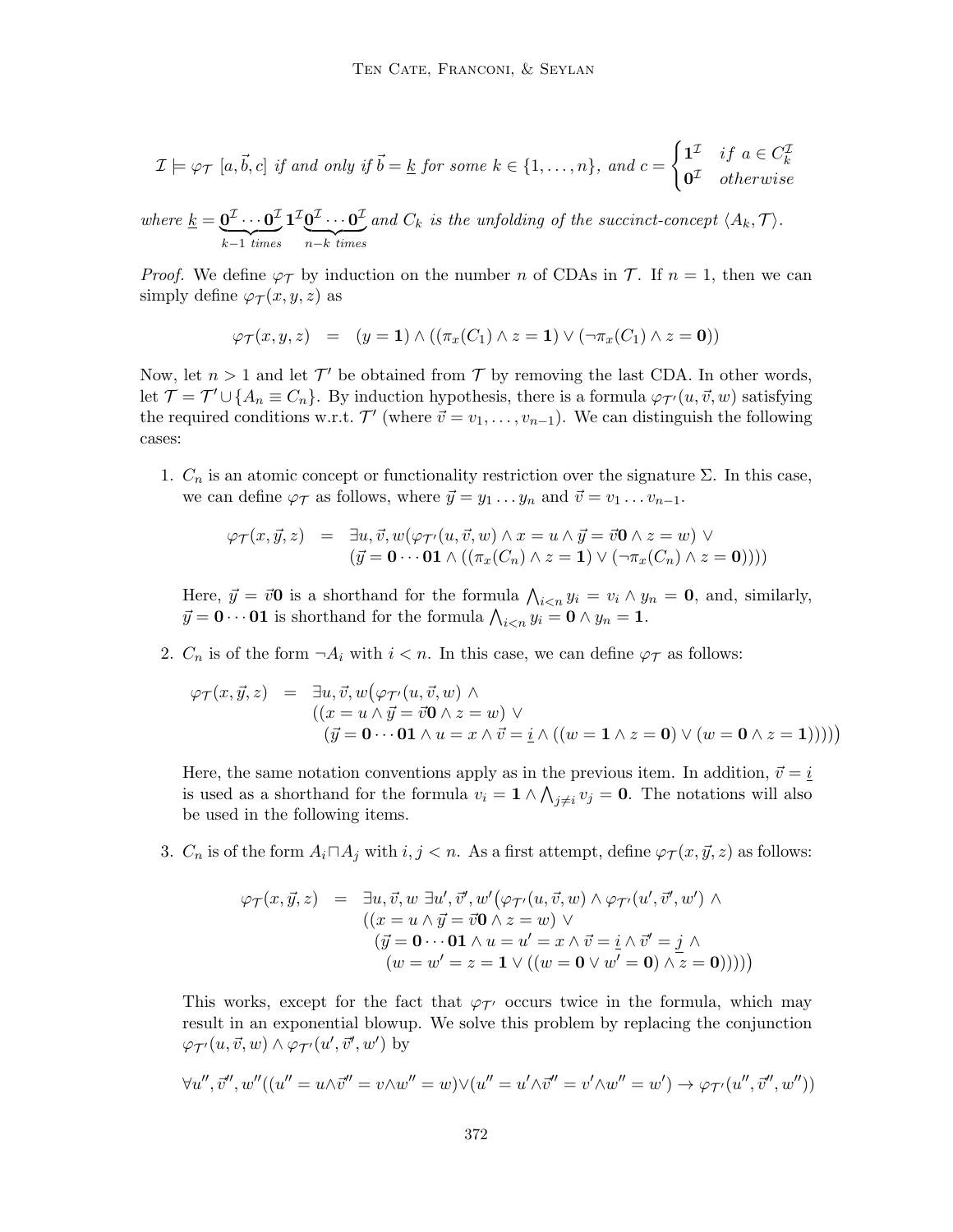$$\mathcal{I} \models \varphi_{\mathcal{T}}\ [a, \vec{b}, c] \text{ if and only if } \vec{b} = \underline{k} \text{ for some } k \in \{1, \dots, n\}, \text{ and } c = \begin{cases} \mathbf{1}^{\mathcal{I}} & if\ a \in C_k^{\mathcal{I}} \\ \mathbf{0}^{\mathcal{I}} & otherwise \end{cases}$$

*where* $\underline{k} = \underbrace{\mathbf{0}^{\mathcal{I}} \cdots \mathbf{0}^{\mathcal{I}}}_{k-1 \text{ times}} \mathbf{1}^{\mathcal{I}} \underbrace{\mathbf{0}^{\mathcal{I}} \cdots \mathbf{0}^{\mathcal{I}}}_{n-k \text{ times}}$ *and* $C_k$ *is the unfolding of the succinct-concept* $\langle A_k, \mathcal{T} \rangle$.

*Proof.* We define $\varphi_{\mathcal{T}}$ by induction on the number $n$ of CDAs in $\mathcal{T}$. If $n = 1$, then we can simply define $\varphi_{\mathcal{T}}(x, y, z)$ as

$$\varphi_{\mathcal{T}}(x, y, z) \quad = \quad (y = \mathbf{1}) \wedge ((\pi_x(C_1) \wedge z = \mathbf{1}) \vee (\neg\pi_x(C_1) \wedge z = \mathbf{0}))$$

Now, let $n > 1$ and let $\mathcal{T}'$ be obtained from $\mathcal{T}$ by removing the last CDA. In other words, let $\mathcal{T} = \mathcal{T}' \cup \{A_n \equiv C_n\}$. By induction hypothesis, there is a formula $\varphi_{\mathcal{T}'}(u, \vec{v}, w)$ satisfying the required conditions w.r.t. $\mathcal{T}'$ (where $\vec{v} = v_1, \dots, v_{n-1}$). We can distinguish the following cases:

1. $C_n$ is an atomic concept or functionality restriction over the signature $\Sigma$. In this case, we can define $\varphi_{\mathcal{T}}$ as follows, where $\vec{y} = y_1 \dots y_n$ and $\vec{v} = v_1 \dots v_{n-1}$.

$$\begin{aligned} \varphi_{\mathcal{T}}(x, \vec{y}, z) \quad = \quad & \exists u, \vec{v}, w(\varphi_{\mathcal{T}'}(u, \vec{v}, w) \wedge x = u \wedge \vec{y} = \vec{v}\mathbf{0} \wedge z = w) \vee \\ & (\vec{y} = \mathbf{0} \cdots \mathbf{01} \wedge ((\pi_x(C_n) \wedge z = \mathbf{1}) \vee (\neg\pi_x(C_n) \wedge z = \mathbf{0})))) \end{aligned}$$

   Here, $\vec{y} = \vec{v}\mathbf{0}$ is a shorthand for the formula $\bigwedge_{i<n} y_i = v_i \wedge y_n = \mathbf{0}$, and, similarly, $\vec{y} = \mathbf{0} \cdots \mathbf{01}$ is shorthand for the formula $\bigwedge_{i<n} y_i = \mathbf{0} \wedge y_n = \mathbf{1}$.

2. $C_n$ is of the form $\neg A_i$ with $i < n$. In this case, we can define $\varphi_{\mathcal{T}}$ as follows:

$$\begin{aligned} \varphi_{\mathcal{T}}(x, \vec{y}, z) \quad = \quad & \exists u, \vec{v}, w\big(\varphi_{\mathcal{T}'}(u, \vec{v}, w) \wedge \\ & ((x = u \wedge \vec{y} = \vec{v}\mathbf{0} \wedge z = w) \vee \\ & \quad (\vec{y} = \mathbf{0} \cdots \mathbf{01} \wedge u = x \wedge \vec{v} = \underline{i} \wedge ((w = \mathbf{1} \wedge z = \mathbf{0}) \vee (w = \mathbf{0} \wedge z = \mathbf{1}))))\big) \end{aligned}$$

   Here, the same notation conventions apply as in the previous item. In addition, $\vec{v} = \underline{i}$ is used as a shorthand for the formula $v_i = \mathbf{1} \wedge \bigwedge_{j \neq i} v_j = \mathbf{0}$. The notations will also be used in the following items.

3. $C_n$ is of the form $A_i \sqcap A_j$ with $i, j < n$. As a first attempt, define $\varphi_{\mathcal{T}}(x, \vec{y}, z)$ as follows:

$$\begin{aligned} \varphi_{\mathcal{T}}(x, \vec{y}, z) \quad = \quad & \exists u, \vec{v}, w\ \exists u', \vec{v}', w'\big(\varphi_{\mathcal{T}'}(u, \vec{v}, w) \wedge \varphi_{\mathcal{T}'}(u', \vec{v}', w') \wedge \\ & ((x = u \wedge \vec{y} = \vec{v}\mathbf{0} \wedge z = w) \vee \\ & \quad (\vec{y} = \mathbf{0} \cdots \mathbf{01} \wedge u = u' = x \wedge \vec{v} = \underline{i} \wedge \vec{v}' = \underline{j} \wedge \\ & \quad\quad (w = w' = z = \mathbf{1} \vee ((w = \mathbf{0} \vee w' = \mathbf{0}) \wedge z = \mathbf{0}))))\big) \end{aligned}$$

   This works, except for the fact that $\varphi_{\mathcal{T}'}$ occurs twice in the formula, which may result in an exponential blowup. We solve this problem by replacing the conjunction $\varphi_{\mathcal{T}'}(u, \vec{v}, w) \wedge \varphi_{\mathcal{T}'}(u', \vec{v}', w')$ by

$$\forall u'', \vec{v}'', w''((u'' = u \wedge \vec{v}'' = v \wedge w'' = w) \vee (u'' = u' \wedge \vec{v}'' = v' \wedge w'' = w') \rightarrow \varphi_{\mathcal{T}'}(u'', \vec{v}'', w''))$$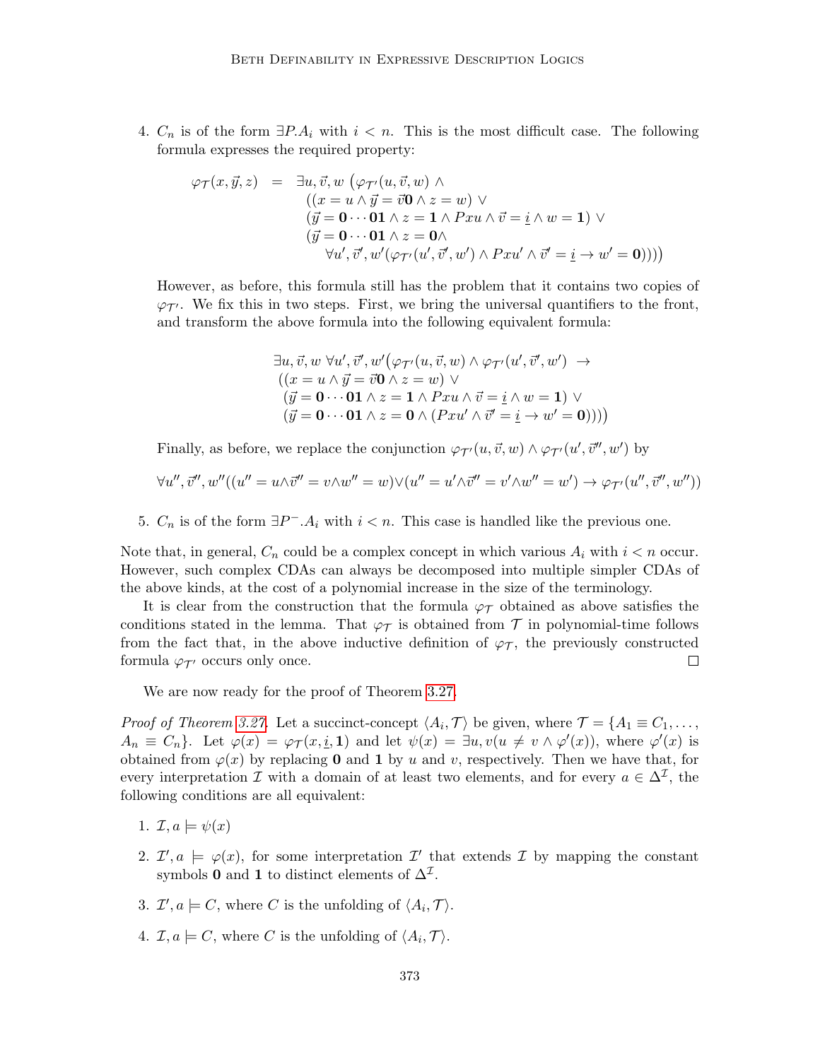4. $C_n$ is of the form $\exists P.A_i$ with $i < n$. This is the most difficult case. The following formula expresses the required property:

$$
\begin{array}{rcl}
\varphi_{\mathcal{T}}(x, \vec{y}, z) & = & \exists u, \vec{v}, w \, \big(\varphi_{\mathcal{T}'}(u, \vec{v}, w) \wedge \\
& & ((x = u \wedge \vec{y} = \vec{v}\mathbf{0} \wedge z = w) \vee \\
& & (\vec{y} = \mathbf{0} \cdots \mathbf{01} \wedge z = \mathbf{1} \wedge Pxu \wedge \vec{v} = \underline{i} \wedge w = \mathbf{1}) \vee \\
& & (\vec{y} = \mathbf{0} \cdots \mathbf{01} \wedge z = \mathbf{0} \wedge \\
& & \quad \forall u', \vec{v}', w' (\varphi_{\mathcal{T}'}(u', \vec{v}', w') \wedge Pxu' \wedge \vec{v}' = \underline{i} \rightarrow w' = \mathbf{0})))\big)
\end{array}
$$

However, as before, this formula still has the problem that it contains two copies of $\varphi_{\mathcal{T}'}$. We fix this in two steps. First, we bring the universal quantifiers to the front, and transform the above formula into the following equivalent formula:

$$
\begin{array}{l}
\exists u, \vec{v}, w \; \forall u', \vec{v}', w' \big(\varphi_{\mathcal{T}'}(u, \vec{v}, w) \wedge \varphi_{\mathcal{T}'}(u', \vec{v}', w') \; \rightarrow \\
((x = u \wedge \vec{y} = \vec{v}\mathbf{0} \wedge z = w) \vee \\
\;(\vec{y} = \mathbf{0} \cdots \mathbf{01} \wedge z = \mathbf{1} \wedge Pxu \wedge \vec{v} = \underline{i} \wedge w = \mathbf{1}) \vee \\
\;(\vec{y} = \mathbf{0} \cdots \mathbf{01} \wedge z = \mathbf{0} \wedge (Pxu' \wedge \vec{v}' = \underline{i} \rightarrow w' = \mathbf{0})))\big)
\end{array}
$$

Finally, as before, we replace the conjunction $\varphi_{\mathcal{T}'}(u, \vec{v}, w) \wedge \varphi_{\mathcal{T}'}(u', \vec{v}'', w')$ by

$$
\forall u'', \vec{v}'', w''((u'' = u \wedge \vec{v}'' = v \wedge w'' = w) \vee (u'' = u' \wedge \vec{v}'' = v' \wedge w'' = w') \rightarrow \varphi_{\mathcal{T}'}(u'', \vec{v}'', w''))
$$

5. $C_n$ is of the form $\exists P^{-}.A_i$ with $i < n$. This case is handled like the previous one.

Note that, in general, $C_n$ could be a complex concept in which various $A_i$ with $i < n$ occur. However, such complex CDAs can always be decomposed into multiple simpler CDAs of the above kinds, at the cost of a polynomial increase in the size of the terminology.

It is clear from the construction that the formula $\varphi_{\mathcal{T}}$ obtained as above satisfies the conditions stated in the lemma. That $\varphi_{\mathcal{T}}$ is obtained from $\mathcal{T}$ in polynomial-time follows from the fact that, in the above inductive definition of $\varphi_{\mathcal{T}}$, the previously constructed formula $\varphi_{\mathcal{T}'}$ occurs only once. ☐

We are now ready for the proof of Theorem 3.27.

*Proof of Theorem 3.27.* Let a succinct-concept $\langle A_i, \mathcal{T}\rangle$ be given, where $\mathcal{T} = \{A_1 \equiv C_1, \ldots, A_n \equiv C_n\}$. Let $\varphi(x) = \varphi_{\mathcal{T}}(x, \underline{i}, \mathbf{1})$ and let $\psi(x) = \exists u, v(u \neq v \wedge \varphi'(x))$, where $\varphi'(x)$ is obtained from $\varphi(x)$ by replacing $\mathbf{0}$ and $\mathbf{1}$ by $u$ and $v$, respectively. Then we have that, for every interpretation $\mathcal{I}$ with a domain of at least two elements, and for every $a \in \Delta^{\mathcal{I}}$, the following conditions are all equivalent:

1. $\mathcal{I}, a \models \psi(x)$
2. $\mathcal{I}', a \models \varphi(x)$, for some interpretation $\mathcal{I}'$ that extends $\mathcal{I}$ by mapping the constant symbols $\mathbf{0}$ and $\mathbf{1}$ to distinct elements of $\Delta^{\mathcal{I}}$.
3. $\mathcal{I}', a \models C$, where $C$ is the unfolding of $\langle A_i, \mathcal{T}\rangle$.
4. $\mathcal{I}, a \models C$, where $C$ is the unfolding of $\langle A_i, \mathcal{T}\rangle$.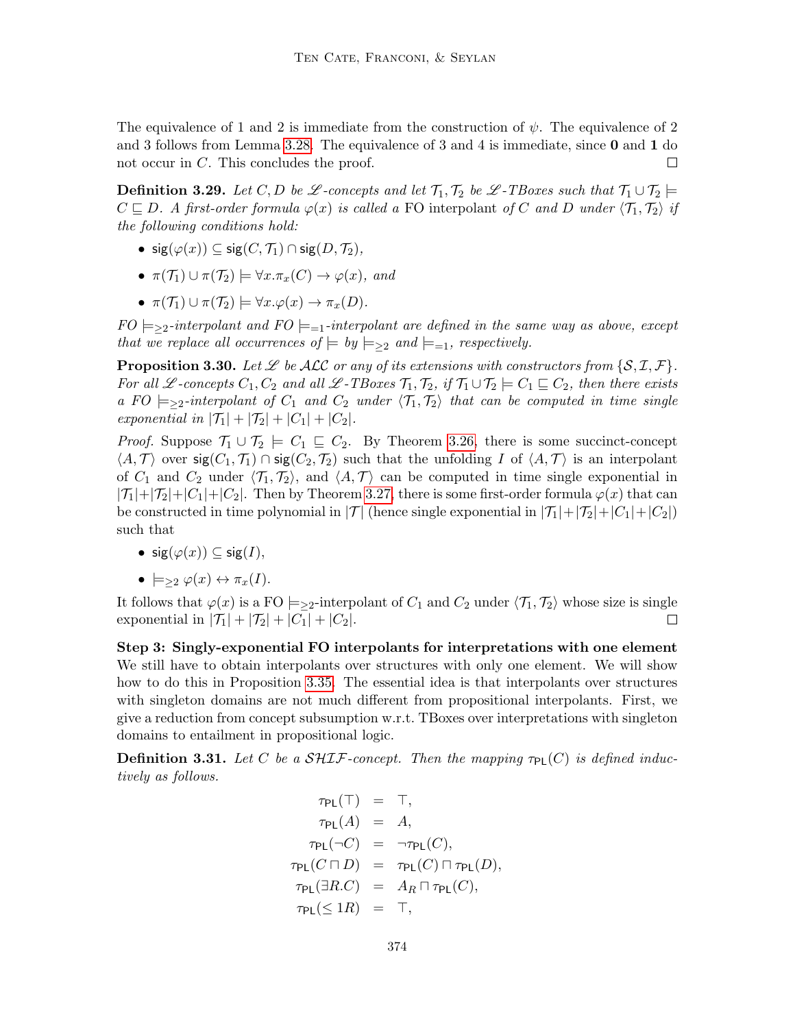The equivalence of 1 and 2 is immediate from the construction of $\psi$. The equivalence of 2 and 3 follows from Lemma 3.28. The equivalence of 3 and 4 is immediate, since **0** and **1** do not occur in $C$. This concludes the proof. $\square$

**Definition 3.29.** *Let $C, D$ be $\mathscr{L}$-concepts and let $\mathcal{T}_1, \mathcal{T}_2$ be $\mathscr{L}$-TBoxes such that $\mathcal{T}_1 \cup \mathcal{T}_2 \models C \sqsubseteq D$. A first-order formula $\varphi(x)$ is called a* FO interpolant *of $C$ and $D$ under $\langle \mathcal{T}_1, \mathcal{T}_2 \rangle$ if the following conditions hold:*

- $\mathsf{sig}(\varphi(x)) \subseteq \mathsf{sig}(C, \mathcal{T}_1) \cap \mathsf{sig}(D, \mathcal{T}_2)$,
- $\pi(\mathcal{T}_1) \cup \pi(\mathcal{T}_2) \models \forall x. \pi_x(C) \to \varphi(x)$, *and*
- $\pi(\mathcal{T}_1) \cup \pi(\mathcal{T}_2) \models \forall x. \varphi(x) \to \pi_x(D)$.

*FO $\models_{\geq 2}$-interpolant and FO $\models_{=1}$-interpolant are defined in the same way as above, except that we replace all occurrences of $\models$ by $\models_{\geq 2}$ and $\models_{=1}$, respectively.*

**Proposition 3.30.** *Let $\mathscr{L}$ be $\mathcal{ALC}$ or any of its extensions with constructors from $\{\mathcal{S}, \mathcal{I}, \mathcal{F}\}$. For all $\mathscr{L}$-concepts $C_1, C_2$ and all $\mathscr{L}$-TBoxes $\mathcal{T}_1, \mathcal{T}_2$, if $\mathcal{T}_1 \cup \mathcal{T}_2 \models C_1 \sqsubseteq C_2$, then there exists a FO $\models_{\geq 2}$-interpolant of $C_1$ and $C_2$ under $\langle \mathcal{T}_1, \mathcal{T}_2 \rangle$ that can be computed in time single exponential in $|\mathcal{T}_1| + |\mathcal{T}_2| + |C_1| + |C_2|$.*

*Proof.* Suppose $\mathcal{T}_1 \cup \mathcal{T}_2 \models C_1 \sqsubseteq C_2$. By Theorem 3.26, there is some succinct-concept $\langle A, \mathcal{T} \rangle$ over $\mathsf{sig}(C_1, \mathcal{T}_1) \cap \mathsf{sig}(C_2, \mathcal{T}_2)$ such that the unfolding $I$ of $\langle A, \mathcal{T} \rangle$ is an interpolant of $C_1$ and $C_2$ under $\langle \mathcal{T}_1, \mathcal{T}_2 \rangle$, and $\langle A, \mathcal{T} \rangle$ can be computed in time single exponential in $|\mathcal{T}_1| + |\mathcal{T}_2| + |C_1| + |C_2|$. Then by Theorem 3.27, there is some first-order formula $\varphi(x)$ that can be constructed in time polynomial in $|\mathcal{T}|$ (hence single exponential in $|\mathcal{T}_1| + |\mathcal{T}_2| + |C_1| + |C_2|$) such that

- $\mathsf{sig}(\varphi(x)) \subseteq \mathsf{sig}(I)$,
- $\models_{\geq 2} \varphi(x) \leftrightarrow \pi_x(I)$.

It follows that $\varphi(x)$ is a FO $\models_{\geq 2}$-interpolant of $C_1$ and $C_2$ under $\langle \mathcal{T}_1, \mathcal{T}_2 \rangle$ whose size is single exponential in $|\mathcal{T}_1| + |\mathcal{T}_2| + |C_1| + |C_2|$. $\square$

**Step 3: Singly-exponential FO interpolants for interpretations with one element** We still have to obtain interpolants over structures with only one element. We will show how to do this in Proposition 3.35. The essential idea is that interpolants over structures with singleton domains are not much different from propositional interpolants. First, we give a reduction from concept subsumption w.r.t. TBoxes over interpretations with singleton domains to entailment in propositional logic.

**Definition 3.31.** *Let $C$ be a $\mathcal{SHIF}$-concept. Then the mapping $\tau_{\mathsf{PL}}(C)$ is defined inductively as follows.*

$$
\begin{aligned}
\tau_{\mathsf{PL}}(\top) &= \top, \\
\tau_{\mathsf{PL}}(A) &= A, \\
\tau_{\mathsf{PL}}(\neg C) &= \neg \tau_{\mathsf{PL}}(C), \\
\tau_{\mathsf{PL}}(C \sqcap D) &= \tau_{\mathsf{PL}}(C) \sqcap \tau_{\mathsf{PL}}(D), \\
\tau_{\mathsf{PL}}(\exists R.C) &= A_R \sqcap \tau_{\mathsf{PL}}(C), \\
\tau_{\mathsf{PL}}(\leq 1 R) &= \top,
\end{aligned}
$$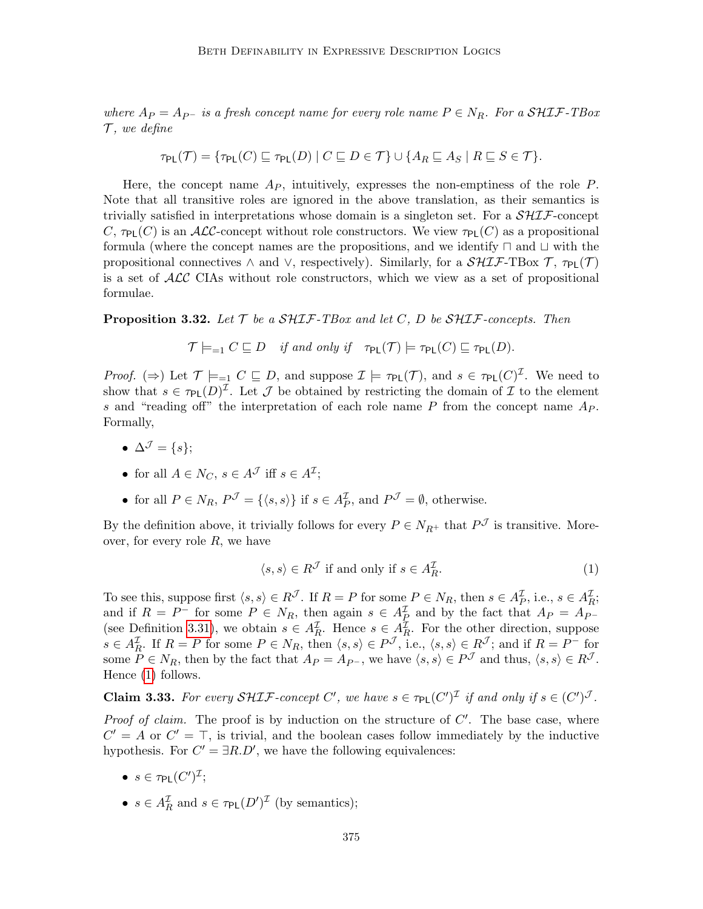*where $A_P = A_{P^-}$ is a fresh concept name for every role name $P \in N_R$. For a $\mathcal{SHIF}$-TBox $\mathcal{T}$, we define*

$$\tau_{\mathsf{PL}}(\mathcal{T}) = \{\tau_{\mathsf{PL}}(C) \sqsubseteq \tau_{\mathsf{PL}}(D) \mid C \sqsubseteq D \in \mathcal{T}\} \cup \{A_R \sqsubseteq A_S \mid R \sqsubseteq S \in \mathcal{T}\}.$$

Here, the concept name $A_P$, intuitively, expresses the non-emptiness of the role $P$. Note that all transitive roles are ignored in the above translation, as their semantics is trivially satisfied in interpretations whose domain is a singleton set. For a $\mathcal{SHIF}$-concept $C$, $\tau_{\mathsf{PL}}(C)$ is an $\mathcal{ALC}$-concept without role constructors. We view $\tau_{\mathsf{PL}}(C)$ as a propositional formula (where the concept names are the propositions, and we identify $\sqcap$ and $\sqcup$ with the propositional connectives $\wedge$ and $\vee$, respectively). Similarly, for a $\mathcal{SHIF}$-TBox $\mathcal{T}$, $\tau_{\mathsf{PL}}(\mathcal{T})$ is a set of $\mathcal{ALC}$ CIAs without role constructors, which we view as a set of propositional formulae.

**Proposition 3.32.** *Let $\mathcal{T}$ be a $\mathcal{SHIF}$-TBox and let $C$, $D$ be $\mathcal{SHIF}$-concepts. Then*

$$\mathcal{T} \models_{=1} C \sqsubseteq D \quad \textit{if and only if} \quad \tau_{\mathsf{PL}}(\mathcal{T}) \models \tau_{\mathsf{PL}}(C) \sqsubseteq \tau_{\mathsf{PL}}(D).$$

*Proof.* ($\Rightarrow$) Let $\mathcal{T} \models_{=1} C \sqsubseteq D$, and suppose $\mathcal{I} \models \tau_{\mathsf{PL}}(\mathcal{T})$, and $s \in \tau_{\mathsf{PL}}(C)^{\mathcal{I}}$. We need to show that $s \in \tau_{\mathsf{PL}}(D)^{\mathcal{I}}$. Let $\mathcal{J}$ be obtained by restricting the domain of $\mathcal{I}$ to the element $s$ and "reading off" the interpretation of each role name $P$ from the concept name $A_P$. Formally,

- $\Delta^{\mathcal{J}} = \{s\}$;
- for all $A \in N_C$, $s \in A^{\mathcal{J}}$ iff $s \in A^{\mathcal{I}}$;
- for all $P \in N_R$, $P^{\mathcal{J}} = \{\langle s, s\rangle\}$ if $s \in A_P^{\mathcal{I}}$, and $P^{\mathcal{J}} = \emptyset$, otherwise.

By the definition above, it trivially follows for every $P \in N_{R^+}$ that $P^{\mathcal{J}}$ is transitive. Moreover, for every role $R$, we have

$$\langle s, s\rangle \in R^{\mathcal{J}} \text{ if and only if } s \in A_R^{\mathcal{I}}. \tag{1}$$

To see this, suppose first $\langle s, s\rangle \in R^{\mathcal{J}}$. If $R = P$ for some $P \in N_R$, then $s \in A_P^{\mathcal{I}}$, i.e., $s \in A_R^{\mathcal{I}}$; and if $R = P^-$ for some $P \in N_R$, then again $s \in A_P^{\mathcal{I}}$ and by the fact that $A_P = A_{P^-}$ (see Definition 3.31), we obtain $s \in A_R^{\mathcal{I}}$. Hence $s \in A_R^{\mathcal{I}}$. For the other direction, suppose $s \in A_R^{\mathcal{I}}$. If $R = P$ for some $P \in N_R$, then $\langle s, s\rangle \in P^{\mathcal{J}}$, i.e., $\langle s, s\rangle \in R^{\mathcal{J}}$; and if $R = P^-$ for some $P \in N_R$, then by the fact that $A_P = A_{P^-}$, we have $\langle s, s\rangle \in P^{\mathcal{J}}$ and thus, $\langle s, s\rangle \in R^{\mathcal{J}}$. Hence (1) follows.

**Claim 3.33.** *For every $\mathcal{SHIF}$-concept $C'$, we have $s \in \tau_{\mathsf{PL}}(C')^{\mathcal{I}}$ if and only if $s \in (C')^{\mathcal{J}}$.*

*Proof of claim.* The proof is by induction on the structure of $C'$. The base case, where $C' = A$ or $C' = \top$, is trivial, and the boolean cases follow immediately by the inductive hypothesis. For $C' = \exists R.D'$, we have the following equivalences:

- $s \in \tau_{\mathsf{PL}}(C')^{\mathcal{I}}$;
- $s \in A_R^{\mathcal{I}}$ and $s \in \tau_{\mathsf{PL}}(D')^{\mathcal{I}}$ (by semantics);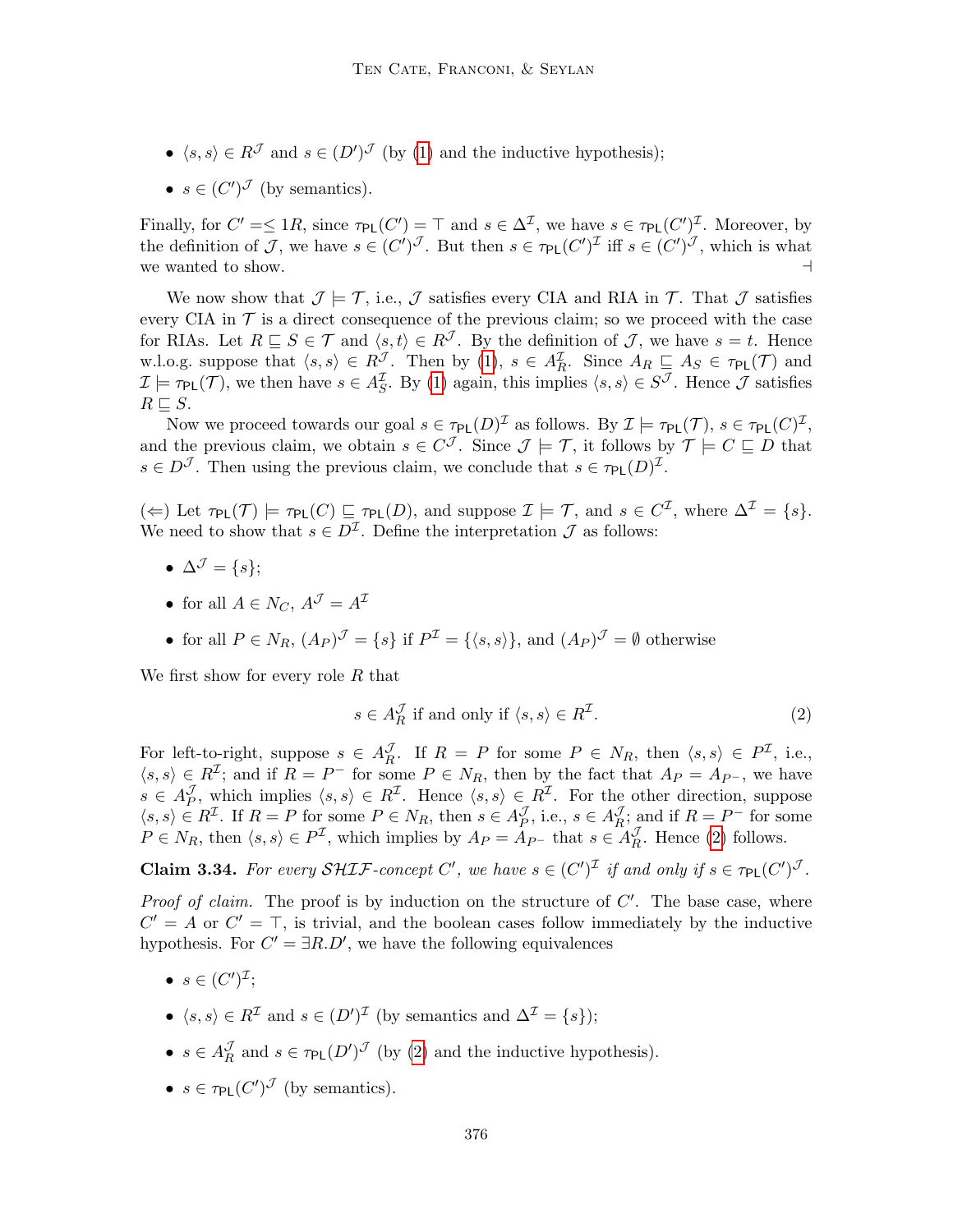- $\langle s, s \rangle \in R^{\mathcal{J}}$ and $s \in (D')^{\mathcal{J}}$ (by (1) and the inductive hypothesis);
- $s \in (C')^{\mathcal{J}}$ (by semantics).

Finally, for $C' = \leq 1R$, since $\tau_{\mathsf{PL}}(C') = \top$ and $s \in \Delta^{\mathcal{I}}$, we have $s \in \tau_{\mathsf{PL}}(C')^{\mathcal{I}}$. Moreover, by the definition of $\mathcal{J}$, we have $s \in (C')^{\mathcal{J}}$. But then $s \in \tau_{\mathsf{PL}}(C')^{\mathcal{I}}$ iff $s \in (C')^{\mathcal{J}}$, which is what we wanted to show. ⊣

We now show that $\mathcal{J} \models \mathcal{T}$, i.e., $\mathcal{J}$ satisfies every CIA and RIA in $\mathcal{T}$. That $\mathcal{J}$ satisfies every CIA in $\mathcal{T}$ is a direct consequence of the previous claim; so we proceed with the case for RIAs. Let $R \sqsubseteq S \in \mathcal{T}$ and $\langle s, t \rangle \in R^{\mathcal{J}}$. By the definition of $\mathcal{J}$, we have $s = t$. Hence w.l.o.g. suppose that $\langle s, s \rangle \in R^{\mathcal{J}}$. Then by (1), $s \in A_R^{\mathcal{I}}$. Since $A_R \sqsubseteq A_S \in \tau_{\mathsf{PL}}(\mathcal{T})$ and $\mathcal{I} \models \tau_{\mathsf{PL}}(\mathcal{T})$, we then have $s \in A_S^{\mathcal{I}}$. By (1) again, this implies $\langle s, s \rangle \in S^{\mathcal{J}}$. Hence $\mathcal{J}$ satisfies $R \sqsubseteq S$.

Now we proceed towards our goal $s \in \tau_{\mathsf{PL}}(D)^{\mathcal{I}}$ as follows. By $\mathcal{I} \models \tau_{\mathsf{PL}}(\mathcal{T})$, $s \in \tau_{\mathsf{PL}}(C)^{\mathcal{I}}$, and the previous claim, we obtain $s \in C^{\mathcal{J}}$. Since $\mathcal{J} \models \mathcal{T}$, it follows by $\mathcal{T} \models C \sqsubseteq D$ that $s \in D^{\mathcal{J}}$. Then using the previous claim, we conclude that $s \in \tau_{\mathsf{PL}}(D)^{\mathcal{I}}$.

($\Leftarrow$) Let $\tau_{\mathsf{PL}}(\mathcal{T}) \models \tau_{\mathsf{PL}}(C) \sqsubseteq \tau_{\mathsf{PL}}(D)$, and suppose $\mathcal{I} \models \mathcal{T}$, and $s \in C^{\mathcal{I}}$, where $\Delta^{\mathcal{I}} = \{s\}$. We need to show that $s \in D^{\mathcal{I}}$. Define the interpretation $\mathcal{J}$ as follows:

- $\Delta^{\mathcal{J}} = \{s\}$;
- for all $A \in N_C$, $A^{\mathcal{J}} = A^{\mathcal{I}}$
- for all $P \in N_R$, $(A_P)^{\mathcal{J}} = \{s\}$ if $P^{\mathcal{I}} = \{\langle s, s \rangle\}$, and $(A_P)^{\mathcal{J}} = \emptyset$ otherwise

We first show for every role $R$ that

$$s \in A_R^{\mathcal{J}} \text{ if and only if } \langle s, s \rangle \in R^{\mathcal{I}}. \tag{2}$$

For left-to-right, suppose $s \in A_R^{\mathcal{J}}$. If $R = P$ for some $P \in N_R$, then $\langle s, s \rangle \in P^{\mathcal{I}}$, i.e., $\langle s, s \rangle \in R^{\mathcal{I}}$; and if $R = P^-$ for some $P \in N_R$, then by the fact that $A_P = A_{P^-}$, we have $s \in A_P^{\mathcal{J}}$, which implies $\langle s, s \rangle \in R^{\mathcal{I}}$. Hence $\langle s, s \rangle \in R^{\mathcal{I}}$. For the other direction, suppose $\langle s, s \rangle \in R^{\mathcal{I}}$. If $R = P$ for some $P \in N_R$, then $s \in A_P^{\mathcal{J}}$, i.e., $s \in A_R^{\mathcal{J}}$; and if $R = P^-$ for some $P \in N_R$, then $\langle s, s \rangle \in P^{\mathcal{I}}$, which implies by $A_P = A_{P^-}$ that $s \in A_R^{\mathcal{J}}$. Hence (2) follows.

**Claim 3.34.** *For every $\mathcal{SHIF}$-concept $C'$, we have $s \in (C')^{\mathcal{I}}$ if and only if $s \in \tau_{\mathsf{PL}}(C')^{\mathcal{J}}$.*

*Proof of claim.* The proof is by induction on the structure of $C'$. The base case, where $C' = A$ or $C' = \top$, is trivial, and the boolean cases follow immediately by the inductive hypothesis. For $C' = \exists R.D'$, we have the following equivalences

- $s \in (C')^{\mathcal{I}}$;
- $\langle s, s \rangle \in R^{\mathcal{I}}$ and $s \in (D')^{\mathcal{I}}$ (by semantics and $\Delta^{\mathcal{I}} = \{s\}$);
- $s \in A_R^{\mathcal{J}}$ and $s \in \tau_{\mathsf{PL}}(D')^{\mathcal{J}}$ (by (2) and the inductive hypothesis).
- $s \in \tau_{\mathsf{PL}}(C')^{\mathcal{J}}$ (by semantics).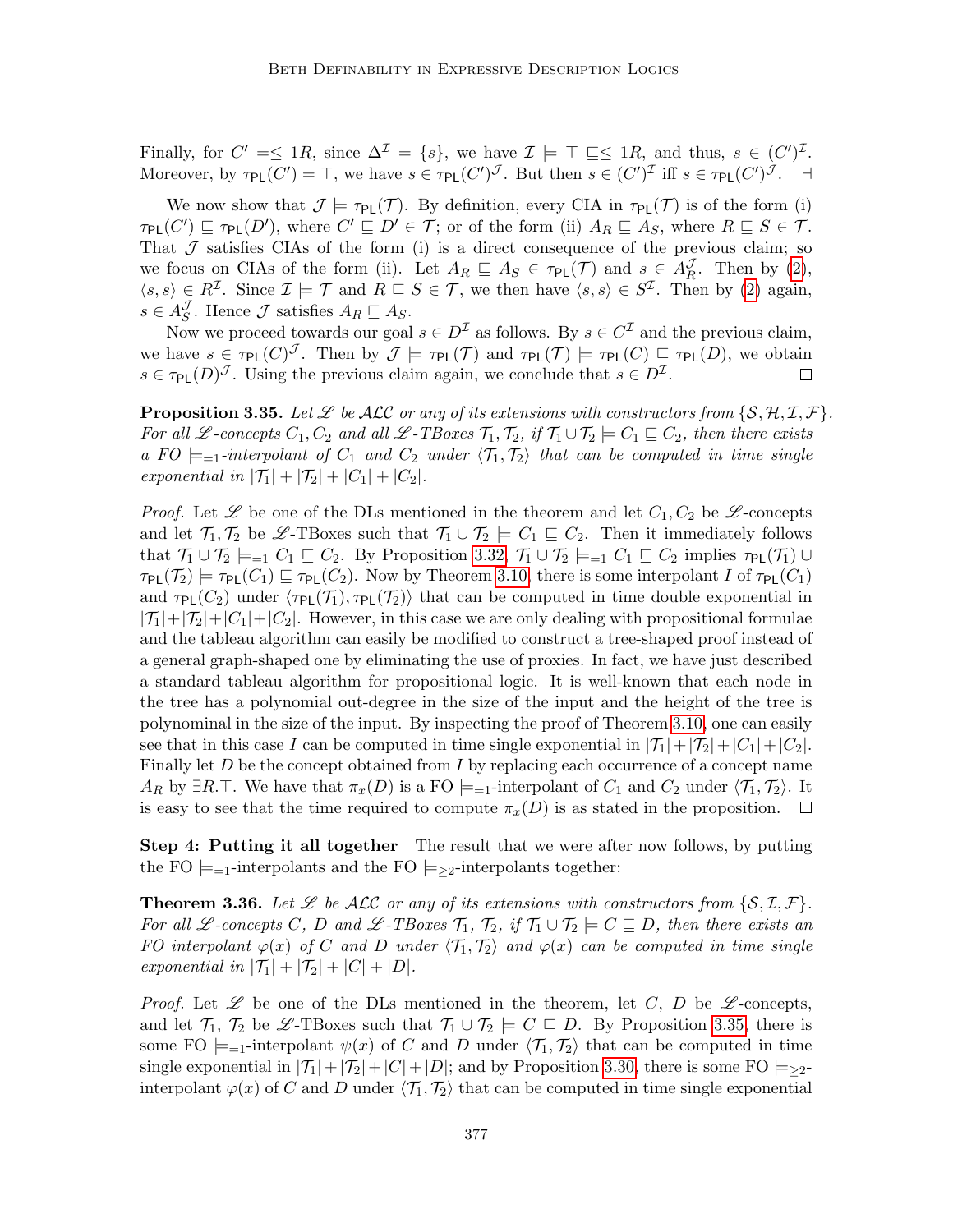Finally, for $C' = \leq 1R$, since $\Delta^{\mathcal{I}} = \{s\}$, we have $\mathcal{I} \models \top \sqsubseteq \leq 1R$, and thus, $s \in (C')^{\mathcal{I}}$. Moreover, by $\tau_{\mathsf{PL}}(C') = \top$, we have $s \in \tau_{\mathsf{PL}}(C')^{\mathcal{J}}$. But then $s \in (C')^{\mathcal{I}}$ iff $s \in \tau_{\mathsf{PL}}(C')^{\mathcal{J}}$. $\dashv$

We now show that $\mathcal{J} \models \tau_{\mathsf{PL}}(\mathcal{T})$. By definition, every CIA in $\tau_{\mathsf{PL}}(\mathcal{T})$ is of the form (i) $\tau_{\mathsf{PL}}(C') \sqsubseteq \tau_{\mathsf{PL}}(D')$, where $C' \sqsubseteq D' \in \mathcal{T}$; or of the form (ii) $A_R \sqsubseteq A_S$, where $R \sqsubseteq S \in \mathcal{T}$. That $\mathcal{J}$ satisfies CIAs of the form (i) is a direct consequence of the previous claim; so we focus on CIAs of the form (ii). Let $A_R \sqsubseteq A_S \in \tau_{\mathsf{PL}}(\mathcal{T})$ and $s \in A_R^{\mathcal{J}}$. Then by (2), $\langle s, s\rangle \in R^{\mathcal{I}}$. Since $\mathcal{I} \models \mathcal{T}$ and $R \sqsubseteq S \in \mathcal{T}$, we then have $\langle s, s\rangle \in S^{\mathcal{I}}$. Then by (2) again, $s \in A_S^{\mathcal{J}}$. Hence $\mathcal{J}$ satisfies $A_R \sqsubseteq A_S$.

Now we proceed towards our goal $s \in D^{\mathcal{I}}$ as follows. By $s \in C^{\mathcal{I}}$ and the previous claim, we have $s \in \tau_{\mathsf{PL}}(C)^{\mathcal{J}}$. Then by $\mathcal{J} \models \tau_{\mathsf{PL}}(\mathcal{T})$ and $\tau_{\mathsf{PL}}(\mathcal{T}) \models \tau_{\mathsf{PL}}(C) \sqsubseteq \tau_{\mathsf{PL}}(D)$, we obtain $s \in \tau_{\mathsf{PL}}(D)^{\mathcal{J}}$. Using the previous claim again, we conclude that $s \in D^{\mathcal{I}}$. $\square$

**Proposition 3.35.** *Let $\mathscr{L}$ be $\mathcal{ALC}$ or any of its extensions with constructors from $\{\mathcal{S}, \mathcal{H}, \mathcal{I}, \mathcal{F}\}$. For all $\mathscr{L}$-concepts $C_1, C_2$ and all $\mathscr{L}$-TBoxes $\mathcal{T}_1, \mathcal{T}_2$, if $\mathcal{T}_1 \cup \mathcal{T}_2 \models C_1 \sqsubseteq C_2$, then there exists a FO $\models_{=1}$-interpolant of $C_1$ and $C_2$ under $\langle \mathcal{T}_1, \mathcal{T}_2\rangle$ that can be computed in time single exponential in $|\mathcal{T}_1| + |\mathcal{T}_2| + |C_1| + |C_2|$.*

*Proof.* Let $\mathscr{L}$ be one of the DLs mentioned in the theorem and let $C_1, C_2$ be $\mathscr{L}$-concepts and let $\mathcal{T}_1, \mathcal{T}_2$ be $\mathscr{L}$-TBoxes such that $\mathcal{T}_1 \cup \mathcal{T}_2 \models C_1 \sqsubseteq C_2$. Then it immediately follows that $\mathcal{T}_1 \cup \mathcal{T}_2 \models_{=1} C_1 \sqsubseteq C_2$. By Proposition 3.32, $\mathcal{T}_1 \cup \mathcal{T}_2 \models_{=1} C_1 \sqsubseteq C_2$ implies $\tau_{\mathsf{PL}}(\mathcal{T}_1) \cup \tau_{\mathsf{PL}}(\mathcal{T}_2) \models \tau_{\mathsf{PL}}(C_1) \sqsubseteq \tau_{\mathsf{PL}}(C_2)$. Now by Theorem 3.10, there is some interpolant $I$ of $\tau_{\mathsf{PL}}(C_1)$ and $\tau_{\mathsf{PL}}(C_2)$ under $\langle \tau_{\mathsf{PL}}(\mathcal{T}_1), \tau_{\mathsf{PL}}(\mathcal{T}_2)\rangle$ that can be computed in time double exponential in $|\mathcal{T}_1|+|\mathcal{T}_2|+|C_1|+|C_2|$. However, in this case we are only dealing with propositional formulae and the tableau algorithm can easily be modified to construct a tree-shaped proof instead of a general graph-shaped one by eliminating the use of proxies. In fact, we have just described a standard tableau algorithm for propositional logic. It is well-known that each node in the tree has a polynomial out-degree in the size of the input and the height of the tree is polynominal in the size of the input. By inspecting the proof of Theorem 3.10, one can easily see that in this case $I$ can be computed in time single exponential in $|\mathcal{T}_1|+|\mathcal{T}_2|+|C_1|+|C_2|$. Finally let $D$ be the concept obtained from $I$ by replacing each occurrence of a concept name $A_R$ by $\exists R.\top$. We have that $\pi_x(D)$ is a FO $\models_{=1}$-interpolant of $C_1$ and $C_2$ under $\langle \mathcal{T}_1, \mathcal{T}_2\rangle$. It is easy to see that the time required to compute $\pi_x(D)$ is as stated in the proposition. $\square$

**Step 4: Putting it all together** The result that we were after now follows, by putting the FO $\models_{=1}$-interpolants and the FO $\models_{\geq 2}$-interpolants together:

**Theorem 3.36.** *Let $\mathscr{L}$ be $\mathcal{ALC}$ or any of its extensions with constructors from $\{\mathcal{S}, \mathcal{I}, \mathcal{F}\}$. For all $\mathscr{L}$-concepts $C$, $D$ and $\mathscr{L}$-TBoxes $\mathcal{T}_1$, $\mathcal{T}_2$, if $\mathcal{T}_1 \cup \mathcal{T}_2 \models C \sqsubseteq D$, then there exists an FO interpolant $\varphi(x)$ of $C$ and $D$ under $\langle \mathcal{T}_1, \mathcal{T}_2\rangle$ and $\varphi(x)$ can be computed in time single exponential in $|\mathcal{T}_1| + |\mathcal{T}_2| + |C| + |D|$.*

*Proof.* Let $\mathscr{L}$ be one of the DLs mentioned in the theorem, let $C$, $D$ be $\mathscr{L}$-concepts, and let $\mathcal{T}_1$, $\mathcal{T}_2$ be $\mathscr{L}$-TBoxes such that $\mathcal{T}_1 \cup \mathcal{T}_2 \models C \sqsubseteq D$. By Proposition 3.35, there is some FO $\models_{=1}$-interpolant $\psi(x)$ of $C$ and $D$ under $\langle \mathcal{T}_1, \mathcal{T}_2\rangle$ that can be computed in time single exponential in $|\mathcal{T}_1|+|\mathcal{T}_2|+|C|+|D|$; and by Proposition 3.30, there is some FO $\models_{\geq 2}$-interpolant $\varphi(x)$ of $C$ and $D$ under $\langle \mathcal{T}_1, \mathcal{T}_2\rangle$ that can be computed in time single exponential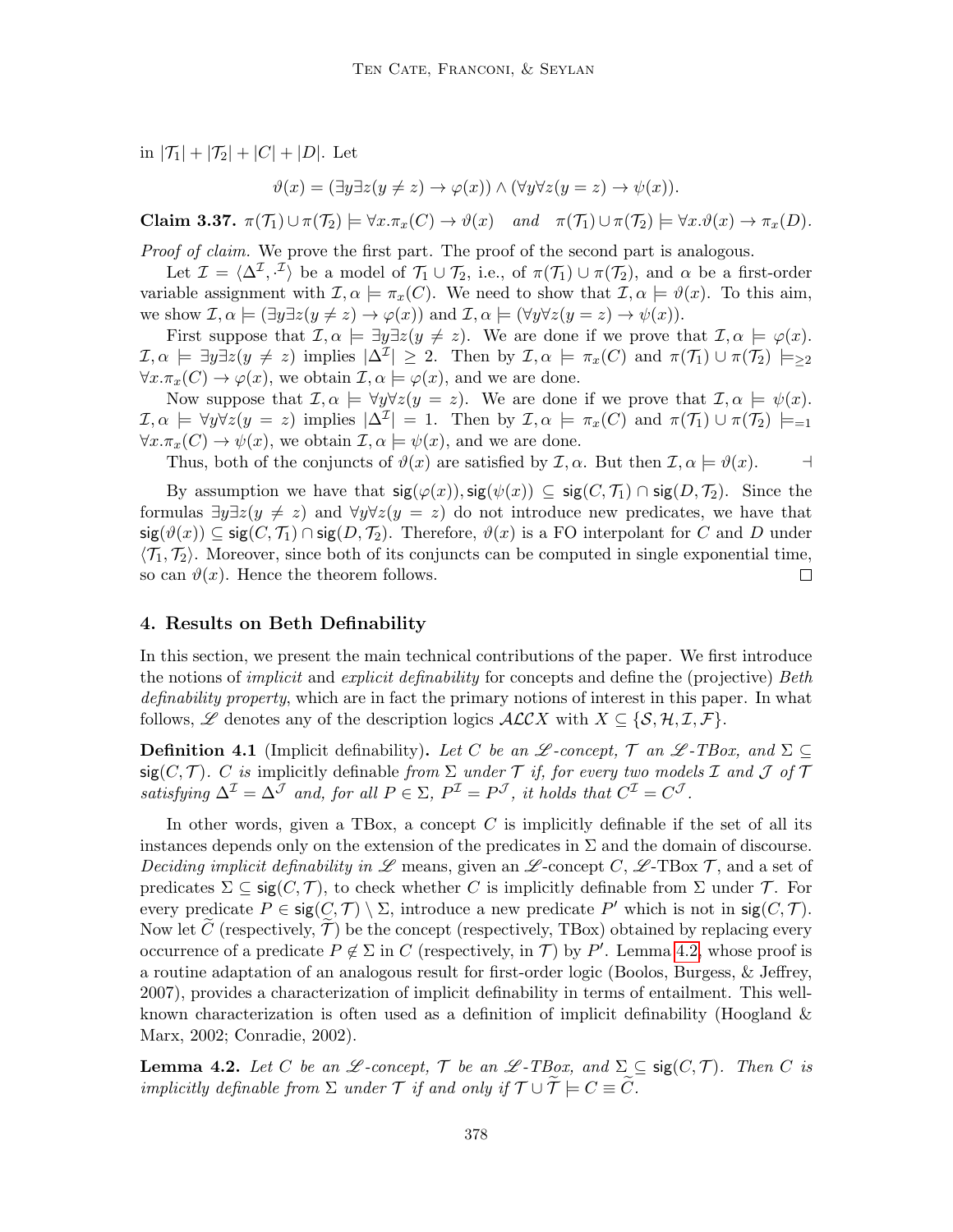in $|\mathcal{T}_1| + |\mathcal{T}_2| + |C| + |D|$. Let

$$\vartheta(x) = (\exists y \exists z (y \neq z) \rightarrow \varphi(x)) \wedge (\forall y \forall z (y = z) \rightarrow \psi(x)).$$

**Claim 3.37.** $\pi(\mathcal{T}_1) \cup \pi(\mathcal{T}_2) \models \forall x. \pi_x(C) \rightarrow \vartheta(x)$ *and* $\pi(\mathcal{T}_1) \cup \pi(\mathcal{T}_2) \models \forall x. \vartheta(x) \rightarrow \pi_x(D)$.

*Proof of claim.* We prove the first part. The proof of the second part is analogous.

Let $\mathcal{I} = \langle \Delta^{\mathcal{I}}, \cdot^{\mathcal{I}} \rangle$ be a model of $\mathcal{T}_1 \cup \mathcal{T}_2$, i.e., of $\pi(\mathcal{T}_1) \cup \pi(\mathcal{T}_2)$, and $\alpha$ be a first-order variable assignment with $\mathcal{I}, \alpha \models \pi_x(C)$. We need to show that $\mathcal{I}, \alpha \models \vartheta(x)$. To this aim, we show $\mathcal{I}, \alpha \models (\exists y \exists z (y \neq z) \rightarrow \varphi(x))$ and $\mathcal{I}, \alpha \models (\forall y \forall z (y = z) \rightarrow \psi(x))$.

First suppose that $\mathcal{I}, \alpha \models \exists y \exists z (y \neq z)$. We are done if we prove that $\mathcal{I}, \alpha \models \varphi(x)$. $\mathcal{I}, \alpha \models \exists y \exists z (y \neq z)$ implies $|\Delta^{\mathcal{I}}| \geq 2$. Then by $\mathcal{I}, \alpha \models \pi_x(C)$ and $\pi(\mathcal{T}_1) \cup \pi(\mathcal{T}_2) \models_{\geq 2} \forall x. \pi_x(C) \rightarrow \varphi(x)$, we obtain $\mathcal{I}, \alpha \models \varphi(x)$, and we are done.

Now suppose that $\mathcal{I}, \alpha \models \forall y \forall z (y = z)$. We are done if we prove that $\mathcal{I}, \alpha \models \psi(x)$. $\mathcal{I}, \alpha \models \forall y \forall z (y = z)$ implies $|\Delta^{\mathcal{I}}| = 1$. Then by $\mathcal{I}, \alpha \models \pi_x(C)$ and $\pi(\mathcal{T}_1) \cup \pi(\mathcal{T}_2) \models_{=1} \forall x. \pi_x(C) \rightarrow \psi(x)$, we obtain $\mathcal{I}, \alpha \models \psi(x)$, and we are done.

Thus, both of the conjuncts of $\vartheta(x)$ are satisfied by $\mathcal{I}, \alpha$. But then $\mathcal{I}, \alpha \models \vartheta(x)$. ⊣

By assumption we have that $\mathsf{sig}(\varphi(x)), \mathsf{sig}(\psi(x)) \subseteq \mathsf{sig}(C, \mathcal{T}_1) \cap \mathsf{sig}(D, \mathcal{T}_2)$. Since the formulas $\exists y \exists z (y \neq z)$ and $\forall y \forall z (y = z)$ do not introduce new predicates, we have that $\mathsf{sig}(\vartheta(x)) \subseteq \mathsf{sig}(C, \mathcal{T}_1) \cap \mathsf{sig}(D, \mathcal{T}_2)$. Therefore, $\vartheta(x)$ is a FO interpolant for $C$ and $D$ under $\langle \mathcal{T}_1, \mathcal{T}_2 \rangle$. Moreover, since both of its conjuncts can be computed in single exponential time, so can $\vartheta(x)$. Hence the theorem follows. □

## 4. Results on Beth Definability

In this section, we present the main technical contributions of the paper. We first introduce the notions of *implicit* and *explicit definability* for concepts and define the (projective) *Beth definability property*, which are in fact the primary notions of interest in this paper. In what follows, $\mathscr{L}$ denotes any of the description logics $\mathcal{ALCX}$ with $X \subseteq \{\mathcal{S}, \mathcal{H}, \mathcal{I}, \mathcal{F}\}$.

**Definition 4.1** (Implicit definability)**.** *Let $C$ be an $\mathscr{L}$-concept, $\mathcal{T}$ an $\mathscr{L}$-TBox, and $\Sigma \subseteq \mathsf{sig}(C, \mathcal{T})$. $C$ is* implicitly definable *from $\Sigma$ under $\mathcal{T}$ if, for every two models $\mathcal{I}$ and $\mathcal{J}$ of $\mathcal{T}$ satisfying $\Delta^{\mathcal{I}} = \Delta^{\mathcal{J}}$ and, for all $P \in \Sigma$, $P^{\mathcal{I}} = P^{\mathcal{J}}$, it holds that $C^{\mathcal{I}} = C^{\mathcal{J}}$.*

In other words, given a TBox, a concept $C$ is implicitly definable if the set of all its instances depends only on the extension of the predicates in $\Sigma$ and the domain of discourse. *Deciding implicit definability in $\mathscr{L}$* means, given an $\mathscr{L}$-concept $C$, $\mathscr{L}$-TBox $\mathcal{T}$, and a set of predicates $\Sigma \subseteq \mathsf{sig}(C, \mathcal{T})$, to check whether $C$ is implicitly definable from $\Sigma$ under $\mathcal{T}$. For every predicate $P \in \mathsf{sig}(C, \mathcal{T}) \setminus \Sigma$, introduce a new predicate $P'$ which is not in $\mathsf{sig}(C, \mathcal{T})$. Now let $\widetilde{C}$ (respectively, $\widetilde{\mathcal{T}}$) be the concept (respectively, TBox) obtained by replacing every occurrence of a predicate $P \notin \Sigma$ in $C$ (respectively, in $\mathcal{T}$) by $P'$. Lemma 4.2, whose proof is a routine adaptation of an analogous result for first-order logic (Boolos, Burgess, & Jeffrey, 2007), provides a characterization of implicit definability in terms of entailment. This well-known characterization is often used as a definition of implicit definability (Hoogland & Marx, 2002; Conradie, 2002).

**Lemma 4.2.** *Let $C$ be an $\mathscr{L}$-concept, $\mathcal{T}$ be an $\mathscr{L}$-TBox, and $\Sigma \subseteq \mathsf{sig}(C, \mathcal{T})$. Then $C$ is implicitly definable from $\Sigma$ under $\mathcal{T}$ if and only if $\mathcal{T} \cup \widetilde{\mathcal{T}} \models C \equiv \widetilde{C}$.*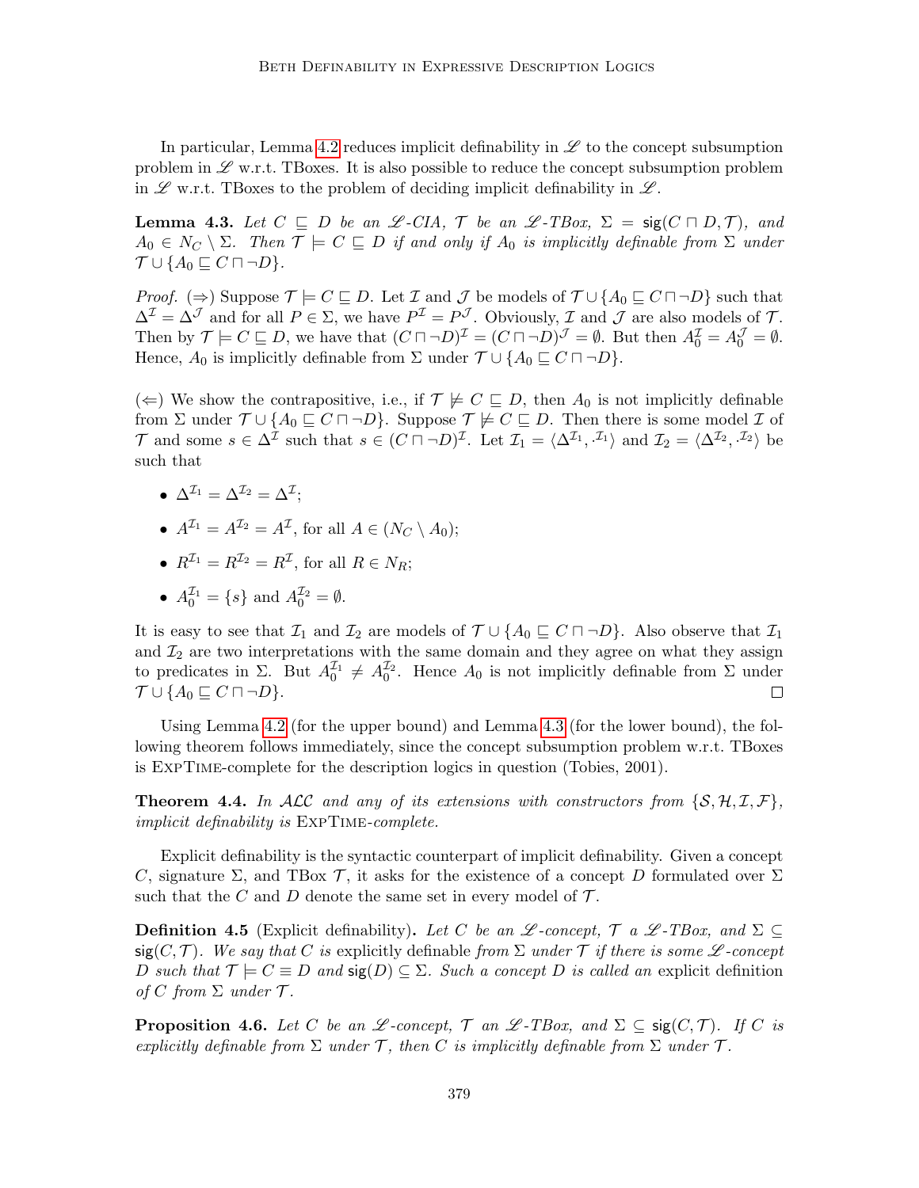In particular, Lemma 4.2 reduces implicit definability in $\mathscr{L}$ to the concept subsumption problem in $\mathscr{L}$ w.r.t. TBoxes. It is also possible to reduce the concept subsumption problem in $\mathscr{L}$ w.r.t. TBoxes to the problem of deciding implicit definability in $\mathscr{L}$.

**Lemma 4.3.** *Let $C \sqsubseteq D$ be an $\mathscr{L}$-CIA, $\mathcal{T}$ be an $\mathscr{L}$-TBox, $\Sigma = \mathsf{sig}(C \sqcap D, \mathcal{T})$, and $A_0 \in N_C \setminus \Sigma$. Then $\mathcal{T} \models C \sqsubseteq D$ if and only if $A_0$ is implicitly definable from $\Sigma$ under $\mathcal{T} \cup \{A_0 \sqsubseteq C \sqcap \neg D\}$.*

*Proof.* ($\Rightarrow$) Suppose $\mathcal{T} \models C \sqsubseteq D$. Let $\mathcal{I}$ and $\mathcal{J}$ be models of $\mathcal{T} \cup \{A_0 \sqsubseteq C \sqcap \neg D\}$ such that $\Delta^{\mathcal{I}} = \Delta^{\mathcal{J}}$ and for all $P \in \Sigma$, we have $P^{\mathcal{I}} = P^{\mathcal{J}}$. Obviously, $\mathcal{I}$ and $\mathcal{J}$ are also models of $\mathcal{T}$. Then by $\mathcal{T} \models C \sqsubseteq D$, we have that $(C \sqcap \neg D)^{\mathcal{I}} = (C \sqcap \neg D)^{\mathcal{J}} = \emptyset$. But then $A_0^{\mathcal{I}} = A_0^{\mathcal{J}} = \emptyset$. Hence, $A_0$ is implicitly definable from $\Sigma$ under $\mathcal{T} \cup \{A_0 \sqsubseteq C \sqcap \neg D\}$.

($\Leftarrow$) We show the contrapositive, i.e., if $\mathcal{T} \not\models C \sqsubseteq D$, then $A_0$ is not implicitly definable from $\Sigma$ under $\mathcal{T} \cup \{A_0 \sqsubseteq C \sqcap \neg D\}$. Suppose $\mathcal{T} \not\models C \sqsubseteq D$. Then there is some model $\mathcal{I}$ of $\mathcal{T}$ and some $s \in \Delta^{\mathcal{I}}$ such that $s \in (C \sqcap \neg D)^{\mathcal{I}}$. Let $\mathcal{I}_1 = \langle \Delta^{\mathcal{I}_1}, \cdot^{\mathcal{I}_1} \rangle$ and $\mathcal{I}_2 = \langle \Delta^{\mathcal{I}_2}, \cdot^{\mathcal{I}_2} \rangle$ be such that

- $\Delta^{\mathcal{I}_1} = \Delta^{\mathcal{I}_2} = \Delta^{\mathcal{I}}$;
- $A^{\mathcal{I}_1} = A^{\mathcal{I}_2} = A^{\mathcal{I}}$, for all $A \in (N_C \setminus A_0)$;
- $R^{\mathcal{I}_1} = R^{\mathcal{I}_2} = R^{\mathcal{I}}$, for all $R \in N_R$;
- $A_0^{\mathcal{I}_1} = \{s\}$ and $A_0^{\mathcal{I}_2} = \emptyset$.

It is easy to see that $\mathcal{I}_1$ and $\mathcal{I}_2$ are models of $\mathcal{T} \cup \{A_0 \sqsubseteq C \sqcap \neg D\}$. Also observe that $\mathcal{I}_1$ and $\mathcal{I}_2$ are two interpretations with the same domain and they agree on what they assign to predicates in $\Sigma$. But $A_0^{\mathcal{I}_1} \neq A_0^{\mathcal{I}_2}$. Hence $A_0$ is not implicitly definable from $\Sigma$ under $\mathcal{T} \cup \{A_0 \sqsubseteq C \sqcap \neg D\}$. $\square$

Using Lemma 4.2 (for the upper bound) and Lemma 4.3 (for the lower bound), the following theorem follows immediately, since the concept subsumption problem w.r.t. TBoxes is ExpTime-complete for the description logics in question (Tobies, 2001).

**Theorem 4.4.** *In $\mathcal{ALC}$ and any of its extensions with constructors from $\{\mathcal{S}, \mathcal{H}, \mathcal{I}, \mathcal{F}\}$, implicit definability is* ExpTime*-complete.*

Explicit definability is the syntactic counterpart of implicit definability. Given a concept $C$, signature $\Sigma$, and TBox $\mathcal{T}$, it asks for the existence of a concept $D$ formulated over $\Sigma$ such that the $C$ and $D$ denote the same set in every model of $\mathcal{T}$.

**Definition 4.5** (Explicit definability)**.** *Let $C$ be an $\mathscr{L}$-concept, $\mathcal{T}$ a $\mathscr{L}$-TBox, and $\Sigma \subseteq \mathsf{sig}(C, \mathcal{T})$. We say that $C$ is* explicitly definable *from $\Sigma$ under $\mathcal{T}$ if there is some $\mathscr{L}$-concept $D$ such that $\mathcal{T} \models C \equiv D$ and $\mathsf{sig}(D) \subseteq \Sigma$. Such a concept $D$ is called an* explicit definition *of $C$ from $\Sigma$ under $\mathcal{T}$.*

**Proposition 4.6.** *Let $C$ be an $\mathscr{L}$-concept, $\mathcal{T}$ an $\mathscr{L}$-TBox, and $\Sigma \subseteq \mathsf{sig}(C, \mathcal{T})$. If $C$ is explicitly definable from $\Sigma$ under $\mathcal{T}$, then $C$ is implicitly definable from $\Sigma$ under $\mathcal{T}$.*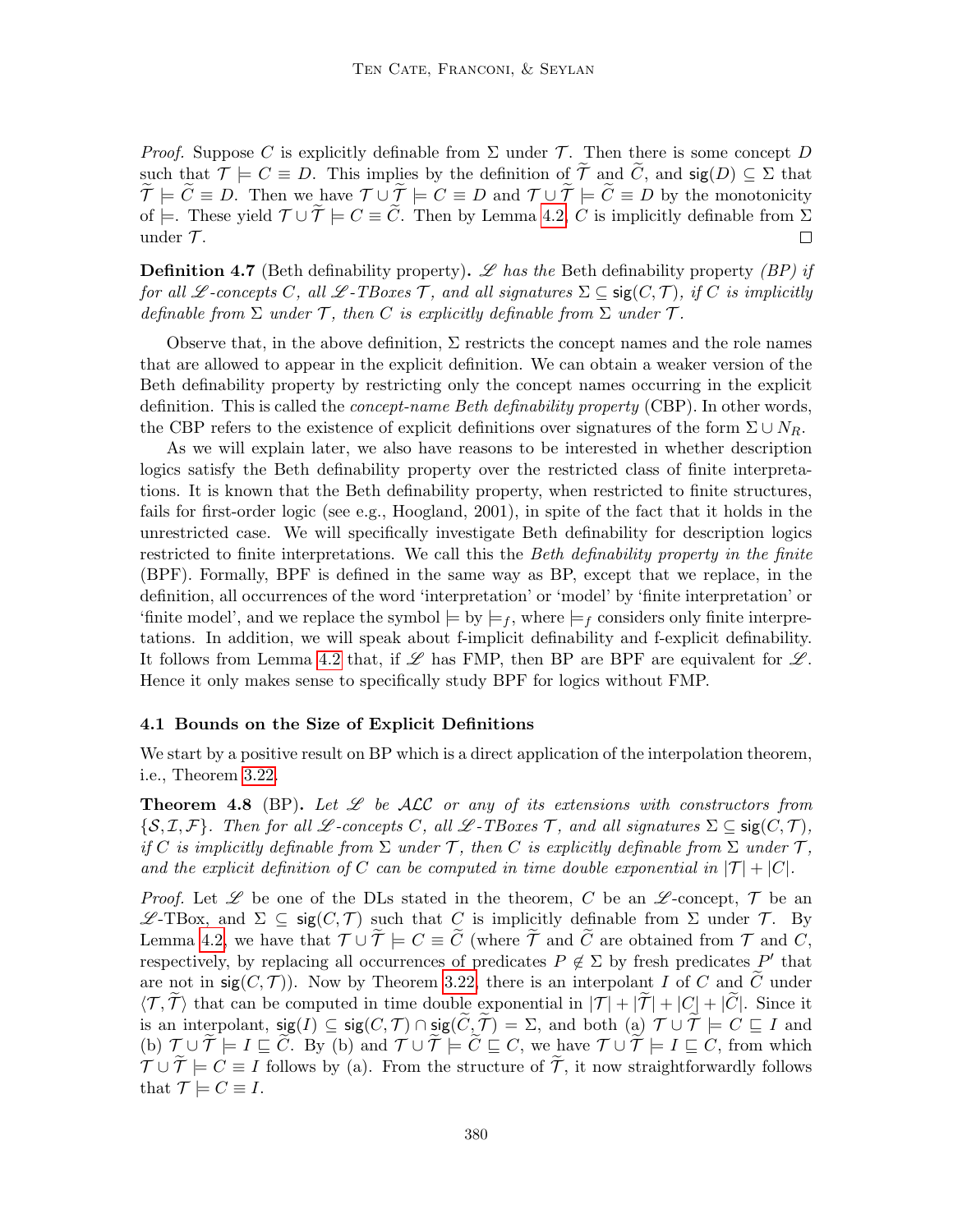*Proof.* Suppose $C$ is explicitly definable from $\Sigma$ under $\mathcal{T}$. Then there is some concept $D$ such that $\mathcal{T} \models C \equiv D$. This implies by the definition of $\widetilde{\mathcal{T}}$ and $\widetilde{C}$, and $\mathsf{sig}(D) \subseteq \Sigma$ that $\widetilde{\mathcal{T}} \models \widetilde{C} \equiv D$. Then we have $\mathcal{T} \cup \widetilde{\mathcal{T}} \models C \equiv D$ and $\mathcal{T} \cup \widetilde{\mathcal{T}} \models \widetilde{C} \equiv D$ by the monotonicity of $\models$. These yield $\mathcal{T} \cup \widetilde{\mathcal{T}} \models C \equiv \widetilde{C}$. Then by Lemma 4.2, $C$ is implicitly definable from $\Sigma$ under $\mathcal{T}$. $\square$

**Definition 4.7** (Beth definability property)**.** *$\mathscr{L}$ has the* Beth definability property *(BP) if for all $\mathscr{L}$-concepts $C$, all $\mathscr{L}$-TBoxes $\mathcal{T}$, and all signatures $\Sigma \subseteq \mathsf{sig}(C, \mathcal{T})$, if $C$ is implicitly definable from $\Sigma$ under $\mathcal{T}$, then $C$ is explicitly definable from $\Sigma$ under $\mathcal{T}$.*

Observe that, in the above definition, $\Sigma$ restricts the concept names and the role names that are allowed to appear in the explicit definition. We can obtain a weaker version of the Beth definability property by restricting only the concept names occurring in the explicit definition. This is called the *concept-name Beth definability property* (CBP). In other words, the CBP refers to the existence of explicit definitions over signatures of the form $\Sigma \cup N_R$.

As we will explain later, we also have reasons to be interested in whether description logics satisfy the Beth definability property over the restricted class of finite interpretations. It is known that the Beth definability property, when restricted to finite structures, fails for first-order logic (see e.g., Hoogland, 2001), in spite of the fact that it holds in the unrestricted case. We will specifically investigate Beth definability for description logics restricted to finite interpretations. We call this the *Beth definability property in the finite* (BPF). Formally, BPF is defined in the same way as BP, except that we replace, in the definition, all occurrences of the word 'interpretation' or 'model' by 'finite interpretation' or 'finite model', and we replace the symbol $\models$ by $\models_f$, where $\models_f$ considers only finite interpretations. In addition, we will speak about f-implicit definability and f-explicit definability. It follows from Lemma 4.2 that, if $\mathscr{L}$ has FMP, then BP are BPF are equivalent for $\mathscr{L}$. Hence it only makes sense to specifically study BPF for logics without FMP.

### 4.1 Bounds on the Size of Explicit Definitions

We start by a positive result on BP which is a direct application of the interpolation theorem, i.e., Theorem 3.22.

**Theorem 4.8** (BP)**.** *Let $\mathscr{L}$ be $\mathcal{ALC}$ or any of its extensions with constructors from $\{\mathcal{S}, \mathcal{I}, \mathcal{F}\}$. Then for all $\mathscr{L}$-concepts $C$, all $\mathscr{L}$-TBoxes $\mathcal{T}$, and all signatures $\Sigma \subseteq \mathsf{sig}(C, \mathcal{T})$, if $C$ is implicitly definable from $\Sigma$ under $\mathcal{T}$, then $C$ is explicitly definable from $\Sigma$ under $\mathcal{T}$, and the explicit definition of $C$ can be computed in time double exponential in $|\mathcal{T}| + |C|$.*

*Proof.* Let $\mathscr{L}$ be one of the DLs stated in the theorem, $C$ be an $\mathscr{L}$-concept, $\mathcal{T}$ be an $\mathscr{L}$-TBox, and $\Sigma \subseteq \mathsf{sig}(C, \mathcal{T})$ such that $C$ is implicitly definable from $\Sigma$ under $\mathcal{T}$. By Lemma 4.2, we have that $\mathcal{T} \cup \widetilde{\mathcal{T}} \models C \equiv \widetilde{C}$ (where $\widetilde{\mathcal{T}}$ and $\widetilde{C}$ are obtained from $\mathcal{T}$ and $C$, respectively, by replacing all occurrences of predicates $P \notin \Sigma$ by fresh predicates $P'$ that are not in $\mathsf{sig}(C, \mathcal{T})$). Now by Theorem 3.22, there is an interpolant $I$ of $C$ and $\widetilde{C}$ under $\langle \mathcal{T}, \widetilde{\mathcal{T}} \rangle$ that can be computed in time double exponential in $|\mathcal{T}| + |\widetilde{\mathcal{T}}| + |C| + |\widetilde{C}|$. Since it is an interpolant, $\mathsf{sig}(I) \subseteq \mathsf{sig}(C, \mathcal{T}) \cap \mathsf{sig}(\widetilde{C}, \widetilde{\mathcal{T}}) = \Sigma$, and both (a) $\mathcal{T} \cup \widetilde{\mathcal{T}} \models C \sqsubseteq I$ and (b) $\mathcal{T} \cup \widetilde{\mathcal{T}} \models I \sqsubseteq \widetilde{C}$. By (b) and $\mathcal{T} \cup \widetilde{\mathcal{T}} \models \widetilde{C} \sqsubseteq C$, we have $\mathcal{T} \cup \widetilde{\mathcal{T}} \models I \sqsubseteq C$, from which $\mathcal{T} \cup \widetilde{\mathcal{T}} \models C \equiv I$ follows by (a). From the structure of $\widetilde{\mathcal{T}}$, it now straightforwardly follows that $\mathcal{T} \models C \equiv I$.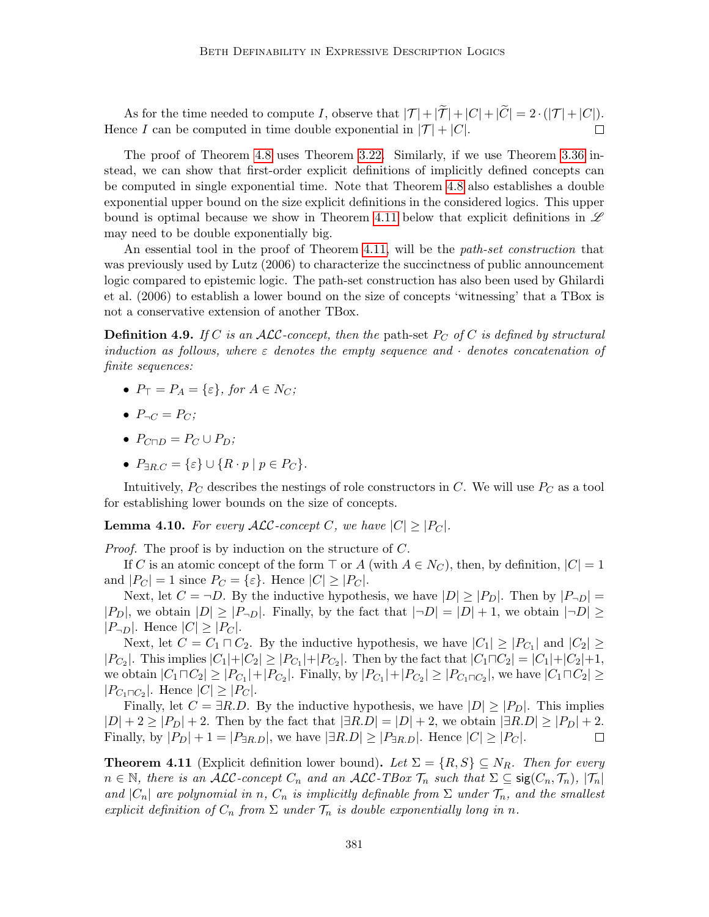As for the time needed to compute $I$, observe that $|\mathcal{T}| + |\widetilde{\mathcal{T}}| + |C| + |\widetilde{C}| = 2 \cdot (|\mathcal{T}| + |C|)$. Hence $I$ can be computed in time double exponential in $|\mathcal{T}| + |C|$. ∎

The proof of Theorem 4.8 uses Theorem 3.22. Similarly, if we use Theorem 3.36 instead, we can show that first-order explicit definitions of implicitly defined concepts can be computed in single exponential time. Note that Theorem 4.8 also establishes a double exponential upper bound on the size explicit definitions in the considered logics. This upper bound is optimal because we show in Theorem 4.11 below that explicit definitions in $\mathscr{L}$ may need to be double exponentially big.

An essential tool in the proof of Theorem 4.11, will be the *path-set construction* that was previously used by Lutz (2006) to characterize the succinctness of public announcement logic compared to epistemic logic. The path-set construction has also been used by Ghilardi et al. (2006) to establish a lower bound on the size of concepts 'witnessing' that a TBox is not a conservative extension of another TBox.

**Definition 4.9.** *If $C$ is an $\mathcal{ALC}$-concept, then the* path-set $P_C$ *of $C$ is defined by structural induction as follows, where $\varepsilon$ denotes the empty sequence and $\cdot$ denotes concatenation of finite sequences:*

- $P_\top = P_A = \{\varepsilon\}$*, for $A \in N_C$;*
- $P_{\neg C} = P_C$*;*
- $P_{C \sqcap D} = P_C \cup P_D$*;*
- $P_{\exists R.C} = \{\varepsilon\} \cup \{R \cdot p \mid p \in P_C\}$*.*

Intuitively, $P_C$ describes the nestings of role constructors in $C$. We will use $P_C$ as a tool for establishing lower bounds on the size of concepts.

**Lemma 4.10.** *For every $\mathcal{ALC}$-concept $C$, we have $|C| \geq |P_C|$.*

*Proof.* The proof is by induction on the structure of $C$.

If $C$ is an atomic concept of the form $\top$ or $A$ (with $A \in N_C$), then, by definition, $|C| = 1$ and $|P_C| = 1$ since $P_C = \{\varepsilon\}$. Hence $|C| \geq |P_C|$.

Next, let $C = \neg D$. By the inductive hypothesis, we have $|D| \geq |P_D|$. Then by $|P_{\neg D}| = |P_D|$, we obtain $|D| \geq |P_{\neg D}|$. Finally, by the fact that $|\neg D| = |D| + 1$, we obtain $|\neg D| \geq |P_{\neg D}|$. Hence $|C| \geq |P_C|$.

Next, let $C = C_1 \sqcap C_2$. By the inductive hypothesis, we have $|C_1| \geq |P_{C_1}|$ and $|C_2| \geq |P_{C_2}|$. This implies $|C_1| + |C_2| \geq |P_{C_1}| + |P_{C_2}|$. Then by the fact that $|C_1 \sqcap C_2| = |C_1| + |C_2| + 1$, we obtain $|C_1 \sqcap C_2| \geq |P_{C_1}| + |P_{C_2}|$. Finally, by $|P_{C_1}| + |P_{C_2}| \geq |P_{C_1 \sqcap C_2}|$, we have $|C_1 \sqcap C_2| \geq |P_{C_1 \sqcap C_2}|$. Hence $|C| \geq |P_C|$.

Finally, let $C = \exists R.D$. By the inductive hypothesis, we have $|D| \geq |P_D|$. This implies $|D| + 2 \geq |P_D| + 2$. Then by the fact that $|\exists R.D| = |D| + 2$, we obtain $|\exists R.D| \geq |P_D| + 2$. Finally, by $|P_D| + 1 = |P_{\exists R.D}|$, we have $|\exists R.D| \geq |P_{\exists R.D}|$. Hence $|C| \geq |P_C|$. ∎

**Theorem 4.11** (Explicit definition lower bound)**.** *Let $\Sigma = \{R, S\} \subseteq N_R$. Then for every $n \in \mathbb{N}$, there is an $\mathcal{ALC}$-concept $C_n$ and an $\mathcal{ALC}$-TBox $\mathcal{T}_n$ such that $\Sigma \subsetneq \mathsf{sig}(C_n, \mathcal{T}_n)$, $|\mathcal{T}_n|$ and $|C_n|$ are polynomial in $n$, $C_n$ is implicitly definable from $\Sigma$ under $\mathcal{T}_n$, and the smallest explicit definition of $C_n$ from $\Sigma$ under $\mathcal{T}_n$ is double exponentially long in $n$.*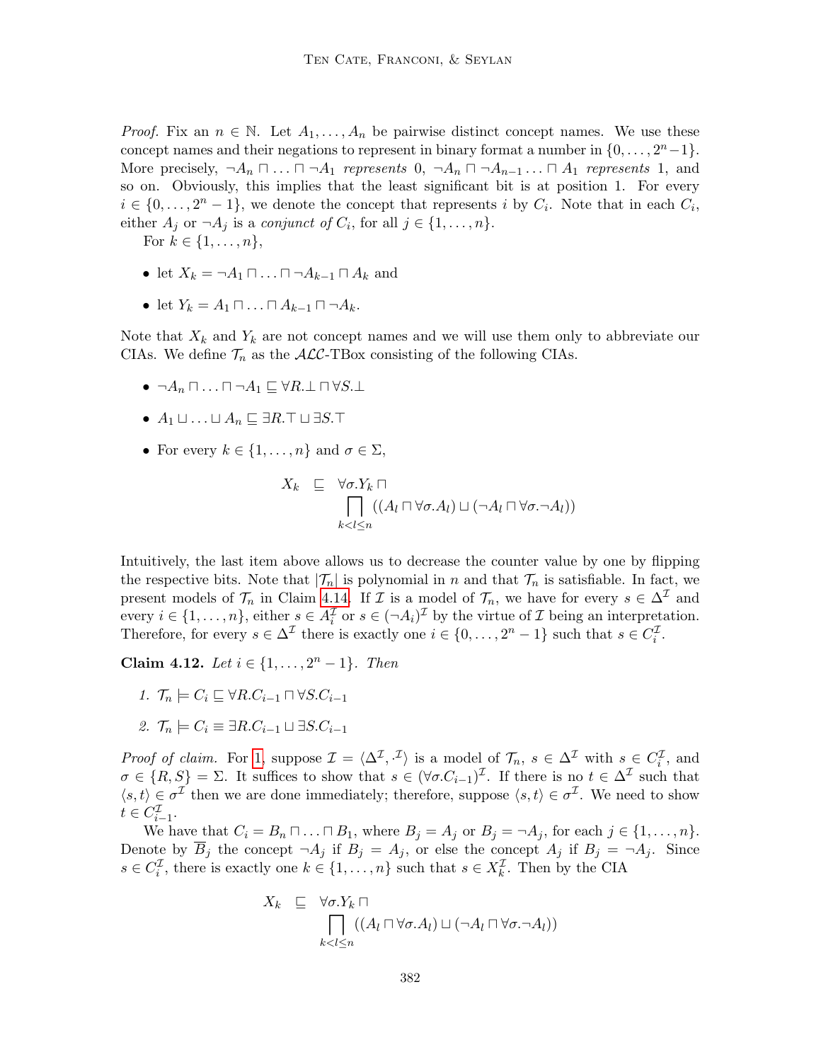*Proof.* Fix an $n \in \mathbb{N}$. Let $A_1, \ldots, A_n$ be pairwise distinct concept names. We use these concept names and their negations to represent in binary format a number in $\{0, \ldots, 2^n - 1\}$. More precisely, $\neg A_n \sqcap \ldots \sqcap \neg A_1$ *represents* 0, $\neg A_n \sqcap \neg A_{n-1} \ldots \sqcap A_1$ *represents* 1, and so on. Obviously, this implies that the least significant bit is at position 1. For every $i \in \{0, \ldots, 2^n - 1\}$, we denote the concept that represents $i$ by $C_i$. Note that in each $C_i$, either $A_j$ or $\neg A_j$ is a *conjunct of* $C_i$, for all $j \in \{1, \ldots, n\}$.

For $k \in \{1, \ldots, n\}$,

- let $X_k = \neg A_1 \sqcap \ldots \sqcap \neg A_{k-1} \sqcap A_k$ and
- let $Y_k = A_1 \sqcap \ldots \sqcap A_{k-1} \sqcap \neg A_k$.

Note that $X_k$ and $Y_k$ are not concept names and we will use them only to abbreviate our CIAs. We define $\mathcal{T}_n$ as the $\mathcal{ALC}$-TBox consisting of the following CIAs.

- $\neg A_n \sqcap \ldots \sqcap \neg A_1 \sqsubseteq \forall R.\bot \sqcap \forall S.\bot$
- $A_1 \sqcup \ldots \sqcup A_n \sqsubseteq \exists R.\top \sqcup \exists S.\top$
- For every $k \in \{1, \ldots, n\}$ and $\sigma \in \Sigma$,

$$X_k \sqsubseteq \forall \sigma.Y_k \sqcap \bigsqcap_{k < l \leq n} ((A_l \sqcap \forall \sigma.A_l) \sqcup (\neg A_l \sqcap \forall \sigma.\neg A_l))$$

Intuitively, the last item above allows us to decrease the counter value by one by flipping the respective bits. Note that $|\mathcal{T}_n|$ is polynomial in $n$ and that $\mathcal{T}_n$ is satisfiable. In fact, we present models of $\mathcal{T}_n$ in Claim 4.14. If $\mathcal{I}$ is a model of $\mathcal{T}_n$, we have for every $s \in \Delta^{\mathcal{I}}$ and every $i \in \{1, \ldots, n\}$, either $s \in A_i^{\mathcal{I}}$ or $s \in (\neg A_i)^{\mathcal{I}}$ by the virtue of $\mathcal{I}$ being an interpretation. Therefore, for every $s \in \Delta^{\mathcal{I}}$ there is exactly one $i \in \{0, \ldots, 2^n - 1\}$ such that $s \in C_i^{\mathcal{I}}$.

**Claim 4.12.** *Let $i \in \{1, \ldots, 2^n - 1\}$. Then*

1. $\mathcal{T}_n \models C_i \sqsubseteq \forall R.C_{i-1} \sqcap \forall S.C_{i-1}$
2. $\mathcal{T}_n \models C_i \equiv \exists R.C_{i-1} \sqcup \exists S.C_{i-1}$

*Proof of claim.* For 1, suppose $\mathcal{I} = \langle \Delta^{\mathcal{I}}, \cdot^{\mathcal{I}} \rangle$ is a model of $\mathcal{T}_n$, $s \in \Delta^{\mathcal{I}}$ with $s \in C_i^{\mathcal{I}}$, and $\sigma \in \{R, S\} = \Sigma$. It suffices to show that $s \in (\forall \sigma.C_{i-1})^{\mathcal{I}}$. If there is no $t \in \Delta^{\mathcal{I}}$ such that $\langle s, t \rangle \in \sigma^{\mathcal{I}}$ then we are done immediately; therefore, suppose $\langle s, t \rangle \in \sigma^{\mathcal{I}}$. We need to show $t \in C_{i-1}^{\mathcal{I}}$.

We have that $C_i = B_n \sqcap \ldots \sqcap B_1$, where $B_j = A_j$ or $B_j = \neg A_j$, for each $j \in \{1, \ldots, n\}$. Denote by $\overline{B}_j$ the concept $\neg A_j$ if $B_j = A_j$, or else the concept $A_j$ if $B_j = \neg A_j$. Since $s \in C_i^{\mathcal{I}}$, there is exactly one $k \in \{1, \ldots, n\}$ such that $s \in X_k^{\mathcal{I}}$. Then by the CIA

$$X_k \sqsubseteq \forall \sigma.Y_k \sqcap \bigsqcap_{k < l \leq n} ((A_l \sqcap \forall \sigma.A_l) \sqcup (\neg A_l \sqcap \forall \sigma.\neg A_l))$$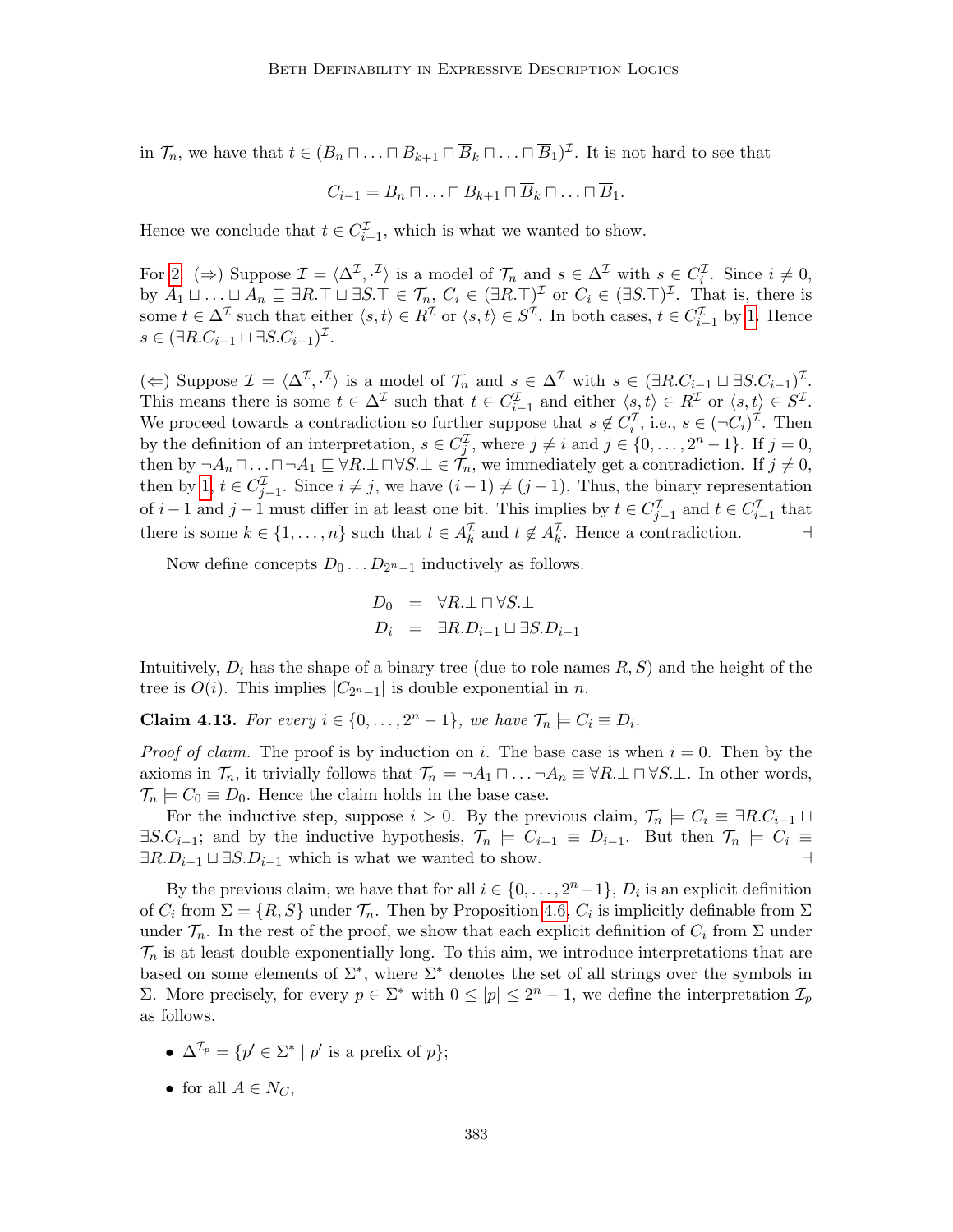in $\mathcal{T}_n$, we have that $t \in (B_n \sqcap \ldots \sqcap B_{k+1} \sqcap \overline{B}_k \sqcap \ldots \sqcap \overline{B}_1)^\mathcal{I}$. It is not hard to see that

$$C_{i-1} = B_n \sqcap \ldots \sqcap B_{k+1} \sqcap \overline{B}_k \sqcap \ldots \sqcap \overline{B}_1.$$

Hence we conclude that $t \in C_{i-1}^\mathcal{I}$, which is what we wanted to show.

For 2. ($\Rightarrow$) Suppose $\mathcal{I} = \langle \Delta^\mathcal{I}, \cdot^\mathcal{I} \rangle$ is a model of $\mathcal{T}_n$ and $s \in \Delta^\mathcal{I}$ with $s \in C_i^\mathcal{I}$. Since $i \neq 0$, by $A_1 \sqcup \ldots \sqcup A_n \sqsubseteq \exists R.\top \sqcup \exists S.\top \in \mathcal{T}_n$, $C_i \in (\exists R.\top)^\mathcal{I}$ or $C_i \in (\exists S.\top)^\mathcal{I}$. That is, there is some $t \in \Delta^\mathcal{I}$ such that either $\langle s, t \rangle \in R^\mathcal{I}$ or $\langle s, t \rangle \in S^\mathcal{I}$. In both cases, $t \in C_{i-1}^\mathcal{I}$ by 1. Hence $s \in (\exists R.C_{i-1} \sqcup \exists S.C_{i-1})^\mathcal{I}$.

($\Leftarrow$) Suppose $\mathcal{I} = \langle \Delta^\mathcal{I}, \cdot^\mathcal{I} \rangle$ is a model of $\mathcal{T}_n$ and $s \in \Delta^\mathcal{I}$ with $s \in (\exists R.C_{i-1} \sqcup \exists S.C_{i-1})^\mathcal{I}$. This means there is some $t \in \Delta^\mathcal{I}$ such that $t \in C_{i-1}^\mathcal{I}$ and either $\langle s, t \rangle \in R^\mathcal{I}$ or $\langle s, t \rangle \in S^\mathcal{I}$. We proceed towards a contradiction so further suppose that $s \notin C_i^\mathcal{I}$, i.e., $s \in (\neg C_i)^\mathcal{I}$. Then by the definition of an interpretation, $s \in C_j^\mathcal{I}$, where $j \neq i$ and $j \in \{0, \ldots, 2^n - 1\}$. If $j = 0$, then by $\neg A_n \sqcap \ldots \sqcap \neg A_1 \sqsubseteq \forall R.\bot \sqcap \forall S.\bot \in \mathcal{T}_n$, we immediately get a contradiction. If $j \neq 0$, then by 1, $t \in C_{j-1}^\mathcal{I}$. Since $i \neq j$, we have $(i-1) \neq (j-1)$. Thus, the binary representation of $i-1$ and $j-1$ must differ in at least one bit. This implies by $t \in C_{j-1}^\mathcal{I}$ and $t \in C_{i-1}^\mathcal{I}$ that there is some $k \in \{1, \ldots, n\}$ such that $t \in A_k^\mathcal{I}$ and $t \notin A_k^\mathcal{I}$. Hence a contradiction. $\dashv$

Now define concepts $D_0 \ldots D_{2^n-1}$ inductively as follows.

$$\begin{aligned} D_0 &= \forall R.\bot \sqcap \forall S.\bot \\ D_i &= \exists R.D_{i-1} \sqcup \exists S.D_{i-1} \end{aligned}$$

Intuitively, $D_i$ has the shape of a binary tree (due to role names $R, S$) and the height of the tree is $O(i)$. This implies $|C_{2^n-1}|$ is double exponential in $n$.

**Claim 4.13.** *For every $i \in \{0, \ldots, 2^n - 1\}$, we have $\mathcal{T}_n \models C_i \equiv D_i$.*

*Proof of claim.* The proof is by induction on $i$. The base case is when $i = 0$. Then by the axioms in $\mathcal{T}_n$, it trivially follows that $\mathcal{T}_n \models \neg A_1 \sqcap \ldots \neg A_n \equiv \forall R.\bot \sqcap \forall S.\bot$. In other words, $\mathcal{T}_n \models C_0 \equiv D_0$. Hence the claim holds in the base case.

For the inductive step, suppose $i > 0$. By the previous claim, $\mathcal{T}_n \models C_i \equiv \exists R.C_{i-1} \sqcup \exists S.C_{i-1}$; and by the inductive hypothesis, $\mathcal{T}_n \models C_{i-1} \equiv D_{i-1}$. But then $\mathcal{T}_n \models C_i \equiv \exists R.D_{i-1} \sqcup \exists S.D_{i-1}$ which is what we wanted to show. $\dashv$

By the previous claim, we have that for all $i \in \{0, \ldots, 2^n - 1\}$, $D_i$ is an explicit definition of $C_i$ from $\Sigma = \{R, S\}$ under $\mathcal{T}_n$. Then by Proposition 4.6, $C_i$ is implicitly definable from $\Sigma$ under $\mathcal{T}_n$. In the rest of the proof, we show that each explicit definition of $C_i$ from $\Sigma$ under $\mathcal{T}_n$ is at least double exponentially long. To this aim, we introduce interpretations that are based on some elements of $\Sigma^*$, where $\Sigma^*$ denotes the set of all strings over the symbols in $\Sigma$. More precisely, for every $p \in \Sigma^*$ with $0 \leq |p| \leq 2^n - 1$, we define the interpretation $\mathcal{I}_p$ as follows.

- $\Delta^{\mathcal{I}_p} = \{p' \in \Sigma^* \mid p' \text{ is a prefix of } p\}$;
- for all $A \in N_C$,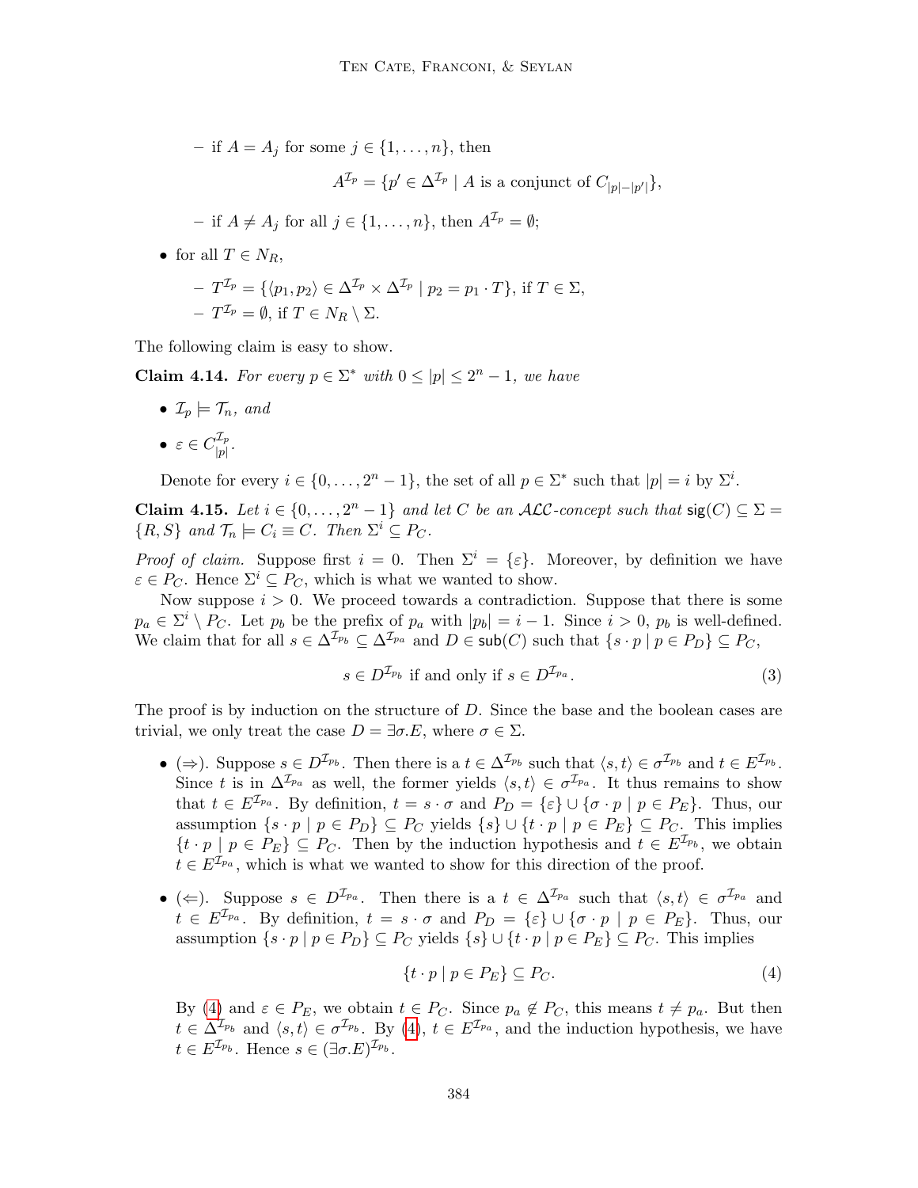- if $A = A_j$ for some $j \in \{1, \ldots, n\}$, then

$$A^{\mathcal{I}_p} = \{p' \in \Delta^{\mathcal{I}_p} \mid A \text{ is a conjunct of } C_{|p|-|p'|}\},$$

  - if $A \neq A_j$ for all $j \in \{1, \ldots, n\}$, then $A^{\mathcal{I}_p} = \emptyset$;

- for all $T \in N_R$,
  - $T^{\mathcal{I}_p} = \{\langle p_1, p_2 \rangle \in \Delta^{\mathcal{I}_p} \times \Delta^{\mathcal{I}_p} \mid p_2 = p_1 \cdot T\}$, if $T \in \Sigma$,
  - $T^{\mathcal{I}_p} = \emptyset$, if $T \in N_R \setminus \Sigma$.

The following claim is easy to show.

**Claim 4.14.** *For every $p \in \Sigma^*$ with $0 \leq |p| \leq 2^n - 1$, we have*

- $\mathcal{I}_p \models \mathcal{T}_n$, *and*
- $\varepsilon \in C_{|p|}^{\mathcal{I}_p}$.

Denote for every $i \in \{0, \ldots, 2^n - 1\}$, the set of all $p \in \Sigma^*$ such that $|p| = i$ by $\Sigma^i$.

**Claim 4.15.** *Let $i \in \{0, \ldots, 2^n - 1\}$ and let $C$ be an $\mathcal{ALC}$-concept such that $\mathsf{sig}(C) \subseteq \Sigma = \{R, S\}$ and $\mathcal{T}_n \models C_i \equiv C$. Then $\Sigma^i \subseteq P_C$.*

*Proof of claim.* Suppose first $i = 0$. Then $\Sigma^i = \{\varepsilon\}$. Moreover, by definition we have $\varepsilon \in P_C$. Hence $\Sigma^i \subseteq P_C$, which is what we wanted to show.

Now suppose $i > 0$. We proceed towards a contradiction. Suppose that there is some $p_a \in \Sigma^i \setminus P_C$. Let $p_b$ be the prefix of $p_a$ with $|p_b| = i - 1$. Since $i > 0$, $p_b$ is well-defined. We claim that for all $s \in \Delta^{\mathcal{I}_{p_b}} \subseteq \Delta^{\mathcal{I}_{p_a}}$ and $D \in \mathsf{sub}(C)$ such that $\{s \cdot p \mid p \in P_D\} \subseteq P_C$,

$$s \in D^{\mathcal{I}_{p_b}} \text{ if and only if } s \in D^{\mathcal{I}_{p_a}}. \tag{3}$$

The proof is by induction on the structure of $D$. Since the base and the boolean cases are trivial, we only treat the case $D = \exists \sigma.E$, where $\sigma \in \Sigma$.

- ($\Rightarrow$). Suppose $s \in D^{\mathcal{I}_{p_b}}$. Then there is a $t \in \Delta^{\mathcal{I}_{p_b}}$ such that $\langle s, t \rangle \in \sigma^{\mathcal{I}_{p_b}}$ and $t \in E^{\mathcal{I}_{p_b}}$. Since $t$ is in $\Delta^{\mathcal{I}_{p_a}}$ as well, the former yields $\langle s, t \rangle \in \sigma^{\mathcal{I}_{p_a}}$. It thus remains to show that $t \in E^{\mathcal{I}_{p_a}}$. By definition, $t = s \cdot \sigma$ and $P_D = \{\varepsilon\} \cup \{\sigma \cdot p \mid p \in P_E\}$. Thus, our assumption $\{s \cdot p \mid p \in P_D\} \subseteq P_C$ yields $\{s\} \cup \{t \cdot p \mid p \in P_E\} \subseteq P_C$. This implies $\{t \cdot p \mid p \in P_E\} \subseteq P_C$. Then by the induction hypothesis and $t \in E^{\mathcal{I}_{p_b}}$, we obtain $t \in E^{\mathcal{I}_{p_a}}$, which is what we wanted to show for this direction of the proof.

- ($\Leftarrow$). Suppose $s \in D^{\mathcal{I}_{p_a}}$. Then there is a $t \in \Delta^{\mathcal{I}_{p_a}}$ such that $\langle s, t \rangle \in \sigma^{\mathcal{I}_{p_a}}$ and $t \in E^{\mathcal{I}_{p_a}}$. By definition, $t = s \cdot \sigma$ and $P_D = \{\varepsilon\} \cup \{\sigma \cdot p \mid p \in P_E\}$. Thus, our assumption $\{s \cdot p \mid p \in P_D\} \subseteq P_C$ yields $\{s\} \cup \{t \cdot p \mid p \in P_E\} \subseteq P_C$. This implies

$$\{t \cdot p \mid p \in P_E\} \subseteq P_C. \tag{4}$$

  By (4) and $\varepsilon \in P_E$, we obtain $t \in P_C$. Since $p_a \notin P_C$, this means $t \neq p_a$. But then $t \in \Delta^{\mathcal{I}_{p_b}}$ and $\langle s, t \rangle \in \sigma^{\mathcal{I}_{p_b}}$. By (4), $t \in E^{\mathcal{I}_{p_a}}$, and the induction hypothesis, we have $t \in E^{\mathcal{I}_{p_b}}$. Hence $s \in (\exists \sigma.E)^{\mathcal{I}_{p_b}}$.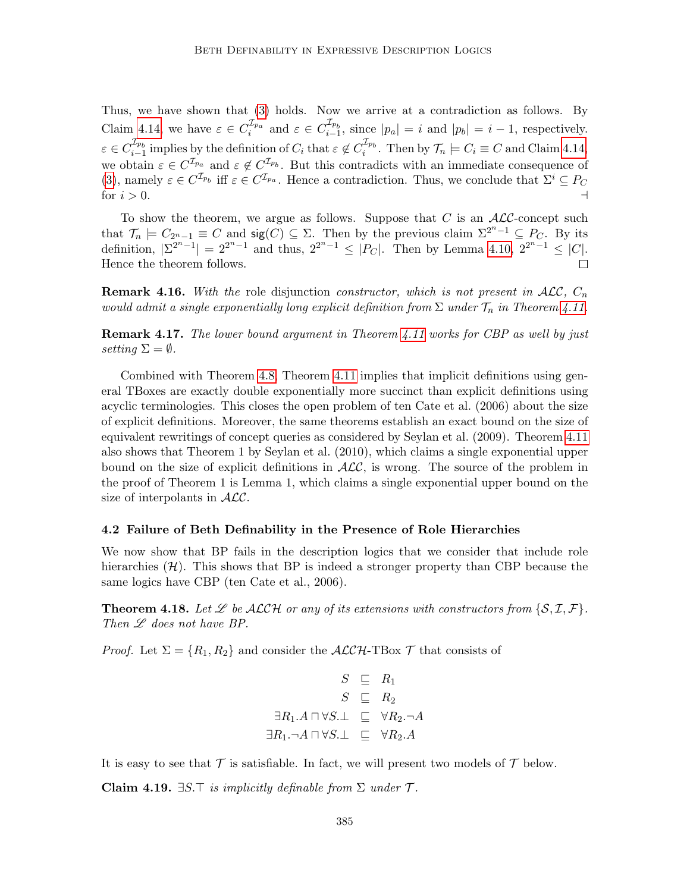Thus, we have shown that (3) holds. Now we arrive at a contradiction as follows. By Claim 4.14, we have $\varepsilon \in C_i^{\mathcal{I}_{p_a}}$ and $\varepsilon \in C_{i-1}^{\mathcal{I}_{p_b}}$, since $|p_a| = i$ and $|p_b| = i-1$, respectively. $\varepsilon \in C_{i-1}^{\mathcal{I}_{p_b}}$ implies by the definition of $C_i$ that $\varepsilon \notin C_i^{\mathcal{I}_{p_b}}$. Then by $\mathcal{T}_n \models C_i \equiv C$ and Claim 4.14, we obtain $\varepsilon \in C^{\mathcal{I}_{p_a}}$ and $\varepsilon \notin C^{\mathcal{I}_{p_b}}$. But this contradicts with an immediate consequence of (3), namely $\varepsilon \in C^{\mathcal{I}_{p_b}}$ iff $\varepsilon \in C^{\mathcal{I}_{p_a}}$. Hence a contradiction. Thus, we conclude that $\Sigma^i \subseteq P_C$ for $i > 0$. $\dashv$

To show the theorem, we argue as follows. Suppose that $C$ is an $\mathcal{ALC}$-concept such that $\mathcal{T}_n \models C_{2^n-1} \equiv C$ and $\mathsf{sig}(C) \subseteq \Sigma$. Then by the previous claim $\Sigma^{2^n-1} \subseteq P_C$. By its definition, $|\Sigma^{2^n-1}| = 2^{2^n-1}$ and thus, $2^{2^n-1} \leq |P_C|$. Then by Lemma 4.10, $2^{2^n-1} \leq |C|$. Hence the theorem follows. $\square$

**Remark 4.16.** *With the* role disjunction *constructor, which is not present in $\mathcal{ALC}$, $C_n$ would admit a single exponentially long explicit definition from $\Sigma$ under $\mathcal{T}_n$ in Theorem 4.11.*

**Remark 4.17.** *The lower bound argument in Theorem 4.11 works for CBP as well by just setting $\Sigma = \emptyset$.*

Combined with Theorem 4.8, Theorem 4.11 implies that implicit definitions using general TBoxes are exactly double exponentially more succinct than explicit definitions using acyclic terminologies. This closes the open problem of ten Cate et al. (2006) about the size of explicit definitions. Moreover, the same theorems establish an exact bound on the size of equivalent rewritings of concept queries as considered by Seylan et al. (2009). Theorem 4.11 also shows that Theorem 1 by Seylan et al. (2010), which claims a single exponential upper bound on the size of explicit definitions in $\mathcal{ALC}$, is wrong. The source of the problem in the proof of Theorem 1 is Lemma 1, which claims a single exponential upper bound on the size of interpolants in $\mathcal{ALC}$.

### 4.2 Failure of Beth Definability in the Presence of Role Hierarchies

We now show that BP fails in the description logics that we consider that include role hierarchies ($\mathcal{H}$). This shows that BP is indeed a stronger property than CBP because the same logics have CBP (ten Cate et al., 2006).

**Theorem 4.18.** *Let $\mathscr{L}$ be $\mathcal{ALCH}$ or any of its extensions with constructors from $\{\mathcal{S}, \mathcal{I}, \mathcal{F}\}$. Then $\mathscr{L}$ does not have BP.*

*Proof.* Let $\Sigma = \{R_1, R_2\}$ and consider the $\mathcal{ALCH}$-TBox $\mathcal{T}$ that consists of

$$
\begin{aligned}
S &\sqsubseteq R_1 \\
S &\sqsubseteq R_2 \\
\exists R_1.A \sqcap \forall S.\bot &\sqsubseteq \forall R_2.\neg A \\
\exists R_1.\neg A \sqcap \forall S.\bot &\sqsubseteq \forall R_2.A
\end{aligned}
$$

It is easy to see that $\mathcal{T}$ is satisfiable. In fact, we will present two models of $\mathcal{T}$ below.

**Claim 4.19.** *$\exists S.\top$ is implicitly definable from $\Sigma$ under $\mathcal{T}$.*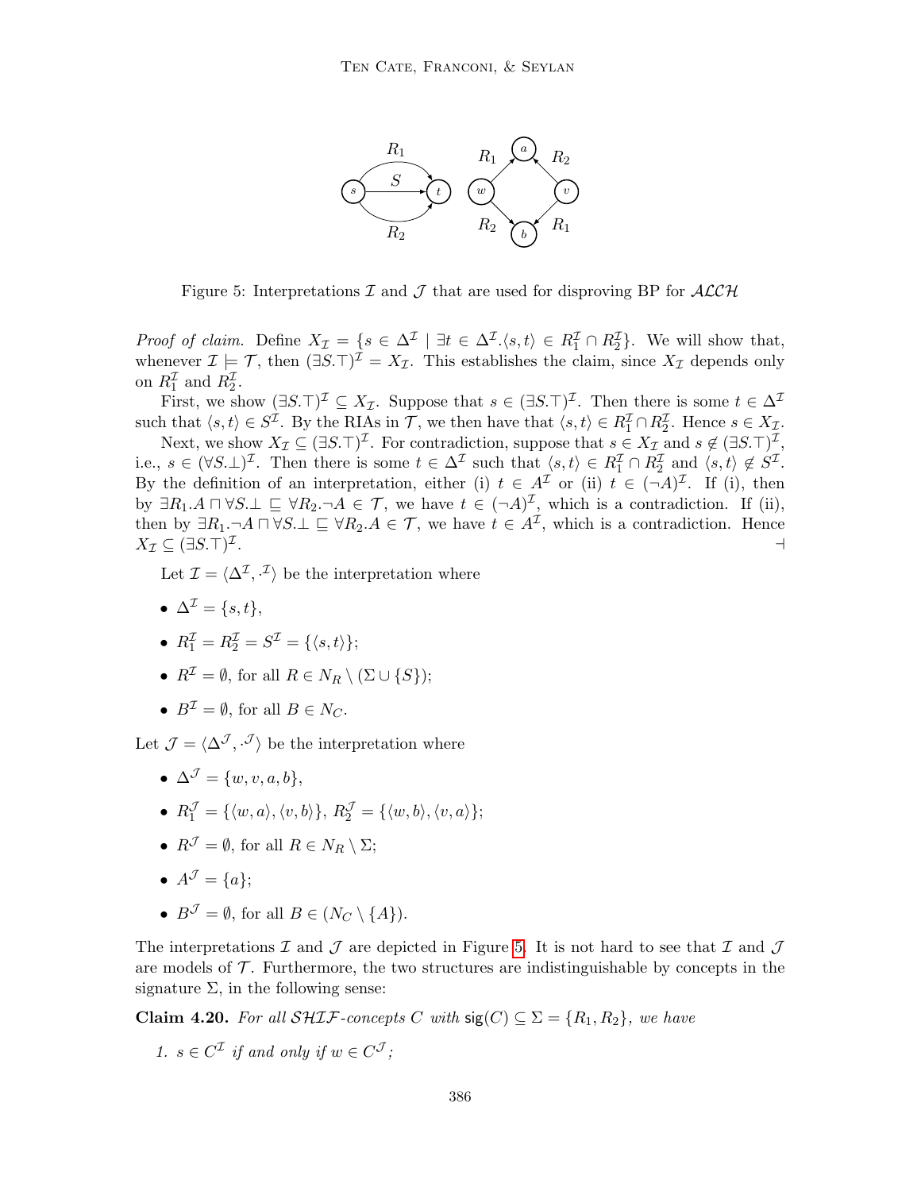Figure 5: Interpretations $\mathcal{I}$ and $\mathcal{J}$ that are used for disproving BP for $\mathcal{ALCH}$

*Proof of claim.* Define $X_{\mathcal{I}} = \{s \in \Delta^{\mathcal{I}} \mid \exists t \in \Delta^{\mathcal{I}}.\langle s,t\rangle \in R_1^{\mathcal{I}} \cap R_2^{\mathcal{I}}\}$. We will show that, whenever $\mathcal{I} \models \mathcal{T}$, then $(\exists S.\top)^{\mathcal{I}} = X_{\mathcal{I}}$. This establishes the claim, since $X_{\mathcal{I}}$ depends only on $R_1^{\mathcal{I}}$ and $R_2^{\mathcal{I}}$.

First, we show $(\exists S.\top)^{\mathcal{I}} \subseteq X_{\mathcal{I}}$. Suppose that $s \in (\exists S.\top)^{\mathcal{I}}$. Then there is some $t \in \Delta^{\mathcal{I}}$ such that $\langle s,t\rangle \in S^{\mathcal{I}}$. By the RIAs in $\mathcal{T}$, we then have that $\langle s,t\rangle \in R_1^{\mathcal{I}} \cap R_2^{\mathcal{I}}$. Hence $s \in X_{\mathcal{I}}$.

Next, we show $X_{\mathcal{I}} \subseteq (\exists S.\top)^{\mathcal{I}}$. For contradiction, suppose that $s \in X_{\mathcal{I}}$ and $s \notin (\exists S.\top)^{\mathcal{I}}$, i.e., $s \in (\forall S.\bot)^{\mathcal{I}}$. Then there is some $t \in \Delta^{\mathcal{I}}$ such that $\langle s,t\rangle \in R_1^{\mathcal{I}} \cap R_2^{\mathcal{I}}$ and $\langle s,t\rangle \notin S^{\mathcal{I}}$. By the definition of an interpretation, either (i) $t \in A^{\mathcal{I}}$ or (ii) $t \in (\neg A)^{\mathcal{I}}$. If (i), then by $\exists R_1.A \sqcap \forall S.\bot \sqsubseteq \forall R_2.\neg A \in \mathcal{T}$, we have $t \in (\neg A)^{\mathcal{I}}$, which is a contradiction. If (ii), then by $\exists R_1.\neg A \sqcap \forall S.\bot \sqsubseteq \forall R_2.A \in \mathcal{T}$, we have $t \in A^{\mathcal{I}}$, which is a contradiction. Hence $X_{\mathcal{I}} \subseteq (\exists S.\top)^{\mathcal{I}}$. ⊣

Let $\mathcal{I} = \langle \Delta^{\mathcal{I}}, \cdot^{\mathcal{I}}\rangle$ be the interpretation where

- $\Delta^{\mathcal{I}} = \{s,t\}$,
- $R_1^{\mathcal{I}} = R_2^{\mathcal{I}} = S^{\mathcal{I}} = \{\langle s,t\rangle\}$;
- $R^{\mathcal{I}} = \emptyset$, for all $R \in N_R \setminus (\Sigma \cup \{S\})$;
- $B^{\mathcal{I}} = \emptyset$, for all $B \in N_C$.

Let $\mathcal{J} = \langle \Delta^{\mathcal{J}}, \cdot^{\mathcal{J}}\rangle$ be the interpretation where

- $\Delta^{\mathcal{J}} = \{w,v,a,b\}$,
- $R_1^{\mathcal{J}} = \{\langle w,a\rangle, \langle v,b\rangle\}$, $R_2^{\mathcal{J}} = \{\langle w,b\rangle, \langle v,a\rangle\}$;
- $R^{\mathcal{J}} = \emptyset$, for all $R \in N_R \setminus \Sigma$;
- $A^{\mathcal{J}} = \{a\}$;
- $B^{\mathcal{J}} = \emptyset$, for all $B \in (N_C \setminus \{A\})$.

The interpretations $\mathcal{I}$ and $\mathcal{J}$ are depicted in Figure 5. It is not hard to see that $\mathcal{I}$ and $\mathcal{J}$ are models of $\mathcal{T}$. Furthermore, the two structures are indistinguishable by concepts in the signature $\Sigma$, in the following sense:

**Claim 4.20.** *For all $\mathcal{SHIF}$-concepts $C$ with $\mathsf{sig}(C) \subseteq \Sigma = \{R_1, R_2\}$, we have*

1. *$s \in C^{\mathcal{I}}$ if and only if $w \in C^{\mathcal{J}}$;*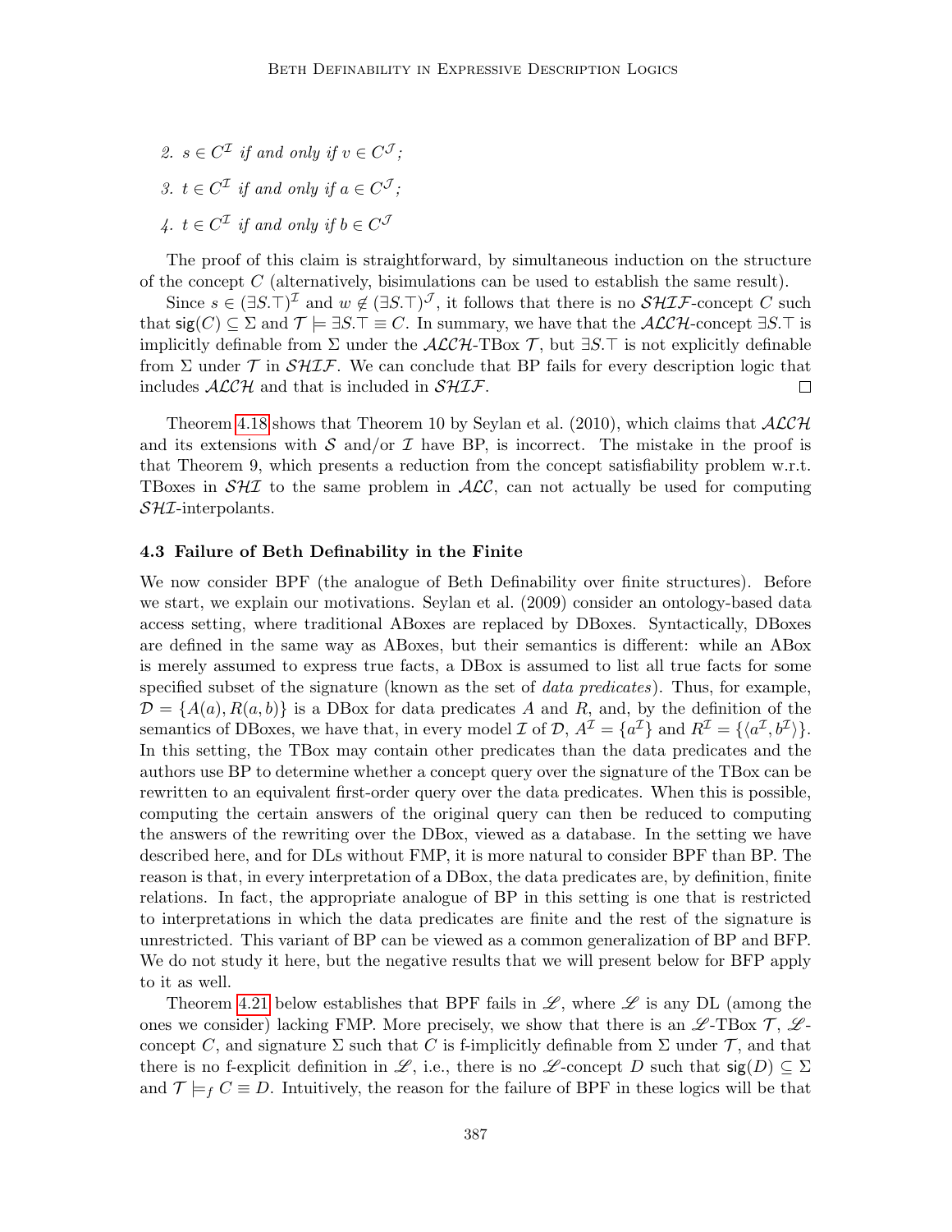2. $s \in C^{\mathcal{I}}$ *if and only if* $v \in C^{\mathcal{J}}$;
3. $t \in C^{\mathcal{I}}$ *if and only if* $a \in C^{\mathcal{J}}$;
4. $t \in C^{\mathcal{I}}$ *if and only if* $b \in C^{\mathcal{J}}$

The proof of this claim is straightforward, by simultaneous induction on the structure of the concept $C$ (alternatively, bisimulations can be used to establish the same result).

Since $s \in (\exists S.\top)^{\mathcal{I}}$ and $w \notin (\exists S.\top)^{\mathcal{J}}$, it follows that there is no $\mathcal{SHIF}$-concept $C$ such that $\mathsf{sig}(C) \subseteq \Sigma$ and $\mathcal{T} \models \exists S.\top \equiv C$. In summary, we have that the $\mathcal{ALCH}$-concept $\exists S.\top$ is implicitly definable from $\Sigma$ under the $\mathcal{ALCH}$-TBox $\mathcal{T}$, but $\exists S.\top$ is not explicitly definable from $\Sigma$ under $\mathcal{T}$ in $\mathcal{SHIF}$. We can conclude that BP fails for every description logic that includes $\mathcal{ALCH}$ and that is included in $\mathcal{SHIF}$. $\square$

Theorem 4.18 shows that Theorem 10 by Seylan et al. (2010), which claims that $\mathcal{ALCH}$ and its extensions with $\mathcal{S}$ and/or $\mathcal{I}$ have BP, is incorrect. The mistake in the proof is that Theorem 9, which presents a reduction from the concept satisfiability problem w.r.t. TBoxes in $\mathcal{SHI}$ to the same problem in $\mathcal{ALC}$, can not actually be used for computing $\mathcal{SHI}$-interpolants.

### 4.3 Failure of Beth Definability in the Finite

We now consider BPF (the analogue of Beth Definability over finite structures). Before we start, we explain our motivations. Seylan et al. (2009) consider an ontology-based data access setting, where traditional ABoxes are replaced by DBoxes. Syntactically, DBoxes are defined in the same way as ABoxes, but their semantics is different: while an ABox is merely assumed to express true facts, a DBox is assumed to list all true facts for some specified subset of the signature (known as the set of *data predicates*). Thus, for example, $\mathcal{D} = \{A(a), R(a,b)\}$ is a DBox for data predicates $A$ and $R$, and, by the definition of the semantics of DBoxes, we have that, in every model $\mathcal{I}$ of $\mathcal{D}$, $A^{\mathcal{I}} = \{a^{\mathcal{I}}\}$ and $R^{\mathcal{I}} = \{\langle a^{\mathcal{I}}, b^{\mathcal{I}}\rangle\}$. In this setting, the TBox may contain other predicates than the data predicates and the authors use BP to determine whether a concept query over the signature of the TBox can be rewritten to an equivalent first-order query over the data predicates. When this is possible, computing the certain answers of the original query can then be reduced to computing the answers of the rewriting over the DBox, viewed as a database. In the setting we have described here, and for DLs without FMP, it is more natural to consider BPF than BP. The reason is that, in every interpretation of a DBox, the data predicates are, by definition, finite relations. In fact, the appropriate analogue of BP in this setting is one that is restricted to interpretations in which the data predicates are finite and the rest of the signature is unrestricted. This variant of BP can be viewed as a common generalization of BP and BFP. We do not study it here, but the negative results that we will present below for BFP apply to it as well.

Theorem 4.21 below establishes that BPF fails in $\mathscr{L}$, where $\mathscr{L}$ is any DL (among the ones we consider) lacking FMP. More precisely, we show that there is an $\mathscr{L}$-TBox $\mathcal{T}$, $\mathscr{L}$-concept $C$, and signature $\Sigma$ such that $C$ is f-implicitly definable from $\Sigma$ under $\mathcal{T}$, and that there is no f-explicit definition in $\mathscr{L}$, i.e., there is no $\mathscr{L}$-concept $D$ such that $\mathsf{sig}(D) \subseteq \Sigma$ and $\mathcal{T} \models_f C \equiv D$. Intuitively, the reason for the failure of BPF in these logics will be that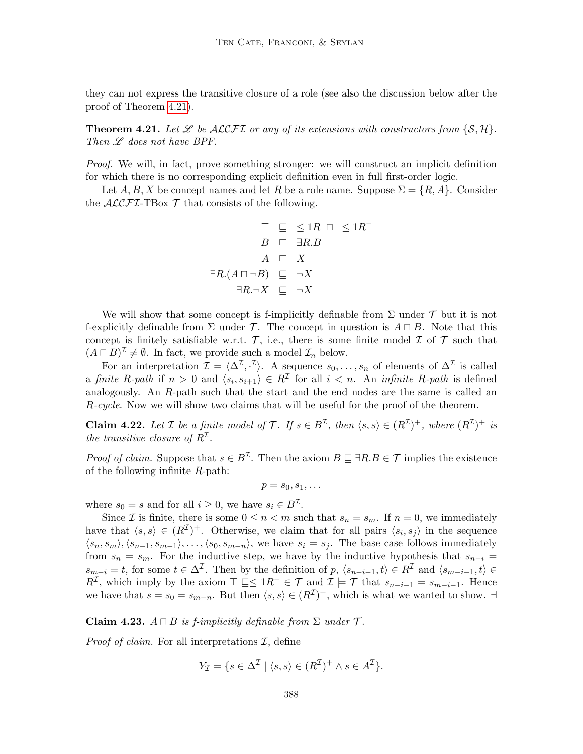they can not express the transitive closure of a role (see also the discussion below after the proof of Theorem 4.21).

**Theorem 4.21.** *Let $\mathscr{L}$ be $\mathcal{ALCFI}$ or any of its extensions with constructors from $\{\mathcal{S}, \mathcal{H}\}$. Then $\mathscr{L}$ does not have BPF.*

*Proof.* We will, in fact, prove something stronger: we will construct an implicit definition for which there is no corresponding explicit definition even in full first-order logic.

Let $A, B, X$ be concept names and let $R$ be a role name. Suppose $\Sigma = \{R, A\}$. Consider the $\mathcal{ALCFI}$-TBox $\mathcal{T}$ that consists of the following.

$$
\begin{aligned}
\top &\sqsubseteq \; \leq 1R \;\sqcap\; \leq 1R^- \\
B &\sqsubseteq \exists R.B \\
A &\sqsubseteq X \\
\exists R.(A \sqcap \neg B) &\sqsubseteq \neg X \\
\exists R.\neg X &\sqsubseteq \neg X
\end{aligned}
$$

We will show that some concept is f-implicitly definable from $\Sigma$ under $\mathcal{T}$ but it is not f-explicitly definable from $\Sigma$ under $\mathcal{T}$. The concept in question is $A \sqcap B$. Note that this concept is finitely satisfiable w.r.t. $\mathcal{T}$, i.e., there is some finite model $\mathcal{I}$ of $\mathcal{T}$ such that $(A \sqcap B)^{\mathcal{I}} \neq \emptyset$. In fact, we provide such a model $\mathcal{I}_n$ below.

For an interpretation $\mathcal{I} = \langle \Delta^{\mathcal{I}}, \cdot^{\mathcal{I}} \rangle$. A sequence $s_0, \ldots, s_n$ of elements of $\Delta^{\mathcal{I}}$ is called a *finite $R$-path* if $n > 0$ and $\langle s_i, s_{i+1} \rangle \in R^{\mathcal{I}}$ for all $i < n$. An *infinite $R$-path* is defined analogously. An $R$-path such that the start and the end nodes are the same is called an *$R$-cycle*. Now we will show two claims that will be useful for the proof of the theorem.

**Claim 4.22.** *Let $\mathcal{I}$ be a finite model of $\mathcal{T}$. If $s \in B^{\mathcal{I}}$, then $\langle s, s \rangle \in (R^{\mathcal{I}})^+$, where $(R^{\mathcal{I}})^+$ is the transitive closure of $R^{\mathcal{I}}$.*

*Proof of claim.* Suppose that $s \in B^{\mathcal{I}}$. Then the axiom $B \sqsubseteq \exists R.B \in \mathcal{T}$ implies the existence of the following infinite $R$-path:

$$p = s_0, s_1, \ldots$$

where $s_0 = s$ and for all $i \geq 0$, we have $s_i \in B^{\mathcal{I}}$.

Since $\mathcal{I}$ is finite, there is some $0 \leq n < m$ such that $s_n = s_m$. If $n = 0$, we immediately have that $\langle s, s \rangle \in (R^{\mathcal{I}})^+$. Otherwise, we claim that for all pairs $\langle s_i, s_j \rangle$ in the sequence $\langle s_n, s_m \rangle, \langle s_{n-1}, s_{m-1} \rangle, \ldots, \langle s_0, s_{m-n} \rangle$, we have $s_i = s_j$. The base case follows immediately from $s_n = s_m$. For the inductive step, we have by the inductive hypothesis that $s_{n-i} = s_{m-i} = t$, for some $t \in \Delta^{\mathcal{I}}$. Then by the definition of $p$, $\langle s_{n-i-1}, t \rangle \in R^{\mathcal{I}}$ and $\langle s_{m-i-1}, t \rangle \in R^{\mathcal{I}}$, which imply by the axiom $\top \sqsubseteq \leq 1R^- \in \mathcal{T}$ and $\mathcal{I} \models \mathcal{T}$ that $s_{n-i-1} = s_{m-i-1}$. Hence we have that $s = s_0 = s_{m-n}$. But then $\langle s, s \rangle \in (R^{\mathcal{I}})^+$, which is what we wanted to show. ⊣

**Claim 4.23.** *$A \sqcap B$ is f-implicitly definable from $\Sigma$ under $\mathcal{T}$.*

*Proof of claim.* For all interpretations $\mathcal{I}$, define

$$Y_{\mathcal{I}} = \{s \in \Delta^{\mathcal{I}} \mid \langle s, s \rangle \in (R^{\mathcal{I}})^+ \wedge s \in A^{\mathcal{I}}\}.$$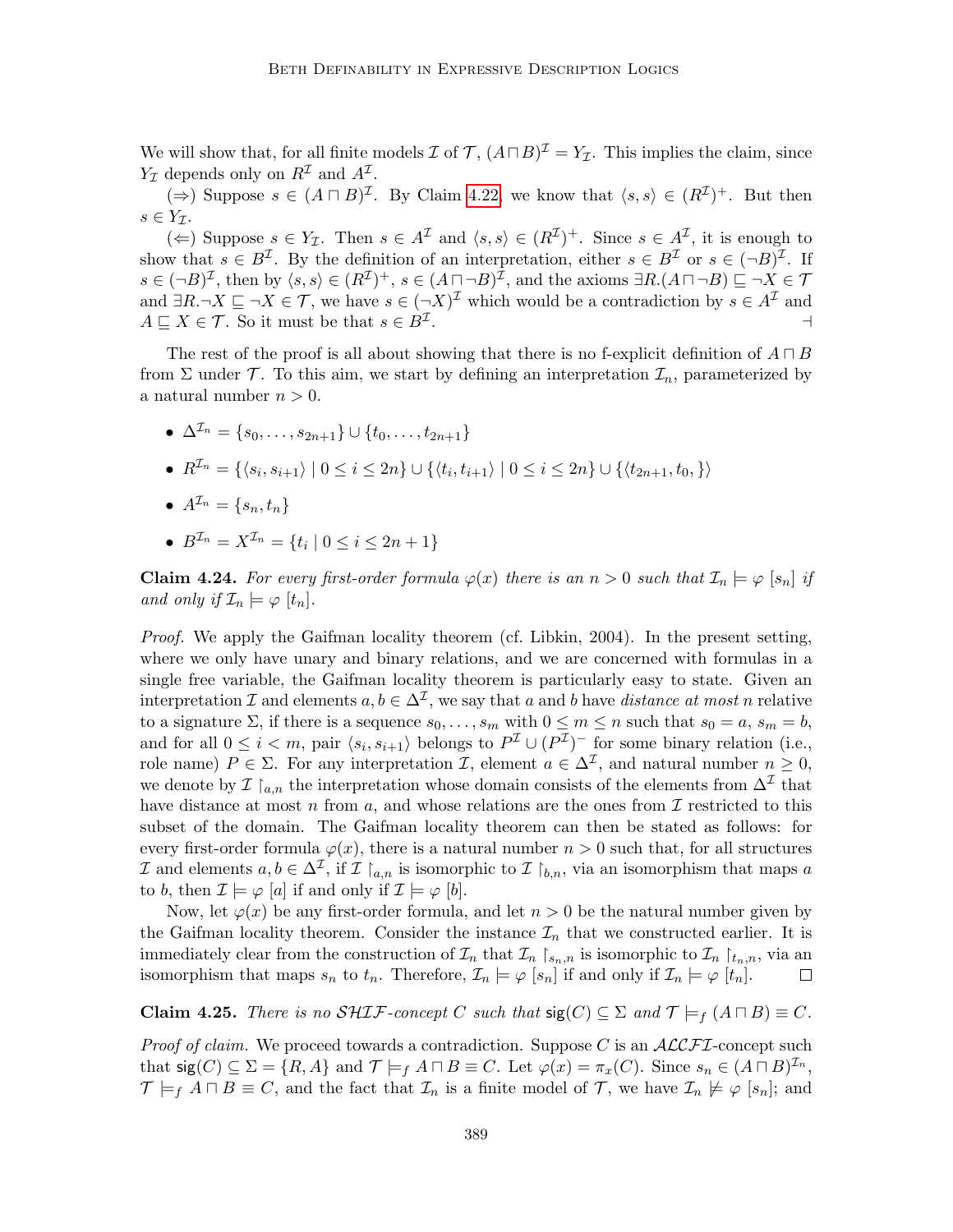We will show that, for all finite models $\mathcal{I}$ of $\mathcal{T}$, $(A \sqcap B)^{\mathcal{I}} = Y_{\mathcal{I}}$. This implies the claim, since $Y_{\mathcal{I}}$ depends only on $R^{\mathcal{I}}$ and $A^{\mathcal{I}}$.

($\Rightarrow$) Suppose $s \in (A \sqcap B)^{\mathcal{I}}$. By Claim 4.22, we know that $\langle s, s \rangle \in (R^{\mathcal{I}})^+$. But then $s \in Y_{\mathcal{I}}$.

($\Leftarrow$) Suppose $s \in Y_{\mathcal{I}}$. Then $s \in A^{\mathcal{I}}$ and $\langle s, s \rangle \in (R^{\mathcal{I}})^+$. Since $s \in A^{\mathcal{I}}$, it is enough to show that $s \in B^{\mathcal{I}}$. By the definition of an interpretation, either $s \in B^{\mathcal{I}}$ or $s \in (\neg B)^{\mathcal{I}}$. If $s \in (\neg B)^{\mathcal{I}}$, then by $\langle s, s \rangle \in (R^{\mathcal{I}})^+$, $s \in (A \sqcap \neg B)^{\mathcal{I}}$, and the axioms $\exists R.(A \sqcap \neg B) \sqsubseteq \neg X \in \mathcal{T}$ and $\exists R.\neg X \sqsubseteq \neg X \in \mathcal{T}$, we have $s \in (\neg X)^{\mathcal{I}}$ which would be a contradiction by $s \in A^{\mathcal{I}}$ and $A \sqsubseteq X \in \mathcal{T}$. So it must be that $s \in B^{\mathcal{I}}$. ⊣

The rest of the proof is all about showing that there is no f-explicit definition of $A \sqcap B$ from $\Sigma$ under $\mathcal{T}$. To this aim, we start by defining an interpretation $\mathcal{I}_n$, parameterized by a natural number $n > 0$.

- $\Delta^{\mathcal{I}_n} = \{s_0, \ldots, s_{2n+1}\} \cup \{t_0, \ldots, t_{2n+1}\}$
- $R^{\mathcal{I}_n} = \{\langle s_i, s_{i+1} \rangle \mid 0 \leq i \leq 2n\} \cup \{\langle t_i, t_{i+1} \rangle \mid 0 \leq i \leq 2n\} \cup \{\langle t_{2n+1}, t_0, \} \rangle$
- $A^{\mathcal{I}_n} = \{s_n, t_n\}$
- $B^{\mathcal{I}_n} = X^{\mathcal{I}_n} = \{t_i \mid 0 \leq i \leq 2n + 1\}$

**Claim 4.24.** *For every first-order formula $\varphi(x)$ there is an $n > 0$ such that $\mathcal{I}_n \models \varphi\ [s_n]$ if and only if $\mathcal{I}_n \models \varphi\ [t_n]$.*

*Proof.* We apply the Gaifman locality theorem (cf. Libkin, 2004). In the present setting, where we only have unary and binary relations, and we are concerned with formulas in a single free variable, the Gaifman locality theorem is particularly easy to state. Given an interpretation $\mathcal{I}$ and elements $a, b \in \Delta^{\mathcal{I}}$, we say that $a$ and $b$ have *distance at most* $n$ relative to a signature $\Sigma$, if there is a sequence $s_0, \ldots, s_m$ with $0 \leq m \leq n$ such that $s_0 = a$, $s_m = b$, and for all $0 \leq i < m$, pair $\langle s_i, s_{i+1} \rangle$ belongs to $P^{\mathcal{I}} \cup (P^{\mathcal{I}})^-$ for some binary relation (i.e., role name) $P \in \Sigma$. For any interpretation $\mathcal{I}$, element $a \in \Delta^{\mathcal{I}}$, and natural number $n \geq 0$, we denote by $\mathcal{I} \restriction_{a,n}$ the interpretation whose domain consists of the elements from $\Delta^{\mathcal{I}}$ that have distance at most $n$ from $a$, and whose relations are the ones from $\mathcal{I}$ restricted to this subset of the domain. The Gaifman locality theorem can then be stated as follows: for every first-order formula $\varphi(x)$, there is a natural number $n > 0$ such that, for all structures $\mathcal{I}$ and elements $a, b \in \Delta^{\mathcal{I}}$, if $\mathcal{I} \restriction_{a,n}$ is isomorphic to $\mathcal{I} \restriction_{b,n}$, via an isomorphism that maps $a$ to $b$, then $\mathcal{I} \models \varphi\ [a]$ if and only if $\mathcal{I} \models \varphi\ [b]$.

Now, let $\varphi(x)$ be any first-order formula, and let $n > 0$ be the natural number given by the Gaifman locality theorem. Consider the instance $\mathcal{I}_n$ that we constructed earlier. It is immediately clear from the construction of $\mathcal{I}_n$ that $\mathcal{I}_n \restriction_{s_n,n}$ is isomorphic to $\mathcal{I}_n \restriction_{t_n,n}$, via an isomorphism that maps $s_n$ to $t_n$. Therefore, $\mathcal{I}_n \models \varphi\ [s_n]$ if and only if $\mathcal{I}_n \models \varphi\ [t_n]$. □

**Claim 4.25.** *There is no $\mathcal{SHIF}$-concept $C$ such that $\mathsf{sig}(C) \subseteq \Sigma$ and $\mathcal{T} \models_f (A \sqcap B) \equiv C$.*

*Proof of claim.* We proceed towards a contradiction. Suppose $C$ is an $\mathcal{ALCFI}$-concept such that $\mathsf{sig}(C) \subseteq \Sigma = \{R, A\}$ and $\mathcal{T} \models_f A \sqcap B \equiv C$. Let $\varphi(x) = \pi_x(C)$. Since $s_n \in (A \sqcap B)^{\mathcal{I}_n}$, $\mathcal{T} \models_f A \sqcap B \equiv C$, and the fact that $\mathcal{I}_n$ is a finite model of $\mathcal{T}$, we have $\mathcal{I}_n \not\models \varphi\ [s_n]$; and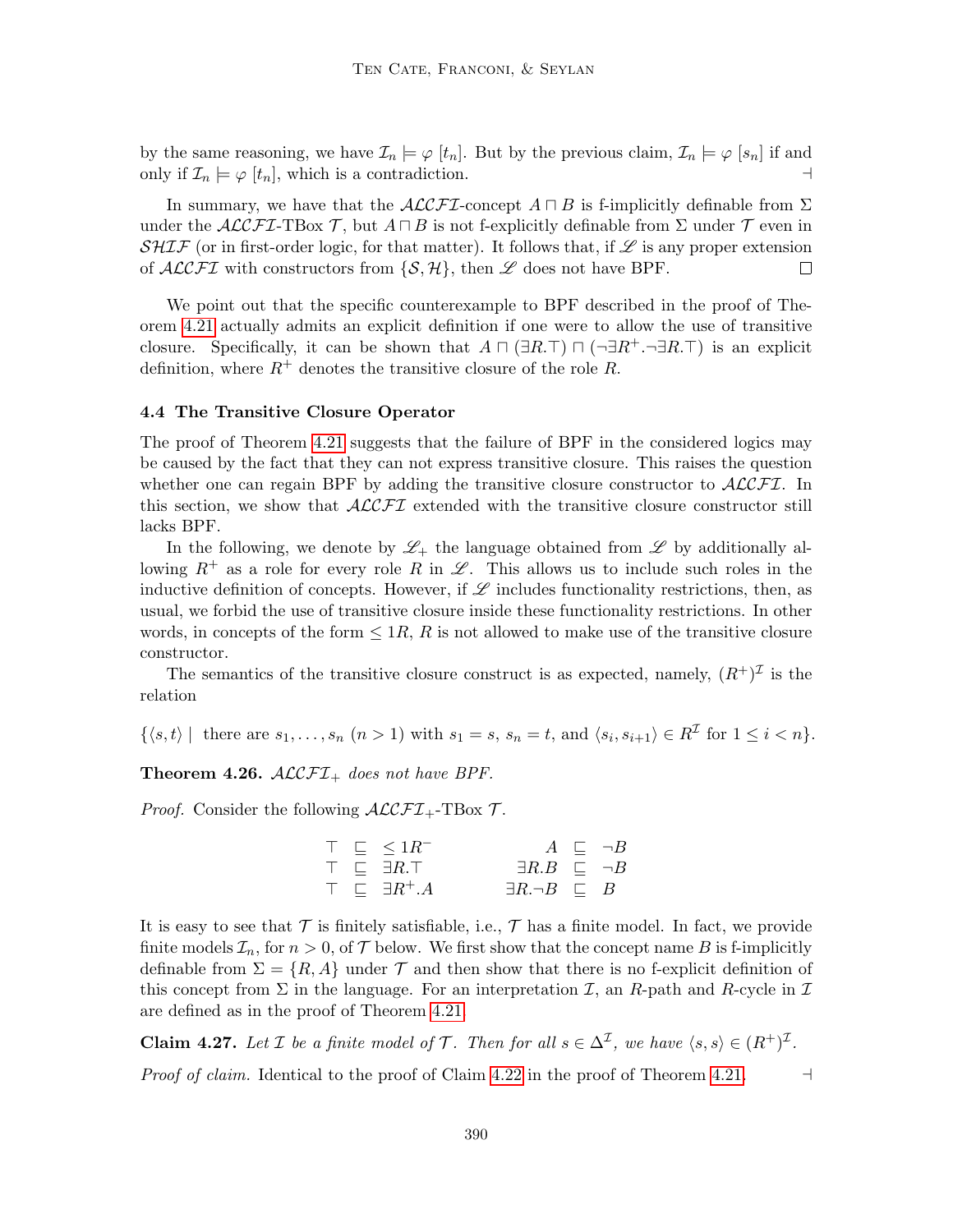by the same reasoning, we have $\mathcal{I}_n \models \varphi\ [t_n]$. But by the previous claim, $\mathcal{I}_n \models \varphi\ [s_n]$ if and only if $\mathcal{I}_n \models \varphi\ [t_n]$, which is a contradiction. $\dashv$

In summary, we have that the $\mathcal{ALCFI}$-concept $A \sqcap B$ is f-implicitly definable from $\Sigma$ under the $\mathcal{ALCFI}$-TBox $\mathcal{T}$, but $A \sqcap B$ is not f-explicitly definable from $\Sigma$ under $\mathcal{T}$ even in $\mathcal{SHIF}$ (or in first-order logic, for that matter). It follows that, if $\mathscr{L}$ is any proper extension of $\mathcal{ALCFI}$ with constructors from $\{\mathcal{S}, \mathcal{H}\}$, then $\mathscr{L}$ does not have BPF. $\square$

We point out that the specific counterexample to BPF described in the proof of Theorem 4.21 actually admits an explicit definition if one were to allow the use of transitive closure. Specifically, it can be shown that $A \sqcap (\exists R.\top) \sqcap (\neg \exists R^+.\neg \exists R.\top)$ is an explicit definition, where $R^+$ denotes the transitive closure of the role $R$.

### 4.4 The Transitive Closure Operator

The proof of Theorem 4.21 suggests that the failure of BPF in the considered logics may be caused by the fact that they can not express transitive closure. This raises the question whether one can regain BPF by adding the transitive closure constructor to $\mathcal{ALCFI}$. In this section, we show that $\mathcal{ALCFI}$ extended with the transitive closure constructor still lacks BPF.

In the following, we denote by $\mathscr{L}_+$ the language obtained from $\mathscr{L}$ by additionally allowing $R^+$ as a role for every role $R$ in $\mathscr{L}$. This allows us to include such roles in the inductive definition of concepts. However, if $\mathscr{L}$ includes functionality restrictions, then, as usual, we forbid the use of transitive closure inside these functionality restrictions. In other words, in concepts of the form $\leq 1R$, $R$ is not allowed to make use of the transitive closure constructor.

The semantics of the transitive closure construct is as expected, namely, $(R^+)^\mathcal{I}$ is the relation

$$\{\langle s,t\rangle \mid \text{ there are } s_1,\ldots,s_n\ (n>1) \text{ with } s_1 = s,\ s_n = t, \text{ and } \langle s_i, s_{i+1}\rangle \in R^\mathcal{I} \text{ for } 1 \leq i < n\}.$$

**Theorem 4.26.** *$\mathcal{ALCFI}_+$ does not have BPF.*

*Proof.* Consider the following $\mathcal{ALCFI}_+$-TBox $\mathcal{T}$.

$$\begin{array}{rclcrcl}
\top & \sqsubseteq & \leq 1R^- & \qquad & A & \sqsubseteq & \neg B \\
\top & \sqsubseteq & \exists R.\top & & \exists R.B & \sqsubseteq & \neg B \\
\top & \sqsubseteq & \exists R^+.A & & \exists R.\neg B & \sqsubseteq & B
\end{array}$$

It is easy to see that $\mathcal{T}$ is finitely satisfiable, i.e., $\mathcal{T}$ has a finite model. In fact, we provide finite models $\mathcal{I}_n$, for $n > 0$, of $\mathcal{T}$ below. We first show that the concept name $B$ is f-implicitly definable from $\Sigma = \{R, A\}$ under $\mathcal{T}$ and then show that there is no f-explicit definition of this concept from $\Sigma$ in the language. For an interpretation $\mathcal{I}$, an $R$-path and $R$-cycle in $\mathcal{I}$ are defined as in the proof of Theorem 4.21.

**Claim 4.27.** *Let $\mathcal{I}$ be a finite model of $\mathcal{T}$. Then for all $s \in \Delta^\mathcal{I}$, we have $\langle s,s\rangle \in (R^+)^\mathcal{I}$.*

*Proof of claim.* Identical to the proof of Claim 4.22 in the proof of Theorem 4.21. $\dashv$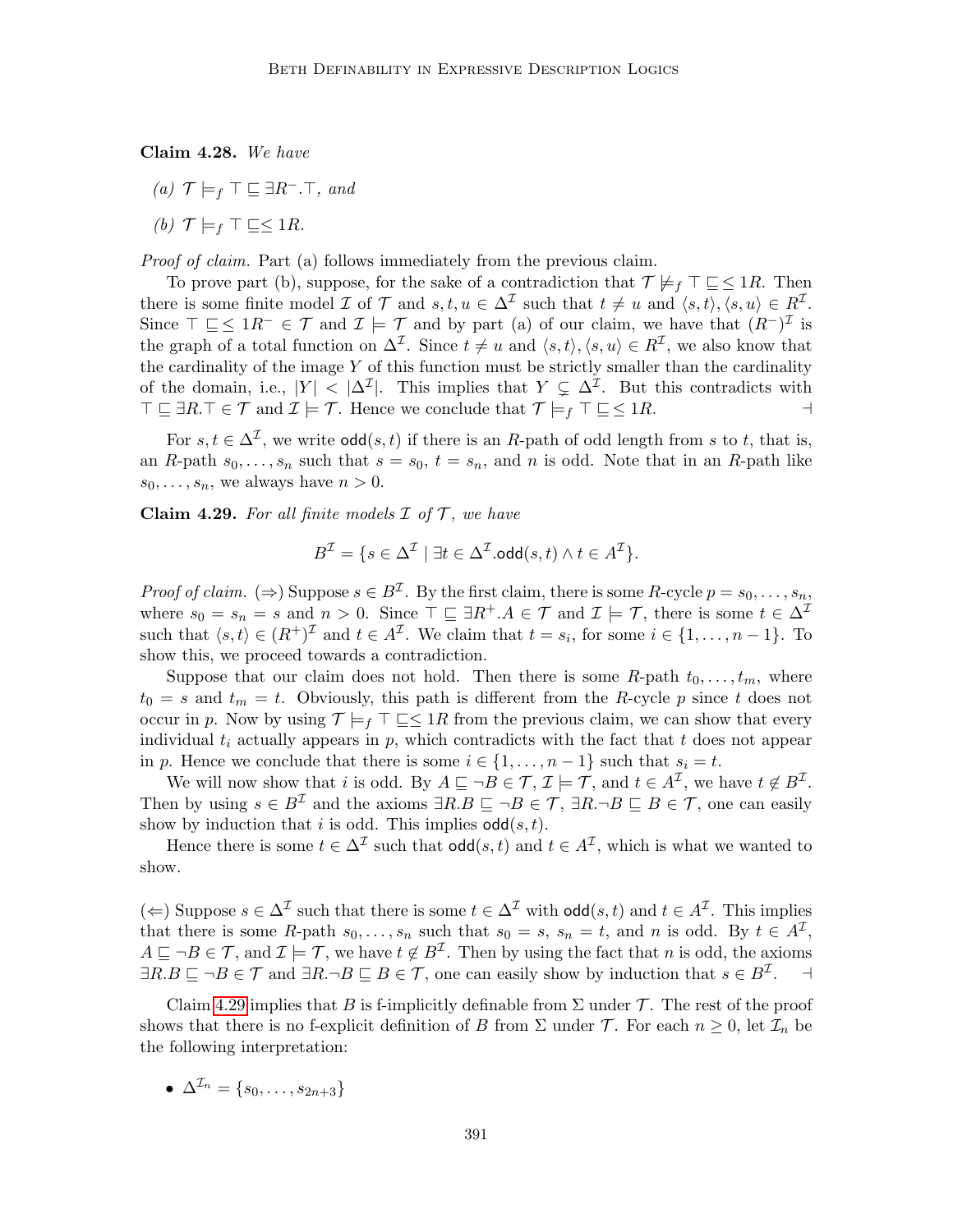**Claim 4.28.** *We have*

*(a)* $\mathcal{T} \models_f \top \sqsubseteq \exists R^-.\top$*, and*

*(b)* $\mathcal{T} \models_f \top \sqsubseteq \leq 1R$*.*

*Proof of claim.* Part (a) follows immediately from the previous claim.

To prove part (b), suppose, for the sake of a contradiction that $\mathcal{T} \not\models_f \top \sqsubseteq \leq 1R$. Then there is some finite model $\mathcal{I}$ of $\mathcal{T}$ and $s, t, u \in \Delta^\mathcal{I}$ such that $t \neq u$ and $\langle s, t\rangle, \langle s, u\rangle \in R^\mathcal{I}$. Since $\top \sqsubseteq \leq 1R^- \in \mathcal{T}$ and $\mathcal{I} \models \mathcal{T}$ and by part (a) of our claim, we have that $(R^-)^\mathcal{I}$ is the graph of a total function on $\Delta^\mathcal{I}$. Since $t \neq u$ and $\langle s, t\rangle, \langle s, u\rangle \in R^\mathcal{I}$, we also know that the cardinality of the image $Y$ of this function must be strictly smaller than the cardinality of the domain, i.e., $|Y| < |\Delta^\mathcal{I}|$. This implies that $Y \subsetneq \Delta^\mathcal{I}$. But this contradicts with $\top \sqsubseteq \exists R.\top \in \mathcal{T}$ and $\mathcal{I} \models \mathcal{T}$. Hence we conclude that $\mathcal{T} \models_f \top \sqsubseteq \leq 1R$. ⊣

For $s, t \in \Delta^\mathcal{I}$, we write $\mathsf{odd}(s, t)$ if there is an $R$-path of odd length from $s$ to $t$, that is, an $R$-path $s_0, \ldots, s_n$ such that $s = s_0$, $t = s_n$, and $n$ is odd. Note that in an $R$-path like $s_0, \ldots, s_n$, we always have $n > 0$.

**Claim 4.29.** *For all finite models* $\mathcal{I}$ *of* $\mathcal{T}$*, we have*

$$B^\mathcal{I} = \{s \in \Delta^\mathcal{I} \mid \exists t \in \Delta^\mathcal{I}.\mathsf{odd}(s, t) \wedge t \in A^\mathcal{I}\}.$$

*Proof of claim.* (⇒) Suppose $s \in B^\mathcal{I}$. By the first claim, there is some $R$-cycle $p = s_0, \ldots, s_n$, where $s_0 = s_n = s$ and $n > 0$. Since $\top \sqsubseteq \exists R^+.A \in \mathcal{T}$ and $\mathcal{I} \models \mathcal{T}$, there is some $t \in \Delta^\mathcal{I}$ such that $\langle s, t\rangle \in (R^+)^\mathcal{I}$ and $t \in A^\mathcal{I}$. We claim that $t = s_i$, for some $i \in \{1, \ldots, n-1\}$. To show this, we proceed towards a contradiction.

Suppose that our claim does not hold. Then there is some $R$-path $t_0, \ldots, t_m$, where $t_0 = s$ and $t_m = t$. Obviously, this path is different from the $R$-cycle $p$ since $t$ does not occur in $p$. Now by using $\mathcal{T} \models_f \top \sqsubseteq \leq 1R$ from the previous claim, we can show that every individual $t_i$ actually appears in $p$, which contradicts with the fact that $t$ does not appear in $p$. Hence we conclude that there is some $i \in \{1, \ldots, n-1\}$ such that $s_i = t$.

We will now show that $i$ is odd. By $A \sqsubseteq \neg B \in \mathcal{T}$, $\mathcal{I} \models \mathcal{T}$, and $t \in A^\mathcal{I}$, we have $t \notin B^\mathcal{I}$. Then by using $s \in B^\mathcal{I}$ and the axioms $\exists R.B \sqsubseteq \neg B \in \mathcal{T}$, $\exists R.\neg B \sqsubseteq B \in \mathcal{T}$, one can easily show by induction that $i$ is odd. This implies $\mathsf{odd}(s, t)$.

Hence there is some $t \in \Delta^\mathcal{I}$ such that $\mathsf{odd}(s, t)$ and $t \in A^\mathcal{I}$, which is what we wanted to show.

(⇐) Suppose $s \in \Delta^\mathcal{I}$ such that there is some $t \in \Delta^\mathcal{I}$ with $\mathsf{odd}(s, t)$ and $t \in A^\mathcal{I}$. This implies that there is some $R$-path $s_0, \ldots, s_n$ such that $s_0 = s$, $s_n = t$, and $n$ is odd. By $t \in A^\mathcal{I}$, $A \sqsubseteq \neg B \in \mathcal{T}$, and $\mathcal{I} \models \mathcal{T}$, we have $t \notin B^\mathcal{I}$. Then by using the fact that $n$ is odd, the axioms $\exists R.B \sqsubseteq \neg B \in \mathcal{T}$ and $\exists R.\neg B \sqsubseteq B \in \mathcal{T}$, one can easily show by induction that $s \in B^\mathcal{I}$. ⊣

Claim 4.29 implies that $B$ is f-implicitly definable from $\Sigma$ under $\mathcal{T}$. The rest of the proof shows that there is no f-explicit definition of $B$ from $\Sigma$ under $\mathcal{T}$. For each $n \geq 0$, let $\mathcal{I}_n$ be the following interpretation:

- $\Delta^{\mathcal{I}_n} = \{s_0, \ldots, s_{2n+3}\}$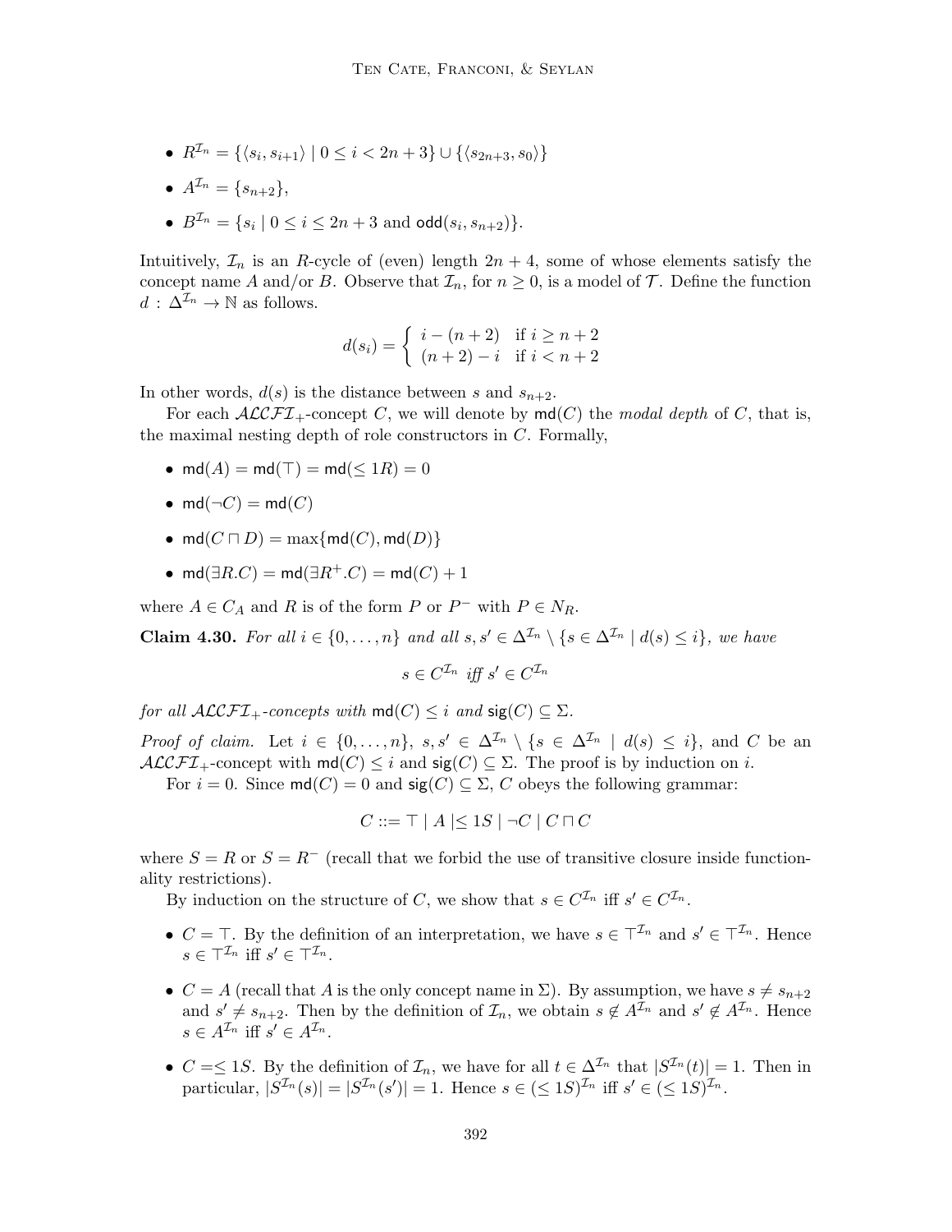- $R^{\mathcal{I}_n} = \{\langle s_i, s_{i+1}\rangle \mid 0 \leq i < 2n+3\} \cup \{\langle s_{2n+3}, s_0\rangle\}$
- $A^{\mathcal{I}_n} = \{s_{n+2}\}$,
- $B^{\mathcal{I}_n} = \{s_i \mid 0 \leq i \leq 2n+3 \text{ and } \mathsf{odd}(s_i, s_{n+2})\}$.

Intuitively, $\mathcal{I}_n$ is an $R$-cycle of (even) length $2n+4$, some of whose elements satisfy the concept name $A$ and/or $B$. Observe that $\mathcal{I}_n$, for $n \geq 0$, is a model of $\mathcal{T}$. Define the function $d : \Delta^{\mathcal{I}_n} \to \mathbb{N}$ as follows.

$$d(s_i) = \begin{cases} i - (n+2) & \text{if } i \geq n+2 \\ (n+2) - i & \text{if } i < n+2 \end{cases}$$

In other words, $d(s)$ is the distance between $s$ and $s_{n+2}$.

For each $\mathcal{ALCFI}_+$-concept $C$, we will denote by $\mathsf{md}(C)$ the *modal depth* of $C$, that is, the maximal nesting depth of role constructors in $C$. Formally,

- $\mathsf{md}(A) = \mathsf{md}(\top) = \mathsf{md}(\leq 1R) = 0$
- $\mathsf{md}(\neg C) = \mathsf{md}(C)$
- $\mathsf{md}(C \sqcap D) = \max\{\mathsf{md}(C), \mathsf{md}(D)\}$
- $\mathsf{md}(\exists R.C) = \mathsf{md}(\exists R^+.C) = \mathsf{md}(C) + 1$

where $A \in C_A$ and $R$ is of the form $P$ or $P^-$ with $P \in N_R$.

**Claim 4.30.** *For all $i \in \{0, \ldots, n\}$ and all $s, s' \in \Delta^{\mathcal{I}_n} \setminus \{s \in \Delta^{\mathcal{I}_n} \mid d(s) \leq i\}$, we have*

$$s \in C^{\mathcal{I}_n} \text{ iff } s' \in C^{\mathcal{I}_n}$$

*for all $\mathcal{ALCFI}_+$-concepts with $\mathsf{md}(C) \leq i$ and $\mathsf{sig}(C) \subseteq \Sigma$.*

*Proof of claim.* Let $i \in \{0, \ldots, n\}$, $s, s' \in \Delta^{\mathcal{I}_n} \setminus \{s \in \Delta^{\mathcal{I}_n} \mid d(s) \leq i\}$, and $C$ be an $\mathcal{ALCFI}_+$-concept with $\mathsf{md}(C) \leq i$ and $\mathsf{sig}(C) \subseteq \Sigma$. The proof is by induction on $i$.

For $i = 0$. Since $\mathsf{md}(C) = 0$ and $\mathsf{sig}(C) \subseteq \Sigma$, $C$ obeys the following grammar:

$$C ::= \top \mid A \mid \leq 1S \mid \neg C \mid C \sqcap C$$

where $S = R$ or $S = R^-$ (recall that we forbid the use of transitive closure inside functionality restrictions).

By induction on the structure of $C$, we show that $s \in C^{\mathcal{I}_n}$ iff $s' \in C^{\mathcal{I}_n}$.

- $C = \top$. By the definition of an interpretation, we have $s \in \top^{\mathcal{I}_n}$ and $s' \in \top^{\mathcal{I}_n}$. Hence $s \in \top^{\mathcal{I}_n}$ iff $s' \in \top^{\mathcal{I}_n}$.
- $C = A$ (recall that $A$ is the only concept name in $\Sigma$). By assumption, we have $s \neq s_{n+2}$ and $s' \neq s_{n+2}$. Then by the definition of $\mathcal{I}_n$, we obtain $s \notin A^{\mathcal{I}_n}$ and $s' \notin A^{\mathcal{I}_n}$. Hence $s \in A^{\mathcal{I}_n}$ iff $s' \in A^{\mathcal{I}_n}$.
- $C = \leq 1S$. By the definition of $\mathcal{I}_n$, we have for all $t \in \Delta^{\mathcal{I}_n}$ that $|S^{\mathcal{I}_n}(t)| = 1$. Then in particular, $|S^{\mathcal{I}_n}(s)| = |S^{\mathcal{I}_n}(s')| = 1$. Hence $s \in (\leq 1S)^{\mathcal{I}_n}$ iff $s' \in (\leq 1S)^{\mathcal{I}_n}$.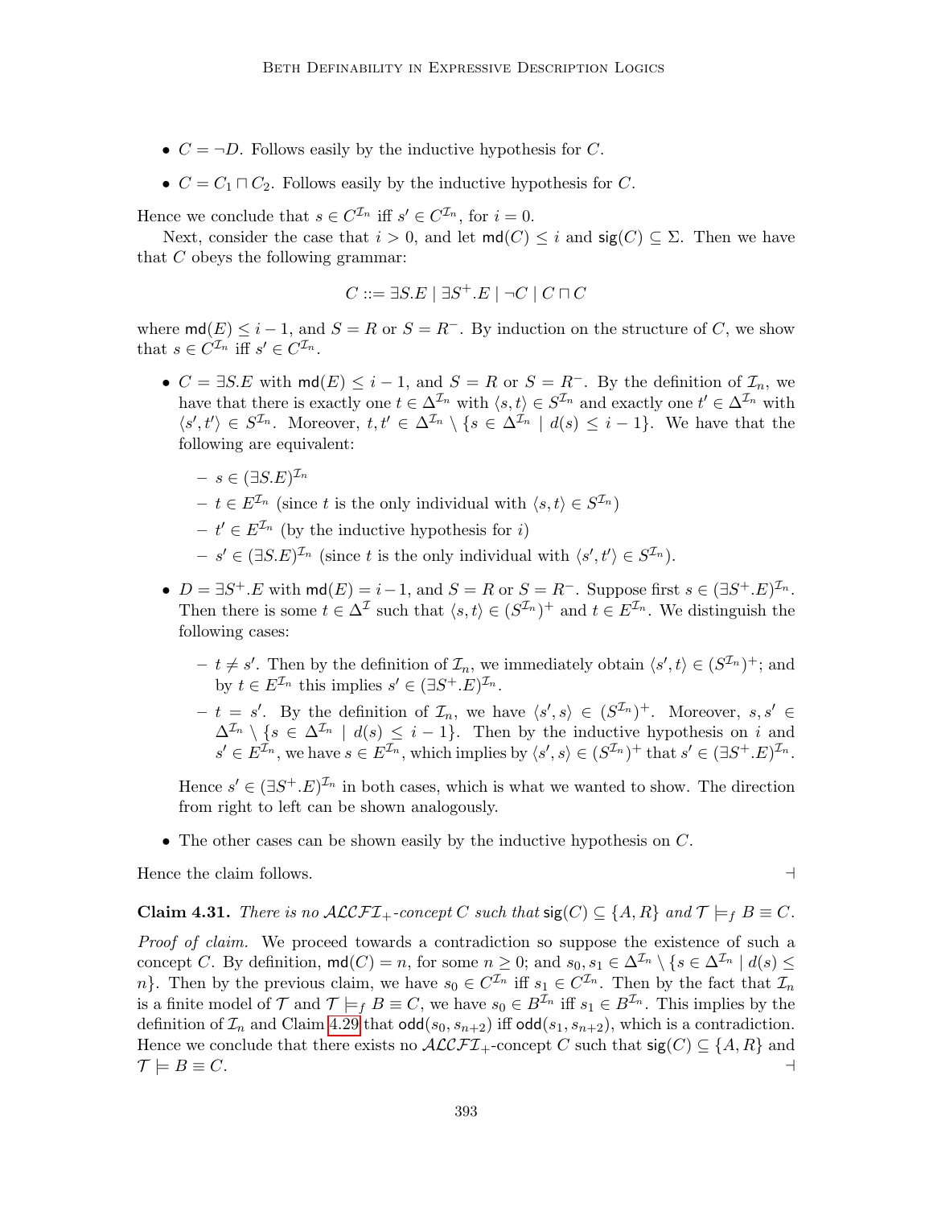- $C = \neg D$. Follows easily by the inductive hypothesis for $C$.
- $C = C_1 \sqcap C_2$. Follows easily by the inductive hypothesis for $C$.

Hence we conclude that $s \in C^{\mathcal{I}_n}$ iff $s' \in C^{\mathcal{I}_n}$, for $i = 0$.

Next, consider the case that $i > 0$, and let $\mathsf{md}(C) \leq i$ and $\mathsf{sig}(C) \subseteq \Sigma$. Then we have that $C$ obeys the following grammar:

$$C ::= \exists S.E \mid \exists S^+.E \mid \neg C \mid C \sqcap C$$

where $\mathsf{md}(E) \leq i - 1$, and $S = R$ or $S = R^-$. By induction on the structure of $C$, we show that $s \in C^{\mathcal{I}_n}$ iff $s' \in C^{\mathcal{I}_n}$.

- $C = \exists S.E$ with $\mathsf{md}(E) \leq i - 1$, and $S = R$ or $S = R^-$. By the definition of $\mathcal{I}_n$, we have that there is exactly one $t \in \Delta^{\mathcal{I}_n}$ with $\langle s, t\rangle \in S^{\mathcal{I}_n}$ and exactly one $t' \in \Delta^{\mathcal{I}_n}$ with $\langle s', t'\rangle \in S^{\mathcal{I}_n}$. Moreover, $t, t' \in \Delta^{\mathcal{I}_n} \setminus \{s \in \Delta^{\mathcal{I}_n} \mid d(s) \leq i - 1\}$. We have that the following are equivalent:
  - $s \in (\exists S.E)^{\mathcal{I}_n}$
  - $t \in E^{\mathcal{I}_n}$ (since $t$ is the only individual with $\langle s, t\rangle \in S^{\mathcal{I}_n}$)
  - $t' \in E^{\mathcal{I}_n}$ (by the inductive hypothesis for $i$)
  - $s' \in (\exists S.E)^{\mathcal{I}_n}$ (since $t$ is the only individual with $\langle s', t'\rangle \in S^{\mathcal{I}_n}$).
- $D = \exists S^+.E$ with $\mathsf{md}(E) = i - 1$, and $S = R$ or $S = R^-$. Suppose first $s \in (\exists S^+.E)^{\mathcal{I}_n}$. Then there is some $t \in \Delta^{\mathcal{I}}$ such that $\langle s, t\rangle \in (S^{\mathcal{I}_n})^+$ and $t \in E^{\mathcal{I}_n}$. We distinguish the following cases:
  - $t \neq s'$. Then by the definition of $\mathcal{I}_n$, we immediately obtain $\langle s', t\rangle \in (S^{\mathcal{I}_n})^+$; and by $t \in E^{\mathcal{I}_n}$ this implies $s' \in (\exists S^+.E)^{\mathcal{I}_n}$.
  - $t = s'$. By the definition of $\mathcal{I}_n$, we have $\langle s', s\rangle \in (S^{\mathcal{I}_n})^+$. Moreover, $s, s' \in \Delta^{\mathcal{I}_n} \setminus \{s \in \Delta^{\mathcal{I}_n} \mid d(s) \leq i - 1\}$. Then by the inductive hypothesis on $i$ and $s' \in E^{\mathcal{I}_n}$, we have $s \in E^{\mathcal{I}_n}$, which implies by $\langle s', s\rangle \in (S^{\mathcal{I}_n})^+$ that $s' \in (\exists S^+.E)^{\mathcal{I}_n}$.

  Hence $s' \in (\exists S^+.E)^{\mathcal{I}_n}$ in both cases, which is what we wanted to show. The direction from right to left can be shown analogously.
- The other cases can be shown easily by the inductive hypothesis on $C$.

Hence the claim follows. ⊣

**Claim 4.31.** *There is no $\mathcal{ALCFI}_+$-concept $C$ such that $\mathsf{sig}(C) \subseteq \{A, R\}$ and $\mathcal{T} \models_f B \equiv C$.*

*Proof of claim.* We proceed towards a contradiction so suppose the existence of such a concept $C$. By definition, $\mathsf{md}(C) = n$, for some $n \geq 0$; and $s_0, s_1 \in \Delta^{\mathcal{I}_n} \setminus \{s \in \Delta^{\mathcal{I}_n} \mid d(s) \leq n\}$. Then by the previous claim, we have $s_0 \in C^{\mathcal{I}_n}$ iff $s_1 \in C^{\mathcal{I}_n}$. Then by the fact that $\mathcal{I}_n$ is a finite model of $\mathcal{T}$ and $\mathcal{T} \models_f B \equiv C$, we have $s_0 \in B^{\mathcal{I}_n}$ iff $s_1 \in B^{\mathcal{I}_n}$. This implies by the definition of $\mathcal{I}_n$ and Claim 4.29 that $\mathsf{odd}(s_0, s_{n+2})$ iff $\mathsf{odd}(s_1, s_{n+2})$, which is a contradiction. Hence we conclude that there exists no $\mathcal{ALCFI}_+$-concept $C$ such that $\mathsf{sig}(C) \subseteq \{A, R\}$ and $\mathcal{T} \models B \equiv C$. ⊣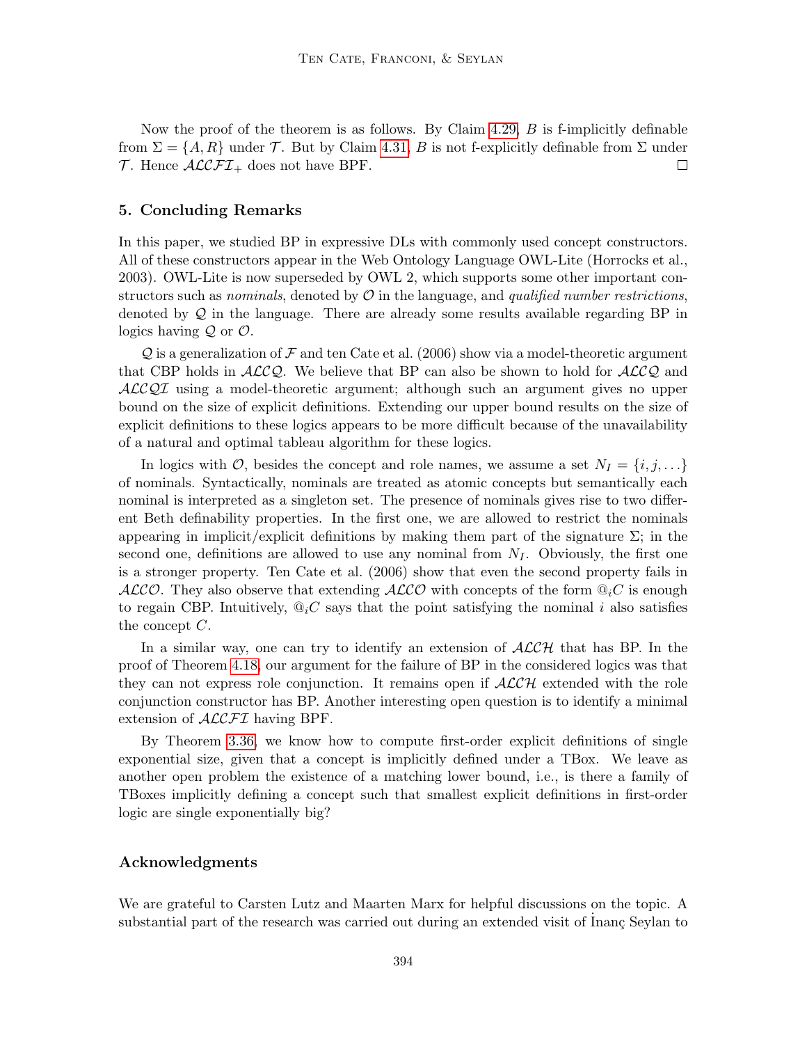Now the proof of the theorem is as follows. By Claim 4.29, $B$ is f-implicitly definable from $\Sigma = \{A, R\}$ under $\mathcal{T}$. But by Claim 4.31, $B$ is not f-explicitly definable from $\Sigma$ under $\mathcal{T}$. Hence $\mathcal{ALCFI}_+$ does not have BPF. $\square$

## 5. Concluding Remarks

In this paper, we studied BP in expressive DLs with commonly used concept constructors. All of these constructors appear in the Web Ontology Language OWL-Lite (Horrocks et al., 2003). OWL-Lite is now superseded by OWL 2, which supports some other important constructors such as *nominals*, denoted by $\mathcal{O}$ in the language, and *qualified number restrictions*, denoted by $\mathcal{Q}$ in the language. There are already some results available regarding BP in logics having $\mathcal{Q}$ or $\mathcal{O}$.

$\mathcal{Q}$ is a generalization of $\mathcal{F}$ and ten Cate et al. (2006) show via a model-theoretic argument that CBP holds in $\mathcal{ALCQ}$. We believe that BP can also be shown to hold for $\mathcal{ALCQ}$ and $\mathcal{ALCQI}$ using a model-theoretic argument; although such an argument gives no upper bound on the size of explicit definitions. Extending our upper bound results on the size of explicit definitions to these logics appears to be more difficult because of the unavailability of a natural and optimal tableau algorithm for these logics.

In logics with $\mathcal{O}$, besides the concept and role names, we assume a set $N_I = \{i, j, \ldots\}$ of nominals. Syntactically, nominals are treated as atomic concepts but semantically each nominal is interpreted as a singleton set. The presence of nominals gives rise to two different Beth definability properties. In the first one, we are allowed to restrict the nominals appearing in implicit/explicit definitions by making them part of the signature $\Sigma$; in the second one, definitions are allowed to use any nominal from $N_I$. Obviously, the first one is a stronger property. Ten Cate et al. (2006) show that even the second property fails in $\mathcal{ALCO}$. They also observe that extending $\mathcal{ALCO}$ with concepts of the form $@_i C$ is enough to regain CBP. Intuitively, $@_i C$ says that the point satisfying the nominal $i$ also satisfies the concept $C$.

In a similar way, one can try to identify an extension of $\mathcal{ALCH}$ that has BP. In the proof of Theorem 4.18, our argument for the failure of BP in the considered logics was that they can not express role conjunction. It remains open if $\mathcal{ALCH}$ extended with the role conjunction constructor has BP. Another interesting open question is to identify a minimal extension of $\mathcal{ALCFI}$ having BPF.

By Theorem 3.36, we know how to compute first-order explicit definitions of single exponential size, given that a concept is implicitly defined under a TBox. We leave as another open problem the existence of a matching lower bound, i.e., is there a family of TBoxes implicitly defining a concept such that smallest explicit definitions in first-order logic are single exponentially big?

### Acknowledgments

We are grateful to Carsten Lutz and Maarten Marx for helpful discussions on the topic. A substantial part of the research was carried out during an extended visit of İnanç Seylan to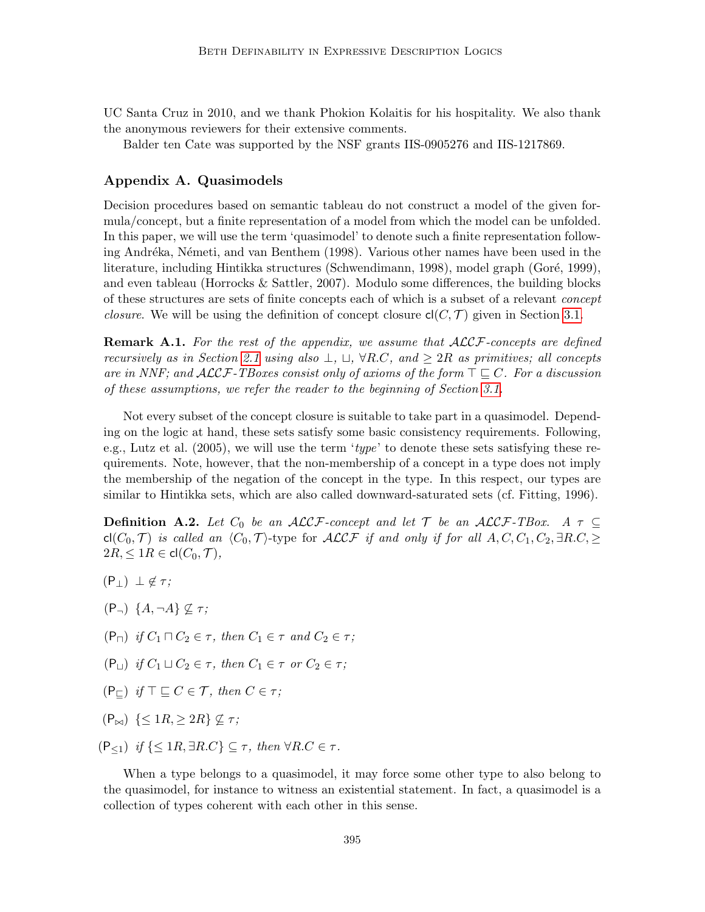UC Santa Cruz in 2010, and we thank Phokion Kolaitis for his hospitality. We also thank the anonymous reviewers for their extensive comments.

Balder ten Cate was supported by the NSF grants IIS-0905276 and IIS-1217869.

## Appendix A. Quasimodels

Decision procedures based on semantic tableau do not construct a model of the given formula/concept, but a finite representation of a model from which the model can be unfolded. In this paper, we will use the term 'quasimodel' to denote such a finite representation following Andréka, Németi, and van Benthem (1998). Various other names have been used in the literature, including Hintikka structures (Schwendimann, 1998), model graph (Goré, 1999), and even tableau (Horrocks & Sattler, 2007). Modulo some differences, the building blocks of these structures are sets of finite concepts each of which is a subset of a relevant *concept closure*. We will be using the definition of concept closure $\mathsf{cl}(C, \mathcal{T})$ given in Section 3.1.

**Remark A.1.** *For the rest of the appendix, we assume that $\mathcal{ALCF}$-concepts are defined recursively as in Section 2.1 using also $\bot$, $\sqcup$, $\forall R.C$, and $\geq 2R$ as primitives; all concepts are in NNF; and $\mathcal{ALCF}$-TBoxes consist only of axioms of the form $\top \sqsubseteq C$. For a discussion of these assumptions, we refer the reader to the beginning of Section 3.1.*

Not every subset of the concept closure is suitable to take part in a quasimodel. Depending on the logic at hand, these sets satisfy some basic consistency requirements. Following, e.g., Lutz et al. (2005), we will use the term '*type*' to denote these sets satisfying these requirements. Note, however, that the non-membership of a concept in a type does not imply the membership of the negation of the concept in the type. In this respect, our types are similar to Hintikka sets, which are also called downward-saturated sets (cf. Fitting, 1996).

**Definition A.2.** *Let $C_0$ be an $\mathcal{ALCF}$-concept and let $\mathcal{T}$ be an $\mathcal{ALCF}$-TBox. A $\tau \subseteq \mathsf{cl}(C_0, \mathcal{T})$ is called an $\langle C_0, \mathcal{T}\rangle$-type for $\mathcal{ALCF}$ if and only if for all $A, C, C_1, C_2, \exists R.C, \geq 2R, \leq 1R \in \mathsf{cl}(C_0, \mathcal{T})$,*

($\mathsf{P}_\bot$) $\bot \notin \tau$;

($\mathsf{P}_\neg$) $\{A, \neg A\} \not\subseteq \tau$;

($\mathsf{P}_\sqcap$) *if* $C_1 \sqcap C_2 \in \tau$, *then* $C_1 \in \tau$ *and* $C_2 \in \tau$;

($\mathsf{P}_\sqcup$) *if* $C_1 \sqcup C_2 \in \tau$, *then* $C_1 \in \tau$ *or* $C_2 \in \tau$;

($\mathsf{P}_\sqsubseteq$) *if* $\top \sqsubseteq C \in \mathcal{T}$, *then* $C \in \tau$;

($\mathsf{P}_\bowtie$) $\{\leq 1R, \geq 2R\} \not\subseteq \tau$;

($\mathsf{P}_{\leq 1}$) *if* $\{\leq 1R, \exists R.C\} \subseteq \tau$, *then* $\forall R.C \in \tau$.

When a type belongs to a quasimodel, it may force some other type to also belong to the quasimodel, for instance to witness an existential statement. In fact, a quasimodel is a collection of types coherent with each other in this sense.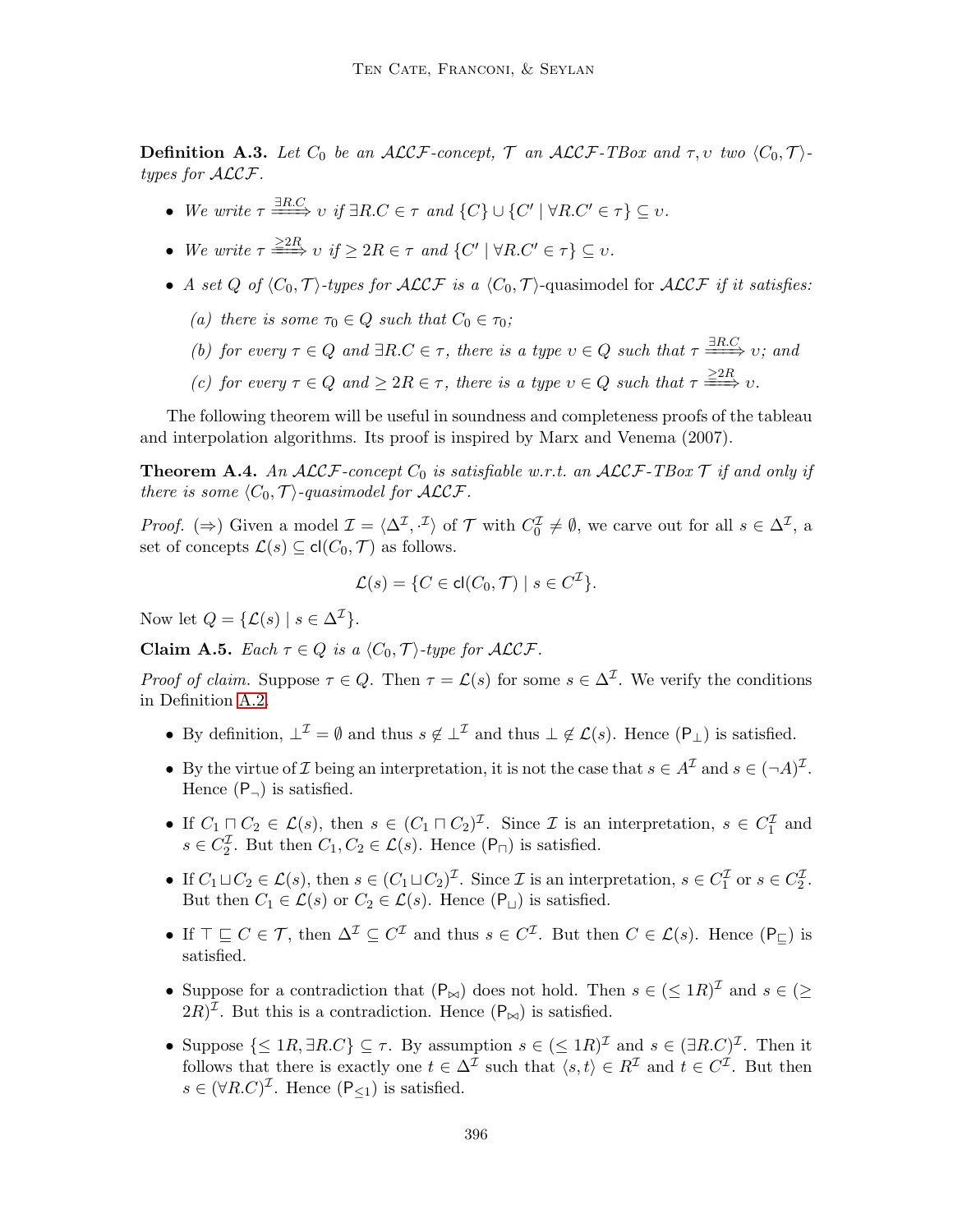**Definition A.3.** *Let $C_0$ be an $\mathcal{ALCF}$-concept, $\mathcal{T}$ an $\mathcal{ALCF}$-TBox and $\tau, \upsilon$ two $\langle C_0, \mathcal{T}\rangle$-types for $\mathcal{ALCF}$.*

- *We write $\tau \xRightarrow{\exists R.C} \upsilon$ if $\exists R.C \in \tau$ and $\{C\} \cup \{C' \mid \forall R.C' \in \tau\} \subseteq \upsilon$.*
- *We write $\tau \xRightarrow{\geq 2R} \upsilon$ if $\geq 2R \in \tau$ and $\{C' \mid \forall R.C' \in \tau\} \subseteq \upsilon$.*
- *A set $Q$ of $\langle C_0, \mathcal{T}\rangle$-types for $\mathcal{ALCF}$ is a $\langle C_0, \mathcal{T}\rangle$-*quasimodel *for $\mathcal{ALCF}$ if it satisfies:*
  - *(a) there is some $\tau_0 \in Q$ such that $C_0 \in \tau_0$;*
  - *(b) for every $\tau \in Q$ and $\exists R.C \in \tau$, there is a type $\upsilon \in Q$ such that $\tau \xRightarrow{\exists R.C} \upsilon$; and*
  - *(c) for every $\tau \in Q$ and $\geq 2R \in \tau$, there is a type $\upsilon \in Q$ such that $\tau \xRightarrow{\geq 2R} \upsilon$.*

The following theorem will be useful in soundness and completeness proofs of the tableau and interpolation algorithms. Its proof is inspired by Marx and Venema (2007).

**Theorem A.4.** *An $\mathcal{ALCF}$-concept $C_0$ is satisfiable w.r.t. an $\mathcal{ALCF}$-TBox $\mathcal{T}$ if and only if there is some $\langle C_0, \mathcal{T}\rangle$-quasimodel for $\mathcal{ALCF}$.*

*Proof.* ($\Rightarrow$) Given a model $\mathcal{I} = \langle \Delta^{\mathcal{I}}, \cdot^{\mathcal{I}}\rangle$ of $\mathcal{T}$ with $C_0^{\mathcal{I}} \neq \emptyset$, we carve out for all $s \in \Delta^{\mathcal{I}}$, a set of concepts $\mathcal{L}(s) \subseteq \mathsf{cl}(C_0, \mathcal{T})$ as follows.

$$\mathcal{L}(s) = \{C \in \mathsf{cl}(C_0, \mathcal{T}) \mid s \in C^{\mathcal{I}}\}.$$

Now let $Q = \{\mathcal{L}(s) \mid s \in \Delta^{\mathcal{I}}\}$.

**Claim A.5.** *Each $\tau \in Q$ is a $\langle C_0, \mathcal{T}\rangle$-type for $\mathcal{ALCF}$.*

*Proof of claim.* Suppose $\tau \in Q$. Then $\tau = \mathcal{L}(s)$ for some $s \in \Delta^{\mathcal{I}}$. We verify the conditions in Definition A.2.

- By definition, $\bot^{\mathcal{I}} = \emptyset$ and thus $s \notin \bot^{\mathcal{I}}$ and thus $\bot \notin \mathcal{L}(s)$. Hence ($\mathsf{P}_{\bot}$) is satisfied.
- By the virtue of $\mathcal{I}$ being an interpretation, it is not the case that $s \in A^{\mathcal{I}}$ and $s \in (\neg A)^{\mathcal{I}}$. Hence ($\mathsf{P}_{\neg}$) is satisfied.
- If $C_1 \sqcap C_2 \in \mathcal{L}(s)$, then $s \in (C_1 \sqcap C_2)^{\mathcal{I}}$. Since $\mathcal{I}$ is an interpretation, $s \in C_1^{\mathcal{I}}$ and $s \in C_2^{\mathcal{I}}$. But then $C_1, C_2 \in \mathcal{L}(s)$. Hence ($\mathsf{P}_{\sqcap}$) is satisfied.
- If $C_1 \sqcup C_2 \in \mathcal{L}(s)$, then $s \in (C_1 \sqcup C_2)^{\mathcal{I}}$. Since $\mathcal{I}$ is an interpretation, $s \in C_1^{\mathcal{I}}$ or $s \in C_2^{\mathcal{I}}$. But then $C_1 \in \mathcal{L}(s)$ or $C_2 \in \mathcal{L}(s)$. Hence ($\mathsf{P}_{\sqcup}$) is satisfied.
- If $\top \sqsubseteq C \in \mathcal{T}$, then $\Delta^{\mathcal{I}} \subseteq C^{\mathcal{I}}$ and thus $s \in C^{\mathcal{I}}$. But then $C \in \mathcal{L}(s)$. Hence ($\mathsf{P}_{\sqsubseteq}$) is satisfied.
- Suppose for a contradiction that ($\mathsf{P}_{\bowtie}$) does not hold. Then $s \in (\leq 1R)^{\mathcal{I}}$ and $s \in (\geq 2R)^{\mathcal{I}}$. But this is a contradiction. Hence ($\mathsf{P}_{\bowtie}$) is satisfied.
- Suppose $\{\leq 1R, \exists R.C\} \subseteq \tau$. By assumption $s \in (\leq 1R)^{\mathcal{I}}$ and $s \in (\exists R.C)^{\mathcal{I}}$. Then it follows that there is exactly one $t \in \Delta^{\mathcal{I}}$ such that $\langle s, t\rangle \in R^{\mathcal{I}}$ and $t \in C^{\mathcal{I}}$. But then $s \in (\forall R.C)^{\mathcal{I}}$. Hence ($\mathsf{P}_{\leq 1}$) is satisfied.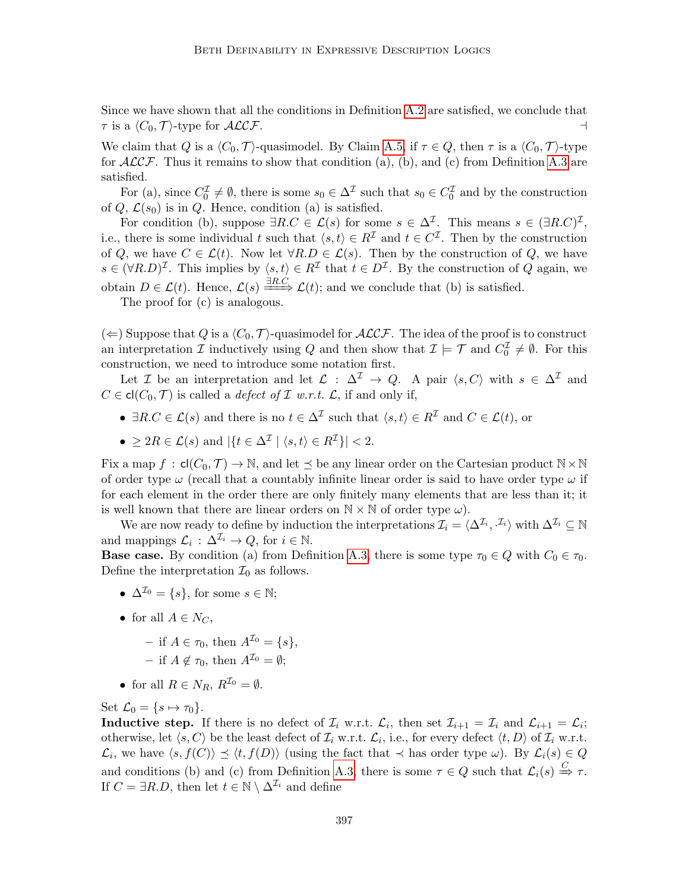Since we have shown that all the conditions in Definition A.2 are satisfied, we conclude that $\tau$ is a $\langle C_0, \mathcal{T}\rangle$-type for $\mathcal{ALCF}$. ⊣

We claim that $Q$ is a $\langle C_0, \mathcal{T}\rangle$-quasimodel. By Claim A.5, if $\tau \in Q$, then $\tau$ is a $\langle C_0, \mathcal{T}\rangle$-type for $\mathcal{ALCF}$. Thus it remains to show that condition (a), (b), and (c) from Definition A.3 are satisfied.

For (a), since $C_0^{\mathcal{I}} \neq \emptyset$, there is some $s_0 \in \Delta^{\mathcal{I}}$ such that $s_0 \in C_0^{\mathcal{I}}$ and by the construction of $Q$, $\mathcal{L}(s_0)$ is in $Q$. Hence, condition (a) is satisfied.

For condition (b), suppose $\exists R.C \in \mathcal{L}(s)$ for some $s \in \Delta^{\mathcal{I}}$. This means $s \in (\exists R.C)^{\mathcal{I}}$, i.e., there is some individual $t$ such that $\langle s, t\rangle \in R^{\mathcal{I}}$ and $t \in C^{\mathcal{I}}$. Then by the construction of $Q$, we have $C \in \mathcal{L}(t)$. Now let $\forall R.D \in \mathcal{L}(s)$. Then by the construction of $Q$, we have $s \in (\forall R.D)^{\mathcal{I}}$. This implies by $\langle s, t\rangle \in R^{\mathcal{I}}$ that $t \in D^{\mathcal{I}}$. By the construction of $Q$ again, we obtain $D \in \mathcal{L}(t)$. Hence, $\mathcal{L}(s) \stackrel{\exists R.C}{\Longrightarrow} \mathcal{L}(t)$; and we conclude that (b) is satisfied.

The proof for (c) is analogous.

($\Leftarrow$) Suppose that $Q$ is a $\langle C_0, \mathcal{T}\rangle$-quasimodel for $\mathcal{ALCF}$. The idea of the proof is to construct an interpretation $\mathcal{I}$ inductively using $Q$ and then show that $\mathcal{I} \models \mathcal{T}$ and $C_0^{\mathcal{I}} \neq \emptyset$. For this construction, we need to introduce some notation first.

Let $\mathcal{I}$ be an interpretation and let $\mathcal{L} : \Delta^{\mathcal{I}} \to Q$. A pair $\langle s, C\rangle$ with $s \in \Delta^{\mathcal{I}}$ and $C \in \mathsf{cl}(C_0, \mathcal{T})$ is called a *defect of* $\mathcal{I}$ *w.r.t.* $\mathcal{L}$, if and only if,

- $\exists R.C \in \mathcal{L}(s)$ and there is no $t \in \Delta^{\mathcal{I}}$ such that $\langle s, t\rangle \in R^{\mathcal{I}}$ and $C \in \mathcal{L}(t)$, or
- $\geq 2R \in \mathcal{L}(s)$ and $|\{t \in \Delta^{\mathcal{I}} \mid \langle s, t\rangle \in R^{\mathcal{I}}\}| < 2$.

Fix a map $f : \mathsf{cl}(C_0, \mathcal{T}) \to \mathbb{N}$, and let $\preceq$ be any linear order on the Cartesian product $\mathbb{N} \times \mathbb{N}$ of order type $\omega$ (recall that a countably infinite linear order is said to have order type $\omega$ if for each element in the order there are only finitely many elements that are less than it; it is well known that there are linear orders on $\mathbb{N} \times \mathbb{N}$ of order type $\omega$).

We are now ready to define by induction the interpretations $\mathcal{I}_i = \langle \Delta^{\mathcal{I}_i}, \cdot^{\mathcal{I}_i}\rangle$ with $\Delta^{\mathcal{I}_i} \subseteq \mathbb{N}$ and mappings $\mathcal{L}_i : \Delta^{\mathcal{I}_i} \to Q$, for $i \in \mathbb{N}$.

**Base case.** By condition (a) from Definition A.3, there is some type $\tau_0 \in Q$ with $C_0 \in \tau_0$. Define the interpretation $\mathcal{I}_0$ as follows.

- $\Delta^{\mathcal{I}_0} = \{s\}$, for some $s \in \mathbb{N}$;
- for all $A \in N_C$,
  - if $A \in \tau_0$, then $A^{\mathcal{I}_0} = \{s\}$,
  - if $A \notin \tau_0$, then $A^{\mathcal{I}_0} = \emptyset$;
- for all $R \in N_R$, $R^{\mathcal{I}_0} = \emptyset$.

Set $\mathcal{L}_0 = \{s \mapsto \tau_0\}$.

**Inductive step.** If there is no defect of $\mathcal{I}_i$ w.r.t. $\mathcal{L}_i$, then set $\mathcal{I}_{i+1} = \mathcal{I}_i$ and $\mathcal{L}_{i+1} = \mathcal{L}_i$; otherwise, let $\langle s, C\rangle$ be the least defect of $\mathcal{I}_i$ w.r.t. $\mathcal{L}_i$, i.e., for every defect $\langle t, D\rangle$ of $\mathcal{I}_i$ w.r.t. $\mathcal{L}_i$, we have $\langle s, f(C)\rangle \preceq \langle t, f(D)\rangle$ (using the fact that $\prec$ has order type $\omega$). By $\mathcal{L}_i(s) \in Q$ and conditions (b) and (c) from Definition A.3, there is some $\tau \in Q$ such that $\mathcal{L}_i(s) \stackrel{C}{\Rightarrow} \tau$. If $C = \exists R.D$, then let $t \in \mathbb{N} \setminus \Delta^{\mathcal{I}_i}$ and define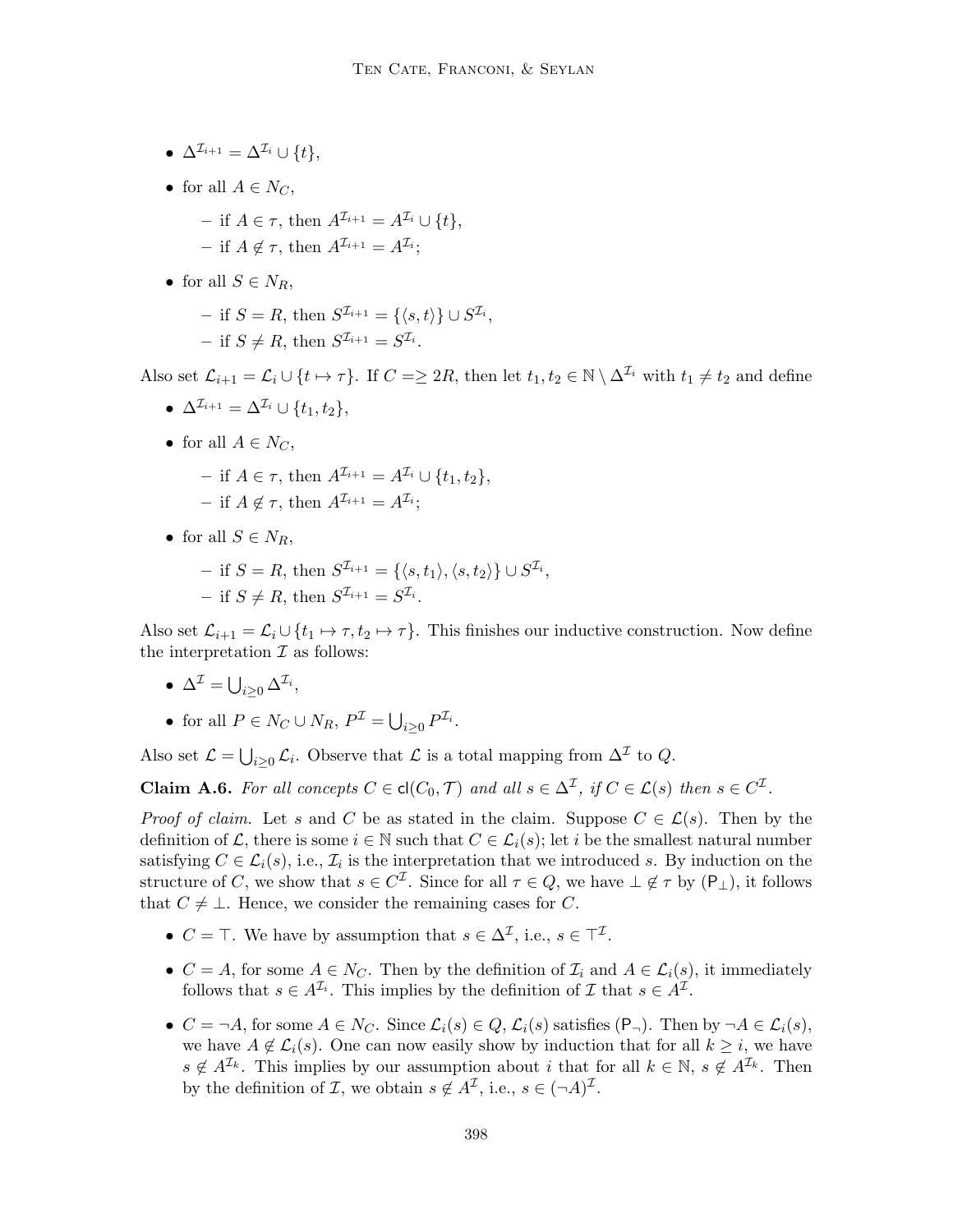- $\Delta^{\mathcal{I}_{i+1}} = \Delta^{\mathcal{I}_i} \cup \{t\}$,
- for all $A \in N_C$,
  - if $A \in \tau$, then $A^{\mathcal{I}_{i+1}} = A^{\mathcal{I}_i} \cup \{t\}$,
  - if $A \notin \tau$, then $A^{\mathcal{I}_{i+1}} = A^{\mathcal{I}_i}$;
- for all $S \in N_R$,
  - if $S = R$, then $S^{\mathcal{I}_{i+1}} = \{\langle s, t\rangle\} \cup S^{\mathcal{I}_i}$,
  - if $S \neq R$, then $S^{\mathcal{I}_{i+1}} = S^{\mathcal{I}_i}$.

Also set $\mathcal{L}_{i+1} = \mathcal{L}_i \cup \{t \mapsto \tau\}$. If $C = \geq 2R$, then let $t_1, t_2 \in \mathbb{N} \setminus \Delta^{\mathcal{I}_i}$ with $t_1 \neq t_2$ and define

- $\Delta^{\mathcal{I}_{i+1}} = \Delta^{\mathcal{I}_i} \cup \{t_1, t_2\}$,
- for all $A \in N_C$,
  - if $A \in \tau$, then $A^{\mathcal{I}_{i+1}} = A^{\mathcal{I}_i} \cup \{t_1, t_2\}$,
  - if $A \notin \tau$, then $A^{\mathcal{I}_{i+1}} = A^{\mathcal{I}_i}$;
- for all $S \in N_R$,
  - if $S = R$, then $S^{\mathcal{I}_{i+1}} = \{\langle s, t_1\rangle, \langle s, t_2\rangle\} \cup S^{\mathcal{I}_i}$,
  - if $S \neq R$, then $S^{\mathcal{I}_{i+1}} = S^{\mathcal{I}_i}$.

Also set $\mathcal{L}_{i+1} = \mathcal{L}_i \cup \{t_1 \mapsto \tau, t_2 \mapsto \tau\}$. This finishes our inductive construction. Now define the interpretation $\mathcal{I}$ as follows:

- $\Delta^{\mathcal{I}} = \bigcup_{i \geq 0} \Delta^{\mathcal{I}_i}$,
- for all $P \in N_C \cup N_R$, $P^{\mathcal{I}} = \bigcup_{i \geq 0} P^{\mathcal{I}_i}$.

Also set $\mathcal{L} = \bigcup_{i \geq 0} \mathcal{L}_i$. Observe that $\mathcal{L}$ is a total mapping from $\Delta^{\mathcal{I}}$ to $Q$.

**Claim A.6.** *For all concepts $C \in \mathsf{cl}(C_0, \mathcal{T})$ and all $s \in \Delta^{\mathcal{I}}$, if $C \in \mathcal{L}(s)$ then $s \in C^{\mathcal{I}}$.*

*Proof of claim.* Let $s$ and $C$ be as stated in the claim. Suppose $C \in \mathcal{L}(s)$. Then by the definition of $\mathcal{L}$, there is some $i \in \mathbb{N}$ such that $C \in \mathcal{L}_i(s)$; let $i$ be the smallest natural number satisfying $C \in \mathcal{L}_i(s)$, i.e., $\mathcal{I}_i$ is the interpretation that we introduced $s$. By induction on the structure of $C$, we show that $s \in C^{\mathcal{I}}$. Since for all $\tau \in Q$, we have $\bot \notin \tau$ by $(\mathsf{P}_\bot)$, it follows that $C \neq \bot$. Hence, we consider the remaining cases for $C$.

- $C = \top$. We have by assumption that $s \in \Delta^{\mathcal{I}}$, i.e., $s \in \top^{\mathcal{I}}$.
- $C = A$, for some $A \in N_C$. Then by the definition of $\mathcal{I}_i$ and $A \in \mathcal{L}_i(s)$, it immediately follows that $s \in A^{\mathcal{I}_i}$. This implies by the definition of $\mathcal{I}$ that $s \in A^{\mathcal{I}}$.
- $C = \neg A$, for some $A \in N_C$. Since $\mathcal{L}_i(s) \in Q$, $\mathcal{L}_i(s)$ satisfies $(\mathsf{P}_\neg)$. Then by $\neg A \in \mathcal{L}_i(s)$, we have $A \notin \mathcal{L}_i(s)$. One can now easily show by induction that for all $k \geq i$, we have $s \notin A^{\mathcal{I}_k}$. This implies by our assumption about $i$ that for all $k \in \mathbb{N}$, $s \notin A^{\mathcal{I}_k}$. Then by the definition of $\mathcal{I}$, we obtain $s \notin A^{\mathcal{I}}$, i.e., $s \in (\neg A)^{\mathcal{I}}$.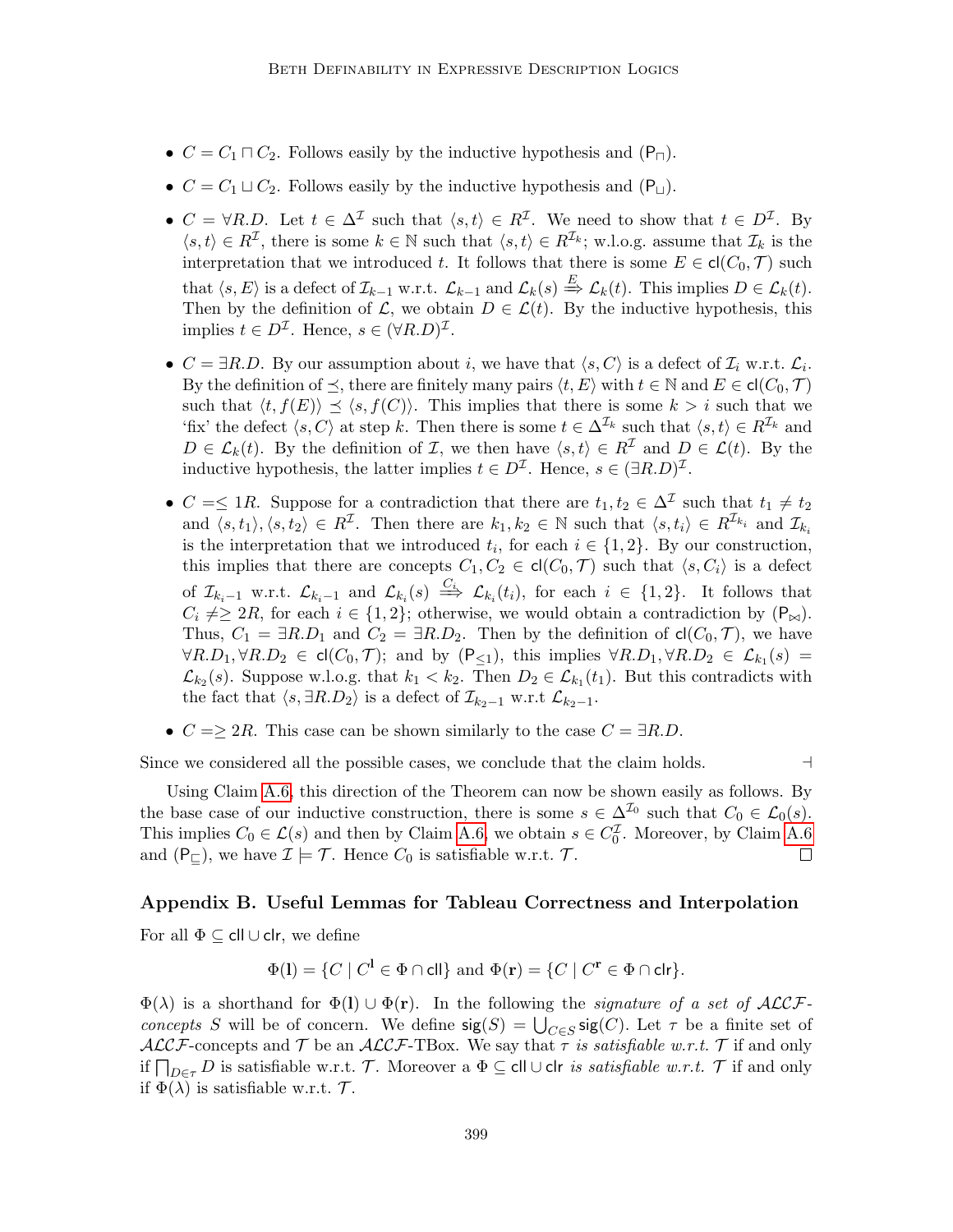- $C = C_1 \sqcap C_2$. Follows easily by the inductive hypothesis and $(\mathsf{P}_\sqcap)$.
- $C = C_1 \sqcup C_2$. Follows easily by the inductive hypothesis and $(\mathsf{P}_\sqcup)$.
- $C = \forall R.D$. Let $t \in \Delta^\mathcal{I}$ such that $\langle s, t\rangle \in R^\mathcal{I}$. We need to show that $t \in D^\mathcal{I}$. By $\langle s, t\rangle \in R^\mathcal{I}$, there is some $k \in \mathbb{N}$ such that $\langle s, t\rangle \in R^{\mathcal{I}_k}$; w.l.o.g. assume that $\mathcal{I}_k$ is the interpretation that we introduced $t$. It follows that there is some $E \in \mathsf{cl}(C_0, \mathcal{T})$ such that $\langle s, E\rangle$ is a defect of $\mathcal{I}_{k-1}$ w.r.t. $\mathcal{L}_{k-1}$ and $\mathcal{L}_k(s) \overset{E}{\Rightarrow} \mathcal{L}_k(t)$. This implies $D \in \mathcal{L}_k(t)$. Then by the definition of $\mathcal{L}$, we obtain $D \in \mathcal{L}(t)$. By the inductive hypothesis, this implies $t \in D^\mathcal{I}$. Hence, $s \in (\forall R.D)^\mathcal{I}$.
- $C = \exists R.D$. By our assumption about $i$, we have that $\langle s, C\rangle$ is a defect of $\mathcal{I}_i$ w.r.t. $\mathcal{L}_i$. By the definition of $\preceq$, there are finitely many pairs $\langle t, E\rangle$ with $t \in \mathbb{N}$ and $E \in \mathsf{cl}(C_0, \mathcal{T})$ such that $\langle t, f(E)\rangle \preceq \langle s, f(C)\rangle$. This implies that there is some $k > i$ such that we 'fix' the defect $\langle s, C\rangle$ at step $k$. Then there is some $t \in \Delta^{\mathcal{I}_k}$ such that $\langle s, t\rangle \in R^{\mathcal{I}_k}$ and $D \in \mathcal{L}_k(t)$. By the definition of $\mathcal{I}$, we then have $\langle s, t\rangle \in R^\mathcal{I}$ and $D \in \mathcal{L}(t)$. By the inductive hypothesis, the latter implies $t \in D^\mathcal{I}$. Hence, $s \in (\exists R.D)^\mathcal{I}$.
- $C = \leq 1R$. Suppose for a contradiction that there are $t_1, t_2 \in \Delta^\mathcal{I}$ such that $t_1 \neq t_2$ and $\langle s, t_1\rangle, \langle s, t_2\rangle \in R^\mathcal{I}$. Then there are $k_1, k_2 \in \mathbb{N}$ such that $\langle s, t_i\rangle \in R^{\mathcal{I}_{k_i}}$ and $\mathcal{I}_{k_i}$ is the interpretation that we introduced $t_i$, for each $i \in \{1, 2\}$. By our construction, this implies that there are concepts $C_1, C_2 \in \mathsf{cl}(C_0, \mathcal{T})$ such that $\langle s, C_i\rangle$ is a defect of $\mathcal{I}_{k_i - 1}$ w.r.t. $\mathcal{L}_{k_i-1}$ and $\mathcal{L}_{k_i}(s) \overset{C_i}{\Longrightarrow} \mathcal{L}_{k_i}(t_i)$, for each $i \in \{1, 2\}$. It follows that $C_i \neq \geq 2R$, for each $i \in \{1, 2\}$; otherwise, we would obtain a contradiction by $(\mathsf{P}_\bowtie)$. Thus, $C_1 = \exists R.D_1$ and $C_2 = \exists R.D_2$. Then by the definition of $\mathsf{cl}(C_0, \mathcal{T})$, we have $\forall R.D_1, \forall R.D_2 \in \mathsf{cl}(C_0, \mathcal{T})$; and by $(\mathsf{P}_{\leq 1})$, this implies $\forall R.D_1, \forall R.D_2 \in \mathcal{L}_{k_1}(s) = \mathcal{L}_{k_2}(s)$. Suppose w.l.o.g. that $k_1 < k_2$. Then $D_2 \in \mathcal{L}_{k_1}(t_1)$. But this contradicts with the fact that $\langle s, \exists R.D_2\rangle$ is a defect of $\mathcal{I}_{k_2-1}$ w.r.t $\mathcal{L}_{k_2-1}$.
- $C = \geq 2R$. This case can be shown similarly to the case $C = \exists R.D$.

Since we considered all the possible cases, we conclude that the claim holds. ⊣

Using Claim A.6, this direction of the Theorem can now be shown easily as follows. By the base case of our inductive construction, there is some $s \in \Delta^{\mathcal{I}_0}$ such that $C_0 \in \mathcal{L}_0(s)$. This implies $C_0 \in \mathcal{L}(s)$ and then by Claim A.6, we obtain $s \in C_0^\mathcal{I}$. Moreover, by Claim A.6 and $(\mathsf{P}_\sqsubseteq)$, we have $\mathcal{I} \models \mathcal{T}$. Hence $C_0$ is satisfiable w.r.t. $\mathcal{T}$. □

## Appendix B. Useful Lemmas for Tableau Correctness and Interpolation

For all $\Phi \subseteq \mathsf{cll} \cup \mathsf{clr}$, we define

$$\Phi(\mathbf{l}) = \{C \mid C^\mathbf{l} \in \Phi \cap \mathsf{cll}\} \text{ and } \Phi(\mathbf{r}) = \{C \mid C^\mathbf{r} \in \Phi \cap \mathsf{clr}\}.$$

$\Phi(\lambda)$ is a shorthand for $\Phi(\mathbf{l}) \cup \Phi(\mathbf{r})$. In the following the *signature of a set of $\mathcal{ALCF}$-concepts $S$* will be of concern. We define $\mathsf{sig}(S) = \bigcup_{C \in S} \mathsf{sig}(C)$. Let $\tau$ be a finite set of $\mathcal{ALCF}$-concepts and $\mathcal{T}$ be an $\mathcal{ALCF}$-TBox. We say that $\tau$ *is satisfiable w.r.t. $\mathcal{T}$* if and only if $\bigsqcap_{D\in\tau} D$ is satisfiable w.r.t. $\mathcal{T}$. Moreover a $\Phi \subseteq \mathsf{cll} \cup \mathsf{clr}$ *is satisfiable w.r.t. $\mathcal{T}$* if and only if $\Phi(\lambda)$ is satisfiable w.r.t. $\mathcal{T}$.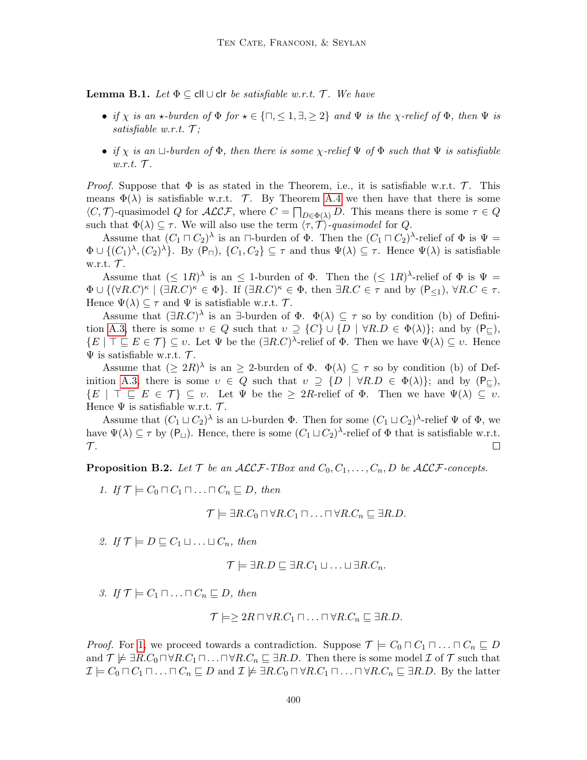**Lemma B.1.** *Let $\Phi \subseteq \mathsf{cll} \cup \mathsf{clr}$ be satisfiable w.r.t. $\mathcal{T}$. We have*

- *if $\chi$ is an $\star$-burden of $\Phi$ for $\star \in \{\sqcap, \leq 1, \exists, \geq 2\}$ and $\Psi$ is the $\chi$-relief of $\Phi$, then $\Psi$ is satisfiable w.r.t. $\mathcal{T}$;*
- *if $\chi$ is an $\sqcup$-burden of $\Phi$, then there is some $\chi$-relief $\Psi$ of $\Phi$ such that $\Psi$ is satisfiable w.r.t. $\mathcal{T}$.*

*Proof.* Suppose that $\Phi$ is as stated in the Theorem, i.e., it is satisfiable w.r.t. $\mathcal{T}$. This means $\Phi(\lambda)$ is satisfiable w.r.t. $\mathcal{T}$. By Theorem A.4 we then have that there is some $\langle C, \mathcal{T}\rangle$-quasimodel $Q$ for $\mathcal{ALCF}$, where $C = \bigsqcap_{D \in \Phi(\lambda)} D$. This means there is some $\tau \in Q$ such that $\Phi(\lambda) \subseteq \tau$. We will also use the term $\langle \tau, \mathcal{T}\rangle$-*quasimodel* for $Q$.

Assume that $(C_1 \sqcap C_2)^\lambda$ is an $\sqcap$-burden of $\Phi$. Then the $(C_1 \sqcap C_2)^\lambda$-relief of $\Phi$ is $\Psi = \Phi \cup \{(C_1)^\lambda, (C_2)^\lambda\}$. By $(\mathsf{P}_\sqcap)$, $\{C_1, C_2\} \subseteq \tau$ and thus $\Psi(\lambda) \subseteq \tau$. Hence $\Psi(\lambda)$ is satisfiable w.r.t. $\mathcal{T}$.

Assume that $(\leq 1R)^\lambda$ is an $\leq 1$-burden of $\Phi$. Then the $(\leq 1R)^\lambda$-relief of $\Phi$ is $\Psi = \Phi \cup \{(\forall R.C)^\kappa \mid (\exists R.C)^\kappa \in \Phi\}$. If $(\exists R.C)^\kappa \in \Phi$, then $\exists R.C \in \tau$ and by $(\mathsf{P}_{\leq 1})$, $\forall R.C \in \tau$. Hence $\Psi(\lambda) \subseteq \tau$ and $\Psi$ is satisfiable w.r.t. $\mathcal{T}$.

Assume that $(\exists R.C)^\lambda$ is an $\exists$-burden of $\Phi$. $\Phi(\lambda) \subseteq \tau$ so by condition (b) of Definition A.3, there is some $\upsilon \in Q$ such that $\upsilon \supseteq \{C\} \cup \{D \mid \forall R.D \in \Phi(\lambda)\}$; and by $(\mathsf{P}_\sqsubseteq)$, $\{E \mid \top \sqsubseteq E \in \mathcal{T}\} \subseteq \upsilon$. Let $\Psi$ be the $(\exists R.C)^\lambda$-relief of $\Phi$. Then we have $\Psi(\lambda) \subseteq \upsilon$. Hence $\Psi$ is satisfiable w.r.t. $\mathcal{T}$.

Assume that $(\geq 2R)^\lambda$ is an $\geq 2$-burden of $\Phi$. $\Phi(\lambda) \subseteq \tau$ so by condition (b) of Definition A.3, there is some $\upsilon \in Q$ such that $\upsilon \supseteq \{D \mid \forall R.D \in \Phi(\lambda)\}$; and by $(\mathsf{P}_\sqsubseteq)$, $\{E \mid \top \sqsubseteq E \in \mathcal{T}\} \subseteq \upsilon$. Let $\Psi$ be the $\geq 2R$-relief of $\Phi$. Then we have $\Psi(\lambda) \subseteq \upsilon$. Hence $\Psi$ is satisfiable w.r.t. $\mathcal{T}$.

Assume that $(C_1 \sqcup C_2)^\lambda$ is an $\sqcup$-burden $\Phi$. Then for some $(C_1 \sqcup C_2)^\lambda$-relief $\Psi$ of $\Phi$, we have $\Psi(\lambda) \subseteq \tau$ by $(\mathsf{P}_\sqcup)$. Hence, there is some $(C_1 \sqcup C_2)^\lambda$-relief of $\Phi$ that is satisfiable w.r.t. $\mathcal{T}$. $\square$

**Proposition B.2.** *Let $\mathcal{T}$ be an $\mathcal{ALCF}$-TBox and $C_0, C_1, \ldots, C_n, D$ be $\mathcal{ALCF}$-concepts.*

1. *If $\mathcal{T} \models C_0 \sqcap C_1 \sqcap \ldots \sqcap C_n \sqsubseteq D$, then*
$$\mathcal{T} \models \exists R.C_0 \sqcap \forall R.C_1 \sqcap \ldots \sqcap \forall R.C_n \sqsubseteq \exists R.D.$$
2. *If $\mathcal{T} \models D \sqsubseteq C_1 \sqcup \ldots \sqcup C_n$, then*
$$\mathcal{T} \models \exists R.D \sqsubseteq \exists R.C_1 \sqcup \ldots \sqcup \exists R.C_n.$$
3. *If $\mathcal{T} \models C_1 \sqcap \ldots \sqcap C_n \sqsubseteq D$, then*
$$\mathcal{T} \models \geq 2R \sqcap \forall R.C_1 \sqcap \ldots \sqcap \forall R.C_n \sqsubseteq \exists R.D.$$

*Proof.* For 1, we proceed towards a contradiction. Suppose $\mathcal{T} \models C_0 \sqcap C_1 \sqcap \ldots \sqcap C_n \sqsubseteq D$ and $\mathcal{T} \not\models \exists R.C_0 \sqcap \forall R.C_1 \sqcap \ldots \sqcap \forall R.C_n \sqsubseteq \exists R.D$. Then there is some model $\mathcal{I}$ of $\mathcal{T}$ such that $\mathcal{I} \models C_0 \sqcap C_1 \sqcap \ldots \sqcap C_n \sqsubseteq D$ and $\mathcal{I} \not\models \exists R.C_0 \sqcap \forall R.C_1 \sqcap \ldots \sqcap \forall R.C_n \sqsubseteq \exists R.D$. By the latter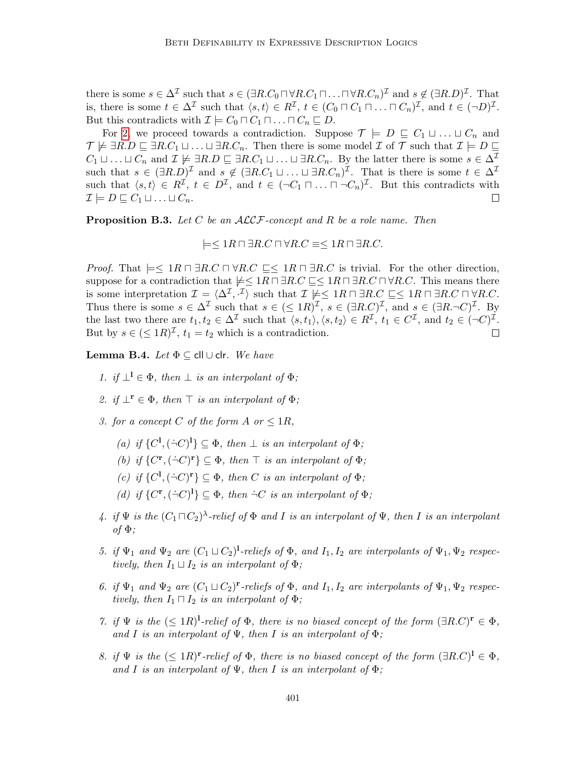there is some $s \in \Delta^{\mathcal{I}}$ such that $s \in (\exists R.C_0 \sqcap \forall R.C_1 \sqcap \ldots \sqcap \forall R.C_n)^{\mathcal{I}}$ and $s \notin (\exists R.D)^{\mathcal{I}}$. That is, there is some $t \in \Delta^{\mathcal{I}}$ such that $\langle s, t \rangle \in R^{\mathcal{I}}$, $t \in (C_0 \sqcap C_1 \sqcap \ldots \sqcap C_n)^{\mathcal{I}}$, and $t \in (\neg D)^{\mathcal{I}}$. But this contradicts with $\mathcal{I} \models C_0 \sqcap C_1 \sqcap \ldots \sqcap C_n \sqsubseteq D$.

For 2, we proceed towards a contradiction. Suppose $\mathcal{T} \models D \sqsubseteq C_1 \sqcup \ldots \sqcup C_n$ and $\mathcal{T} \not\models \exists R.D \sqsubseteq \exists R.C_1 \sqcup \ldots \sqcup \exists R.C_n$. Then there is some model $\mathcal{I}$ of $\mathcal{T}$ such that $\mathcal{I} \models D \sqsubseteq C_1 \sqcup \ldots \sqcup C_n$ and $\mathcal{I} \not\models \exists R.D \sqsubseteq \exists R.C_1 \sqcup \ldots \sqcup \exists R.C_n$. By the latter there is some $s \in \Delta^{\mathcal{I}}$ such that $s \in (\exists R.D)^{\mathcal{I}}$ and $s \notin (\exists R.C_1 \sqcup \ldots \sqcup \exists R.C_n)^{\mathcal{I}}$. That is there is some $t \in \Delta^{\mathcal{I}}$ such that $\langle s, t \rangle \in R^{\mathcal{I}}$, $t \in D^{\mathcal{I}}$, and $t \in (\neg C_1 \sqcap \ldots \sqcap \neg C_n)^{\mathcal{I}}$. But this contradicts with $\mathcal{I} \models D \sqsubseteq C_1 \sqcup \ldots \sqcup C_n$. ∎

**Proposition B.3.** *Let $C$ be an $\mathcal{ALCF}$-concept and $R$ be a role name. Then*

$$\models \leq 1R \sqcap \exists R.C \sqcap \forall R.C \equiv \leq 1R \sqcap \exists R.C.$$

*Proof.* That $\models \leq 1R \sqcap \exists R.C \sqcap \forall R.C \sqsubseteq \leq 1R \sqcap \exists R.C$ is trivial. For the other direction, suppose for a contradiction that $\not\models \leq 1R \sqcap \exists R.C \sqsubseteq \leq 1R \sqcap \exists R.C \sqcap \forall R.C$. This means there is some interpretation $\mathcal{I} = \langle \Delta^{\mathcal{I}}, \cdot^{\mathcal{I}} \rangle$ such that $\mathcal{I} \not\models \leq 1R \sqcap \exists R.C \sqsubseteq \leq 1R \sqcap \exists R.C \sqcap \forall R.C$. Thus there is some $s \in \Delta^{\mathcal{I}}$ such that $s \in (\leq 1R)^{\mathcal{I}}$, $s \in (\exists R.C)^{\mathcal{I}}$, and $s \in (\exists R.\neg C)^{\mathcal{I}}$. By the last two there are $t_1, t_2 \in \Delta^{\mathcal{I}}$ such that $\langle s, t_1 \rangle, \langle s, t_2 \rangle \in R^{\mathcal{I}}$, $t_1 \in C^{\mathcal{I}}$, and $t_2 \in (\neg C)^{\mathcal{I}}$. But by $s \in (\leq 1R)^{\mathcal{I}}$, $t_1 = t_2$ which is a contradiction. ∎

**Lemma B.4.** *Let $\Phi \subseteq \mathsf{cll} \cup \mathsf{clr}$. We have*

1. *if $\bot^{\mathbf{l}} \in \Phi$, then $\bot$ is an interpolant of $\Phi$;*
2. *if $\bot^{\mathbf{r}} \in \Phi$, then $\top$ is an interpolant of $\Phi$;*
3. *for a concept $C$ of the form $A$ or $\leq 1R$,*
   (a) *if $\{C^{\mathbf{l}}, (\dot{\neg} C)^{\mathbf{l}}\} \subseteq \Phi$, then $\bot$ is an interpolant of $\Phi$;*
   (b) *if $\{C^{\mathbf{r}}, (\dot{\neg} C)^{\mathbf{r}}\} \subseteq \Phi$, then $\top$ is an interpolant of $\Phi$;*
   (c) *if $\{C^{\mathbf{l}}, (\dot{\neg} C)^{\mathbf{r}}\} \subseteq \Phi$, then $C$ is an interpolant of $\Phi$;*
   (d) *if $\{C^{\mathbf{r}}, (\dot{\neg} C)^{\mathbf{l}}\} \subseteq \Phi$, then $\dot{\neg} C$ is an interpolant of $\Phi$;*
4. *if $\Psi$ is the $(C_1 \sqcap C_2)^{\lambda}$-relief of $\Phi$ and $I$ is an interpolant of $\Psi$, then $I$ is an interpolant of $\Phi$;*
5. *if $\Psi_1$ and $\Psi_2$ are $(C_1 \sqcup C_2)^{\mathbf{l}}$-reliefs of $\Phi$, and $I_1, I_2$ are interpolants of $\Psi_1, \Psi_2$ respectively, then $I_1 \sqcup I_2$ is an interpolant of $\Phi$;*
6. *if $\Psi_1$ and $\Psi_2$ are $(C_1 \sqcup C_2)^{\mathbf{r}}$-reliefs of $\Phi$, and $I_1, I_2$ are interpolants of $\Psi_1, \Psi_2$ respectively, then $I_1 \sqcap I_2$ is an interpolant of $\Phi$;*
7. *if $\Psi$ is the $(\leq 1R)^{\mathbf{l}}$-relief of $\Phi$, there is no biased concept of the form $(\exists R.C)^{\mathbf{r}} \in \Phi$, and $I$ is an interpolant of $\Psi$, then $I$ is an interpolant of $\Phi$;*
8. *if $\Psi$ is the $(\leq 1R)^{\mathbf{r}}$-relief of $\Phi$, there is no biased concept of the form $(\exists R.C)^{\mathbf{l}} \in \Phi$, and $I$ is an interpolant of $\Psi$, then $I$ is an interpolant of $\Phi$;*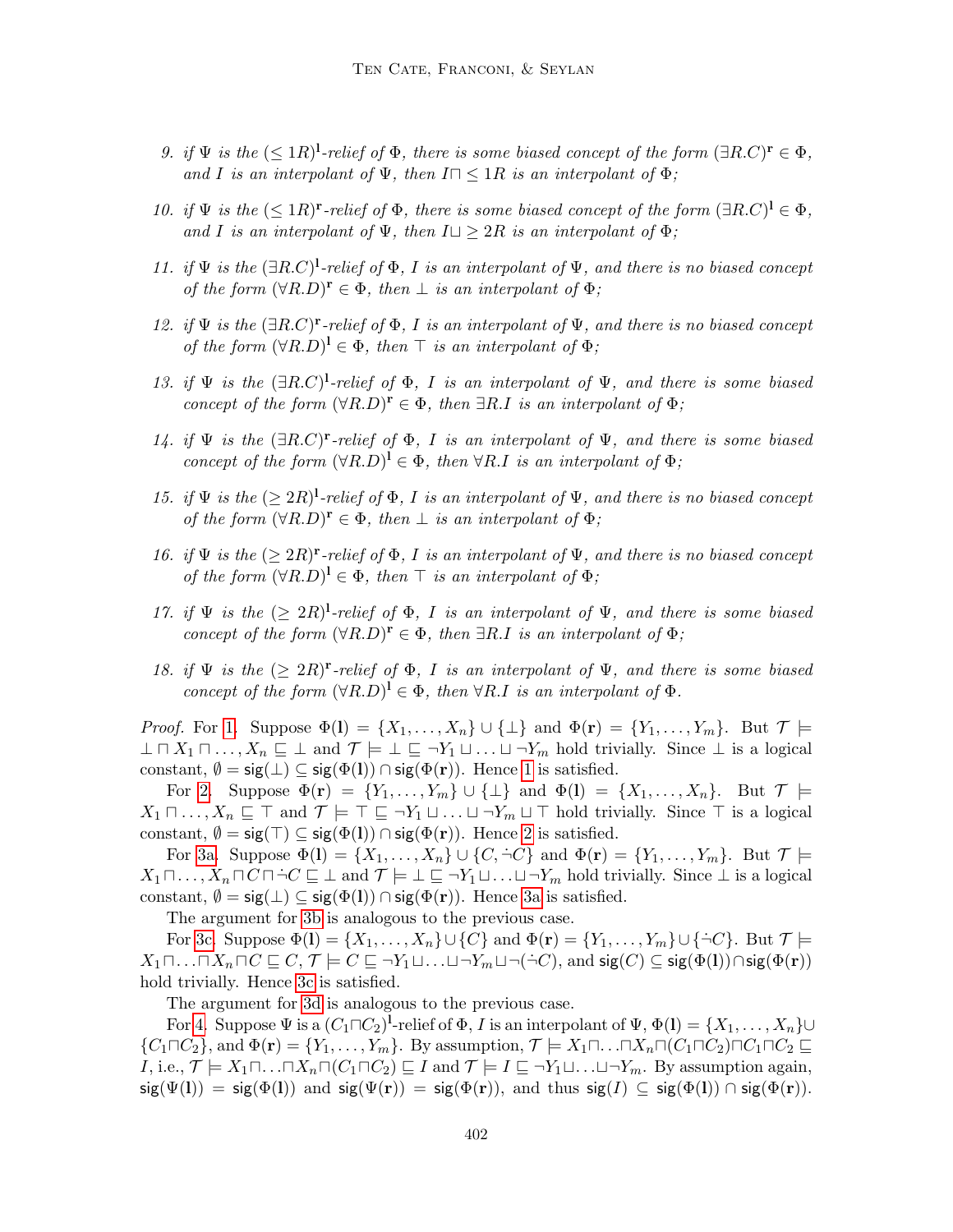9. *if* $\Psi$ *is the* $(\leq 1R)^{\mathbf{l}}$*-relief of* $\Phi$*, there is some biased concept of the form* $(\exists R.C)^{\mathbf{r}} \in \Phi$*, and* $I$ *is an interpolant of* $\Psi$*, then* $I \sqcap \leq 1R$ *is an interpolant of* $\Phi$*;*

10. *if* $\Psi$ *is the* $(\leq 1R)^{\mathbf{r}}$*-relief of* $\Phi$*, there is some biased concept of the form* $(\exists R.C)^{\mathbf{l}} \in \Phi$*, and* $I$ *is an interpolant of* $\Psi$*, then* $I \sqcup \geq 2R$ *is an interpolant of* $\Phi$*;*

11. *if* $\Psi$ *is the* $(\exists R.C)^{\mathbf{l}}$*-relief of* $\Phi$*,* $I$ *is an interpolant of* $\Psi$*, and there is no biased concept of the form* $(\forall R.D)^{\mathbf{r}} \in \Phi$*, then* $\bot$ *is an interpolant of* $\Phi$*;*

12. *if* $\Psi$ *is the* $(\exists R.C)^{\mathbf{r}}$*-relief of* $\Phi$*,* $I$ *is an interpolant of* $\Psi$*, and there is no biased concept of the form* $(\forall R.D)^{\mathbf{l}} \in \Phi$*, then* $\top$ *is an interpolant of* $\Phi$*;*

13. *if* $\Psi$ *is the* $(\exists R.C)^{\mathbf{l}}$*-relief of* $\Phi$*,* $I$ *is an interpolant of* $\Psi$*, and there is some biased concept of the form* $(\forall R.D)^{\mathbf{r}} \in \Phi$*, then* $\exists R.I$ *is an interpolant of* $\Phi$*;*

14. *if* $\Psi$ *is the* $(\exists R.C)^{\mathbf{r}}$*-relief of* $\Phi$*,* $I$ *is an interpolant of* $\Psi$*, and there is some biased concept of the form* $(\forall R.D)^{\mathbf{l}} \in \Phi$*, then* $\forall R.I$ *is an interpolant of* $\Phi$*;*

15. *if* $\Psi$ *is the* $(\geq 2R)^{\mathbf{l}}$*-relief of* $\Phi$*,* $I$ *is an interpolant of* $\Psi$*, and there is no biased concept of the form* $(\forall R.D)^{\mathbf{r}} \in \Phi$*, then* $\bot$ *is an interpolant of* $\Phi$*;*

16. *if* $\Psi$ *is the* $(\geq 2R)^{\mathbf{r}}$*-relief of* $\Phi$*,* $I$ *is an interpolant of* $\Psi$*, and there is no biased concept of the form* $(\forall R.D)^{\mathbf{l}} \in \Phi$*, then* $\top$ *is an interpolant of* $\Phi$*;*

17. *if* $\Psi$ *is the* $(\geq 2R)^{\mathbf{l}}$*-relief of* $\Phi$*,* $I$ *is an interpolant of* $\Psi$*, and there is some biased concept of the form* $(\forall R.D)^{\mathbf{r}} \in \Phi$*, then* $\exists R.I$ *is an interpolant of* $\Phi$*;*

18. *if* $\Psi$ *is the* $(\geq 2R)^{\mathbf{r}}$*-relief of* $\Phi$*,* $I$ *is an interpolant of* $\Psi$*, and there is some biased concept of the form* $(\forall R.D)^{\mathbf{l}} \in \Phi$*, then* $\forall R.I$ *is an interpolant of* $\Phi$*.*

*Proof.* For 1. Suppose $\Phi(\mathbf{l}) = \{X_1, \ldots, X_n\} \cup \{\bot\}$ and $\Phi(\mathbf{r}) = \{Y_1, \ldots, Y_m\}$. But $\mathcal{T} \models \bot \sqcap X_1 \sqcap \ldots, X_n \sqsubseteq \bot$ and $\mathcal{T} \models \bot \sqsubseteq \neg Y_1 \sqcup \ldots \sqcup \neg Y_m$ hold trivially. Since $\bot$ is a logical constant, $\emptyset = \mathsf{sig}(\bot) \subseteq \mathsf{sig}(\Phi(\mathbf{l})) \cap \mathsf{sig}(\Phi(\mathbf{r}))$. Hence 1 is satisfied.

For 2. Suppose $\Phi(\mathbf{r}) = \{Y_1, \ldots, Y_m\} \cup \{\bot\}$ and $\Phi(\mathbf{l}) = \{X_1, \ldots, X_n\}$. But $\mathcal{T} \models X_1 \sqcap \ldots, X_n \sqsubseteq \top$ and $\mathcal{T} \models \top \sqsubseteq \neg Y_1 \sqcup \ldots \sqcup \neg Y_m \sqcup \top$ hold trivially. Since $\top$ is a logical constant, $\emptyset = \mathsf{sig}(\top) \subseteq \mathsf{sig}(\Phi(\mathbf{l})) \cap \mathsf{sig}(\Phi(\mathbf{r}))$. Hence 2 is satisfied.

For 3a. Suppose $\Phi(\mathbf{l}) = \{X_1, \ldots, X_n\} \cup \{C, \dot{\neg} C\}$ and $\Phi(\mathbf{r}) = \{Y_1, \ldots, Y_m\}$. But $\mathcal{T} \models X_1 \sqcap \ldots, X_n \sqcap C \sqcap \dot{\neg} C \sqsubseteq \bot$ and $\mathcal{T} \models \bot \sqsubseteq \neg Y_1 \sqcup \ldots \sqcup \neg Y_m$ hold trivially. Since $\bot$ is a logical constant, $\emptyset = \mathsf{sig}(\bot) \subseteq \mathsf{sig}(\Phi(\mathbf{l})) \cap \mathsf{sig}(\Phi(\mathbf{r}))$. Hence 3a is satisfied.

The argument for 3b is analogous to the previous case.

For 3c. Suppose $\Phi(\mathbf{l}) = \{X_1, \ldots, X_n\} \cup \{C\}$ and $\Phi(\mathbf{r}) = \{Y_1, \ldots, Y_m\} \cup \{\dot{\neg} C\}$. But $\mathcal{T} \models X_1 \sqcap \ldots \sqcap X_n \sqcap C \sqsubseteq C$, $\mathcal{T} \models C \sqsubseteq \neg Y_1 \sqcup \ldots \sqcup \neg Y_m \sqcup \neg(\dot{\neg} C)$, and $\mathsf{sig}(C) \subseteq \mathsf{sig}(\Phi(\mathbf{l})) \cap \mathsf{sig}(\Phi(\mathbf{r}))$ hold trivially. Hence 3c is satisfied.

The argument for 3d is analogous to the previous case.

For 4. Suppose $\Psi$ is a $(C_1 \sqcap C_2)^{\mathbf{l}}$-relief of $\Phi$, $I$ is an interpolant of $\Psi$, $\Phi(\mathbf{l}) = \{X_1, \ldots, X_n\} \cup \{C_1 \sqcap C_2\}$, and $\Phi(\mathbf{r}) = \{Y_1, \ldots, Y_m\}$. By assumption, $\mathcal{T} \models X_1 \sqcap \ldots \sqcap X_n \sqcap (C_1 \sqcap C_2) \sqcap C_1 \sqcap C_2 \sqsubseteq I$, i.e., $\mathcal{T} \models X_1 \sqcap \ldots \sqcap X_n \sqcap (C_1 \sqcap C_2) \sqsubseteq I$ and $\mathcal{T} \models I \sqsubseteq \neg Y_1 \sqcup \ldots \sqcup \neg Y_m$. By assumption again, $\mathsf{sig}(\Psi(\mathbf{l})) = \mathsf{sig}(\Phi(\mathbf{l}))$ and $\mathsf{sig}(\Psi(\mathbf{r})) = \mathsf{sig}(\Phi(\mathbf{r}))$, and thus $\mathsf{sig}(I) \subseteq \mathsf{sig}(\Phi(\mathbf{l})) \cap \mathsf{sig}(\Phi(\mathbf{r}))$.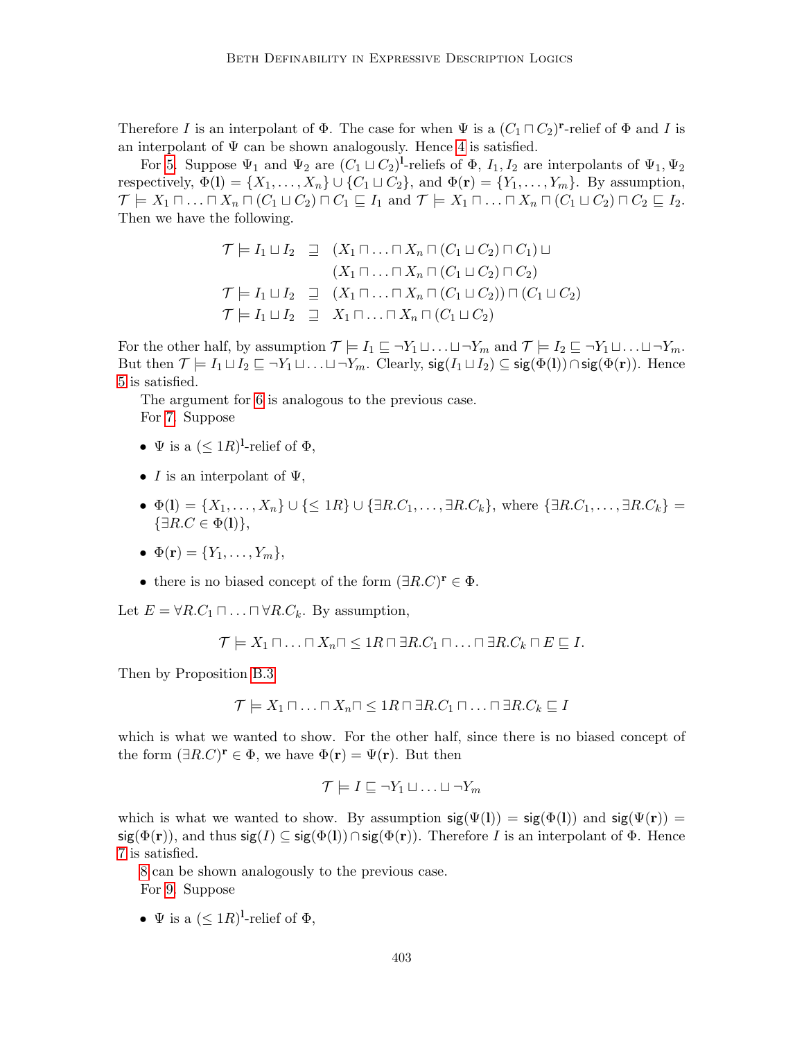Therefore $I$ is an interpolant of $\Phi$. The case for when $\Psi$ is a $(C_1 \sqcap C_2)^{\mathbf{r}}$-relief of $\Phi$ and $I$ is an interpolant of $\Psi$ can be shown analogously. Hence 4 is satisfied.

For 5. Suppose $\Psi_1$ and $\Psi_2$ are $(C_1 \sqcup C_2)^{\mathbf{l}}$-reliefs of $\Phi$, $I_1, I_2$ are interpolants of $\Psi_1, \Psi_2$ respectively, $\Phi(\mathbf{l}) = \{X_1, \ldots, X_n\} \cup \{C_1 \sqcup C_2\}$, and $\Phi(\mathbf{r}) = \{Y_1, \ldots, Y_m\}$. By assumption, $\mathcal{T} \models X_1 \sqcap \ldots \sqcap X_n \sqcap (C_1 \sqcup C_2) \sqcap C_1 \sqsubseteq I_1$ and $\mathcal{T} \models X_1 \sqcap \ldots \sqcap X_n \sqcap (C_1 \sqcup C_2) \sqcap C_2 \sqsubseteq I_2$. Then we have the following.

$$
\begin{aligned}
\mathcal{T} \models I_1 \sqcup I_2 &\sqsupseteq (X_1 \sqcap \ldots \sqcap X_n \sqcap (C_1 \sqcup C_2) \sqcap C_1) \sqcup \\
&\phantom{\sqsupseteq} (X_1 \sqcap \ldots \sqcap X_n \sqcap (C_1 \sqcup C_2) \sqcap C_2) \\
\mathcal{T} \models I_1 \sqcup I_2 &\sqsupseteq (X_1 \sqcap \ldots \sqcap X_n \sqcap (C_1 \sqcup C_2)) \sqcap (C_1 \sqcup C_2) \\
\mathcal{T} \models I_1 \sqcup I_2 &\sqsupseteq X_1 \sqcap \ldots \sqcap X_n \sqcap (C_1 \sqcup C_2)
\end{aligned}
$$

For the other half, by assumption $\mathcal{T} \models I_1 \sqsubseteq \neg Y_1 \sqcup \ldots \sqcup \neg Y_m$ and $\mathcal{T} \models I_2 \sqsubseteq \neg Y_1 \sqcup \ldots \sqcup \neg Y_m$. But then $\mathcal{T} \models I_1 \sqcup I_2 \sqsubseteq \neg Y_1 \sqcup \ldots \sqcup \neg Y_m$. Clearly, $\mathsf{sig}(I_1 \sqcup I_2) \subseteq \mathsf{sig}(\Phi(\mathbf{l})) \cap \mathsf{sig}(\Phi(\mathbf{r}))$. Hence 5 is satisfied.

The argument for 6 is analogous to the previous case.

For 7. Suppose

- $\Psi$ is a $(\leq 1R)^{\mathbf{l}}$-relief of $\Phi$,
- $I$ is an interpolant of $\Psi$,
- $\Phi(\mathbf{l}) = \{X_1, \ldots, X_n\} \cup \{\leq 1R\} \cup \{\exists R.C_1, \ldots, \exists R.C_k\}$, where $\{\exists R.C_1, \ldots, \exists R.C_k\} = \{\exists R.C \in \Phi(\mathbf{l})\}$,
- $\Phi(\mathbf{r}) = \{Y_1, \ldots, Y_m\}$,
- there is no biased concept of the form $(\exists R.C)^{\mathbf{r}} \in \Phi$.

Let $E = \forall R.C_1 \sqcap \ldots \sqcap \forall R.C_k$. By assumption,

$$\mathcal{T} \models X_1 \sqcap \ldots \sqcap X_n \sqcap \leq 1R \sqcap \exists R.C_1 \sqcap \ldots \sqcap \exists R.C_k \sqcap E \sqsubseteq I.$$

Then by Proposition B.3

$$\mathcal{T} \models X_1 \sqcap \ldots \sqcap X_n \sqcap \leq 1R \sqcap \exists R.C_1 \sqcap \ldots \sqcap \exists R.C_k \sqsubseteq I$$

which is what we wanted to show. For the other half, since there is no biased concept of the form $(\exists R.C)^{\mathbf{r}} \in \Phi$, we have $\Phi(\mathbf{r}) = \Psi(\mathbf{r})$. But then

$$\mathcal{T} \models I \sqsubseteq \neg Y_1 \sqcup \ldots \sqcup \neg Y_m$$

which is what we wanted to show. By assumption $\mathsf{sig}(\Psi(\mathbf{l})) = \mathsf{sig}(\Phi(\mathbf{l}))$ and $\mathsf{sig}(\Psi(\mathbf{r})) = \mathsf{sig}(\Phi(\mathbf{r}))$, and thus $\mathsf{sig}(I) \subseteq \mathsf{sig}(\Phi(\mathbf{l})) \cap \mathsf{sig}(\Phi(\mathbf{r}))$. Therefore $I$ is an interpolant of $\Phi$. Hence 7 is satisfied.

8 can be shown analogously to the previous case.

For 9. Suppose

- $\Psi$ is a $(\leq 1R)^{\mathbf{l}}$-relief of $\Phi$,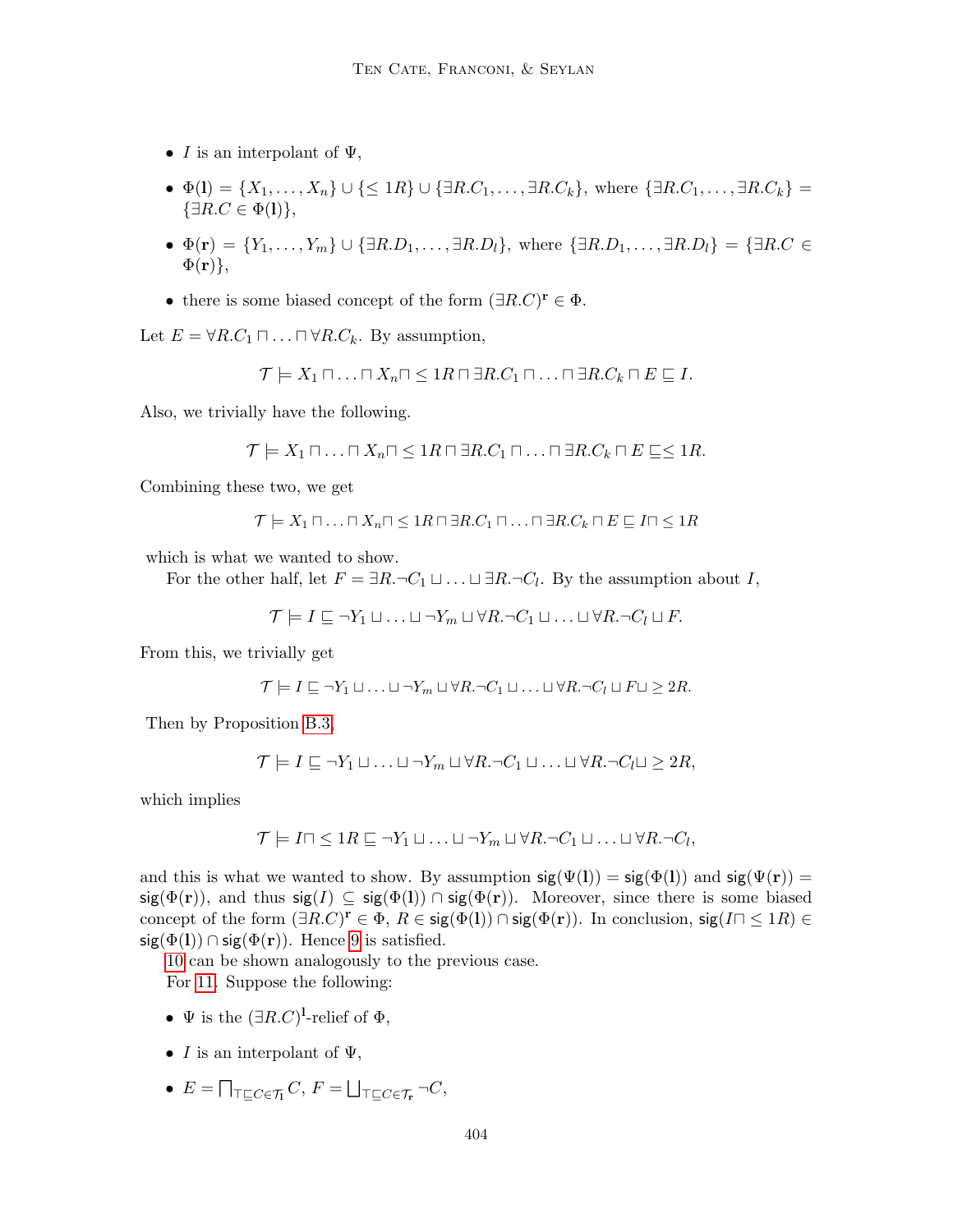- $I$ is an interpolant of $\Psi$,
- $\Phi(\mathbf{l}) = \{X_1, \ldots, X_n\} \cup \{\leq 1R\} \cup \{\exists R.C_1, \ldots, \exists R.C_k\}$, where $\{\exists R.C_1, \ldots, \exists R.C_k\} = \{\exists R.C \in \Phi(\mathbf{l})\}$,
- $\Phi(\mathbf{r}) = \{Y_1, \ldots, Y_m\} \cup \{\exists R.D_1, \ldots, \exists R.D_l\}$, where $\{\exists R.D_1, \ldots, \exists R.D_l\} = \{\exists R.C \in \Phi(\mathbf{r})\}$,
- there is some biased concept of the form $(\exists R.C)^{\mathbf{r}} \in \Phi$.

Let $E = \forall R.C_1 \sqcap \ldots \sqcap \forall R.C_k$. By assumption,

$$\mathcal{T} \models X_1 \sqcap \ldots \sqcap X_n \sqcap \leq 1R \sqcap \exists R.C_1 \sqcap \ldots \sqcap \exists R.C_k \sqcap E \sqsubseteq I.$$

Also, we trivially have the following.

$$\mathcal{T} \models X_1 \sqcap \ldots \sqcap X_n \sqcap \leq 1R \sqcap \exists R.C_1 \sqcap \ldots \sqcap \exists R.C_k \sqcap E \sqsubseteq \leq 1R.$$

Combining these two, we get

$$\mathcal{T} \models X_1 \sqcap \ldots \sqcap X_n \sqcap \leq 1R \sqcap \exists R.C_1 \sqcap \ldots \sqcap \exists R.C_k \sqcap E \sqsubseteq I \sqcap \leq 1R$$

which is what we wanted to show.

For the other half, let $F = \exists R.\neg C_1 \sqcup \ldots \sqcup \exists R.\neg C_l$. By the assumption about $I$,

$$\mathcal{T} \models I \sqsubseteq \neg Y_1 \sqcup \ldots \sqcup \neg Y_m \sqcup \forall R.\neg C_1 \sqcup \ldots \sqcup \forall R.\neg C_l \sqcup F.$$

From this, we trivially get

$$\mathcal{T} \models I \sqsubseteq \neg Y_1 \sqcup \ldots \sqcup \neg Y_m \sqcup \forall R.\neg C_1 \sqcup \ldots \sqcup \forall R.\neg C_l \sqcup F \sqcup \geq 2R.$$

Then by Proposition B.3,

$$\mathcal{T} \models I \sqsubseteq \neg Y_1 \sqcup \ldots \sqcup \neg Y_m \sqcup \forall R.\neg C_1 \sqcup \ldots \sqcup \forall R.\neg C_l \sqcup \geq 2R,$$

which implies

$$\mathcal{T} \models I \sqcap \leq 1R \sqsubseteq \neg Y_1 \sqcup \ldots \sqcup \neg Y_m \sqcup \forall R.\neg C_1 \sqcup \ldots \sqcup \forall R.\neg C_l,$$

and this is what we wanted to show. By assumption $\mathsf{sig}(\Psi(\mathbf{l})) = \mathsf{sig}(\Phi(\mathbf{l}))$ and $\mathsf{sig}(\Psi(\mathbf{r})) = \mathsf{sig}(\Phi(\mathbf{r}))$, and thus $\mathsf{sig}(I) \subseteq \mathsf{sig}(\Phi(\mathbf{l})) \cap \mathsf{sig}(\Phi(\mathbf{r}))$. Moreover, since there is some biased concept of the form $(\exists R.C)^{\mathbf{r}} \in \Phi$, $R \in \mathsf{sig}(\Phi(\mathbf{l})) \cap \mathsf{sig}(\Phi(\mathbf{r}))$. In conclusion, $\mathsf{sig}(I \sqcap \leq 1R) \in \mathsf{sig}(\Phi(\mathbf{l})) \cap \mathsf{sig}(\Phi(\mathbf{r}))$. Hence 9 is satisfied.

10 can be shown analogously to the previous case.

For 11. Suppose the following:

- $\Psi$ is the $(\exists R.C)^{\mathbf{l}}$-relief of $\Phi$,
- $I$ is an interpolant of $\Psi$,
- $E = \bigsqcap_{\top \sqsubseteq C \in \mathcal{T}_{\mathbf{l}}} C$, $F = \bigsqcup_{\top \sqsubseteq C \in \mathcal{T}_{\mathbf{r}}} \neg C$,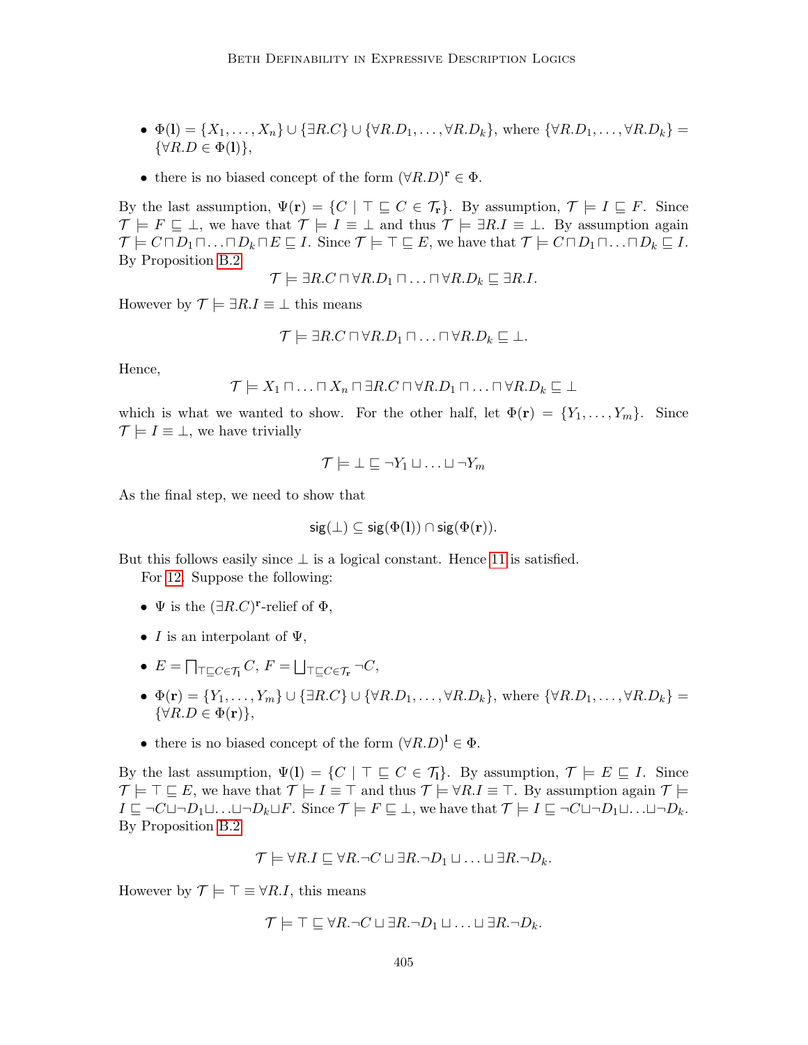- $\Phi(\mathbf{l}) = \{X_1, \ldots, X_n\} \cup \{\exists R.C\} \cup \{\forall R.D_1, \ldots, \forall R.D_k\}$, where $\{\forall R.D_1, \ldots, \forall R.D_k\} = \{\forall R.D \in \Phi(\mathbf{l})\}$,
- there is no biased concept of the form $(\forall R.D)^{\mathbf{r}} \in \Phi$.

By the last assumption, $\Psi(\mathbf{r}) = \{C \mid \top \sqsubseteq C \in \mathcal{T}_{\mathbf{r}}\}$. By assumption, $\mathcal{T} \models I \sqsubseteq F$. Since $\mathcal{T} \models F \sqsubseteq \bot$, we have that $\mathcal{T} \models I \equiv \bot$ and thus $\mathcal{T} \models \exists R.I \equiv \bot$. By assumption again $\mathcal{T} \models C \sqcap D_1 \sqcap \ldots \sqcap D_k \sqcap E \sqsubseteq I$. Since $\mathcal{T} \models \top \sqsubseteq E$, we have that $\mathcal{T} \models C \sqcap D_1 \sqcap \ldots \sqcap D_k \sqsubseteq I$. By Proposition B.2

$$\mathcal{T} \models \exists R.C \sqcap \forall R.D_1 \sqcap \ldots \sqcap \forall R.D_k \sqsubseteq \exists R.I.$$

However by $\mathcal{T} \models \exists R.I \equiv \bot$ this means

$$\mathcal{T} \models \exists R.C \sqcap \forall R.D_1 \sqcap \ldots \sqcap \forall R.D_k \sqsubseteq \bot.$$

Hence,

$$\mathcal{T} \models X_1 \sqcap \ldots \sqcap X_n \sqcap \exists R.C \sqcap \forall R.D_1 \sqcap \ldots \sqcap \forall R.D_k \sqsubseteq \bot$$

which is what we wanted to show. For the other half, let $\Phi(\mathbf{r}) = \{Y_1, \ldots, Y_m\}$. Since $\mathcal{T} \models I \equiv \bot$, we have trivially

$$\mathcal{T} \models \bot \sqsubseteq \neg Y_1 \sqcup \ldots \sqcup \neg Y_m$$

As the final step, we need to show that

$$\mathsf{sig}(\bot) \subseteq \mathsf{sig}(\Phi(\mathbf{l})) \cap \mathsf{sig}(\Phi(\mathbf{r})).$$

But this follows easily since $\bot$ is a logical constant. Hence 11 is satisfied.

For 12. Suppose the following:

- $\Psi$ is the $(\exists R.C)^{\mathbf{r}}$-relief of $\Phi$,
- $I$ is an interpolant of $\Psi$,
- $E = \bigsqcap_{\top \sqsubseteq C \in \mathcal{T}_{\mathbf{l}}} C$, $F = \bigsqcup_{\top \sqsubseteq C \in \mathcal{T}_{\mathbf{r}}} \neg C$,
- $\Phi(\mathbf{r}) = \{Y_1, \ldots, Y_m\} \cup \{\exists R.C\} \cup \{\forall R.D_1, \ldots, \forall R.D_k\}$, where $\{\forall R.D_1, \ldots, \forall R.D_k\} = \{\forall R.D \in \Phi(\mathbf{r})\}$,
- there is no biased concept of the form $(\forall R.D)^{\mathbf{l}} \in \Phi$.

By the last assumption, $\Psi(\mathbf{l}) = \{C \mid \top \sqsubseteq C \in \mathcal{T}_{\mathbf{l}}\}$. By assumption, $\mathcal{T} \models E \sqsubseteq I$. Since $\mathcal{T} \models \top \sqsubseteq E$, we have that $\mathcal{T} \models I \equiv \top$ and thus $\mathcal{T} \models \forall R.I \equiv \top$. By assumption again $\mathcal{T} \models I \sqsubseteq \neg C \sqcup \neg D_1 \sqcup \ldots \sqcup \neg D_k \sqcup F$. Since $\mathcal{T} \models F \sqsubseteq \bot$, we have that $\mathcal{T} \models I \sqsubseteq \neg C \sqcup \neg D_1 \sqcup \ldots \sqcup \neg D_k$. By Proposition B.2

$$\mathcal{T} \models \forall R.I \sqsubseteq \forall R.\neg C \sqcup \exists R.\neg D_1 \sqcup \ldots \sqcup \exists R.\neg D_k.$$

However by $\mathcal{T} \models \top \equiv \forall R.I$, this means

$$\mathcal{T} \models \top \sqsubseteq \forall R.\neg C \sqcup \exists R.\neg D_1 \sqcup \ldots \sqcup \exists R.\neg D_k.$$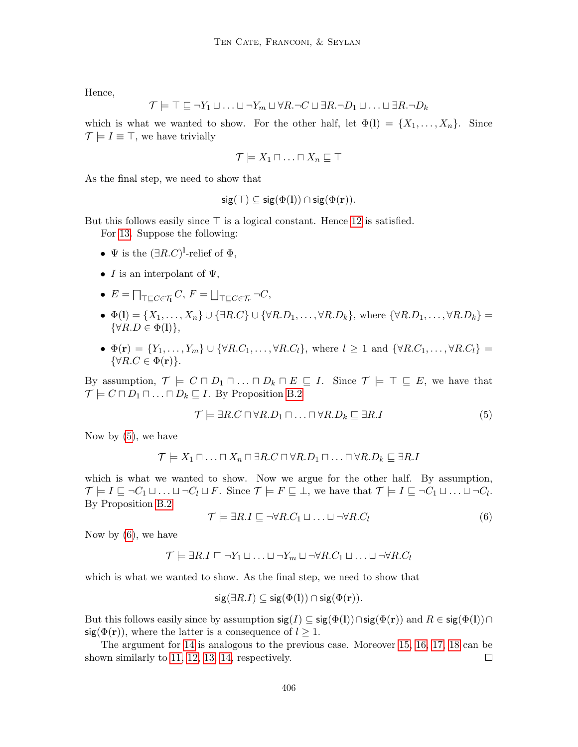Hence,

$$\mathcal{T} \models \top \sqsubseteq \neg Y_1 \sqcup \ldots \sqcup \neg Y_m \sqcup \forall R.\neg C \sqcup \exists R.\neg D_1 \sqcup \ldots \sqcup \exists R.\neg D_k$$

which is what we wanted to show. For the other half, let $\Phi(\mathbf{l}) = \{X_1, \ldots, X_n\}$. Since $\mathcal{T} \models I \equiv \top$, we have trivially

$$\mathcal{T} \models X_1 \sqcap \ldots \sqcap X_n \sqsubseteq \top$$

As the final step, we need to show that

$$\mathsf{sig}(\top) \subseteq \mathsf{sig}(\Phi(\mathbf{l})) \cap \mathsf{sig}(\Phi(\mathbf{r})).$$

But this follows easily since $\top$ is a logical constant. Hence 12 is satisfied.

For 13. Suppose the following:

- $\Psi$ is the $(\exists R.C)^{\mathbf{l}}$-relief of $\Phi$,
- $I$ is an interpolant of $\Psi$,
- $E = \bigsqcap_{\top \sqsubseteq C \in \mathcal{T}_{\mathbf{l}}} C$, $F = \bigsqcup_{\top \sqsubseteq C \in \mathcal{T}_{\mathbf{r}}} \neg C$,
- $\Phi(\mathbf{l}) = \{X_1, \ldots, X_n\} \cup \{\exists R.C\} \cup \{\forall R.D_1, \ldots, \forall R.D_k\}$, where $\{\forall R.D_1, \ldots, \forall R.D_k\} = \{\forall R.D \in \Phi(\mathbf{l})\}$,
- $\Phi(\mathbf{r}) = \{Y_1, \ldots, Y_m\} \cup \{\forall R.C_1, \ldots, \forall R.C_l\}$, where $l \geq 1$ and $\{\forall R.C_1, \ldots, \forall R.C_l\} = \{\forall R.C \in \Phi(\mathbf{r})\}$.

By assumption, $\mathcal{T} \models C \sqcap D_1 \sqcap \ldots \sqcap D_k \sqcap E \sqsubseteq I$. Since $\mathcal{T} \models \top \sqsubseteq E$, we have that $\mathcal{T} \models C \sqcap D_1 \sqcap \ldots \sqcap D_k \sqsubseteq I$. By Proposition B.2

$$\mathcal{T} \models \exists R.C \sqcap \forall R.D_1 \sqcap \ldots \sqcap \forall R.D_k \sqsubseteq \exists R.I \tag{5}$$

Now by (5), we have

$$\mathcal{T} \models X_1 \sqcap \ldots \sqcap X_n \sqcap \exists R.C \sqcap \forall R.D_1 \sqcap \ldots \sqcap \forall R.D_k \sqsubseteq \exists R.I$$

which is what we wanted to show. Now we argue for the other half. By assumption, $\mathcal{T} \models I \sqsubseteq \neg C_1 \sqcup \ldots \sqcup \neg C_l \sqcup F$. Since $\mathcal{T} \models F \sqsubseteq \bot$, we have that $\mathcal{T} \models I \sqsubseteq \neg C_1 \sqcup \ldots \sqcup \neg C_l$. By Proposition B.2

$$\mathcal{T} \models \exists R.I \sqsubseteq \neg \forall R.C_1 \sqcup \ldots \sqcup \neg \forall R.C_l \tag{6}$$

Now by (6), we have

$$\mathcal{T} \models \exists R.I \sqsubseteq \neg Y_1 \sqcup \ldots \sqcup \neg Y_m \sqcup \neg \forall R.C_1 \sqcup \ldots \sqcup \neg \forall R.C_l$$

which is what we wanted to show. As the final step, we need to show that

$$\mathsf{sig}(\exists R.I) \subseteq \mathsf{sig}(\Phi(\mathbf{l})) \cap \mathsf{sig}(\Phi(\mathbf{r})).$$

But this follows easily since by assumption $\mathsf{sig}(I) \subseteq \mathsf{sig}(\Phi(\mathbf{l})) \cap \mathsf{sig}(\Phi(\mathbf{r}))$ and $R \in \mathsf{sig}(\Phi(\mathbf{l})) \cap \mathsf{sig}(\Phi(\mathbf{r}))$, where the latter is a consequence of $l \geq 1$.

The argument for 14 is analogous to the previous case. Moreover 15, 16, 17, 18 can be shown similarly to 11, 12, 13, 14, respectively. □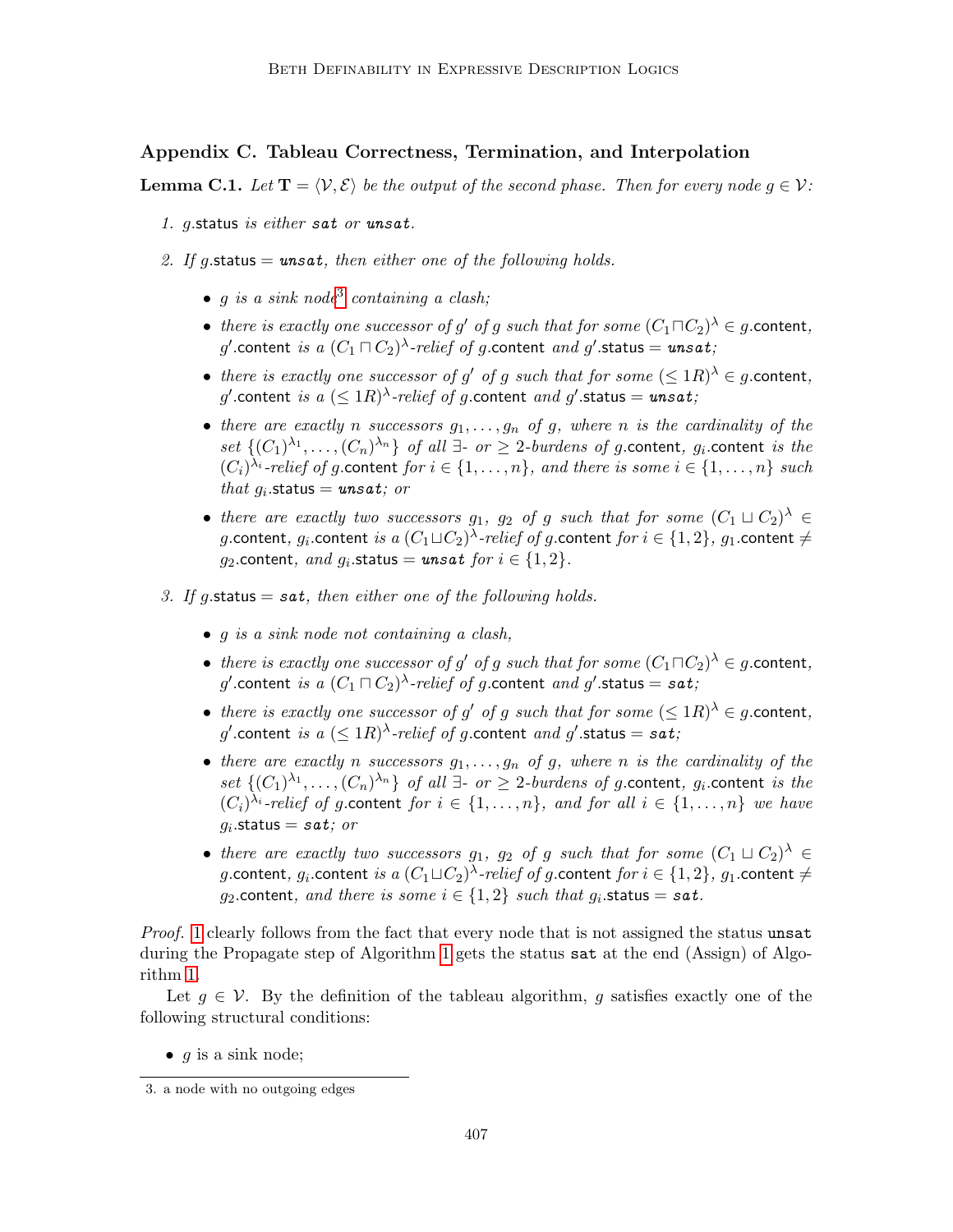## Appendix C. Tableau Correctness, Termination, and Interpolation

**Lemma C.1.** *Let $\mathbf{T} = \langle \mathcal{V}, \mathcal{E} \rangle$ be the output of the second phase. Then for every node $g \in \mathcal{V}$:*

1. *$g$.status is either* ***sat*** *or* ***unsat****.*
2. *If $g$.status = **unsat**, then either one of the following holds.*
   - *$g$ is a sink node[3] containing a clash;*
   - *there is exactly one successor of $g'$ of $g$ such that for some $(C_1 \sqcap C_2)^\lambda \in g$.content, $g'$.content is a $(C_1 \sqcap C_2)^\lambda$-relief of $g$.content and $g'$.status = **unsat**;*
   - *there is exactly one successor of $g'$ of $g$ such that for some $(\leq 1R)^\lambda \in g$.content, $g'$.content is a $(\leq 1R)^\lambda$-relief of $g$.content and $g'$.status = **unsat**;*
   - *there are exactly $n$ successors $g_1, \ldots, g_n$ of $g$, where $n$ is the cardinality of the set $\{(C_1)^{\lambda_1}, \ldots, (C_n)^{\lambda_n}\}$ of all $\exists$- or $\geq 2$-burdens of $g$.content, $g_i$.content is the $(C_i)^{\lambda_i}$-relief of $g$.content for $i \in \{1, \ldots, n\}$, and there is some $i \in \{1, \ldots, n\}$ such that $g_i$.status = **unsat**; or*
   - *there are exactly two successors $g_1$, $g_2$ of $g$ such that for some $(C_1 \sqcup C_2)^\lambda \in g$.content, $g_i$.content is a $(C_1 \sqcup C_2)^\lambda$-relief of $g$.content for $i \in \{1, 2\}$, $g_1$.content $\neq$ $g_2$.content, and $g_i$.status = **unsat** for $i \in \{1, 2\}$.*
3. *If $g$.status = **sat**, then either one of the following holds.*
   - *$g$ is a sink node not containing a clash,*
   - *there is exactly one successor of $g'$ of $g$ such that for some $(C_1 \sqcap C_2)^\lambda \in g$.content, $g'$.content is a $(C_1 \sqcap C_2)^\lambda$-relief of $g$.content and $g'$.status = **sat**;*
   - *there is exactly one successor of $g'$ of $g$ such that for some $(\leq 1R)^\lambda \in g$.content, $g'$.content is a $(\leq 1R)^\lambda$-relief of $g$.content and $g'$.status = **sat**;*
   - *there are exactly $n$ successors $g_1, \ldots, g_n$ of $g$, where $n$ is the cardinality of the set $\{(C_1)^{\lambda_1}, \ldots, (C_n)^{\lambda_n}\}$ of all $\exists$- or $\geq 2$-burdens of $g$.content, $g_i$.content is the $(C_i)^{\lambda_i}$-relief of $g$.content for $i \in \{1, \ldots, n\}$, and for all $i \in \{1, \ldots, n\}$ we have $g_i$.status = **sat**; or*
   - *there are exactly two successors $g_1$, $g_2$ of $g$ such that for some $(C_1 \sqcup C_2)^\lambda \in g$.content, $g_i$.content is a $(C_1 \sqcup C_2)^\lambda$-relief of $g$.content for $i \in \{1, 2\}$, $g_1$.content $\neq$ $g_2$.content, and there is some $i \in \{1, 2\}$ such that $g_i$.status = **sat**.*

*Proof.* 1 clearly follows from the fact that every node that is not assigned the status unsat during the Propagate step of Algorithm 1 gets the status sat at the end (Assign) of Algorithm 1.

Let $g \in \mathcal{V}$. By the definition of the tableau algorithm, $g$ satisfies exactly one of the following structural conditions:

- $g$ is a sink node;

[3] a node with no outgoing edges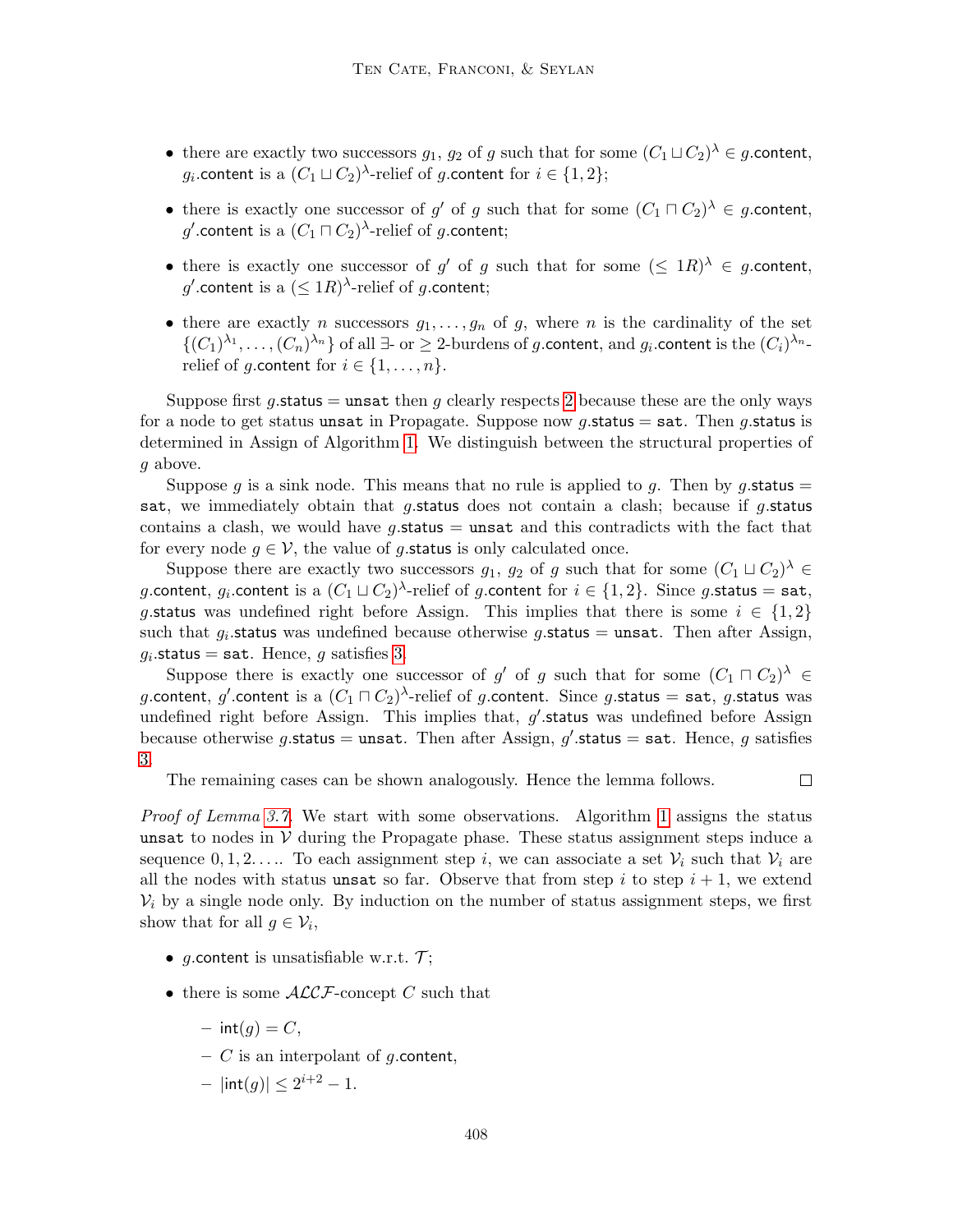- there are exactly two successors $g_1$, $g_2$ of $g$ such that for some $(C_1 \sqcup C_2)^\lambda \in g.\mathsf{content}$, $g_i.\mathsf{content}$ is a $(C_1 \sqcup C_2)^\lambda$-relief of $g.\mathsf{content}$ for $i \in \{1, 2\}$;
- there is exactly one successor of $g'$ of $g$ such that for some $(C_1 \sqcap C_2)^\lambda \in g.\mathsf{content}$, $g'.\mathsf{content}$ is a $(C_1 \sqcap C_2)^\lambda$-relief of $g.\mathsf{content}$;
- there is exactly one successor of $g'$ of $g$ such that for some $(\leq 1R)^\lambda \in g.\mathsf{content}$, $g'.\mathsf{content}$ is a $(\leq 1R)^\lambda$-relief of $g.\mathsf{content}$;
- there are exactly $n$ successors $g_1, \ldots, g_n$ of $g$, where $n$ is the cardinality of the set $\{(C_1)^{\lambda_1}, \ldots, (C_n)^{\lambda_n}\}$ of all $\exists$- or $\geq 2$-burdens of $g.\mathsf{content}$, and $g_i.\mathsf{content}$ is the $(C_i)^{\lambda_n}$-relief of $g.\mathsf{content}$ for $i \in \{1, \ldots, n\}$.

Suppose first $g.\mathsf{status} = \mathtt{unsat}$ then $g$ clearly respects 2 because these are the only ways for a node to get status $\mathtt{unsat}$ in Propagate. Suppose now $g.\mathsf{status} = \mathtt{sat}$. Then $g.\mathsf{status}$ is determined in Assign of Algorithm 1. We distinguish between the structural properties of $g$ above.

Suppose $g$ is a sink node. This means that no rule is applied to $g$. Then by $g.\mathsf{status} = \mathtt{sat}$, we immediately obtain that $g.\mathsf{status}$ does not contain a clash; because if $g.\mathsf{status}$ contains a clash, we would have $g.\mathsf{status} = \mathtt{unsat}$ and this contradicts with the fact that for every node $g \in \mathcal{V}$, the value of $g.\mathsf{status}$ is only calculated once.

Suppose there are exactly two successors $g_1$, $g_2$ of $g$ such that for some $(C_1 \sqcup C_2)^\lambda \in g.\mathsf{content}$, $g_i.\mathsf{content}$ is a $(C_1 \sqcup C_2)^\lambda$-relief of $g.\mathsf{content}$ for $i \in \{1, 2\}$. Since $g.\mathsf{status} = \mathtt{sat}$, $g.\mathsf{status}$ was undefined right before Assign. This implies that there is some $i \in \{1, 2\}$ such that $g_i.\mathsf{status}$ was undefined because otherwise $g.\mathsf{status} = \mathtt{unsat}$. Then after Assign, $g_i.\mathsf{status} = \mathtt{sat}$. Hence, $g$ satisfies 3.

Suppose there is exactly one successor of $g'$ of $g$ such that for some $(C_1 \sqcap C_2)^\lambda \in g.\mathsf{content}$, $g'.\mathsf{content}$ is a $(C_1 \sqcap C_2)^\lambda$-relief of $g.\mathsf{content}$. Since $g.\mathsf{status} = \mathtt{sat}$, $g.\mathsf{status}$ was undefined right before Assign. This implies that, $g'.\mathsf{status}$ was undefined before Assign because otherwise $g.\mathsf{status} = \mathtt{unsat}$. Then after Assign, $g'.\mathsf{status} = \mathtt{sat}$. Hence, $g$ satisfies 3.

The remaining cases can be shown analogously. Hence the lemma follows. □

*Proof of Lemma 3.7.* We start with some observations. Algorithm 1 assigns the status $\mathtt{unsat}$ to nodes in $\mathcal{V}$ during the Propagate phase. These status assignment steps induce a sequence $0, 1, 2 \ldots$. To each assignment step $i$, we can associate a set $\mathcal{V}_i$ such that $\mathcal{V}_i$ are all the nodes with status $\mathtt{unsat}$ so far. Observe that from step $i$ to step $i+1$, we extend $\mathcal{V}_i$ by a single node only. By induction on the number of status assignment steps, we first show that for all $g \in \mathcal{V}_i$,

- $g.\mathsf{content}$ is unsatisfiable w.r.t. $\mathcal{T}$;
- there is some $\mathcal{ALCF}$-concept $C$ such that
  - $\mathsf{int}(g) = C$,
  - $C$ is an interpolant of $g.\mathsf{content}$,
  - $|\mathsf{int}(g)| \leq 2^{i+2} - 1$.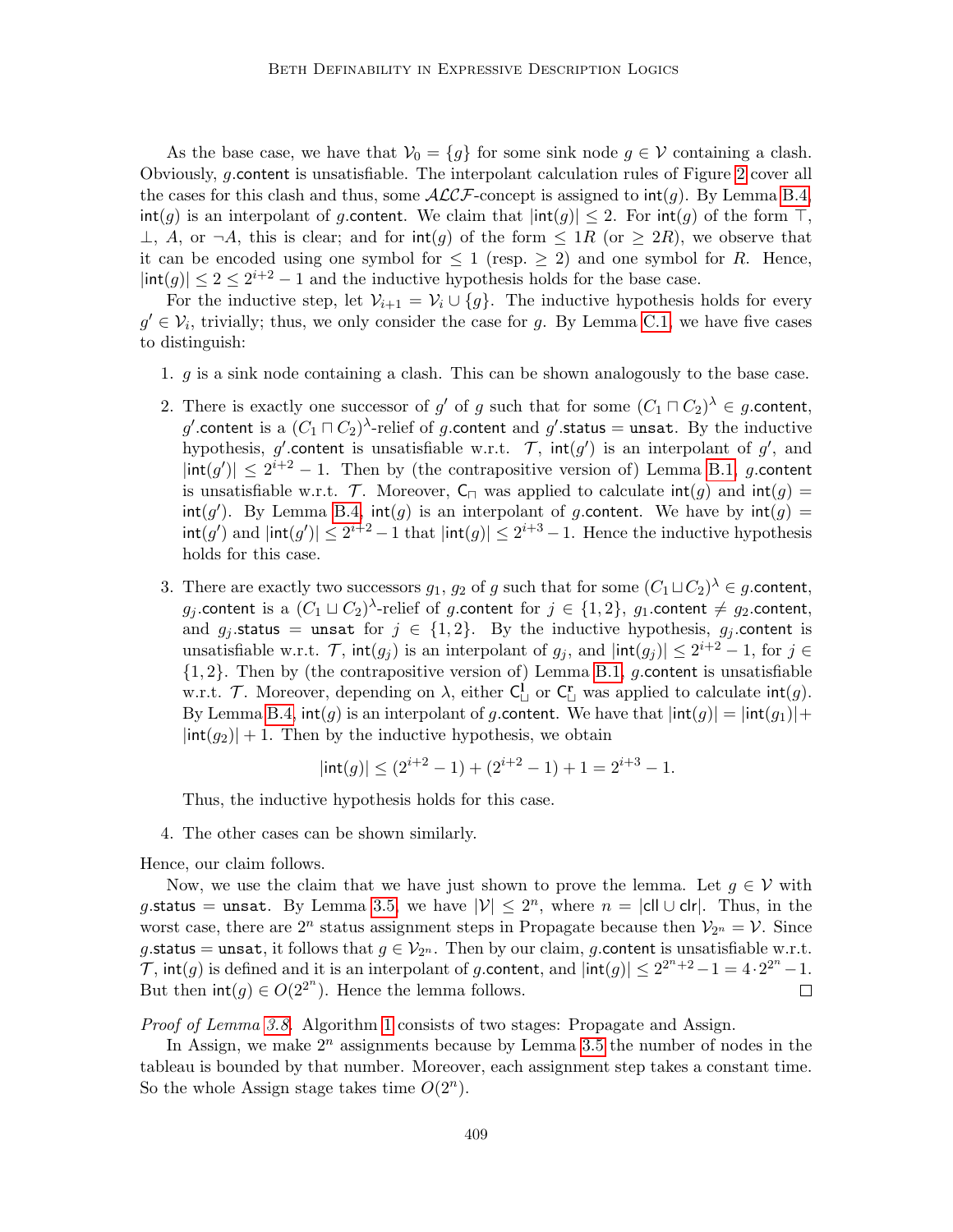As the base case, we have that $\mathcal{V}_0 = \{g\}$ for some sink node $g \in \mathcal{V}$ containing a clash. Obviously, $g.\mathsf{content}$ is unsatisfiable. The interpolant calculation rules of Figure 2 cover all the cases for this clash and thus, some $\mathcal{ALCF}$-concept is assigned to $\mathsf{int}(g)$. By Lemma B.4, $\mathsf{int}(g)$ is an interpolant of $g.\mathsf{content}$. We claim that $|\mathsf{int}(g)| \leq 2$. For $\mathsf{int}(g)$ of the form $\top$, $\bot$, $A$, or $\neg A$, this is clear; and for $\mathsf{int}(g)$ of the form $\leq 1R$ (or $\geq 2R$), we observe that it can be encoded using one symbol for $\leq 1$ (resp. $\geq 2$) and one symbol for $R$. Hence, $|\mathsf{int}(g)| \leq 2 \leq 2^{i+2} - 1$ and the inductive hypothesis holds for the base case.

For the inductive step, let $\mathcal{V}_{i+1} = \mathcal{V}_i \cup \{g\}$. The inductive hypothesis holds for every $g' \in \mathcal{V}_i$, trivially; thus, we only consider the case for $g$. By Lemma C.1, we have five cases to distinguish:

1. $g$ is a sink node containing a clash. This can be shown analogously to the base case.
2. There is exactly one successor of $g'$ of $g$ such that for some $(C_1 \sqcap C_2)^\lambda \in g.\mathsf{content}$, $g'.\mathsf{content}$ is a $(C_1 \sqcap C_2)^\lambda$-relief of $g.\mathsf{content}$ and $g'.\mathsf{status} = \mathtt{unsat}$. By the inductive hypothesis, $g'.\mathsf{content}$ is unsatisfiable w.r.t. $\mathcal{T}$, $\mathsf{int}(g')$ is an interpolant of $g'$, and $|\mathsf{int}(g')| \leq 2^{i+2} - 1$. Then by (the contrapositive version of) Lemma B.1, $g.\mathsf{content}$ is unsatisfiable w.r.t. $\mathcal{T}$. Moreover, $\mathsf{C}_\sqcap$ was applied to calculate $\mathsf{int}(g)$ and $\mathsf{int}(g) = \mathsf{int}(g')$. By Lemma B.4, $\mathsf{int}(g)$ is an interpolant of $g.\mathsf{content}$. We have by $\mathsf{int}(g) = \mathsf{int}(g')$ and $|\mathsf{int}(g')| \leq 2^{i+2} - 1$ that $|\mathsf{int}(g)| \leq 2^{i+3} - 1$. Hence the inductive hypothesis holds for this case.
3. There are exactly two successors $g_1$, $g_2$ of $g$ such that for some $(C_1 \sqcup C_2)^\lambda \in g.\mathsf{content}$, $g_j.\mathsf{content}$ is a $(C_1 \sqcup C_2)^\lambda$-relief of $g.\mathsf{content}$ for $j \in \{1, 2\}$, $g_1.\mathsf{content} \neq g_2.\mathsf{content}$, and $g_j.\mathsf{status} = \mathtt{unsat}$ for $j \in \{1, 2\}$. By the inductive hypothesis, $g_j.\mathsf{content}$ is unsatisfiable w.r.t. $\mathcal{T}$, $\mathsf{int}(g_j)$ is an interpolant of $g_j$, and $|\mathsf{int}(g_j)| \leq 2^{i+2} - 1$, for $j \in \{1, 2\}$. Then by (the contrapositive version of) Lemma B.1, $g.\mathsf{content}$ is unsatisfiable w.r.t. $\mathcal{T}$. Moreover, depending on $\lambda$, either $\mathsf{C}^{\mathbf{l}}_\sqcup$ or $\mathsf{C}^{\mathbf{r}}_\sqcup$ was applied to calculate $\mathsf{int}(g)$. By Lemma B.4, $\mathsf{int}(g)$ is an interpolant of $g.\mathsf{content}$. We have that $|\mathsf{int}(g)| = |\mathsf{int}(g_1)| + |\mathsf{int}(g_2)| + 1$. Then by the inductive hypothesis, we obtain
$$|\mathsf{int}(g)| \leq (2^{i+2} - 1) + (2^{i+2} - 1) + 1 = 2^{i+3} - 1.$$
Thus, the inductive hypothesis holds for this case.
4. The other cases can be shown similarly.

Hence, our claim follows.

Now, we use the claim that we have just shown to prove the lemma. Let $g \in \mathcal{V}$ with $g.\mathsf{status} = \mathtt{unsat}$. By Lemma 3.5, we have $|\mathcal{V}| \leq 2^n$, where $n = |\mathsf{cll} \cup \mathsf{clr}|$. Thus, in the worst case, there are $2^n$ status assignment steps in Propagate because then $\mathcal{V}_{2^n} = \mathcal{V}$. Since $g.\mathsf{status} = \mathtt{unsat}$, it follows that $g \in \mathcal{V}_{2^n}$. Then by our claim, $g.\mathsf{content}$ is unsatisfiable w.r.t. $\mathcal{T}$, $\mathsf{int}(g)$ is defined and it is an interpolant of $g.\mathsf{content}$, and $|\mathsf{int}(g)| \leq 2^{2^n+2} - 1 = 4 \cdot 2^{2^n} - 1$. But then $\mathsf{int}(g) \in O(2^{2^n})$. Hence the lemma follows. $\square$

*Proof of Lemma 3.8.* Algorithm 1 consists of two stages: Propagate and Assign.

In Assign, we make $2^n$ assignments because by Lemma 3.5 the number of nodes in the tableau is bounded by that number. Moreover, each assignment step takes a constant time. So the whole Assign stage takes time $O(2^n)$.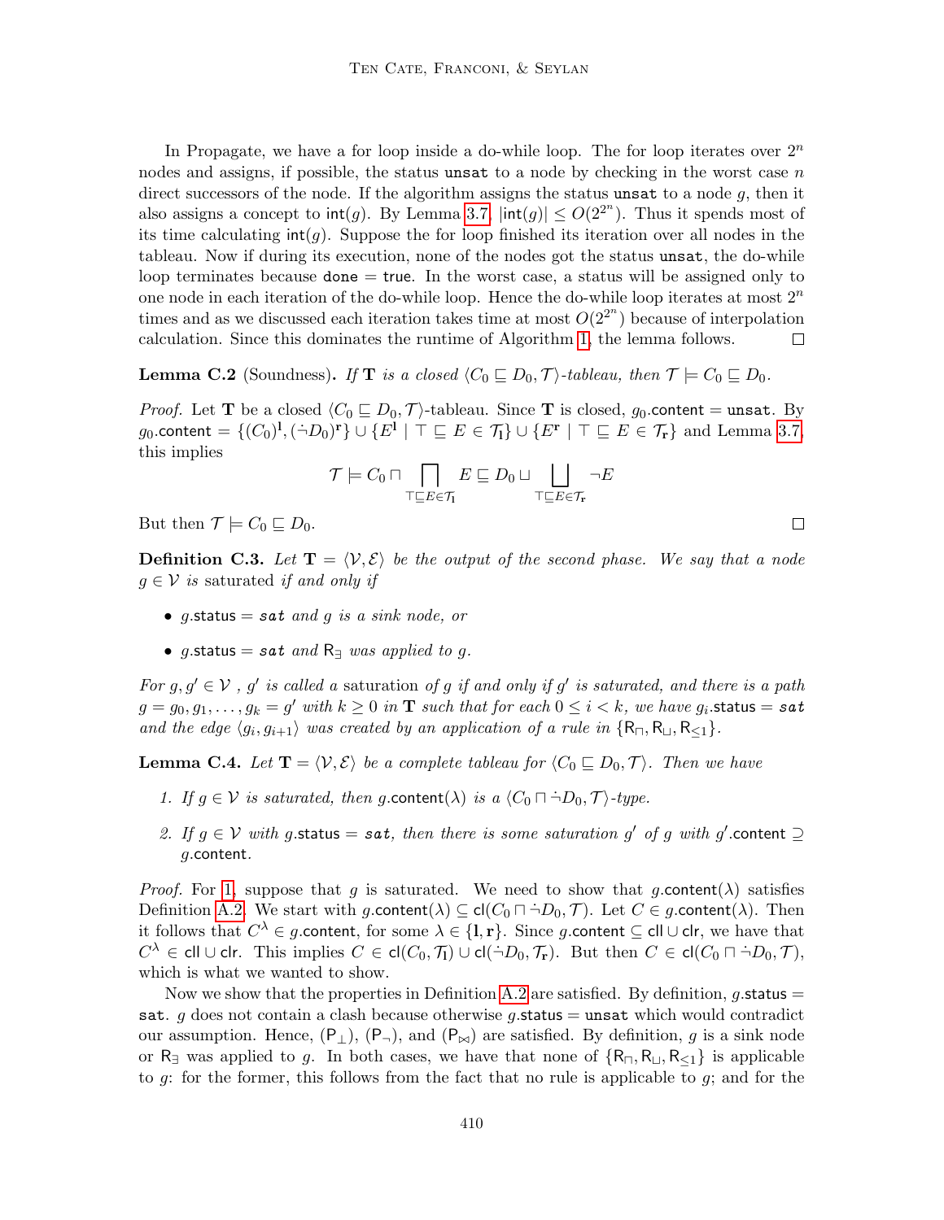In Propagate, we have a for loop inside a do-while loop. The for loop iterates over $2^n$ nodes and assigns, if possible, the status `unsat` to a node by checking in the worst case $n$ direct successors of the node. If the algorithm assigns the status `unsat` to a node $g$, then it also assigns a concept to $\mathsf{int}(g)$. By Lemma 3.7, $|\mathsf{int}(g)| \leq O(2^{2^n})$. Thus it spends most of its time calculating $\mathsf{int}(g)$. Suppose the for loop finished its iteration over all nodes in the tableau. Now if during its execution, none of the nodes got the status `unsat`, the do-while loop terminates because `done` = `true`. In the worst case, a status will be assigned only to one node in each iteration of the do-while loop. Hence the do-while loop iterates at most $2^n$ times and as we discussed each iteration takes time at most $O(2^{2^n})$ because of interpolation calculation. Since this dominates the runtime of Algorithm 1, the lemma follows. ☐

**Lemma C.2** (Soundness). *If* $\mathbf{T}$ *is a closed* $\langle C_0 \sqsubseteq D_0, \mathcal{T}\rangle$*-tableau, then* $\mathcal{T} \models C_0 \sqsubseteq D_0$.

*Proof.* Let $\mathbf{T}$ be a closed $\langle C_0 \sqsubseteq D_0, \mathcal{T}\rangle$-tableau. Since $\mathbf{T}$ is closed, $g_0.\mathsf{content} = \mathtt{unsat}$. By $g_0.\mathsf{content} = \{(C_0)^{\mathbf{l}}, (\dot{\neg} D_0)^{\mathbf{r}}\} \cup \{E^{\mathbf{l}} \mid \top \sqsubseteq E \in \mathcal{T}_{\mathbf{l}}\} \cup \{E^{\mathbf{r}} \mid \top \sqsubseteq E \in \mathcal{T}_{\mathbf{r}}\}$ and Lemma 3.7, this implies

$$\mathcal{T} \models C_0 \sqcap \bigsqcap_{\top \sqsubseteq E \in \mathcal{T}_{\mathbf{l}}} E \sqsubseteq D_0 \sqcup \bigsqcup_{\top \sqsubseteq E \in \mathcal{T}_{\mathbf{r}}} \neg E$$

But then $\mathcal{T} \models C_0 \sqsubseteq D_0$. ☐

**Definition C.3.** *Let* $\mathbf{T} = \langle \mathcal{V}, \mathcal{E}\rangle$ *be the output of the second phase. We say that a node* $g \in \mathcal{V}$ *is* saturated *if and only if*

- $g.\mathsf{status} = \mathtt{sat}$ *and* $g$ *is a sink node, or*
- $g.\mathsf{status} = \mathtt{sat}$ *and* $\mathsf{R}_\exists$ *was applied to* $g$.

*For* $g, g' \in \mathcal{V}$ *,* $g'$ *is called a* saturation *of* $g$ *if and only if* $g'$ *is saturated, and there is a path* $g = g_0, g_1, \ldots, g_k = g'$ *with* $k \geq 0$ *in* $\mathbf{T}$ *such that for each* $0 \leq i < k$*, we have* $g_i.\mathsf{status} = \mathtt{sat}$ *and the edge* $\langle g_i, g_{i+1}\rangle$ *was created by an application of a rule in* $\{\mathsf{R}_\sqcap, \mathsf{R}_\sqcup, \mathsf{R}_{\leq 1}\}$.

**Lemma C.4.** *Let* $\mathbf{T} = \langle \mathcal{V}, \mathcal{E}\rangle$ *be a complete tableau for* $\langle C_0 \sqsubseteq D_0, \mathcal{T}\rangle$*. Then we have*

1. *If* $g \in \mathcal{V}$ *is saturated, then* $g.\mathsf{content}(\lambda)$ *is a* $\langle C_0 \sqcap \dot{\neg} D_0, \mathcal{T}\rangle$*-type.*
2. *If* $g \in \mathcal{V}$ *with* $g.\mathsf{status} = \mathtt{sat}$*, then there is some saturation* $g'$ *of* $g$ *with* $g'.\mathsf{content} \supseteq g.\mathsf{content}$.

*Proof.* For 1, suppose that $g$ is saturated. We need to show that $g.\mathsf{content}(\lambda)$ satisfies Definition A.2. We start with $g.\mathsf{content}(\lambda) \subseteq \mathsf{cl}(C_0 \sqcap \dot{\neg} D_0, \mathcal{T})$. Let $C \in g.\mathsf{content}(\lambda)$. Then it follows that $C^\lambda \in g.\mathsf{content}$, for some $\lambda \in \{\mathbf{l}, \mathbf{r}\}$. Since $g.\mathsf{content} \subseteq \mathsf{cll} \cup \mathsf{clr}$, we have that $C^\lambda \in \mathsf{cll} \cup \mathsf{clr}$. This implies $C \in \mathsf{cl}(C_0, \mathcal{T}_{\mathbf{l}}) \cup \mathsf{cl}(\dot{\neg} D_0, \mathcal{T}_{\mathbf{r}})$. But then $C \in \mathsf{cl}(C_0 \sqcap \dot{\neg} D_0, \mathcal{T})$, which is what we wanted to show.

Now we show that the properties in Definition A.2 are satisfied. By definition, $g.\mathsf{status} = \mathtt{sat}$. $g$ does not contain a clash because otherwise $g.\mathsf{status} = \mathtt{unsat}$ which would contradict our assumption. Hence, $(\mathsf{P}_\bot)$, $(\mathsf{P}_\neg)$, and $(\mathsf{P}_\bowtie)$ are satisfied. By definition, $g$ is a sink node or $\mathsf{R}_\exists$ was applied to $g$. In both cases, we have that none of $\{\mathsf{R}_\sqcap, \mathsf{R}_\sqcup, \mathsf{R}_{\leq 1}\}$ is applicable to $g$: for the former, this follows from the fact that no rule is applicable to $g$; and for the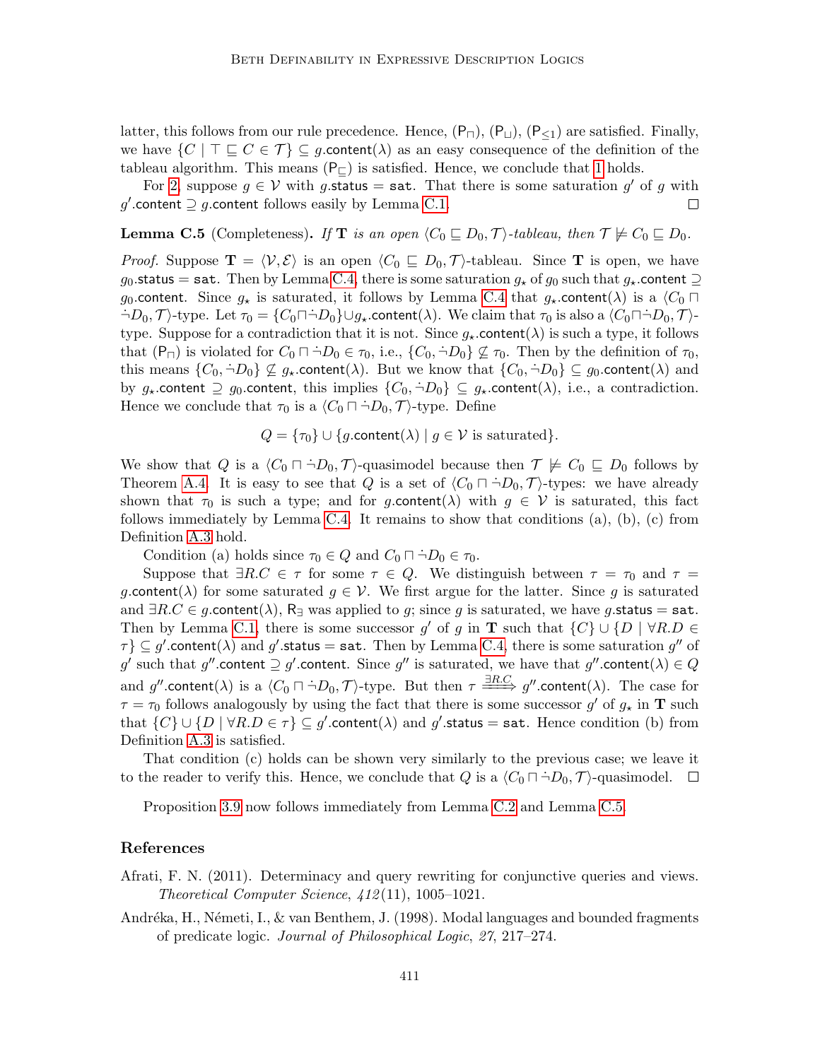latter, this follows from our rule precedence. Hence, $(\mathsf{P}_\sqcap)$, $(\mathsf{P}_\sqcup)$, $(\mathsf{P}_{\leq 1})$ are satisfied. Finally, we have $\{C \mid \top \sqsubseteq C \in \mathcal{T}\} \subseteq g.\mathsf{content}(\lambda)$ as an easy consequence of the definition of the tableau algorithm. This means $(\mathsf{P}_\sqsubseteq)$ is satisfied. Hence, we conclude that 1 holds.

For 2, suppose $g \in \mathcal{V}$ with $g.\mathsf{status} = \mathtt{sat}$. That there is some saturation $g'$ of $g$ with $g'.\mathsf{content} \supseteq g.\mathsf{content}$ follows easily by Lemma C.1. □

**Lemma C.5** (Completeness)**.** *If* $\mathbf{T}$ *is an open* $\langle C_0 \sqsubseteq D_0, \mathcal{T}\rangle$*-tableau, then* $\mathcal{T} \not\models C_0 \sqsubseteq D_0$*.*

*Proof.* Suppose $\mathbf{T} = \langle \mathcal{V}, \mathcal{E}\rangle$ is an open $\langle C_0 \sqsubseteq D_0, \mathcal{T}\rangle$-tableau. Since $\mathbf{T}$ is open, we have $g_0.\mathsf{status} = \mathtt{sat}$. Then by Lemma C.4, there is some saturation $g_\star$ of $g_0$ such that $g_\star.\mathsf{content} \supseteq g_0.\mathsf{content}$. Since $g_\star$ is saturated, it follows by Lemma C.4 that $g_\star.\mathsf{content}(\lambda)$ is a $\langle C_0 \sqcap \dot\neg D_0, \mathcal{T}\rangle$-type. Let $\tau_0 = \{C_0 \sqcap \dot\neg D_0\} \cup g_\star.\mathsf{content}(\lambda)$. We claim that $\tau_0$ is also a $\langle C_0 \sqcap \dot\neg D_0, \mathcal{T}\rangle$-type. Suppose for a contradiction that it is not. Since $g_\star.\mathsf{content}(\lambda)$ is such a type, it follows that $(\mathsf{P}_\sqcap)$ is violated for $C_0 \sqcap \dot\neg D_0 \in \tau_0$, i.e., $\{C_0, \dot\neg D_0\} \not\subseteq \tau_0$. Then by the definition of $\tau_0$, this means $\{C_0, \dot\neg D_0\} \not\subseteq g_\star.\mathsf{content}(\lambda)$. But we know that $\{C_0, \dot\neg D_0\} \subseteq g_0.\mathsf{content}(\lambda)$ and by $g_\star.\mathsf{content} \supseteq g_0.\mathsf{content}$, this implies $\{C_0, \dot\neg D_0\} \subseteq g_\star.\mathsf{content}(\lambda)$, i.e., a contradiction. Hence we conclude that $\tau_0$ is a $\langle C_0 \sqcap \dot\neg D_0, \mathcal{T}\rangle$-type. Define

$$Q = \{\tau_0\} \cup \{g.\mathsf{content}(\lambda) \mid g \in \mathcal{V} \text{ is saturated}\}.$$

We show that $Q$ is a $\langle C_0 \sqcap \dot\neg D_0, \mathcal{T}\rangle$-quasimodel because then $\mathcal{T} \not\models C_0 \sqsubseteq D_0$ follows by Theorem A.4. It is easy to see that $Q$ is a set of $\langle C_0 \sqcap \dot\neg D_0, \mathcal{T}\rangle$-types: we have already shown that $\tau_0$ is such a type; and for $g.\mathsf{content}(\lambda)$ with $g \in \mathcal{V}$ is saturated, this fact follows immediately by Lemma C.4. It remains to show that conditions (a), (b), (c) from Definition A.3 hold.

Condition (a) holds since $\tau_0 \in Q$ and $C_0 \sqcap \dot\neg D_0 \in \tau_0$.

Suppose that $\exists R.C \in \tau$ for some $\tau \in Q$. We distinguish between $\tau = \tau_0$ and $\tau = g.\mathsf{content}(\lambda)$ for some saturated $g \in \mathcal{V}$. We first argue for the latter. Since $g$ is saturated and $\exists R.C \in g.\mathsf{content}(\lambda)$, $\mathsf{R}_\exists$ was applied to $g$; since $g$ is saturated, we have $g.\mathsf{status} = \mathtt{sat}$. Then by Lemma C.1, there is some successor $g'$ of $g$ in $\mathbf{T}$ such that $\{C\} \cup \{D \mid \forall R.D \in \tau\} \subseteq g'.\mathsf{content}(\lambda)$ and $g'.\mathsf{status} = \mathtt{sat}$. Then by Lemma C.4, there is some saturation $g''$ of $g'$ such that $g''.\mathsf{content} \supseteq g'.\mathsf{content}$. Since $g''$ is saturated, we have that $g''.\mathsf{content}(\lambda) \in Q$ and $g''.\mathsf{content}(\lambda)$ is a $\langle C_0 \sqcap \dot\neg D_0, \mathcal{T}\rangle$-type. But then $\tau \xRightarrow{\exists R.C} g''.\mathsf{content}(\lambda)$. The case for $\tau = \tau_0$ follows analogously by using the fact that there is some successor $g'$ of $g_\star$ in $\mathbf{T}$ such that $\{C\} \cup \{D \mid \forall R.D \in \tau\} \subseteq g'.\mathsf{content}(\lambda)$ and $g'.\mathsf{status} = \mathtt{sat}$. Hence condition (b) from Definition A.3 is satisfied.

That condition (c) holds can be shown very similarly to the previous case; we leave it to the reader to verify this. Hence, we conclude that $Q$ is a $\langle C_0 \sqcap \dot\neg D_0, \mathcal{T}\rangle$-quasimodel. □

Proposition 3.9 now follows immediately from Lemma C.2 and Lemma C.5.

## References

Afrati, F. N. (2011). Determinacy and query rewriting for conjunctive queries and views. *Theoretical Computer Science*, *412*(11), 1005–1021.

Andréka, H., Németi, I., & van Benthem, J. (1998). Modal languages and bounded fragments of predicate logic. *Journal of Philosophical Logic*, *27*, 217–274.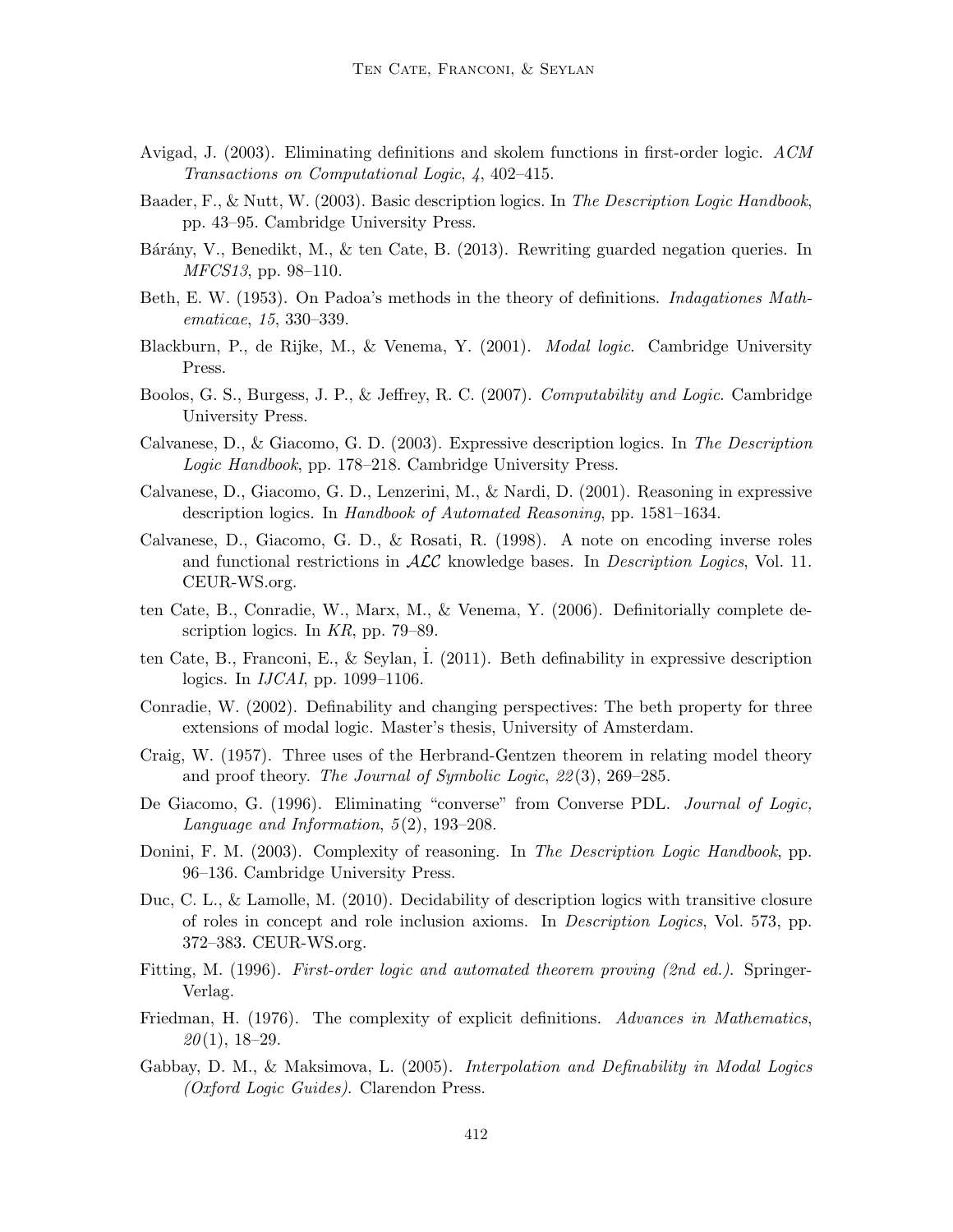Avigad, J. (2003). Eliminating definitions and skolem functions in first-order logic. *ACM Transactions on Computational Logic*, *4*, 402–415.

Baader, F., & Nutt, W. (2003). Basic description logics. In *The Description Logic Handbook*, pp. 43–95. Cambridge University Press.

Bárány, V., Benedikt, M., & ten Cate, B. (2013). Rewriting guarded negation queries. In *MFCS13*, pp. 98–110.

Beth, E. W. (1953). On Padoa's methods in the theory of definitions. *Indagationes Mathematicae*, *15*, 330–339.

Blackburn, P., de Rijke, M., & Venema, Y. (2001). *Modal logic*. Cambridge University Press.

Boolos, G. S., Burgess, J. P., & Jeffrey, R. C. (2007). *Computability and Logic*. Cambridge University Press.

Calvanese, D., & Giacomo, G. D. (2003). Expressive description logics. In *The Description Logic Handbook*, pp. 178–218. Cambridge University Press.

Calvanese, D., Giacomo, G. D., Lenzerini, M., & Nardi, D. (2001). Reasoning in expressive description logics. In *Handbook of Automated Reasoning*, pp. 1581–1634.

Calvanese, D., Giacomo, G. D., & Rosati, R. (1998). A note on encoding inverse roles and functional restrictions in $\mathcal{ALC}$ knowledge bases. In *Description Logics*, Vol. 11. CEUR-WS.org.

ten Cate, B., Conradie, W., Marx, M., & Venema, Y. (2006). Definitorially complete description logics. In *KR*, pp. 79–89.

ten Cate, B., Franconi, E., & Seylan, İ. (2011). Beth definability in expressive description logics. In *IJCAI*, pp. 1099–1106.

Conradie, W. (2002). Definability and changing perspectives: The beth property for three extensions of modal logic. Master's thesis, University of Amsterdam.

Craig, W. (1957). Three uses of the Herbrand-Gentzen theorem in relating model theory and proof theory. *The Journal of Symbolic Logic*, *22*(3), 269–285.

De Giacomo, G. (1996). Eliminating "converse" from Converse PDL. *Journal of Logic, Language and Information*, *5*(2), 193–208.

Donini, F. M. (2003). Complexity of reasoning. In *The Description Logic Handbook*, pp. 96–136. Cambridge University Press.

Duc, C. L., & Lamolle, M. (2010). Decidability of description logics with transitive closure of roles in concept and role inclusion axioms. In *Description Logics*, Vol. 573, pp. 372–383. CEUR-WS.org.

Fitting, M. (1996). *First-order logic and automated theorem proving (2nd ed.)*. Springer-Verlag.

Friedman, H. (1976). The complexity of explicit definitions. *Advances in Mathematics*, *20*(1), 18–29.

Gabbay, D. M., & Maksimova, L. (2005). *Interpolation and Definability in Modal Logics (Oxford Logic Guides)*. Clarendon Press.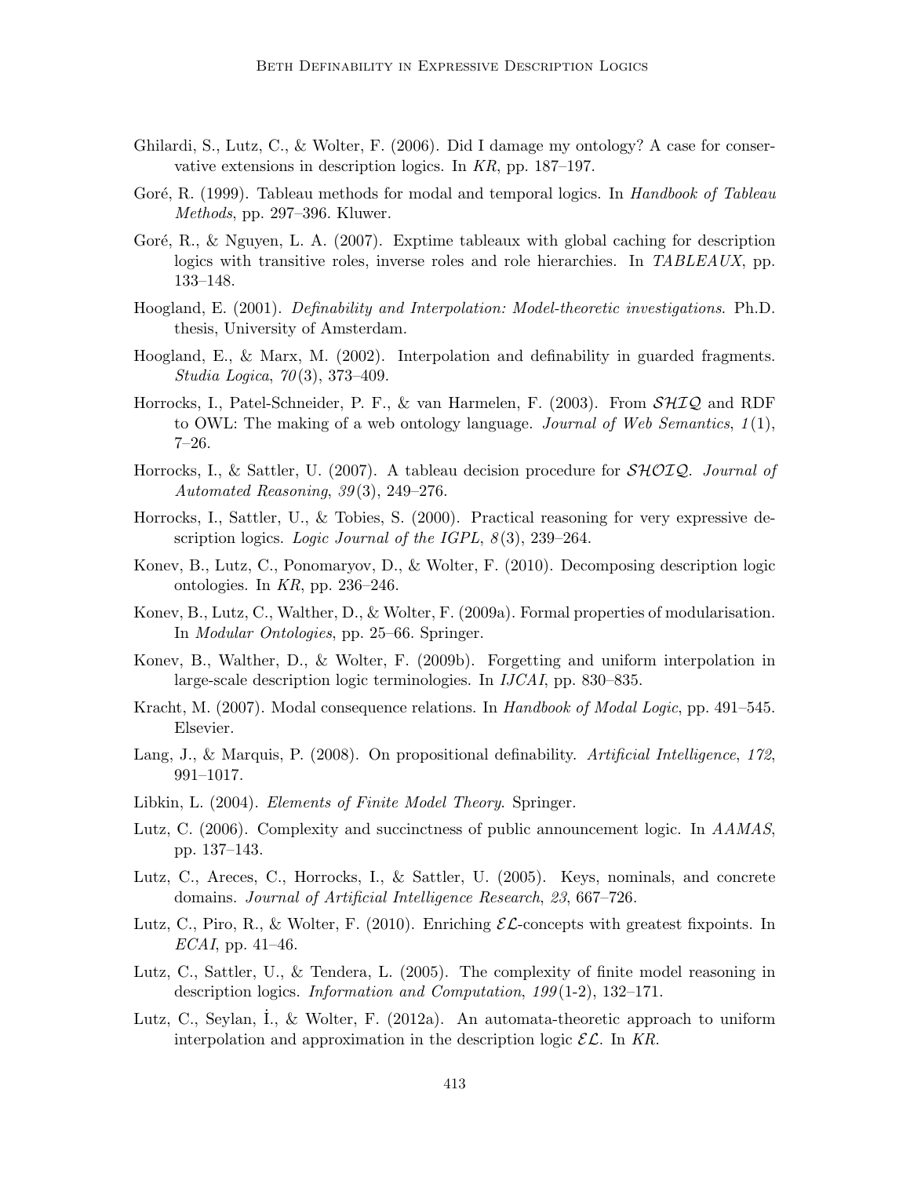Ghilardi, S., Lutz, C., & Wolter, F. (2006). Did I damage my ontology? A case for conservative extensions in description logics. In *KR*, pp. 187–197.

Goré, R. (1999). Tableau methods for modal and temporal logics. In *Handbook of Tableau Methods*, pp. 297–396. Kluwer.

Goré, R., & Nguyen, L. A. (2007). Exptime tableaux with global caching for description logics with transitive roles, inverse roles and role hierarchies. In *TABLEAUX*, pp. 133–148.

Hoogland, E. (2001). *Definability and Interpolation: Model-theoretic investigations*. Ph.D. thesis, University of Amsterdam.

Hoogland, E., & Marx, M. (2002). Interpolation and definability in guarded fragments. *Studia Logica*, *70*(3), 373–409.

Horrocks, I., Patel-Schneider, P. F., & van Harmelen, F. (2003). From $\mathcal{SHIQ}$ and RDF to OWL: The making of a web ontology language. *Journal of Web Semantics*, *1*(1), 7–26.

Horrocks, I., & Sattler, U. (2007). A tableau decision procedure for $\mathcal{SHOIQ}$. *Journal of Automated Reasoning*, *39*(3), 249–276.

Horrocks, I., Sattler, U., & Tobies, S. (2000). Practical reasoning for very expressive description logics. *Logic Journal of the IGPL*, *8*(3), 239–264.

Konev, B., Lutz, C., Ponomaryov, D., & Wolter, F. (2010). Decomposing description logic ontologies. In *KR*, pp. 236–246.

Konev, B., Lutz, C., Walther, D., & Wolter, F. (2009a). Formal properties of modularisation. In *Modular Ontologies*, pp. 25–66. Springer.

Konev, B., Walther, D., & Wolter, F. (2009b). Forgetting and uniform interpolation in large-scale description logic terminologies. In *IJCAI*, pp. 830–835.

Kracht, M. (2007). Modal consequence relations. In *Handbook of Modal Logic*, pp. 491–545. Elsevier.

Lang, J., & Marquis, P. (2008). On propositional definability. *Artificial Intelligence*, *172*, 991–1017.

Libkin, L. (2004). *Elements of Finite Model Theory*. Springer.

Lutz, C. (2006). Complexity and succinctness of public announcement logic. In *AAMAS*, pp. 137–143.

Lutz, C., Areces, C., Horrocks, I., & Sattler, U. (2005). Keys, nominals, and concrete domains. *Journal of Artificial Intelligence Research*, *23*, 667–726.

Lutz, C., Piro, R., & Wolter, F. (2010). Enriching $\mathcal{EL}$-concepts with greatest fixpoints. In *ECAI*, pp. 41–46.

Lutz, C., Sattler, U., & Tendera, L. (2005). The complexity of finite model reasoning in description logics. *Information and Computation*, *199*(1-2), 132–171.

Lutz, C., Seylan, İ., & Wolter, F. (2012a). An automata-theoretic approach to uniform interpolation and approximation in the description logic $\mathcal{EL}$. In *KR*.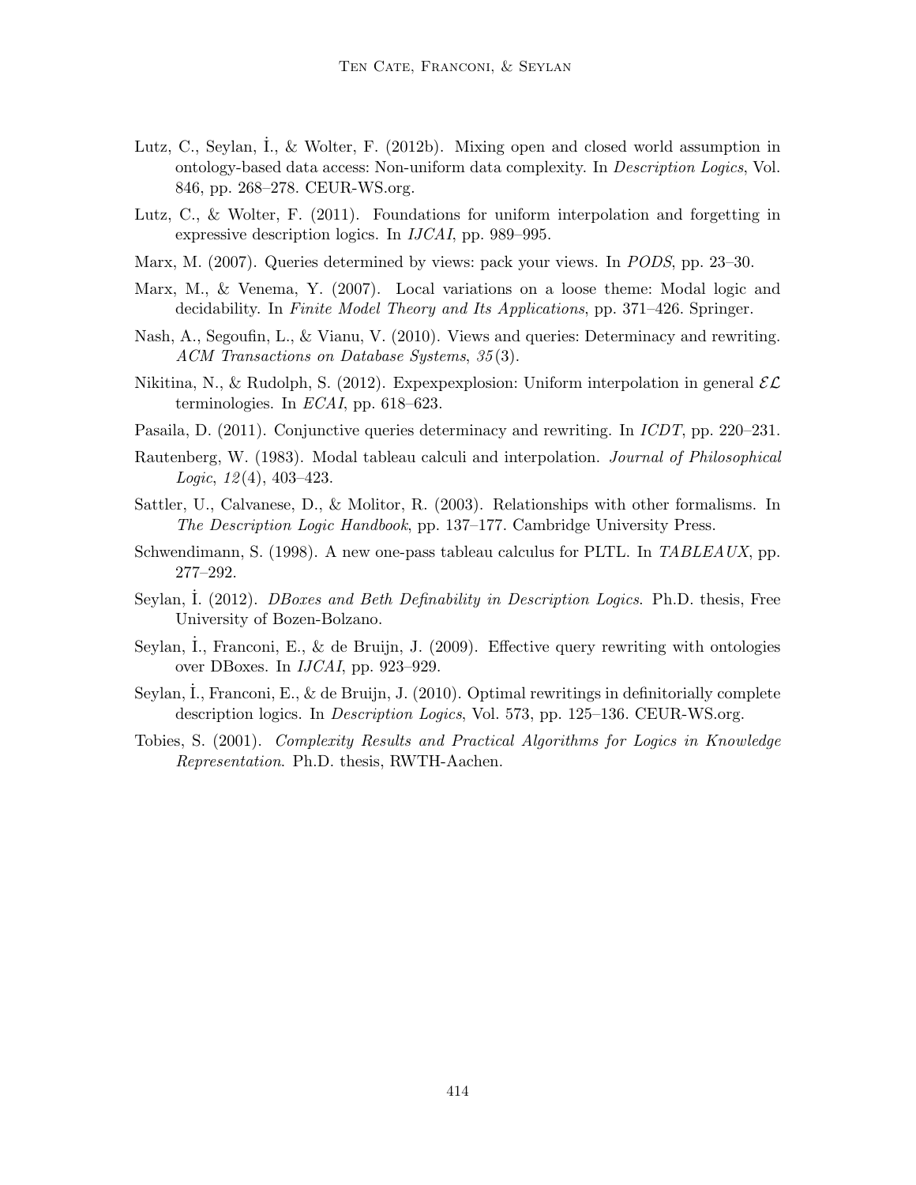Lutz, C., Seylan, İ., & Wolter, F. (2012b). Mixing open and closed world assumption in ontology-based data access: Non-uniform data complexity. In *Description Logics*, Vol. 846, pp. 268–278. CEUR-WS.org.

Lutz, C., & Wolter, F. (2011). Foundations for uniform interpolation and forgetting in expressive description logics. In *IJCAI*, pp. 989–995.

Marx, M. (2007). Queries determined by views: pack your views. In *PODS*, pp. 23–30.

Marx, M., & Venema, Y. (2007). Local variations on a loose theme: Modal logic and decidability. In *Finite Model Theory and Its Applications*, pp. 371–426. Springer.

Nash, A., Segoufin, L., & Vianu, V. (2010). Views and queries: Determinacy and rewriting. *ACM Transactions on Database Systems*, *35*(3).

Nikitina, N., & Rudolph, S. (2012). Expexpexplosion: Uniform interpolation in general $\mathcal{EL}$ terminologies. In *ECAI*, pp. 618–623.

Pasaila, D. (2011). Conjunctive queries determinacy and rewriting. In *ICDT*, pp. 220–231.

Rautenberg, W. (1983). Modal tableau calculi and interpolation. *Journal of Philosophical Logic*, *12*(4), 403–423.

Sattler, U., Calvanese, D., & Molitor, R. (2003). Relationships with other formalisms. In *The Description Logic Handbook*, pp. 137–177. Cambridge University Press.

Schwendimann, S. (1998). A new one-pass tableau calculus for PLTL. In *TABLEAUX*, pp. 277–292.

Seylan, İ. (2012). *DBoxes and Beth Definability in Description Logics*. Ph.D. thesis, Free University of Bozen-Bolzano.

Seylan, İ., Franconi, E., & de Bruijn, J. (2009). Effective query rewriting with ontologies over DBoxes. In *IJCAI*, pp. 923–929.

Seylan, İ., Franconi, E., & de Bruijn, J. (2010). Optimal rewritings in definitorially complete description logics. In *Description Logics*, Vol. 573, pp. 125–136. CEUR-WS.org.

Tobies, S. (2001). *Complexity Results and Practical Algorithms for Logics in Knowledge Representation*. Ph.D. thesis, RWTH-Aachen.